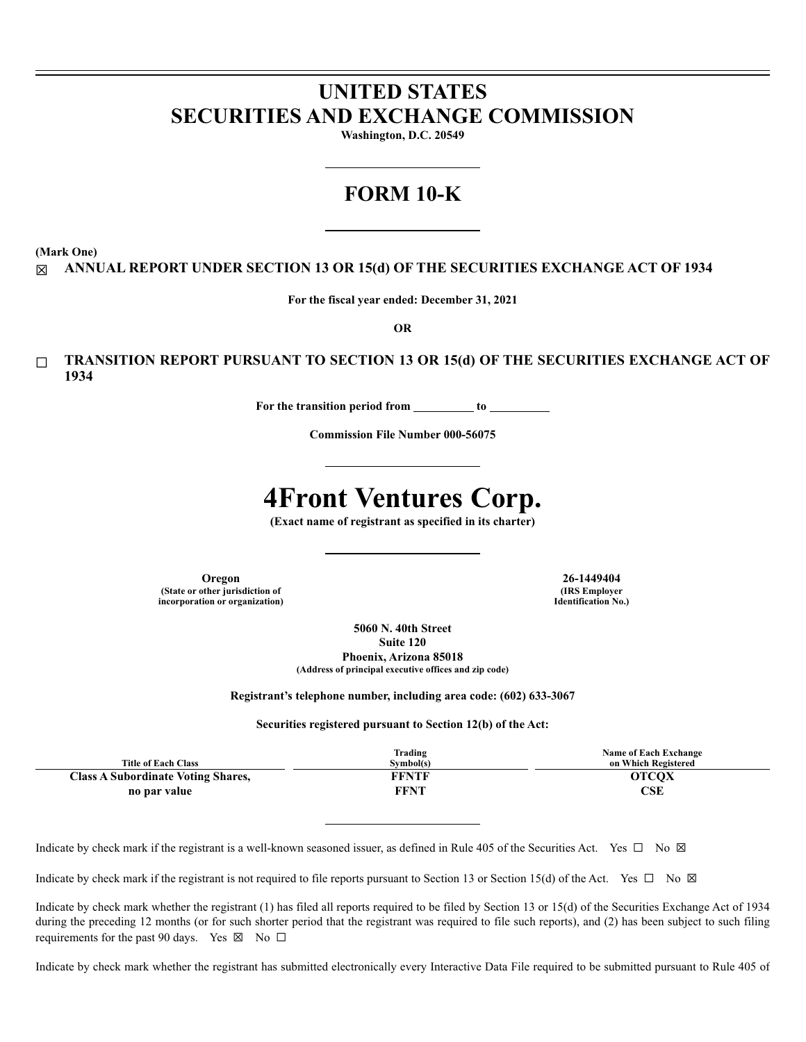# UNITED STATES
# SECURITIES AND EXCHANGE COMMISSION

**Washington, D.C. 20549**

# FORM 10-K

**(Mark One)**

☒ **ANNUAL REPORT UNDER SECTION 13 OR 15(d) OF THE SECURITIES EXCHANGE ACT OF 1934**

**For the fiscal year ended: December 31, 2021**

**OR**

☐ **TRANSITION REPORT PURSUANT TO SECTION 13 OR 15(d) OF THE SECURITIES EXCHANGE ACT OF 1934**

**For the transition period from __________ to __________**

**Commission File Number 000-56075**

# 4Front Ventures Corp.

**(Exact name of registrant as specified in its charter)**

| **Oregon** | **26-1449404** |
|---|---|
| **(State or other jurisdiction of incorporation or organization)** | **(IRS Employer Identification No.)** |

**5060 N. 40th Street**
**Suite 120**
**Phoenix, Arizona 85018**
**(Address of principal executive offices and zip code)**

**Registrant's telephone number, including area code: (602) 633-3067**

**Securities registered pursuant to Section 12(b) of the Act:**

| Title of Each Class | Trading Symbol(s) | Name of Each Exchange on Which Registered |
|---|---|---|
| **Class A Subordinate Voting Shares, no par value** | **FFNTF** | **OTCQX** |
| | **FFNT** | **CSE** |

Indicate by check mark if the registrant is a well-known seasoned issuer, as defined in Rule 405 of the Securities Act. Yes ☐ No ☒

Indicate by check mark if the registrant is not required to file reports pursuant to Section 13 or Section 15(d) of the Act. Yes ☐ No ☒

Indicate by check mark whether the registrant (1) has filed all reports required to be filed by Section 13 or 15(d) of the Securities Exchange Act of 1934 during the preceding 12 months (or for such shorter period that the registrant was required to file such reports), and (2) has been subject to such filing requirements for the past 90 days. Yes ☒ No ☐

Indicate by check mark whether the registrant has submitted electronically every Interactive Data File required to be submitted pursuant to Rule 405 of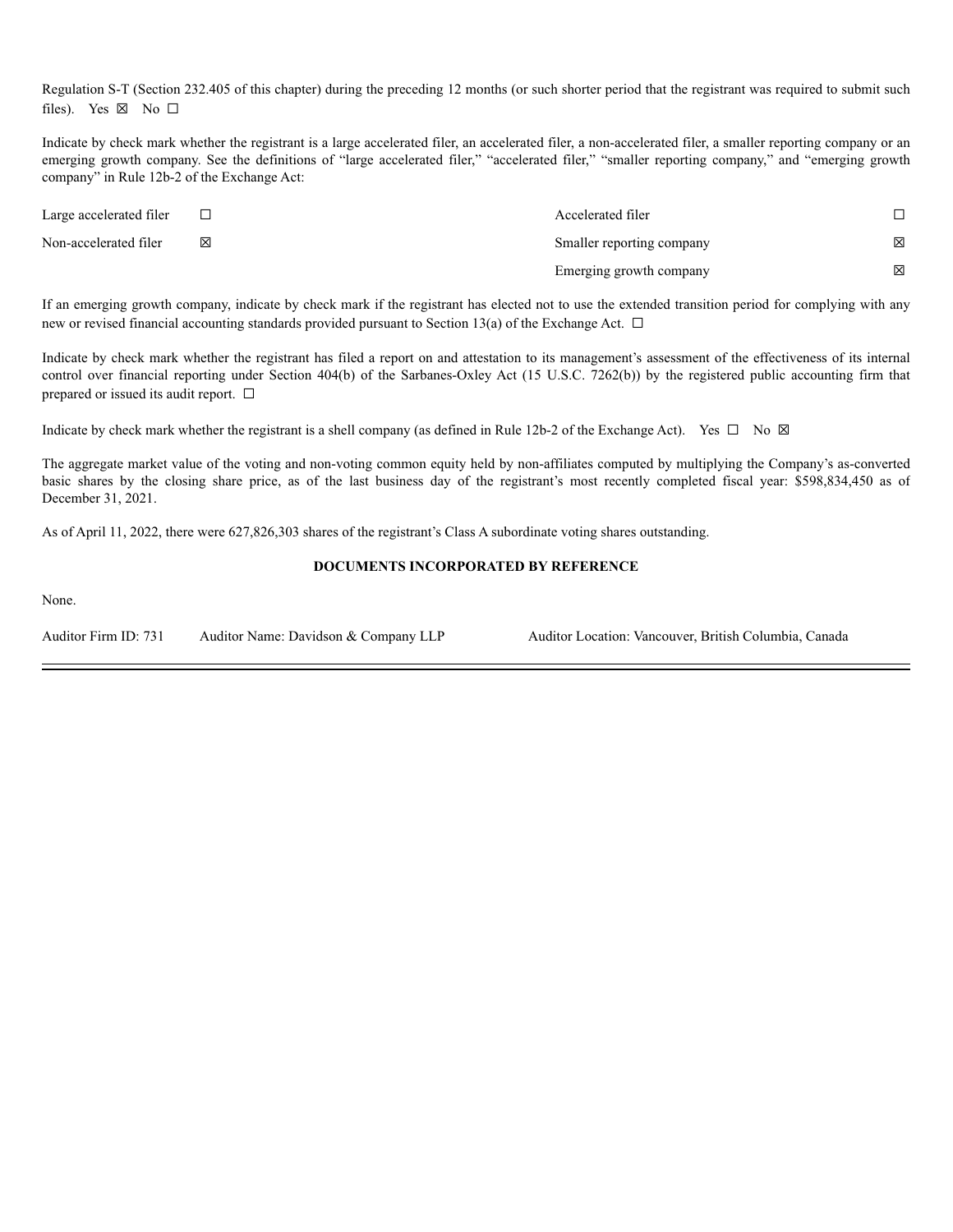Regulation S-T (Section 232.405 of this chapter) during the preceding 12 months (or such shorter period that the registrant was required to submit such files). Yes ☒ No ☐

Indicate by check mark whether the registrant is a large accelerated filer, an accelerated filer, a non-accelerated filer, a smaller reporting company or an emerging growth company. See the definitions of "large accelerated filer," "accelerated filer," "smaller reporting company," and "emerging growth company" in Rule 12b-2 of the Exchange Act:

| | | | |
|---|---|---|---|
| Large accelerated filer | ☐ | Accelerated filer | ☐ |
| Non-accelerated filer | ☒ | Smaller reporting company | ☒ |
| | | Emerging growth company | ☒ |

If an emerging growth company, indicate by check mark if the registrant has elected not to use the extended transition period for complying with any new or revised financial accounting standards provided pursuant to Section 13(a) of the Exchange Act. ☐

Indicate by check mark whether the registrant has filed a report on and attestation to its management's assessment of the effectiveness of its internal control over financial reporting under Section 404(b) of the Sarbanes-Oxley Act (15 U.S.C. 7262(b)) by the registered public accounting firm that prepared or issued its audit report. ☐

Indicate by check mark whether the registrant is a shell company (as defined in Rule 12b-2 of the Exchange Act). Yes ☐ No ☒

The aggregate market value of the voting and non-voting common equity held by non-affiliates computed by multiplying the Company's as-converted basic shares by the closing share price, as of the last business day of the registrant's most recently completed fiscal year: $598,834,450 as of December 31, 2021.

As of April 11, 2022, there were 627,826,303 shares of the registrant's Class A subordinate voting shares outstanding.

**DOCUMENTS INCORPORATED BY REFERENCE**

None.

Auditor Firm ID: 731 Auditor Name: Davidson & Company LLP Auditor Location: Vancouver, British Columbia, Canada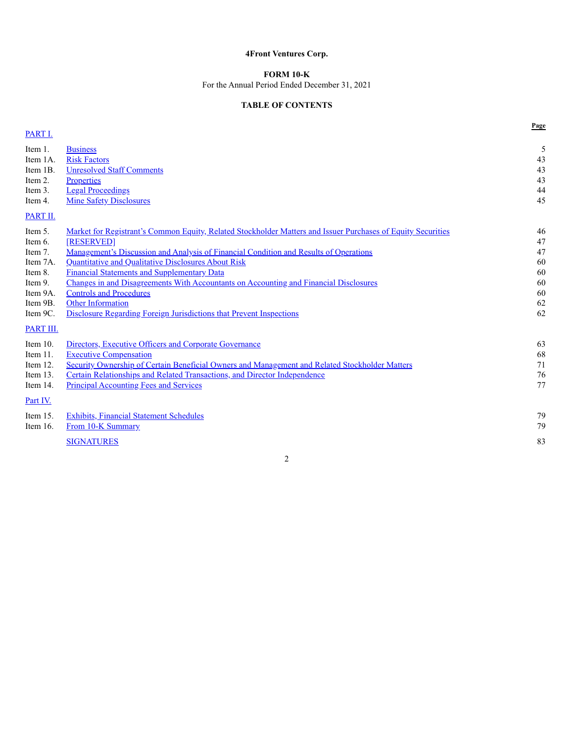**4Front Ventures Corp.**

**FORM 10-K**

For the Annual Period Ended December 31, 2021

**TABLE OF CONTENTS**

| | | Page |
|---|---|---|
| PART I. | | |
| Item 1. | Business | 5 |
| Item 1A. | Risk Factors | 43 |
| Item 1B. | Unresolved Staff Comments | 43 |
| Item 2. | Properties | 43 |
| Item 3. | Legal Proceedings | 44 |
| Item 4. | Mine Safety Disclosures | 45 |
| PART II. | | |
| Item 5. | Market for Registrant's Common Equity, Related Stockholder Matters and Issuer Purchases of Equity Securities | 46 |
| Item 6. | [RESERVED] | 47 |
| Item 7. | Management's Discussion and Analysis of Financial Condition and Results of Operations | 47 |
| Item 7A. | Quantitative and Qualitative Disclosures About Risk | 60 |
| Item 8. | Financial Statements and Supplementary Data | 60 |
| Item 9. | Changes in and Disagreements With Accountants on Accounting and Financial Disclosures | 60 |
| Item 9A. | Controls and Procedures | 60 |
| Item 9B. | Other Information | 62 |
| Item 9C. | Disclosure Regarding Foreign Jurisdictions that Prevent Inspections | 62 |
| PART III. | | |
| Item 10. | Directors, Executive Officers and Corporate Governance | 63 |
| Item 11. | Executive Compensation | 68 |
| Item 12. | Security Ownership of Certain Beneficial Owners and Management and Related Stockholder Matters | 71 |
| Item 13. | Certain Relationships and Related Transactions, and Director Independence | 76 |
| Item 14. | Principal Accounting Fees and Services | 77 |
| Part IV. | | |
| Item 15. | Exhibits, Financial Statement Schedules | 79 |
| Item 16. | From 10-K Summary | 79 |
| | SIGNATURES | 83 |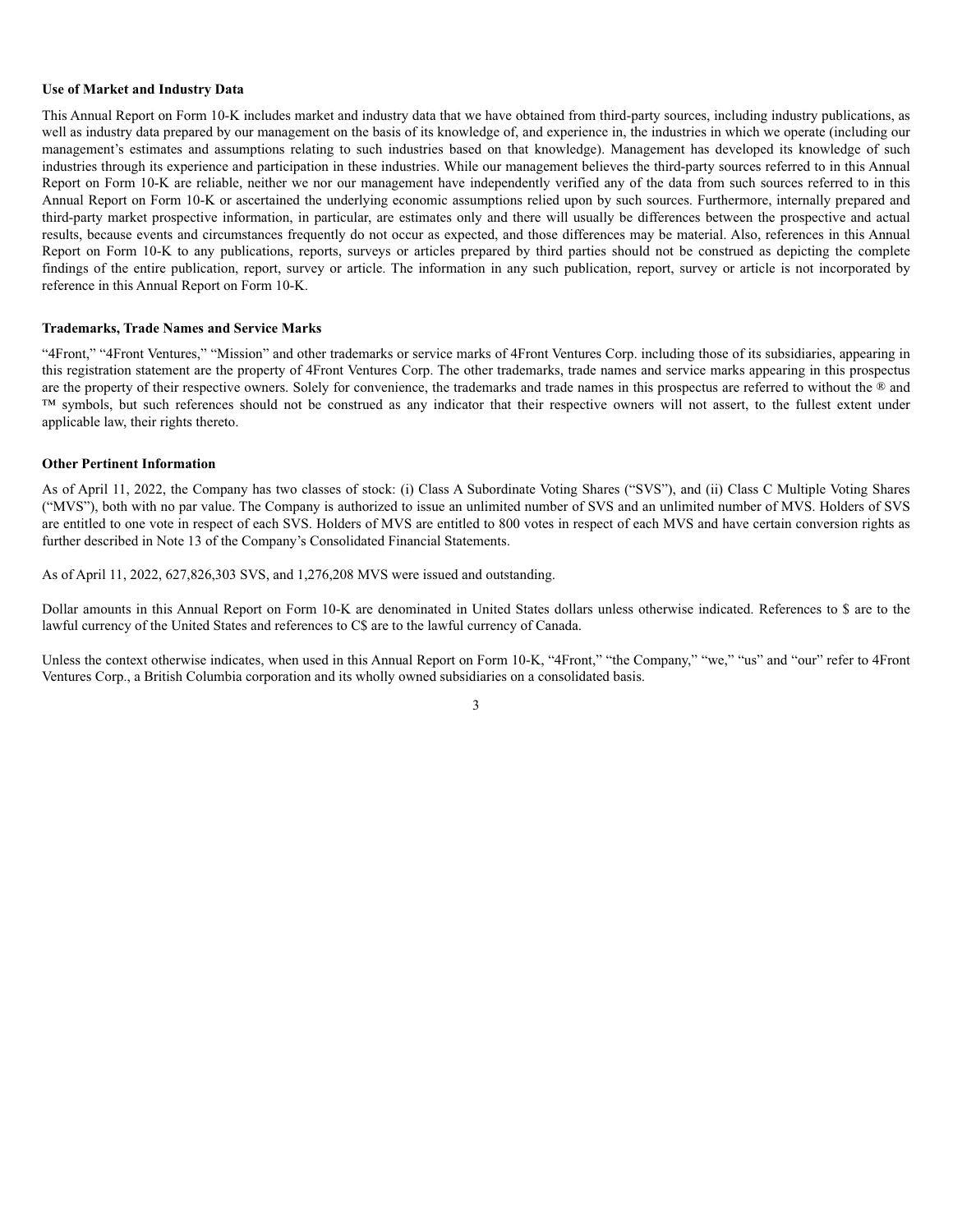### Use of Market and Industry Data

This Annual Report on Form 10-K includes market and industry data that we have obtained from third-party sources, including industry publications, as well as industry data prepared by our management on the basis of its knowledge of, and experience in, the industries in which we operate (including our management's estimates and assumptions relating to such industries based on that knowledge). Management has developed its knowledge of such industries through its experience and participation in these industries. While our management believes the third-party sources referred to in this Annual Report on Form 10-K are reliable, neither we nor our management have independently verified any of the data from such sources referred to in this Annual Report on Form 10-K or ascertained the underlying economic assumptions relied upon by such sources. Furthermore, internally prepared and third-party market prospective information, in particular, are estimates only and there will usually be differences between the prospective and actual results, because events and circumstances frequently do not occur as expected, and those differences may be material. Also, references in this Annual Report on Form 10-K to any publications, reports, surveys or articles prepared by third parties should not be construed as depicting the complete findings of the entire publication, report, survey or article. The information in any such publication, report, survey or article is not incorporated by reference in this Annual Report on Form 10-K.

### Trademarks, Trade Names and Service Marks

"4Front," "4Front Ventures," "Mission" and other trademarks or service marks of 4Front Ventures Corp. including those of its subsidiaries, appearing in this registration statement are the property of 4Front Ventures Corp. The other trademarks, trade names and service marks appearing in this prospectus are the property of their respective owners. Solely for convenience, the trademarks and trade names in this prospectus are referred to without the ® and ™ symbols, but such references should not be construed as any indicator that their respective owners will not assert, to the fullest extent under applicable law, their rights thereto.

### Other Pertinent Information

As of April 11, 2022, the Company has two classes of stock: (i) Class A Subordinate Voting Shares ("SVS"), and (ii) Class C Multiple Voting Shares ("MVS"), both with no par value. The Company is authorized to issue an unlimited number of SVS and an unlimited number of MVS. Holders of SVS are entitled to one vote in respect of each SVS. Holders of MVS are entitled to 800 votes in respect of each MVS and have certain conversion rights as further described in Note 13 of the Company's Consolidated Financial Statements.

As of April 11, 2022, 627,826,303 SVS, and 1,276,208 MVS were issued and outstanding.

Dollar amounts in this Annual Report on Form 10-K are denominated in United States dollars unless otherwise indicated. References to $ are to the lawful currency of the United States and references to C$ are to the lawful currency of Canada.

Unless the context otherwise indicates, when used in this Annual Report on Form 10-K, "4Front," "the Company," "we," "us" and "our" refer to 4Front Ventures Corp., a British Columbia corporation and its wholly owned subsidiaries on a consolidated basis.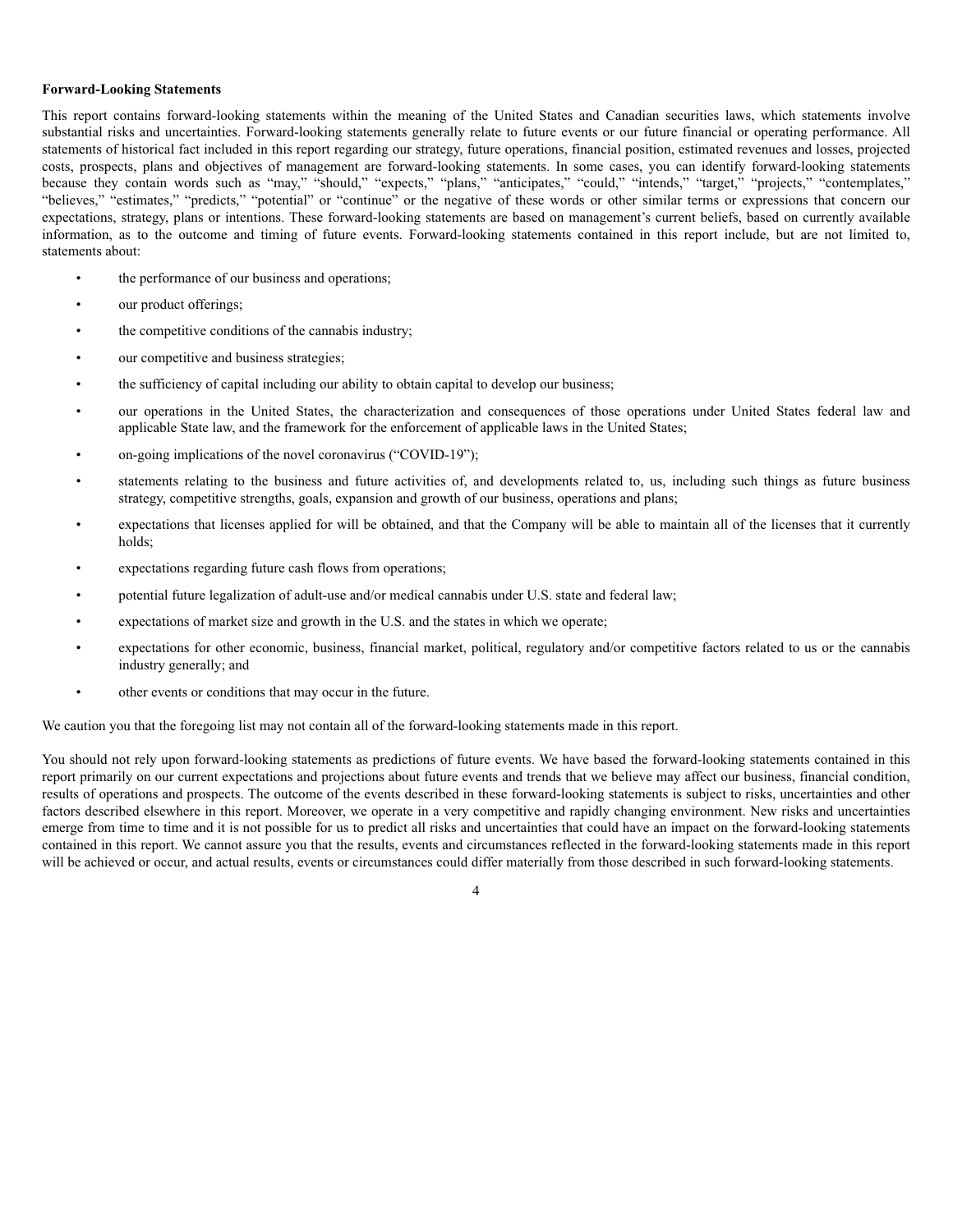**Forward-Looking Statements**

This report contains forward-looking statements within the meaning of the United States and Canadian securities laws, which statements involve substantial risks and uncertainties. Forward-looking statements generally relate to future events or our future financial or operating performance. All statements of historical fact included in this report regarding our strategy, future operations, financial position, estimated revenues and losses, projected costs, prospects, plans and objectives of management are forward-looking statements. In some cases, you can identify forward-looking statements because they contain words such as "may," "should," "expects," "plans," "anticipates," "could," "intends," "target," "projects," "contemplates," "believes," "estimates," "predicts," "potential" or "continue" or the negative of these words or other similar terms or expressions that concern our expectations, strategy, plans or intentions. These forward-looking statements are based on management's current beliefs, based on currently available information, as to the outcome and timing of future events. Forward-looking statements contained in this report include, but are not limited to, statements about:

- the performance of our business and operations;
- our product offerings;
- the competitive conditions of the cannabis industry;
- our competitive and business strategies;
- the sufficiency of capital including our ability to obtain capital to develop our business;
- our operations in the United States, the characterization and consequences of those operations under United States federal law and applicable State law, and the framework for the enforcement of applicable laws in the United States;
- on-going implications of the novel coronavirus ("COVID-19");
- statements relating to the business and future activities of, and developments related to, us, including such things as future business strategy, competitive strengths, goals, expansion and growth of our business, operations and plans;
- expectations that licenses applied for will be obtained, and that the Company will be able to maintain all of the licenses that it currently holds;
- expectations regarding future cash flows from operations;
- potential future legalization of adult-use and/or medical cannabis under U.S. state and federal law;
- expectations of market size and growth in the U.S. and the states in which we operate;
- expectations for other economic, business, financial market, political, regulatory and/or competitive factors related to us or the cannabis industry generally; and
- other events or conditions that may occur in the future.

We caution you that the foregoing list may not contain all of the forward-looking statements made in this report.

You should not rely upon forward-looking statements as predictions of future events. We have based the forward-looking statements contained in this report primarily on our current expectations and projections about future events and trends that we believe may affect our business, financial condition, results of operations and prospects. The outcome of the events described in these forward-looking statements is subject to risks, uncertainties and other factors described elsewhere in this report. Moreover, we operate in a very competitive and rapidly changing environment. New risks and uncertainties emerge from time to time and it is not possible for us to predict all risks and uncertainties that could have an impact on the forward-looking statements contained in this report. We cannot assure you that the results, events and circumstances reflected in the forward-looking statements made in this report will be achieved or occur, and actual results, events or circumstances could differ materially from those described in such forward-looking statements.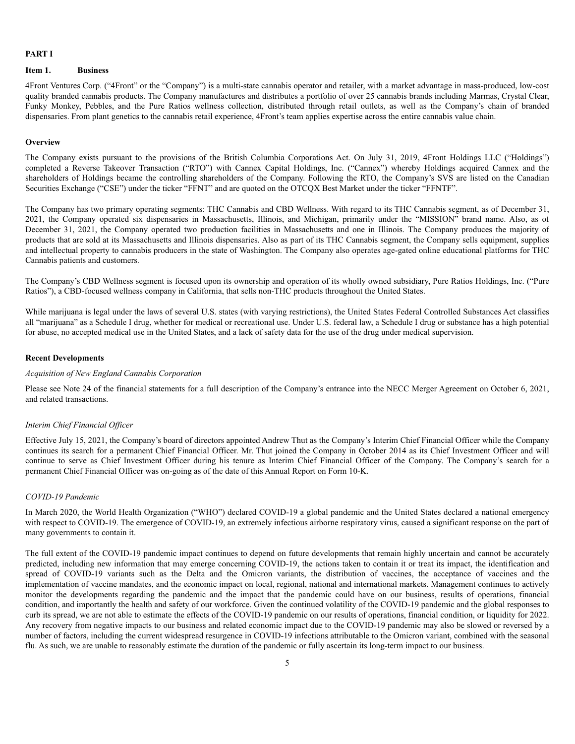# PART I

## Item 1. Business

4Front Ventures Corp. ("4Front" or the "Company") is a multi-state cannabis operator and retailer, with a market advantage in mass-produced, low-cost quality branded cannabis products. The Company manufactures and distributes a portfolio of over 25 cannabis brands including Marmas, Crystal Clear, Funky Monkey, Pebbles, and the Pure Ratios wellness collection, distributed through retail outlets, as well as the Company's chain of branded dispensaries. From plant genetics to the cannabis retail experience, 4Front's team applies expertise across the entire cannabis value chain.

### Overview

The Company exists pursuant to the provisions of the British Columbia Corporations Act. On July 31, 2019, 4Front Holdings LLC ("Holdings") completed a Reverse Takeover Transaction ("RTO") with Cannex Capital Holdings, Inc. ("Cannex") whereby Holdings acquired Cannex and the shareholders of Holdings became the controlling shareholders of the Company. Following the RTO, the Company's SVS are listed on the Canadian Securities Exchange ("CSE") under the ticker "FFNT" and are quoted on the OTCQX Best Market under the ticker "FFNTF".

The Company has two primary operating segments: THC Cannabis and CBD Wellness. With regard to its THC Cannabis segment, as of December 31, 2021, the Company operated six dispensaries in Massachusetts, Illinois, and Michigan, primarily under the "MISSION" brand name. Also, as of December 31, 2021, the Company operated two production facilities in Massachusetts and one in Illinois. The Company produces the majority of products that are sold at its Massachusetts and Illinois dispensaries. Also as part of its THC Cannabis segment, the Company sells equipment, supplies and intellectual property to cannabis producers in the state of Washington. The Company also operates age-gated online educational platforms for THC Cannabis patients and customers.

The Company's CBD Wellness segment is focused upon its ownership and operation of its wholly owned subsidiary, Pure Ratios Holdings, Inc. ("Pure Ratios"), a CBD-focused wellness company in California, that sells non-THC products throughout the United States.

While marijuana is legal under the laws of several U.S. states (with varying restrictions), the United States Federal Controlled Substances Act classifies all "marijuana" as a Schedule I drug, whether for medical or recreational use. Under U.S. federal law, a Schedule I drug or substance has a high potential for abuse, no accepted medical use in the United States, and a lack of safety data for the use of the drug under medical supervision.

### Recent Developments

*Acquisition of New England Cannabis Corporation*

Please see Note 24 of the financial statements for a full description of the Company's entrance into the NECC Merger Agreement on October 6, 2021, and related transactions.

*Interim Chief Financial Officer*

Effective July 15, 2021, the Company's board of directors appointed Andrew Thut as the Company's Interim Chief Financial Officer while the Company continues its search for a permanent Chief Financial Officer. Mr. Thut joined the Company in October 2014 as its Chief Investment Officer and will continue to serve as Chief Investment Officer during his tenure as Interim Chief Financial Officer of the Company. The Company's search for a permanent Chief Financial Officer was on-going as of the date of this Annual Report on Form 10-K.

*COVID-19 Pandemic*

In March 2020, the World Health Organization ("WHO") declared COVID-19 a global pandemic and the United States declared a national emergency with respect to COVID-19. The emergence of COVID-19, an extremely infectious airborne respiratory virus, caused a significant response on the part of many governments to contain it.

The full extent of the COVID-19 pandemic impact continues to depend on future developments that remain highly uncertain and cannot be accurately predicted, including new information that may emerge concerning COVID-19, the actions taken to contain it or treat its impact, the identification and spread of COVID-19 variants such as the Delta and the Omicron variants, the distribution of vaccines, the acceptance of vaccines and the implementation of vaccine mandates, and the economic impact on local, regional, national and international markets. Management continues to actively monitor the developments regarding the pandemic and the impact that the pandemic could have on our business, results of operations, financial condition, and importantly the health and safety of our workforce. Given the continued volatility of the COVID-19 pandemic and the global responses to curb its spread, we are not able to estimate the effects of the COVID-19 pandemic on our results of operations, financial condition, or liquidity for 2022. Any recovery from negative impacts to our business and related economic impact due to the COVID-19 pandemic may also be slowed or reversed by a number of factors, including the current widespread resurgence in COVID-19 infections attributable to the Omicron variant, combined with the seasonal flu. As such, we are unable to reasonably estimate the duration of the pandemic or fully ascertain its long-term impact to our business.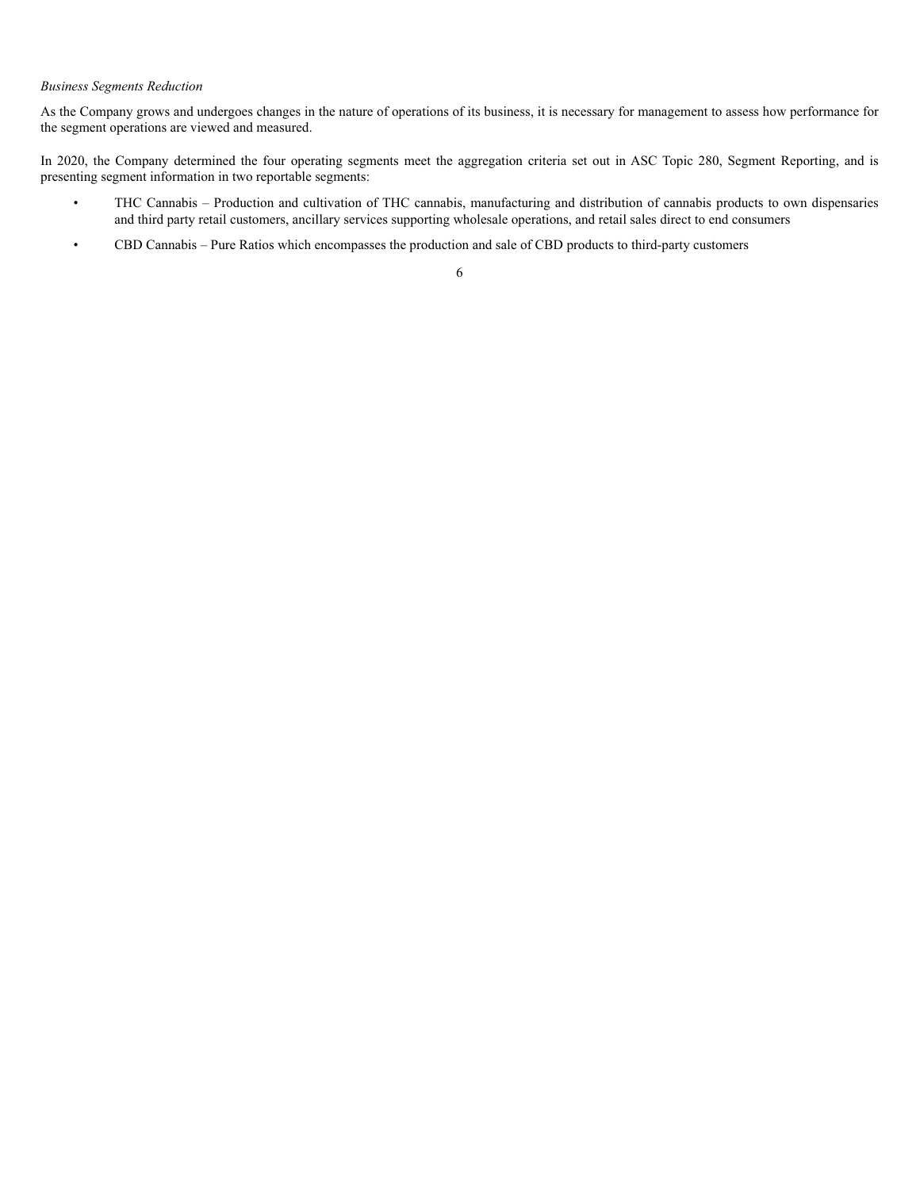*Business Segments Reduction*

As the Company grows and undergoes changes in the nature of operations of its business, it is necessary for management to assess how performance for the segment operations are viewed and measured.

In 2020, the Company determined the four operating segments meet the aggregation criteria set out in ASC Topic 280, Segment Reporting, and is presenting segment information in two reportable segments:

- THC Cannabis – Production and cultivation of THC cannabis, manufacturing and distribution of cannabis products to own dispensaries and third party retail customers, ancillary services supporting wholesale operations, and retail sales direct to end consumers
- CBD Cannabis – Pure Ratios which encompasses the production and sale of CBD products to third-party customers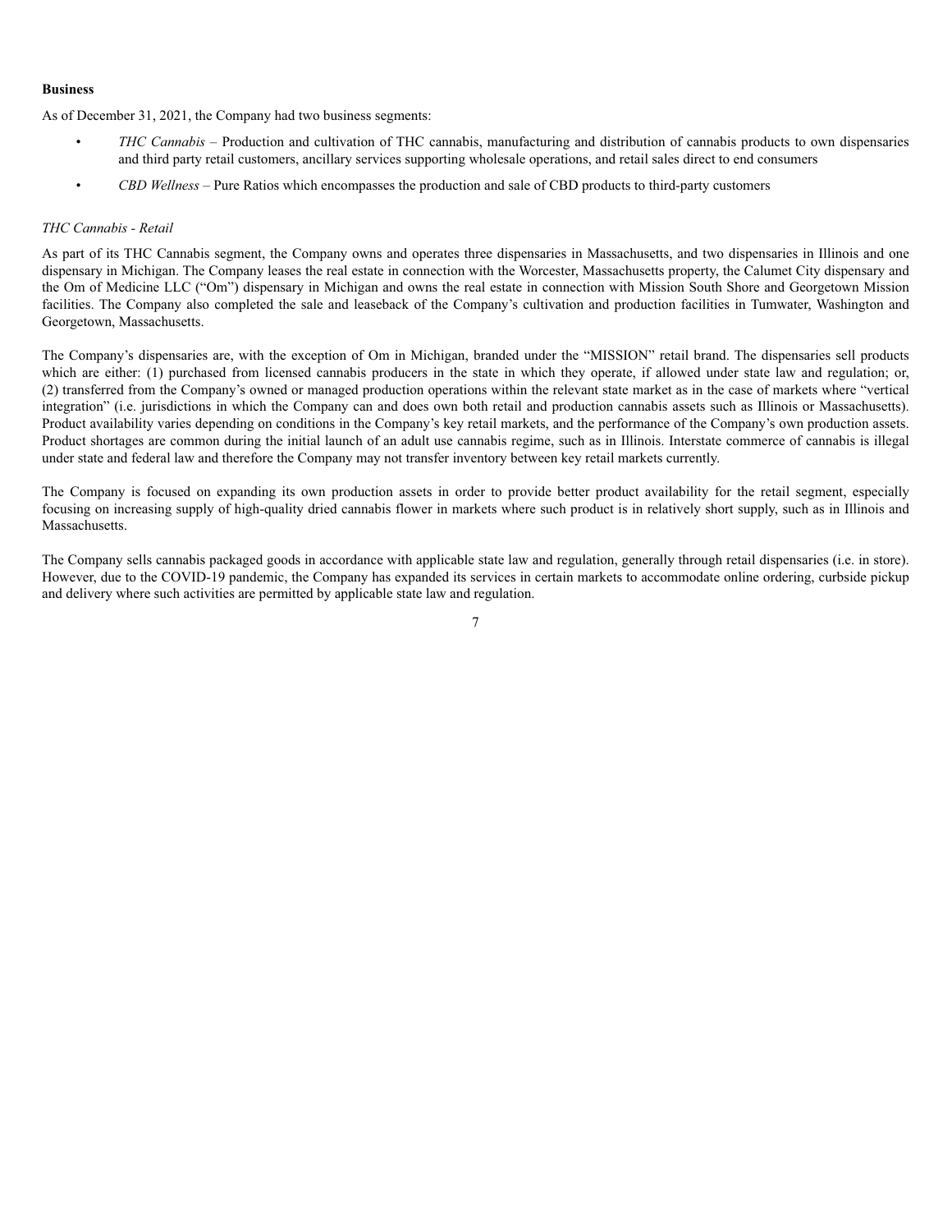**Business**

As of December 31, 2021, the Company had two business segments:

- *THC Cannabis* – Production and cultivation of THC cannabis, manufacturing and distribution of cannabis products to own dispensaries and third party retail customers, ancillary services supporting wholesale operations, and retail sales direct to end consumers
- *CBD Wellness* – Pure Ratios which encompasses the production and sale of CBD products to third-party customers

*THC Cannabis - Retail*

As part of its THC Cannabis segment, the Company owns and operates three dispensaries in Massachusetts, and two dispensaries in Illinois and one dispensary in Michigan. The Company leases the real estate in connection with the Worcester, Massachusetts property, the Calumet City dispensary and the Om of Medicine LLC ("Om") dispensary in Michigan and owns the real estate in connection with Mission South Shore and Georgetown Mission facilities. The Company also completed the sale and leaseback of the Company's cultivation and production facilities in Tumwater, Washington and Georgetown, Massachusetts.

The Company's dispensaries are, with the exception of Om in Michigan, branded under the "MISSION" retail brand. The dispensaries sell products which are either: (1) purchased from licensed cannabis producers in the state in which they operate, if allowed under state law and regulation; or, (2) transferred from the Company's owned or managed production operations within the relevant state market as in the case of markets where "vertical integration" (i.e. jurisdictions in which the Company can and does own both retail and production cannabis assets such as Illinois or Massachusetts). Product availability varies depending on conditions in the Company's key retail markets, and the performance of the Company's own production assets. Product shortages are common during the initial launch of an adult use cannabis regime, such as in Illinois. Interstate commerce of cannabis is illegal under state and federal law and therefore the Company may not transfer inventory between key retail markets currently.

The Company is focused on expanding its own production assets in order to provide better product availability for the retail segment, especially focusing on increasing supply of high-quality dried cannabis flower in markets where such product is in relatively short supply, such as in Illinois and Massachusetts.

The Company sells cannabis packaged goods in accordance with applicable state law and regulation, generally through retail dispensaries (i.e. in store). However, due to the COVID-19 pandemic, the Company has expanded its services in certain markets to accommodate online ordering, curbside pickup and delivery where such activities are permitted by applicable state law and regulation.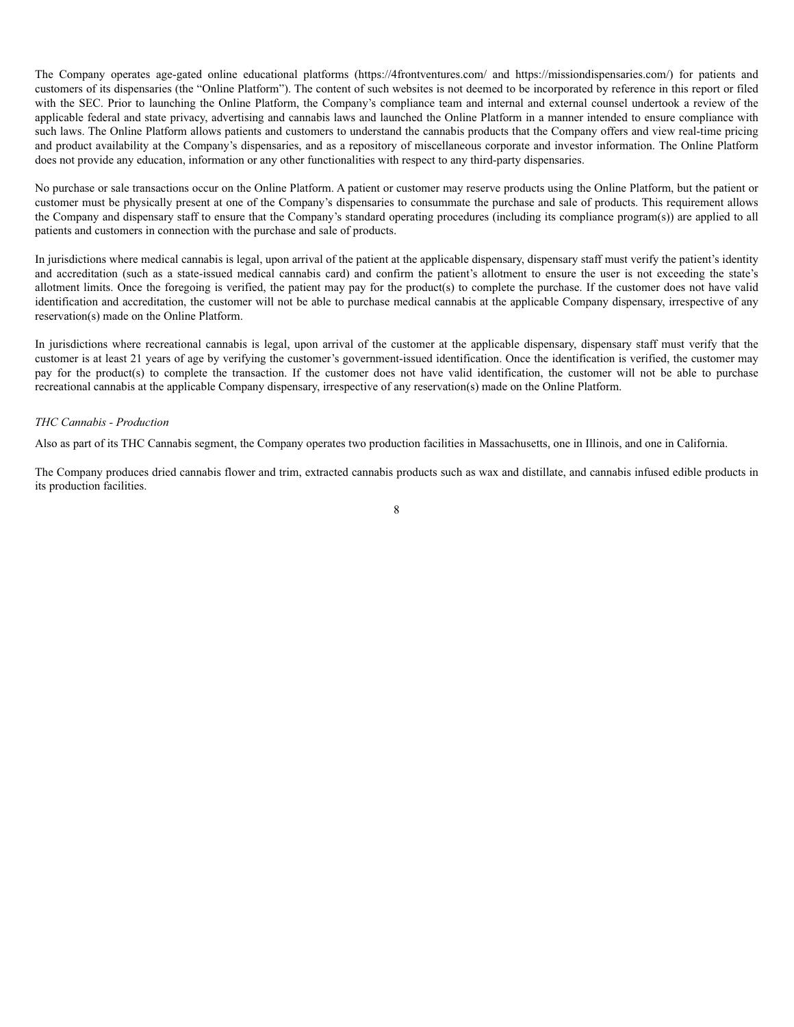The Company operates age-gated online educational platforms (https://4frontventures.com/ and https://missiondispensaries.com/) for patients and customers of its dispensaries (the "Online Platform"). The content of such websites is not deemed to be incorporated by reference in this report or filed with the SEC. Prior to launching the Online Platform, the Company's compliance team and internal and external counsel undertook a review of the applicable federal and state privacy, advertising and cannabis laws and launched the Online Platform in a manner intended to ensure compliance with such laws. The Online Platform allows patients and customers to understand the cannabis products that the Company offers and view real-time pricing and product availability at the Company's dispensaries, and as a repository of miscellaneous corporate and investor information. The Online Platform does not provide any education, information or any other functionalities with respect to any third-party dispensaries.

No purchase or sale transactions occur on the Online Platform. A patient or customer may reserve products using the Online Platform, but the patient or customer must be physically present at one of the Company's dispensaries to consummate the purchase and sale of products. This requirement allows the Company and dispensary staff to ensure that the Company's standard operating procedures (including its compliance program(s)) are applied to all patients and customers in connection with the purchase and sale of products.

In jurisdictions where medical cannabis is legal, upon arrival of the patient at the applicable dispensary, dispensary staff must verify the patient's identity and accreditation (such as a state-issued medical cannabis card) and confirm the patient's allotment to ensure the user is not exceeding the state's allotment limits. Once the foregoing is verified, the patient may pay for the product(s) to complete the purchase. If the customer does not have valid identification and accreditation, the customer will not be able to purchase medical cannabis at the applicable Company dispensary, irrespective of any reservation(s) made on the Online Platform.

In jurisdictions where recreational cannabis is legal, upon arrival of the customer at the applicable dispensary, dispensary staff must verify that the customer is at least 21 years of age by verifying the customer's government-issued identification. Once the identification is verified, the customer may pay for the product(s) to complete the transaction. If the customer does not have valid identification, the customer will not be able to purchase recreational cannabis at the applicable Company dispensary, irrespective of any reservation(s) made on the Online Platform.

*THC Cannabis - Production*

Also as part of its THC Cannabis segment, the Company operates two production facilities in Massachusetts, one in Illinois, and one in California.

The Company produces dried cannabis flower and trim, extracted cannabis products such as wax and distillate, and cannabis infused edible products in its production facilities.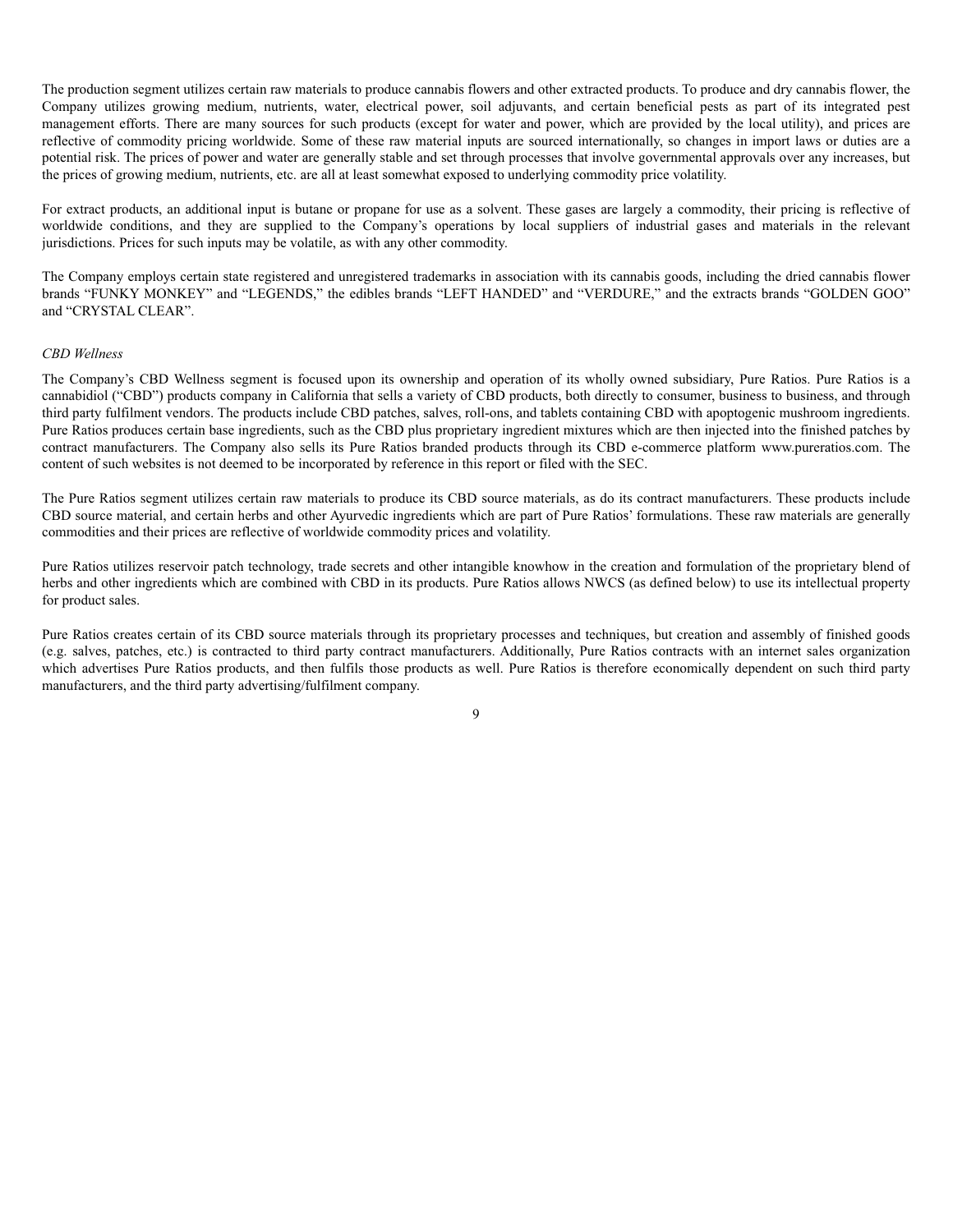The production segment utilizes certain raw materials to produce cannabis flowers and other extracted products. To produce and dry cannabis flower, the Company utilizes growing medium, nutrients, water, electrical power, soil adjuvants, and certain beneficial pests as part of its integrated pest management efforts. There are many sources for such products (except for water and power, which are provided by the local utility), and prices are reflective of commodity pricing worldwide. Some of these raw material inputs are sourced internationally, so changes in import laws or duties are a potential risk. The prices of power and water are generally stable and set through processes that involve governmental approvals over any increases, but the prices of growing medium, nutrients, etc. are all at least somewhat exposed to underlying commodity price volatility.

For extract products, an additional input is butane or propane for use as a solvent. These gases are largely a commodity, their pricing is reflective of worldwide conditions, and they are supplied to the Company's operations by local suppliers of industrial gases and materials in the relevant jurisdictions. Prices for such inputs may be volatile, as with any other commodity.

The Company employs certain state registered and unregistered trademarks in association with its cannabis goods, including the dried cannabis flower brands "FUNKY MONKEY" and "LEGENDS," the edibles brands "LEFT HANDED" and "VERDURE," and the extracts brands "GOLDEN GOO" and "CRYSTAL CLEAR".

*CBD Wellness*

The Company's CBD Wellness segment is focused upon its ownership and operation of its wholly owned subsidiary, Pure Ratios. Pure Ratios is a cannabidiol ("CBD") products company in California that sells a variety of CBD products, both directly to consumer, business to business, and through third party fulfilment vendors. The products include CBD patches, salves, roll-ons, and tablets containing CBD with apoptogenic mushroom ingredients. Pure Ratios produces certain base ingredients, such as the CBD plus proprietary ingredient mixtures which are then injected into the finished patches by contract manufacturers. The Company also sells its Pure Ratios branded products through its CBD e-commerce platform www.pureratios.com. The content of such websites is not deemed to be incorporated by reference in this report or filed with the SEC.

The Pure Ratios segment utilizes certain raw materials to produce its CBD source materials, as do its contract manufacturers. These products include CBD source material, and certain herbs and other Ayurvedic ingredients which are part of Pure Ratios' formulations. These raw materials are generally commodities and their prices are reflective of worldwide commodity prices and volatility.

Pure Ratios utilizes reservoir patch technology, trade secrets and other intangible knowhow in the creation and formulation of the proprietary blend of herbs and other ingredients which are combined with CBD in its products. Pure Ratios allows NWCS (as defined below) to use its intellectual property for product sales.

Pure Ratios creates certain of its CBD source materials through its proprietary processes and techniques, but creation and assembly of finished goods (e.g. salves, patches, etc.) is contracted to third party contract manufacturers. Additionally, Pure Ratios contracts with an internet sales organization which advertises Pure Ratios products, and then fulfils those products as well. Pure Ratios is therefore economically dependent on such third party manufacturers, and the third party advertising/fulfilment company.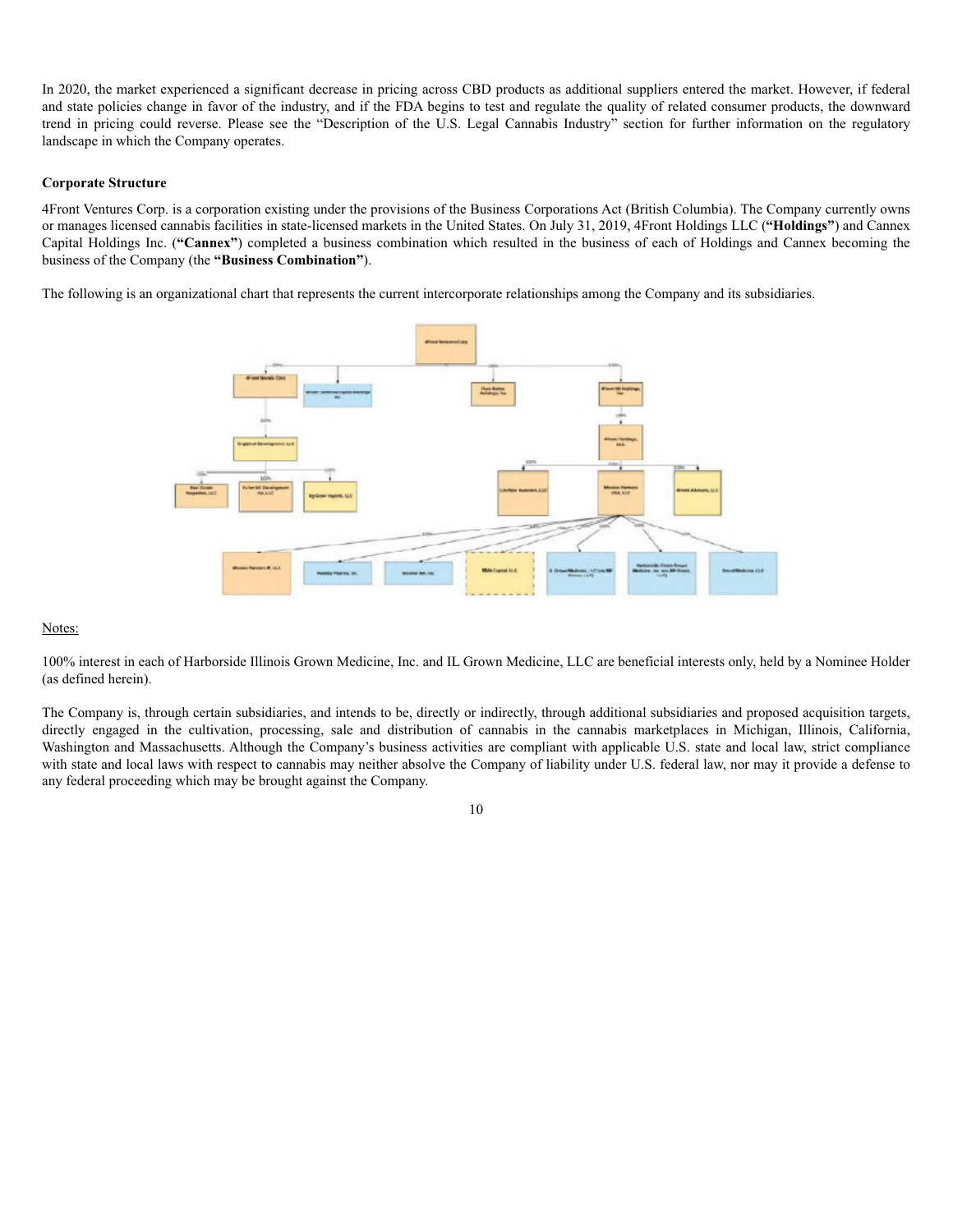In 2020, the market experienced a significant decrease in pricing across CBD products as additional suppliers entered the market. However, if federal and state policies change in favor of the industry, and if the FDA begins to test and regulate the quality of related consumer products, the downward trend in pricing could reverse. Please see the "Description of the U.S. Legal Cannabis Industry" section for further information on the regulatory landscape in which the Company operates.

**Corporate Structure**

4Front Ventures Corp. is a corporation existing under the provisions of the Business Corporations Act (British Columbia). The Company currently owns or manages licensed cannabis facilities in state-licensed markets in the United States. On July 31, 2019, 4Front Holdings LLC (**"Holdings"**) and Cannex Capital Holdings Inc. (**"Cannex"**) completed a business combination which resulted in the business of each of Holdings and Cannex becoming the business of the Company (the **"Business Combination"**).

The following is an organizational chart that represents the current intercorporate relationships among the Company and its subsidiaries.

Notes:

100% interest in each of Harborside Illinois Grown Medicine, Inc. and IL Grown Medicine, LLC are beneficial interests only, held by a Nominee Holder (as defined herein).

The Company is, through certain subsidiaries, and intends to be, directly or indirectly, through additional subsidiaries and proposed acquisition targets, directly engaged in the cultivation, processing, sale and distribution of cannabis in the cannabis marketplaces in Michigan, Illinois, California, Washington and Massachusetts. Although the Company's business activities are compliant with applicable U.S. state and local law, strict compliance with state and local laws with respect to cannabis may neither absolve the Company of liability under U.S. federal law, nor may it provide a defense to any federal proceeding which may be brought against the Company.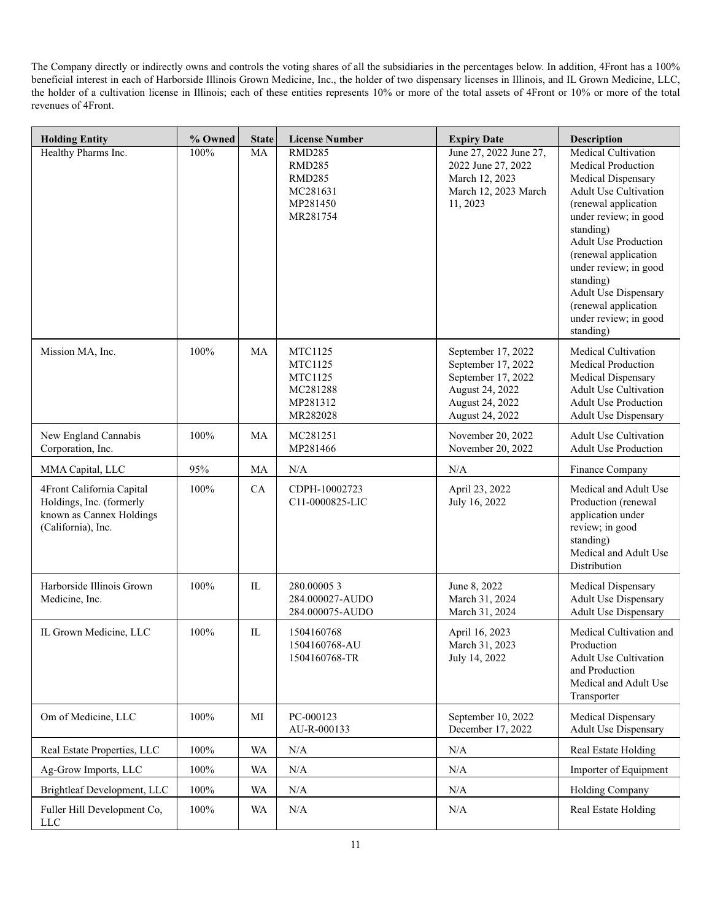The Company directly or indirectly owns and controls the voting shares of all the subsidiaries in the percentages below. In addition, 4Front has a 100% beneficial interest in each of Harborside Illinois Grown Medicine, Inc., the holder of two dispensary licenses in Illinois, and IL Grown Medicine, LLC, the holder of a cultivation license in Illinois; each of these entities represents 10% or more of the total assets of 4Front or 10% or more of the total revenues of 4Front.

| Holding Entity | % Owned | State | License Number | Expiry Date | Description |
|---|---|---|---|---|---|
| Healthy Pharms Inc. | 100% | MA | RMD285<br>RMD285<br>RMD285<br>MC281631<br>MP281450<br>MR281754 | June 27, 2022 June 27, 2022 June 27, 2022 March 12, 2023 March 12, 2023 March 11, 2023 | Medical Cultivation<br>Medical Production<br>Medical Dispensary<br>Adult Use Cultivation (renewal application under review; in good standing)<br>Adult Use Production (renewal application under review; in good standing)<br>Adult Use Dispensary (renewal application under review; in good standing) |
| Mission MA, Inc. | 100% | MA | MTC1125<br>MTC1125<br>MTC1125<br>MC281288<br>MP281312<br>MR282028 | September 17, 2022<br>September 17, 2022<br>September 17, 2022<br>August 24, 2022<br>August 24, 2022<br>August 24, 2022 | Medical Cultivation<br>Medical Production<br>Medical Dispensary<br>Adult Use Cultivation<br>Adult Use Production<br>Adult Use Dispensary |
| New England Cannabis Corporation, Inc. | 100% | MA | MC281251<br>MP281466 | November 20, 2022<br>November 20, 2022 | Adult Use Cultivation<br>Adult Use Production |
| MMA Capital, LLC | 95% | MA | N/A | N/A | Finance Company |
| 4Front California Capital Holdings, Inc. (formerly known as Cannex Holdings (California), Inc. | 100% | CA | CDPH-10002723<br>C11-0000825-LIC | April 23, 2022<br>July 16, 2022 | Medical and Adult Use Production (renewal application under review; in good standing)<br>Medical and Adult Use Distribution |
| Harborside Illinois Grown Medicine, Inc. | 100% | IL | 280.00005 3<br>284.000027-AUDO<br>284.000075-AUDO | June 8, 2022<br>March 31, 2024<br>March 31, 2024 | Medical Dispensary<br>Adult Use Dispensary<br>Adult Use Dispensary |
| IL Grown Medicine, LLC | 100% | IL | 1504160768<br>1504160768-AU<br>1504160768-TR | April 16, 2023<br>March 31, 2023<br>July 14, 2022 | Medical Cultivation and Production<br>Adult Use Cultivation and Production<br>Medical and Adult Use Transporter |
| Om of Medicine, LLC | 100% | MI | PC-000123<br>AU-R-000133 | September 10, 2022<br>December 17, 2022 | Medical Dispensary<br>Adult Use Dispensary |
| Real Estate Properties, LLC | 100% | WA | N/A | N/A | Real Estate Holding |
| Ag-Grow Imports, LLC | 100% | WA | N/A | N/A | Importer of Equipment |
| Brightleaf Development, LLC | 100% | WA | N/A | N/A | Holding Company |
| Fuller Hill Development Co, LLC | 100% | WA | N/A | N/A | Real Estate Holding |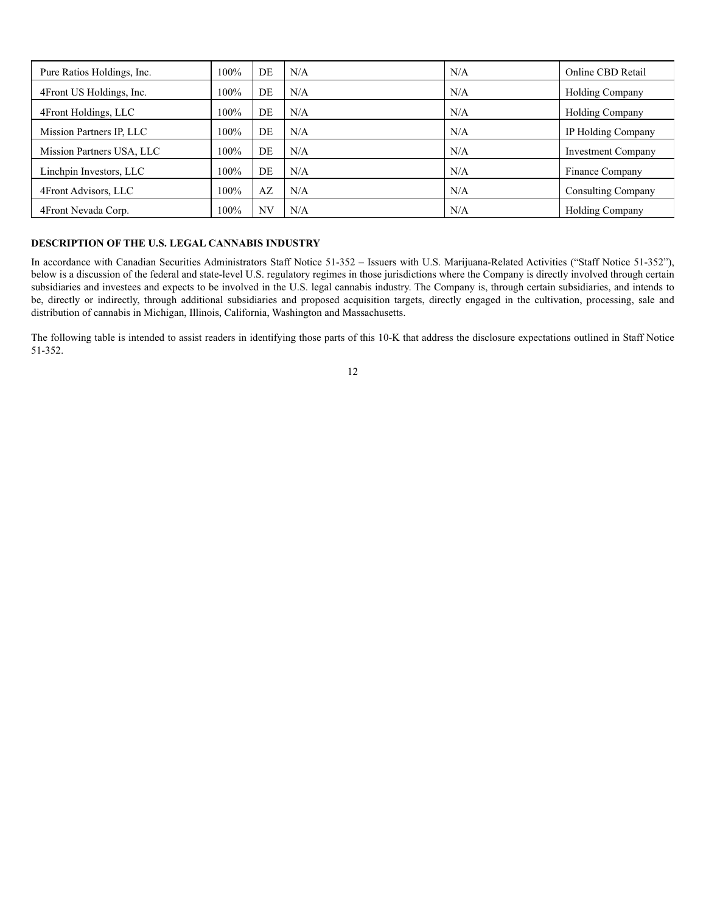| Pure Ratios Holdings, Inc. | 100% | DE | N/A | N/A | Online CBD Retail |
|---|---|---|---|---|---|
| 4Front US Holdings, Inc. | 100% | DE | N/A | N/A | Holding Company |
| 4Front Holdings, LLC | 100% | DE | N/A | N/A | Holding Company |
| Mission Partners IP, LLC | 100% | DE | N/A | N/A | IP Holding Company |
| Mission Partners USA, LLC | 100% | DE | N/A | N/A | Investment Company |
| Linchpin Investors, LLC | 100% | DE | N/A | N/A | Finance Company |
| 4Front Advisors, LLC | 100% | AZ | N/A | N/A | Consulting Company |
| 4Front Nevada Corp. | 100% | NV | N/A | N/A | Holding Company |

**DESCRIPTION OF THE U.S. LEGAL CANNABIS INDUSTRY**

In accordance with Canadian Securities Administrators Staff Notice 51-352 – Issuers with U.S. Marijuana-Related Activities ("Staff Notice 51-352"), below is a discussion of the federal and state-level U.S. regulatory regimes in those jurisdictions where the Company is directly involved through certain subsidiaries and investees and expects to be involved in the U.S. legal cannabis industry. The Company is, through certain subsidiaries, and intends to be, directly or indirectly, through additional subsidiaries and proposed acquisition targets, directly engaged in the cultivation, processing, sale and distribution of cannabis in Michigan, Illinois, California, Washington and Massachusetts.

The following table is intended to assist readers in identifying those parts of this 10-K that address the disclosure expectations outlined in Staff Notice 51-352.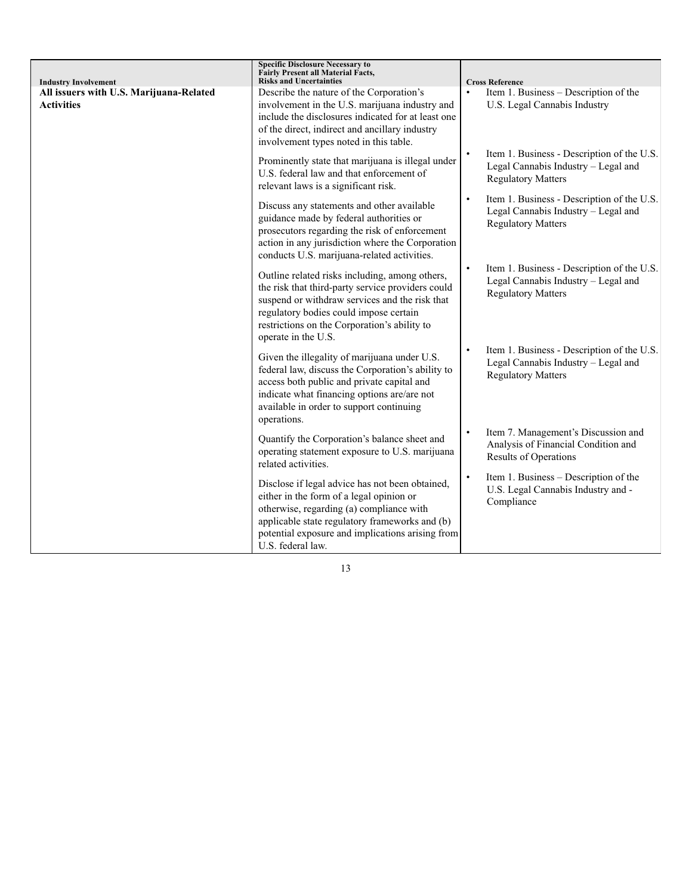| Industry Involvement | Specific Disclosure Necessary to Fairly Present all Material Facts, Risks and Uncertainties | Cross Reference |
|---|---|---|
| **All issuers with U.S. Marijuana-Related Activities** | Describe the nature of the Corporation's involvement in the U.S. marijuana industry and include the disclosures indicated for at least one of the direct, indirect and ancillary industry involvement types noted in this table. | • Item 1. Business – Description of the U.S. Legal Cannabis Industry |
| | Prominently state that marijuana is illegal under U.S. federal law and that enforcement of relevant laws is a significant risk. | • Item 1. Business - Description of the U.S. Legal Cannabis Industry – Legal and Regulatory Matters |
| | Discuss any statements and other available guidance made by federal authorities or prosecutors regarding the risk of enforcement action in any jurisdiction where the Corporation conducts U.S. marijuana-related activities. | • Item 1. Business - Description of the U.S. Legal Cannabis Industry – Legal and Regulatory Matters |
| | Outline related risks including, among others, the risk that third-party service providers could suspend or withdraw services and the risk that regulatory bodies could impose certain restrictions on the Corporation's ability to operate in the U.S. | • Item 1. Business - Description of the U.S. Legal Cannabis Industry – Legal and Regulatory Matters |
| | Given the illegality of marijuana under U.S. federal law, discuss the Corporation's ability to access both public and private capital and indicate what financing options are/are not available in order to support continuing operations. | • Item 1. Business - Description of the U.S. Legal Cannabis Industry – Legal and Regulatory Matters |
| | Quantify the Corporation's balance sheet and operating statement exposure to U.S. marijuana related activities. | • Item 7. Management's Discussion and Analysis of Financial Condition and Results of Operations |
| | Disclose if legal advice has not been obtained, either in the form of a legal opinion or otherwise, regarding (a) compliance with applicable state regulatory frameworks and (b) potential exposure and implications arising from U.S. federal law. | • Item 1. Business – Description of the U.S. Legal Cannabis Industry and - Compliance |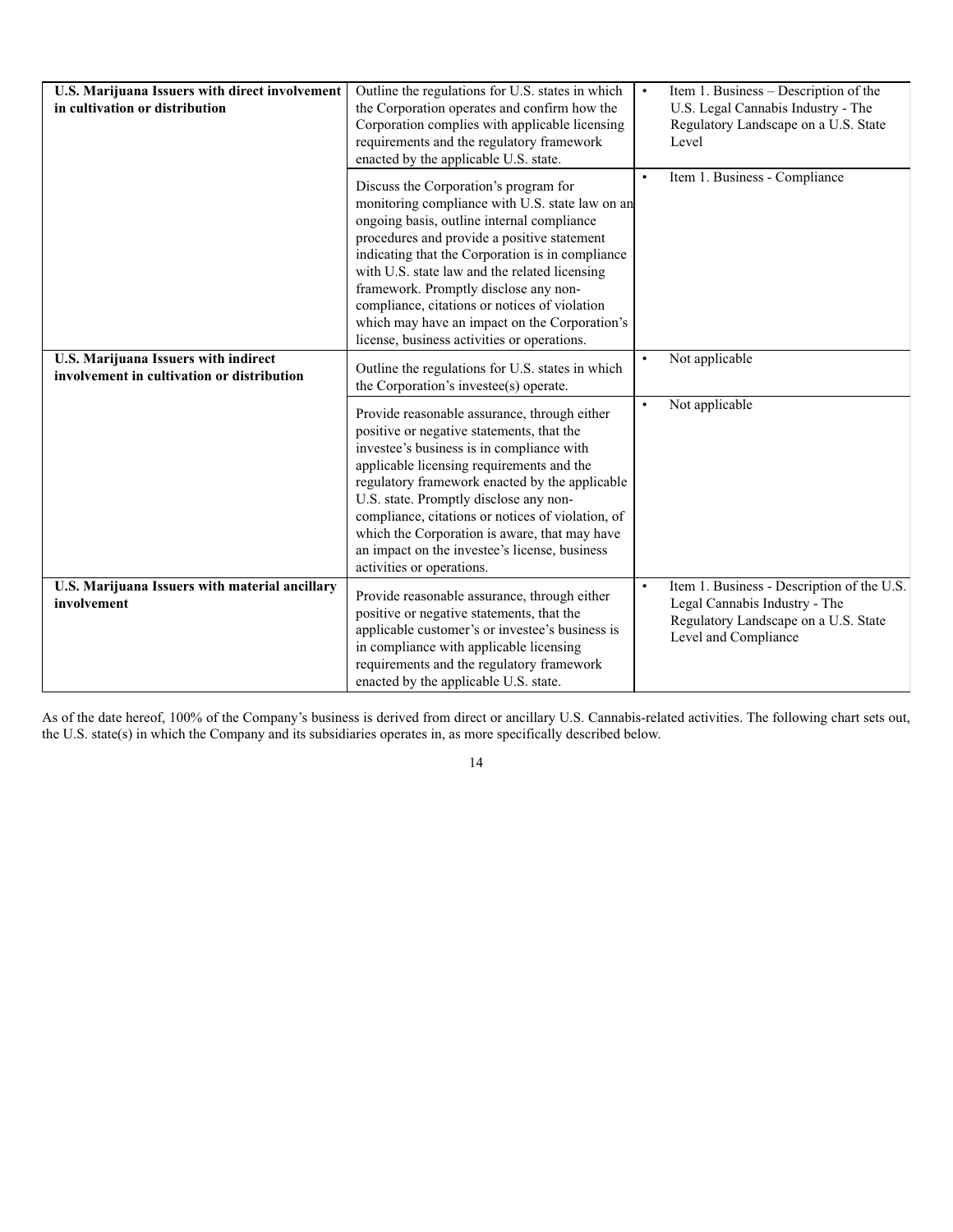| | | |
|---|---|---|
| **U.S. Marijuana Issuers with direct involvement in cultivation or distribution** | Outline the regulations for U.S. states in which the Corporation operates and confirm how the Corporation complies with applicable licensing requirements and the regulatory framework enacted by the applicable U.S. state. | • Item 1. Business – Description of the U.S. Legal Cannabis Industry - The Regulatory Landscape on a U.S. State Level |
| | Discuss the Corporation's program for monitoring compliance with U.S. state law on an ongoing basis, outline internal compliance procedures and provide a positive statement indicating that the Corporation is in compliance with U.S. state law and the related licensing framework. Promptly disclose any non-compliance, citations or notices of violation which may have an impact on the Corporation's license, business activities or operations. | • Item 1. Business - Compliance |
| **U.S. Marijuana Issuers with indirect involvement in cultivation or distribution** | Outline the regulations for U.S. states in which the Corporation's investee(s) operate. | • Not applicable |
| | Provide reasonable assurance, through either positive or negative statements, that the investee's business is in compliance with applicable licensing requirements and the regulatory framework enacted by the applicable U.S. state. Promptly disclose any non-compliance, citations or notices of violation, of which the Corporation is aware, that may have an impact on the investee's license, business activities or operations. | • Not applicable |
| **U.S. Marijuana Issuers with material ancillary involvement** | Provide reasonable assurance, through either positive or negative statements, that the applicable customer's or investee's business is in compliance with applicable licensing requirements and the regulatory framework enacted by the applicable U.S. state. | • Item 1. Business - Description of the U.S. Legal Cannabis Industry - The Regulatory Landscape on a U.S. State Level and Compliance |

As of the date hereof, 100% of the Company's business is derived from direct or ancillary U.S. Cannabis-related activities. The following chart sets out, the U.S. state(s) in which the Company and its subsidiaries operates in, as more specifically described below.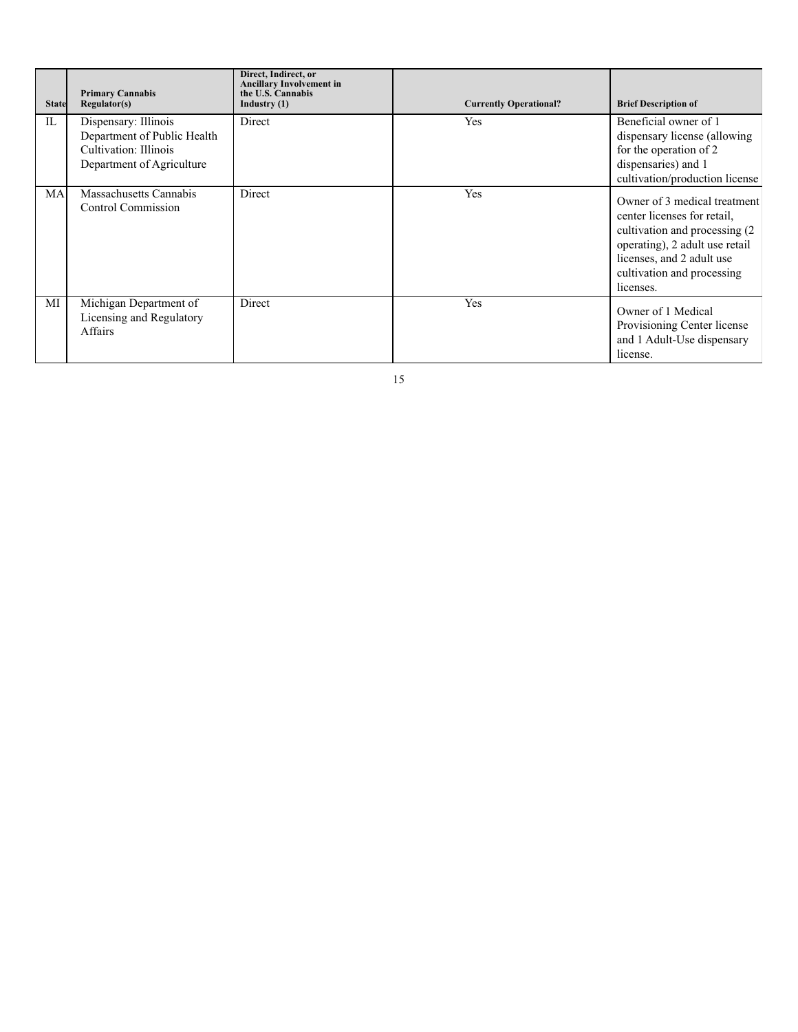| State | Primary Cannabis Regulator(s) | Direct, Indirect, or Ancillary Involvement in the U.S. Cannabis Industry (1) | Currently Operational? | Brief Description of |
|---|---|---|---|---|
| IL | Dispensary: Illinois Department of Public Health Cultivation: Illinois Department of Agriculture | Direct | Yes | Beneficial owner of 1 dispensary license (allowing for the operation of 2 dispensaries) and 1 cultivation/production license |
| MA | Massachusetts Cannabis Control Commission | Direct | Yes | Owner of 3 medical treatment center licenses for retail, cultivation and processing (2 operating), 2 adult use retail licenses, and 2 adult use cultivation and processing licenses. |
| MI | Michigan Department of Licensing and Regulatory Affairs | Direct | Yes | Owner of 1 Medical Provisioning Center license and 1 Adult-Use dispensary license. |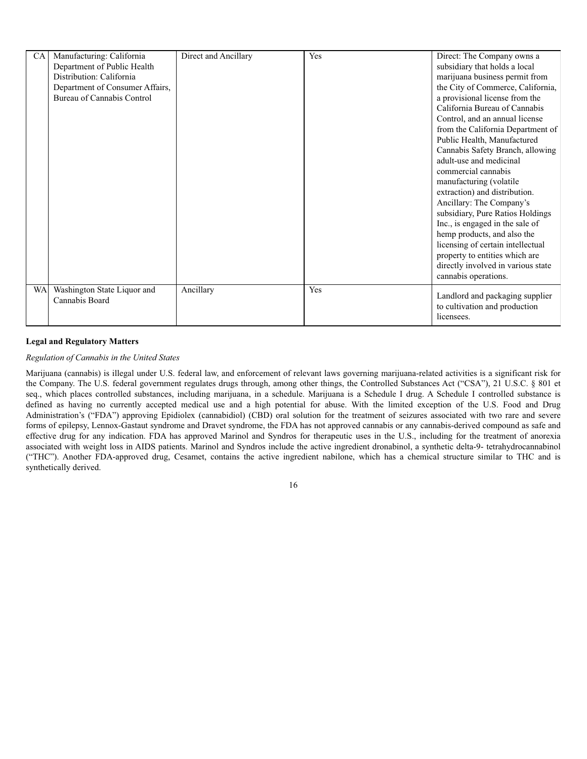| CA | Manufacturing: California Department of Public Health Distribution: California Department of Consumer Affairs, Bureau of Cannabis Control | Direct and Ancillary | Yes | Direct: The Company owns a subsidiary that holds a local marijuana business permit from the City of Commerce, California, a provisional license from the California Bureau of Cannabis Control, and an annual license from the California Department of Public Health, Manufactured Cannabis Safety Branch, allowing adult-use and medicinal commercial cannabis manufacturing (volatile extraction) and distribution. Ancillary: The Company's subsidiary, Pure Ratios Holdings Inc., is engaged in the sale of hemp products, and also the licensing of certain intellectual property to entities which are directly involved in various state cannabis operations. |
|---|---|---|---|---|
| WA | Washington State Liquor and Cannabis Board | Ancillary | Yes | Landlord and packaging supplier to cultivation and production licensees. |

**Legal and Regulatory Matters**

*Regulation of Cannabis in the United States*

Marijuana (cannabis) is illegal under U.S. federal law, and enforcement of relevant laws governing marijuana-related activities is a significant risk for the Company. The U.S. federal government regulates drugs through, among other things, the Controlled Substances Act ("CSA"), 21 U.S.C. § 801 et seq., which places controlled substances, including marijuana, in a schedule. Marijuana is a Schedule I drug. A Schedule I controlled substance is defined as having no currently accepted medical use and a high potential for abuse. With the limited exception of the U.S. Food and Drug Administration's ("FDA") approving Epidiolex (cannabidiol) (CBD) oral solution for the treatment of seizures associated with two rare and severe forms of epilepsy, Lennox-Gastaut syndrome and Dravet syndrome, the FDA has not approved cannabis or any cannabis-derived compound as safe and effective drug for any indication. FDA has approved Marinol and Syndros for therapeutic uses in the U.S., including for the treatment of anorexia associated with weight loss in AIDS patients. Marinol and Syndros include the active ingredient dronabinol, a synthetic delta-9- tetrahydrocannabinol ("THC"). Another FDA-approved drug, Cesamet, contains the active ingredient nabilone, which has a chemical structure similar to THC and is synthetically derived.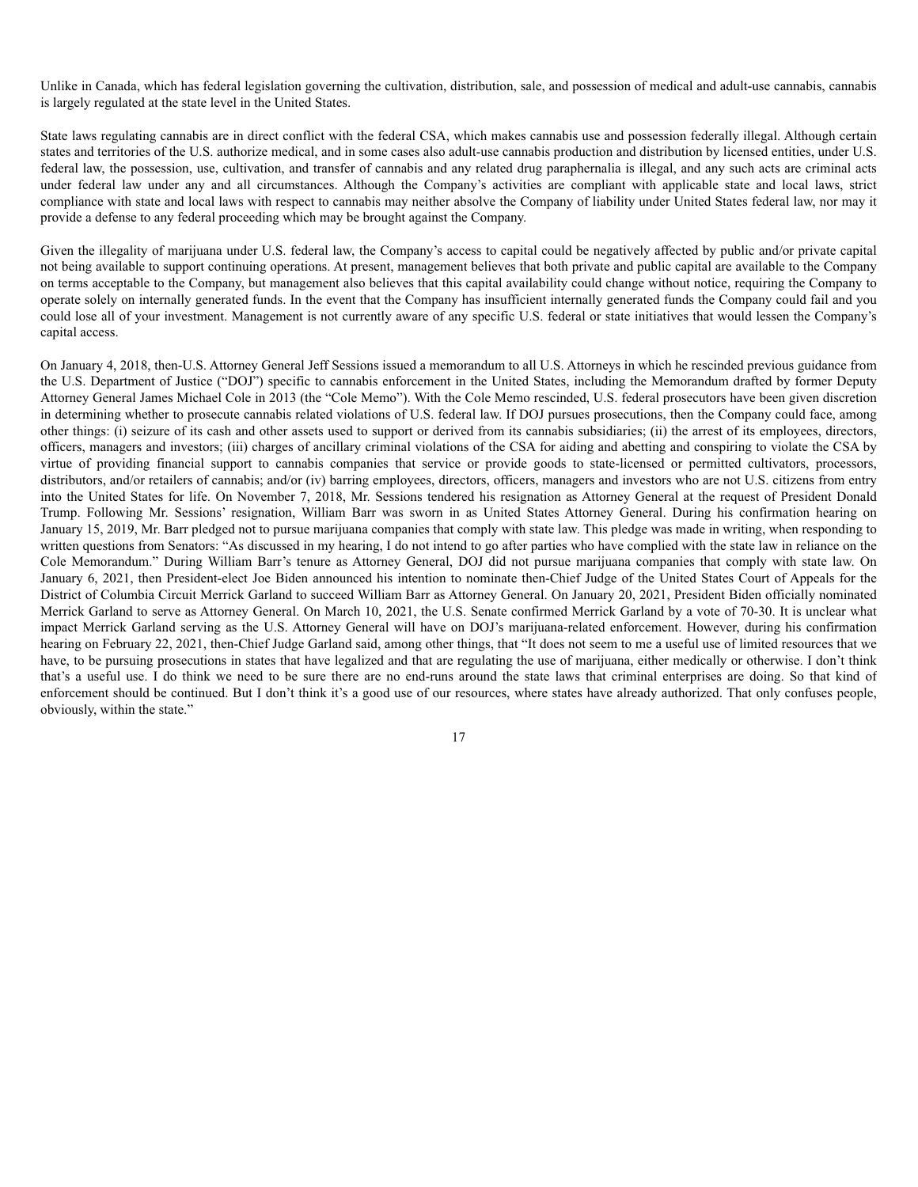Unlike in Canada, which has federal legislation governing the cultivation, distribution, sale, and possession of medical and adult-use cannabis, cannabis is largely regulated at the state level in the United States.

State laws regulating cannabis are in direct conflict with the federal CSA, which makes cannabis use and possession federally illegal. Although certain states and territories of the U.S. authorize medical, and in some cases also adult-use cannabis production and distribution by licensed entities, under U.S. federal law, the possession, use, cultivation, and transfer of cannabis and any related drug paraphernalia is illegal, and any such acts are criminal acts under federal law under any and all circumstances. Although the Company's activities are compliant with applicable state and local laws, strict compliance with state and local laws with respect to cannabis may neither absolve the Company of liability under United States federal law, nor may it provide a defense to any federal proceeding which may be brought against the Company.

Given the illegality of marijuana under U.S. federal law, the Company's access to capital could be negatively affected by public and/or private capital not being available to support continuing operations. At present, management believes that both private and public capital are available to the Company on terms acceptable to the Company, but management also believes that this capital availability could change without notice, requiring the Company to operate solely on internally generated funds. In the event that the Company has insufficient internally generated funds the Company could fail and you could lose all of your investment. Management is not currently aware of any specific U.S. federal or state initiatives that would lessen the Company's capital access.

On January 4, 2018, then-U.S. Attorney General Jeff Sessions issued a memorandum to all U.S. Attorneys in which he rescinded previous guidance from the U.S. Department of Justice ("DOJ") specific to cannabis enforcement in the United States, including the Memorandum drafted by former Deputy Attorney General James Michael Cole in 2013 (the "Cole Memo"). With the Cole Memo rescinded, U.S. federal prosecutors have been given discretion in determining whether to prosecute cannabis related violations of U.S. federal law. If DOJ pursues prosecutions, then the Company could face, among other things: (i) seizure of its cash and other assets used to support or derived from its cannabis subsidiaries; (ii) the arrest of its employees, directors, officers, managers and investors; (iii) charges of ancillary criminal violations of the CSA for aiding and abetting and conspiring to violate the CSA by virtue of providing financial support to cannabis companies that service or provide goods to state-licensed or permitted cultivators, processors, distributors, and/or retailers of cannabis; and/or (iv) barring employees, directors, officers, managers and investors who are not U.S. citizens from entry into the United States for life. On November 7, 2018, Mr. Sessions tendered his resignation as Attorney General at the request of President Donald Trump. Following Mr. Sessions' resignation, William Barr was sworn in as United States Attorney General. During his confirmation hearing on January 15, 2019, Mr. Barr pledged not to pursue marijuana companies that comply with state law. This pledge was made in writing, when responding to written questions from Senators: "As discussed in my hearing, I do not intend to go after parties who have complied with the state law in reliance on the Cole Memorandum." During William Barr's tenure as Attorney General, DOJ did not pursue marijuana companies that comply with state law. On January 6, 2021, then President-elect Joe Biden announced his intention to nominate then-Chief Judge of the United States Court of Appeals for the District of Columbia Circuit Merrick Garland to succeed William Barr as Attorney General. On January 20, 2021, President Biden officially nominated Merrick Garland to serve as Attorney General. On March 10, 2021, the U.S. Senate confirmed Merrick Garland by a vote of 70-30. It is unclear what impact Merrick Garland serving as the U.S. Attorney General will have on DOJ's marijuana-related enforcement. However, during his confirmation hearing on February 22, 2021, then-Chief Judge Garland said, among other things, that "It does not seem to me a useful use of limited resources that we have, to be pursuing prosecutions in states that have legalized and that are regulating the use of marijuana, either medically or otherwise. I don't think that's a useful use. I do think we need to be sure there are no end-runs around the state laws that criminal enterprises are doing. So that kind of enforcement should be continued. But I don't think it's a good use of our resources, where states have already authorized. That only confuses people, obviously, within the state."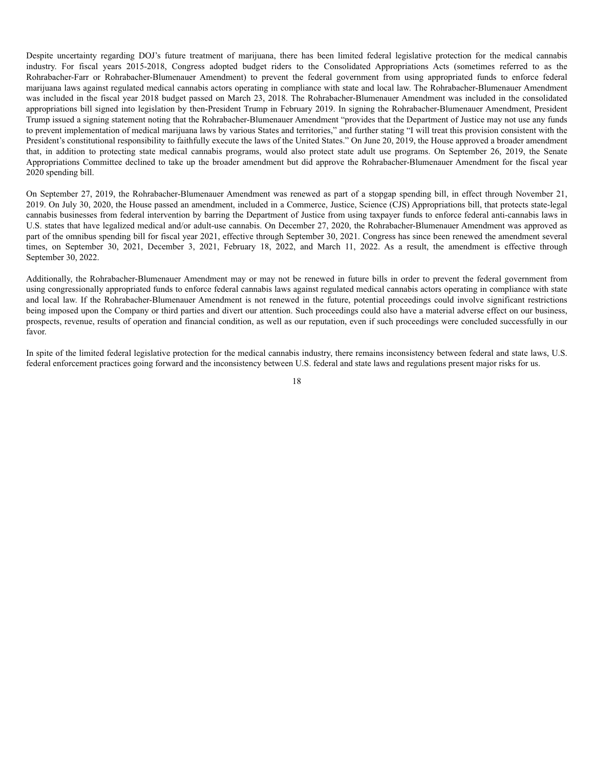Despite uncertainty regarding DOJ's future treatment of marijuana, there has been limited federal legislative protection for the medical cannabis industry. For fiscal years 2015-2018, Congress adopted budget riders to the Consolidated Appropriations Acts (sometimes referred to as the Rohrabacher-Farr or Rohrabacher-Blumenauer Amendment) to prevent the federal government from using appropriated funds to enforce federal marijuana laws against regulated medical cannabis actors operating in compliance with state and local law. The Rohrabacher-Blumenauer Amendment was included in the fiscal year 2018 budget passed on March 23, 2018. The Rohrabacher-Blumenauer Amendment was included in the consolidated appropriations bill signed into legislation by then-President Trump in February 2019. In signing the Rohrabacher-Blumenauer Amendment, President Trump issued a signing statement noting that the Rohrabacher-Blumenauer Amendment "provides that the Department of Justice may not use any funds to prevent implementation of medical marijuana laws by various States and territories," and further stating "I will treat this provision consistent with the President's constitutional responsibility to faithfully execute the laws of the United States." On June 20, 2019, the House approved a broader amendment that, in addition to protecting state medical cannabis programs, would also protect state adult use programs. On September 26, 2019, the Senate Appropriations Committee declined to take up the broader amendment but did approve the Rohrabacher-Blumenauer Amendment for the fiscal year 2020 spending bill.

On September 27, 2019, the Rohrabacher-Blumenauer Amendment was renewed as part of a stopgap spending bill, in effect through November 21, 2019. On July 30, 2020, the House passed an amendment, included in a Commerce, Justice, Science (CJS) Appropriations bill, that protects state-legal cannabis businesses from federal intervention by barring the Department of Justice from using taxpayer funds to enforce federal anti-cannabis laws in U.S. states that have legalized medical and/or adult-use cannabis. On December 27, 2020, the Rohrabacher-Blumenauer Amendment was approved as part of the omnibus spending bill for fiscal year 2021, effective through September 30, 2021. Congress has since been renewed the amendment several times, on September 30, 2021, December 3, 2021, February 18, 2022, and March 11, 2022. As a result, the amendment is effective through September 30, 2022.

Additionally, the Rohrabacher-Blumenauer Amendment may or may not be renewed in future bills in order to prevent the federal government from using congressionally appropriated funds to enforce federal cannabis laws against regulated medical cannabis actors operating in compliance with state and local law. If the Rohrabacher-Blumenauer Amendment is not renewed in the future, potential proceedings could involve significant restrictions being imposed upon the Company or third parties and divert our attention. Such proceedings could also have a material adverse effect on our business, prospects, revenue, results of operation and financial condition, as well as our reputation, even if such proceedings were concluded successfully in our favor.

In spite of the limited federal legislative protection for the medical cannabis industry, there remains inconsistency between federal and state laws, U.S. federal enforcement practices going forward and the inconsistency between U.S. federal and state laws and regulations present major risks for us.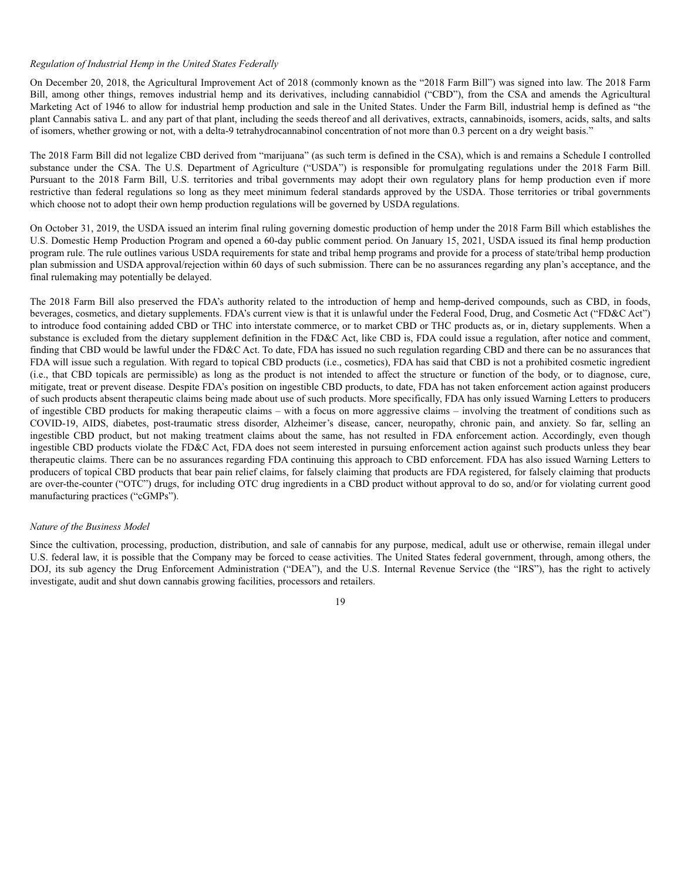*Regulation of Industrial Hemp in the United States Federally*

On December 20, 2018, the Agricultural Improvement Act of 2018 (commonly known as the "2018 Farm Bill") was signed into law. The 2018 Farm Bill, among other things, removes industrial hemp and its derivatives, including cannabidiol ("CBD"), from the CSA and amends the Agricultural Marketing Act of 1946 to allow for industrial hemp production and sale in the United States. Under the Farm Bill, industrial hemp is defined as "the plant Cannabis sativa L. and any part of that plant, including the seeds thereof and all derivatives, extracts, cannabinoids, isomers, acids, salts, and salts of isomers, whether growing or not, with a delta-9 tetrahydrocannabinol concentration of not more than 0.3 percent on a dry weight basis."

The 2018 Farm Bill did not legalize CBD derived from "marijuana" (as such term is defined in the CSA), which is and remains a Schedule I controlled substance under the CSA. The U.S. Department of Agriculture ("USDA") is responsible for promulgating regulations under the 2018 Farm Bill. Pursuant to the 2018 Farm Bill, U.S. territories and tribal governments may adopt their own regulatory plans for hemp production even if more restrictive than federal regulations so long as they meet minimum federal standards approved by the USDA. Those territories or tribal governments which choose not to adopt their own hemp production regulations will be governed by USDA regulations.

On October 31, 2019, the USDA issued an interim final ruling governing domestic production of hemp under the 2018 Farm Bill which establishes the U.S. Domestic Hemp Production Program and opened a 60-day public comment period. On January 15, 2021, USDA issued its final hemp production program rule. The rule outlines various USDA requirements for state and tribal hemp programs and provide for a process of state/tribal hemp production plan submission and USDA approval/rejection within 60 days of such submission. There can be no assurances regarding any plan's acceptance, and the final rulemaking may potentially be delayed.

The 2018 Farm Bill also preserved the FDA's authority related to the introduction of hemp and hemp-derived compounds, such as CBD, in foods, beverages, cosmetics, and dietary supplements. FDA's current view is that it is unlawful under the Federal Food, Drug, and Cosmetic Act ("FD&C Act") to introduce food containing added CBD or THC into interstate commerce, or to market CBD or THC products as, or in, dietary supplements. When a substance is excluded from the dietary supplement definition in the FD&C Act, like CBD is, FDA could issue a regulation, after notice and comment, finding that CBD would be lawful under the FD&C Act. To date, FDA has issued no such regulation regarding CBD and there can be no assurances that FDA will issue such a regulation. With regard to topical CBD products (i.e., cosmetics), FDA has said that CBD is not a prohibited cosmetic ingredient (i.e., that CBD topicals are permissible) as long as the product is not intended to affect the structure or function of the body, or to diagnose, cure, mitigate, treat or prevent disease. Despite FDA's position on ingestible CBD products, to date, FDA has not taken enforcement action against producers of such products absent therapeutic claims being made about use of such products. More specifically, FDA has only issued Warning Letters to producers of ingestible CBD products for making therapeutic claims – with a focus on more aggressive claims – involving the treatment of conditions such as COVID-19, AIDS, diabetes, post-traumatic stress disorder, Alzheimer's disease, cancer, neuropathy, chronic pain, and anxiety. So far, selling an ingestible CBD product, but not making treatment claims about the same, has not resulted in FDA enforcement action. Accordingly, even though ingestible CBD products violate the FD&C Act, FDA does not seem interested in pursuing enforcement action against such products unless they bear therapeutic claims. There can be no assurances regarding FDA continuing this approach to CBD enforcement. FDA has also issued Warning Letters to producers of topical CBD products that bear pain relief claims, for falsely claiming that products are FDA registered, for falsely claiming that products are over-the-counter ("OTC") drugs, for including OTC drug ingredients in a CBD product without approval to do so, and/or for violating current good manufacturing practices ("cGMPs").

*Nature of the Business Model*

Since the cultivation, processing, production, distribution, and sale of cannabis for any purpose, medical, adult use or otherwise, remain illegal under U.S. federal law, it is possible that the Company may be forced to cease activities. The United States federal government, through, among others, the DOJ, its sub agency the Drug Enforcement Administration ("DEA"), and the U.S. Internal Revenue Service (the "IRS"), has the right to actively investigate, audit and shut down cannabis growing facilities, processors and retailers.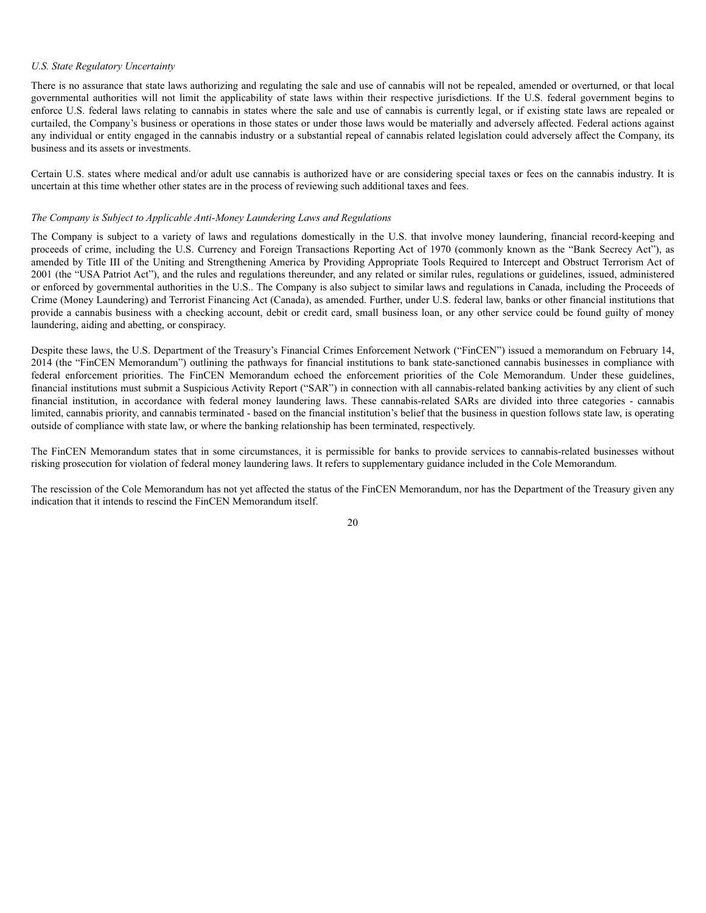*U.S. State Regulatory Uncertainty*

There is no assurance that state laws authorizing and regulating the sale and use of cannabis will not be repealed, amended or overturned, or that local governmental authorities will not limit the applicability of state laws within their respective jurisdictions. If the U.S. federal government begins to enforce U.S. federal laws relating to cannabis in states where the sale and use of cannabis is currently legal, or if existing state laws are repealed or curtailed, the Company's business or operations in those states or under those laws would be materially and adversely affected. Federal actions against any individual or entity engaged in the cannabis industry or a substantial repeal of cannabis related legislation could adversely affect the Company, its business and its assets or investments.

Certain U.S. states where medical and/or adult use cannabis is authorized have or are considering special taxes or fees on the cannabis industry. It is uncertain at this time whether other states are in the process of reviewing such additional taxes and fees.

*The Company is Subject to Applicable Anti-Money Laundering Laws and Regulations*

The Company is subject to a variety of laws and regulations domestically in the U.S. that involve money laundering, financial record-keeping and proceeds of crime, including the U.S. Currency and Foreign Transactions Reporting Act of 1970 (commonly known as the "Bank Secrecy Act"), as amended by Title III of the Uniting and Strengthening America by Providing Appropriate Tools Required to Intercept and Obstruct Terrorism Act of 2001 (the "USA Patriot Act"), and the rules and regulations thereunder, and any related or similar rules, regulations or guidelines, issued, administered or enforced by governmental authorities in the U.S.. The Company is also subject to similar laws and regulations in Canada, including the Proceeds of Crime (Money Laundering) and Terrorist Financing Act (Canada), as amended. Further, under U.S. federal law, banks or other financial institutions that provide a cannabis business with a checking account, debit or credit card, small business loan, or any other service could be found guilty of money laundering, aiding and abetting, or conspiracy.

Despite these laws, the U.S. Department of the Treasury's Financial Crimes Enforcement Network ("FinCEN") issued a memorandum on February 14, 2014 (the "FinCEN Memorandum") outlining the pathways for financial institutions to bank state-sanctioned cannabis businesses in compliance with federal enforcement priorities. The FinCEN Memorandum echoed the enforcement priorities of the Cole Memorandum. Under these guidelines, financial institutions must submit a Suspicious Activity Report ("SAR") in connection with all cannabis-related banking activities by any client of such financial institution, in accordance with federal money laundering laws. These cannabis-related SARs are divided into three categories - cannabis limited, cannabis priority, and cannabis terminated - based on the financial institution's belief that the business in question follows state law, is operating outside of compliance with state law, or where the banking relationship has been terminated, respectively.

The FinCEN Memorandum states that in some circumstances, it is permissible for banks to provide services to cannabis-related businesses without risking prosecution for violation of federal money laundering laws. It refers to supplementary guidance included in the Cole Memorandum.

The rescission of the Cole Memorandum has not yet affected the status of the FinCEN Memorandum, nor has the Department of the Treasury given any indication that it intends to rescind the FinCEN Memorandum itself.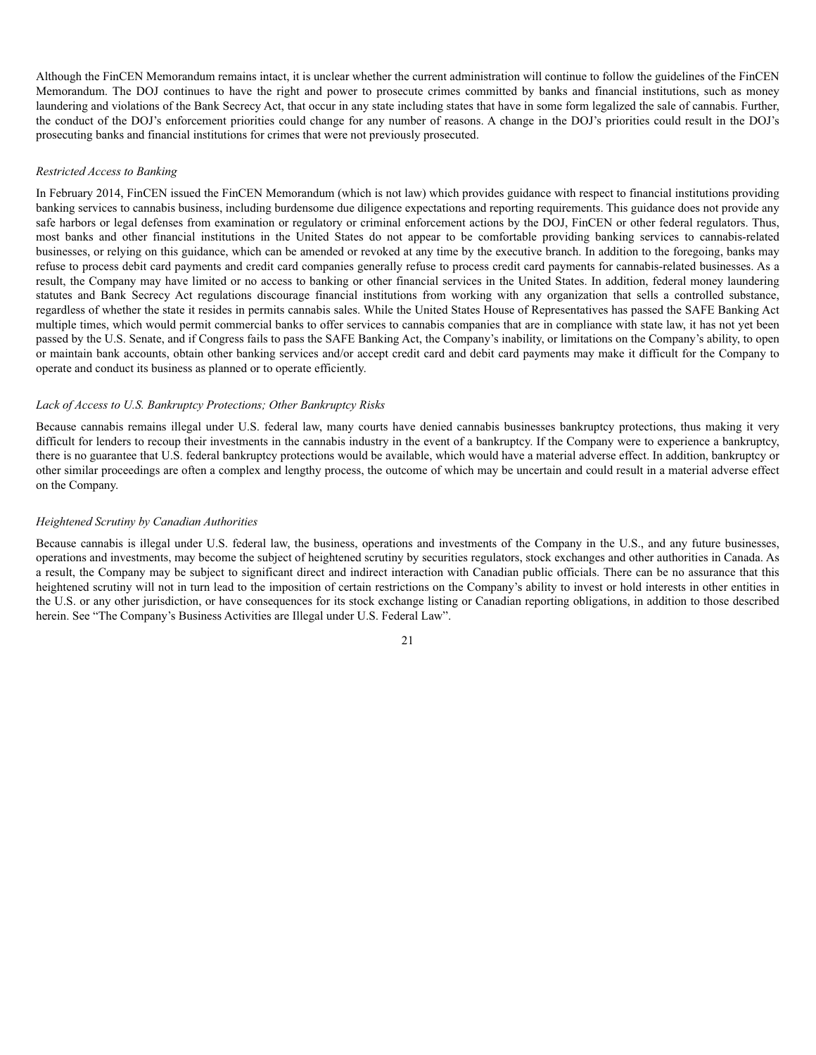Although the FinCEN Memorandum remains intact, it is unclear whether the current administration will continue to follow the guidelines of the FinCEN Memorandum. The DOJ continues to have the right and power to prosecute crimes committed by banks and financial institutions, such as money laundering and violations of the Bank Secrecy Act, that occur in any state including states that have in some form legalized the sale of cannabis. Further, the conduct of the DOJ's enforcement priorities could change for any number of reasons. A change in the DOJ's priorities could result in the DOJ's prosecuting banks and financial institutions for crimes that were not previously prosecuted.

*Restricted Access to Banking*

In February 2014, FinCEN issued the FinCEN Memorandum (which is not law) which provides guidance with respect to financial institutions providing banking services to cannabis business, including burdensome due diligence expectations and reporting requirements. This guidance does not provide any safe harbors or legal defenses from examination or regulatory or criminal enforcement actions by the DOJ, FinCEN or other federal regulators. Thus, most banks and other financial institutions in the United States do not appear to be comfortable providing banking services to cannabis-related businesses, or relying on this guidance, which can be amended or revoked at any time by the executive branch. In addition to the foregoing, banks may refuse to process debit card payments and credit card companies generally refuse to process credit card payments for cannabis-related businesses. As a result, the Company may have limited or no access to banking or other financial services in the United States. In addition, federal money laundering statutes and Bank Secrecy Act regulations discourage financial institutions from working with any organization that sells a controlled substance, regardless of whether the state it resides in permits cannabis sales. While the United States House of Representatives has passed the SAFE Banking Act multiple times, which would permit commercial banks to offer services to cannabis companies that are in compliance with state law, it has not yet been passed by the U.S. Senate, and if Congress fails to pass the SAFE Banking Act, the Company's inability, or limitations on the Company's ability, to open or maintain bank accounts, obtain other banking services and/or accept credit card and debit card payments may make it difficult for the Company to operate and conduct its business as planned or to operate efficiently.

*Lack of Access to U.S. Bankruptcy Protections; Other Bankruptcy Risks*

Because cannabis remains illegal under U.S. federal law, many courts have denied cannabis businesses bankruptcy protections, thus making it very difficult for lenders to recoup their investments in the cannabis industry in the event of a bankruptcy. If the Company were to experience a bankruptcy, there is no guarantee that U.S. federal bankruptcy protections would be available, which would have a material adverse effect. In addition, bankruptcy or other similar proceedings are often a complex and lengthy process, the outcome of which may be uncertain and could result in a material adverse effect on the Company.

*Heightened Scrutiny by Canadian Authorities*

Because cannabis is illegal under U.S. federal law, the business, operations and investments of the Company in the U.S., and any future businesses, operations and investments, may become the subject of heightened scrutiny by securities regulators, stock exchanges and other authorities in Canada. As a result, the Company may be subject to significant direct and indirect interaction with Canadian public officials. There can be no assurance that this heightened scrutiny will not in turn lead to the imposition of certain restrictions on the Company's ability to invest or hold interests in other entities in the U.S. or any other jurisdiction, or have consequences for its stock exchange listing or Canadian reporting obligations, in addition to those described herein. See "The Company's Business Activities are Illegal under U.S. Federal Law".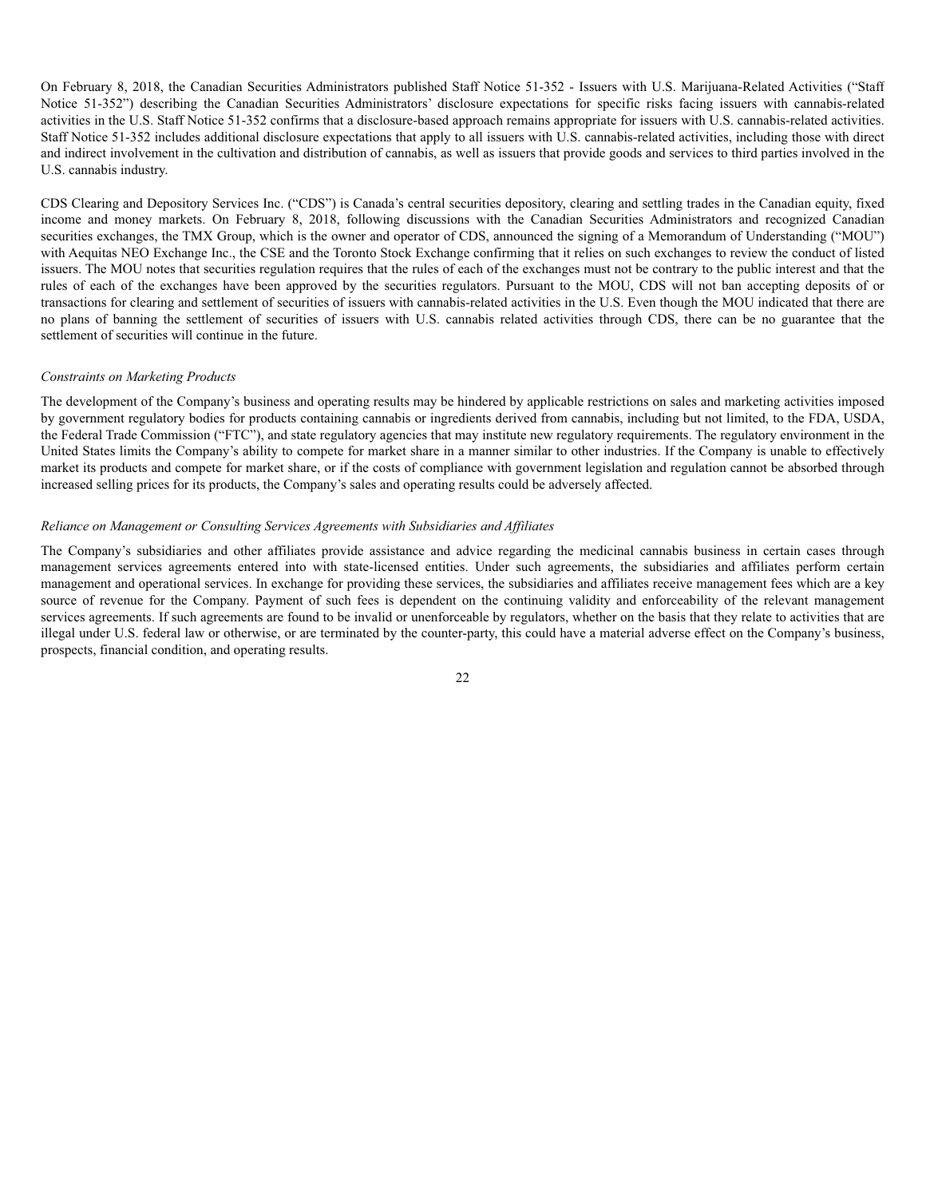On February 8, 2018, the Canadian Securities Administrators published Staff Notice 51-352 - Issuers with U.S. Marijuana-Related Activities ("Staff Notice 51-352") describing the Canadian Securities Administrators' disclosure expectations for specific risks facing issuers with cannabis-related activities in the U.S. Staff Notice 51-352 confirms that a disclosure-based approach remains appropriate for issuers with U.S. cannabis-related activities. Staff Notice 51-352 includes additional disclosure expectations that apply to all issuers with U.S. cannabis-related activities, including those with direct and indirect involvement in the cultivation and distribution of cannabis, as well as issuers that provide goods and services to third parties involved in the U.S. cannabis industry.

CDS Clearing and Depository Services Inc. ("CDS") is Canada's central securities depository, clearing and settling trades in the Canadian equity, fixed income and money markets. On February 8, 2018, following discussions with the Canadian Securities Administrators and recognized Canadian securities exchanges, the TMX Group, which is the owner and operator of CDS, announced the signing of a Memorandum of Understanding ("MOU") with Aequitas NEO Exchange Inc., the CSE and the Toronto Stock Exchange confirming that it relies on such exchanges to review the conduct of listed issuers. The MOU notes that securities regulation requires that the rules of each of the exchanges must not be contrary to the public interest and that the rules of each of the exchanges have been approved by the securities regulators. Pursuant to the MOU, CDS will not ban accepting deposits of or transactions for clearing and settlement of securities of issuers with cannabis-related activities in the U.S. Even though the MOU indicated that there are no plans of banning the settlement of securities of issuers with U.S. cannabis related activities through CDS, there can be no guarantee that the settlement of securities will continue in the future.

*Constraints on Marketing Products*

The development of the Company's business and operating results may be hindered by applicable restrictions on sales and marketing activities imposed by government regulatory bodies for products containing cannabis or ingredients derived from cannabis, including but not limited, to the FDA, USDA, the Federal Trade Commission ("FTC"), and state regulatory agencies that may institute new regulatory requirements. The regulatory environment in the United States limits the Company's ability to compete for market share in a manner similar to other industries. If the Company is unable to effectively market its products and compete for market share, or if the costs of compliance with government legislation and regulation cannot be absorbed through increased selling prices for its products, the Company's sales and operating results could be adversely affected.

*Reliance on Management or Consulting Services Agreements with Subsidiaries and Affiliates*

The Company's subsidiaries and other affiliates provide assistance and advice regarding the medicinal cannabis business in certain cases through management services agreements entered into with state-licensed entities. Under such agreements, the subsidiaries and affiliates perform certain management and operational services. In exchange for providing these services, the subsidiaries and affiliates receive management fees which are a key source of revenue for the Company. Payment of such fees is dependent on the continuing validity and enforceability of the relevant management services agreements. If such agreements are found to be invalid or unenforceable by regulators, whether on the basis that they relate to activities that are illegal under U.S. federal law or otherwise, or are terminated by the counter-party, this could have a material adverse effect on the Company's business, prospects, financial condition, and operating results.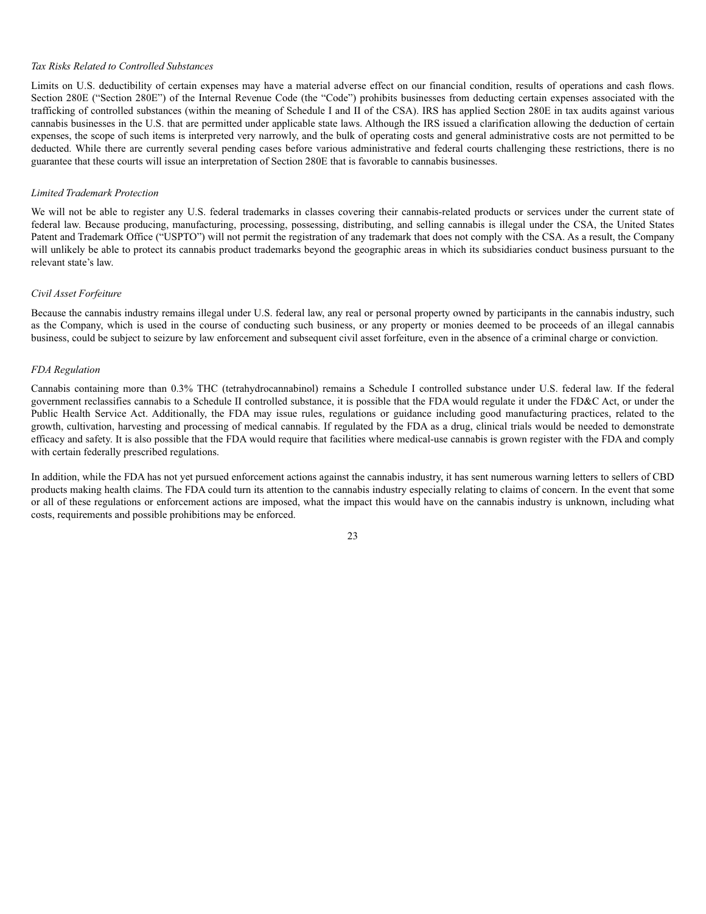*Tax Risks Related to Controlled Substances*

Limits on U.S. deductibility of certain expenses may have a material adverse effect on our financial condition, results of operations and cash flows. Section 280E ("Section 280E") of the Internal Revenue Code (the "Code") prohibits businesses from deducting certain expenses associated with the trafficking of controlled substances (within the meaning of Schedule I and II of the CSA). IRS has applied Section 280E in tax audits against various cannabis businesses in the U.S. that are permitted under applicable state laws. Although the IRS issued a clarification allowing the deduction of certain expenses, the scope of such items is interpreted very narrowly, and the bulk of operating costs and general administrative costs are not permitted to be deducted. While there are currently several pending cases before various administrative and federal courts challenging these restrictions, there is no guarantee that these courts will issue an interpretation of Section 280E that is favorable to cannabis businesses.

*Limited Trademark Protection*

We will not be able to register any U.S. federal trademarks in classes covering their cannabis-related products or services under the current state of federal law. Because producing, manufacturing, processing, possessing, distributing, and selling cannabis is illegal under the CSA, the United States Patent and Trademark Office ("USPTO") will not permit the registration of any trademark that does not comply with the CSA. As a result, the Company will unlikely be able to protect its cannabis product trademarks beyond the geographic areas in which its subsidiaries conduct business pursuant to the relevant state's law.

*Civil Asset Forfeiture*

Because the cannabis industry remains illegal under U.S. federal law, any real or personal property owned by participants in the cannabis industry, such as the Company, which is used in the course of conducting such business, or any property or monies deemed to be proceeds of an illegal cannabis business, could be subject to seizure by law enforcement and subsequent civil asset forfeiture, even in the absence of a criminal charge or conviction.

*FDA Regulation*

Cannabis containing more than 0.3% THC (tetrahydrocannabinol) remains a Schedule I controlled substance under U.S. federal law. If the federal government reclassifies cannabis to a Schedule II controlled substance, it is possible that the FDA would regulate it under the FD&C Act, or under the Public Health Service Act. Additionally, the FDA may issue rules, regulations or guidance including good manufacturing practices, related to the growth, cultivation, harvesting and processing of medical cannabis. If regulated by the FDA as a drug, clinical trials would be needed to demonstrate efficacy and safety. It is also possible that the FDA would require that facilities where medical-use cannabis is grown register with the FDA and comply with certain federally prescribed regulations.

In addition, while the FDA has not yet pursued enforcement actions against the cannabis industry, it has sent numerous warning letters to sellers of CBD products making health claims. The FDA could turn its attention to the cannabis industry especially relating to claims of concern. In the event that some or all of these regulations or enforcement actions are imposed, what the impact this would have on the cannabis industry is unknown, including what costs, requirements and possible prohibitions may be enforced.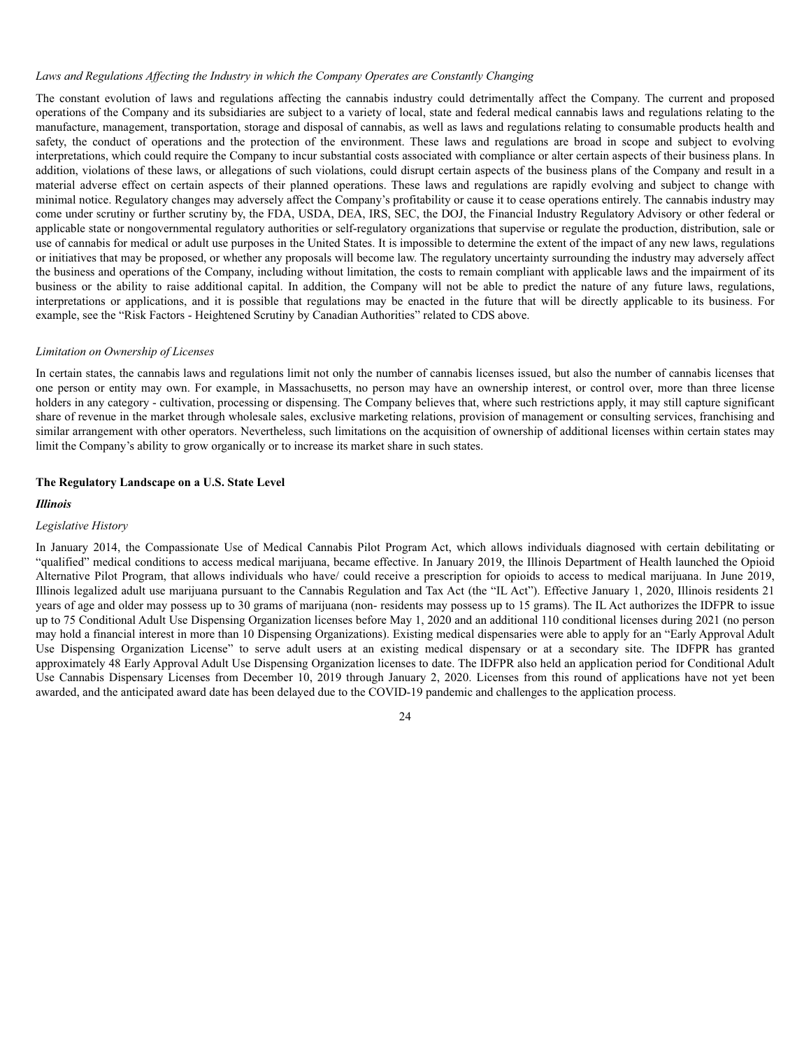*Laws and Regulations Affecting the Industry in which the Company Operates are Constantly Changing*

The constant evolution of laws and regulations affecting the cannabis industry could detrimentally affect the Company. The current and proposed operations of the Company and its subsidiaries are subject to a variety of local, state and federal medical cannabis laws and regulations relating to the manufacture, management, transportation, storage and disposal of cannabis, as well as laws and regulations relating to consumable products health and safety, the conduct of operations and the protection of the environment. These laws and regulations are broad in scope and subject to evolving interpretations, which could require the Company to incur substantial costs associated with compliance or alter certain aspects of their business plans. In addition, violations of these laws, or allegations of such violations, could disrupt certain aspects of the business plans of the Company and result in a material adverse effect on certain aspects of their planned operations. These laws and regulations are rapidly evolving and subject to change with minimal notice. Regulatory changes may adversely affect the Company's profitability or cause it to cease operations entirely. The cannabis industry may come under scrutiny or further scrutiny by, the FDA, USDA, DEA, IRS, SEC, the DOJ, the Financial Industry Regulatory Advisory or other federal or applicable state or nongovernmental regulatory authorities or self-regulatory organizations that supervise or regulate the production, distribution, sale or use of cannabis for medical or adult use purposes in the United States. It is impossible to determine the extent of the impact of any new laws, regulations or initiatives that may be proposed, or whether any proposals will become law. The regulatory uncertainty surrounding the industry may adversely affect the business and operations of the Company, including without limitation, the costs to remain compliant with applicable laws and the impairment of its business or the ability to raise additional capital. In addition, the Company will not be able to predict the nature of any future laws, regulations, interpretations or applications, and it is possible that regulations may be enacted in the future that will be directly applicable to its business. For example, see the "Risk Factors - Heightened Scrutiny by Canadian Authorities" related to CDS above.

*Limitation on Ownership of Licenses*

In certain states, the cannabis laws and regulations limit not only the number of cannabis licenses issued, but also the number of cannabis licenses that one person or entity may own. For example, in Massachusetts, no person may have an ownership interest, or control over, more than three license holders in any category - cultivation, processing or dispensing. The Company believes that, where such restrictions apply, it may still capture significant share of revenue in the market through wholesale sales, exclusive marketing relations, provision of management or consulting services, franchising and similar arrangement with other operators. Nevertheless, such limitations on the acquisition of ownership of additional licenses within certain states may limit the Company's ability to grow organically or to increase its market share in such states.

**The Regulatory Landscape on a U.S. State Level**

***Illinois***

*Legislative History*

In January 2014, the Compassionate Use of Medical Cannabis Pilot Program Act, which allows individuals diagnosed with certain debilitating or "qualified" medical conditions to access medical marijuana, became effective. In January 2019, the Illinois Department of Health launched the Opioid Alternative Pilot Program, that allows individuals who have/ could receive a prescription for opioids to access to medical marijuana. In June 2019, Illinois legalized adult use marijuana pursuant to the Cannabis Regulation and Tax Act (the "IL Act"). Effective January 1, 2020, Illinois residents 21 years of age and older may possess up to 30 grams of marijuana (non- residents may possess up to 15 grams). The IL Act authorizes the IDFPR to issue up to 75 Conditional Adult Use Dispensing Organization licenses before May 1, 2020 and an additional 110 conditional licenses during 2021 (no person may hold a financial interest in more than 10 Dispensing Organizations). Existing medical dispensaries were able to apply for an "Early Approval Adult Use Dispensing Organization License" to serve adult users at an existing medical dispensary or at a secondary site. The IDFPR has granted approximately 48 Early Approval Adult Use Dispensing Organization licenses to date. The IDFPR also held an application period for Conditional Adult Use Cannabis Dispensary Licenses from December 10, 2019 through January 2, 2020. Licenses from this round of applications have not yet been awarded, and the anticipated award date has been delayed due to the COVID-19 pandemic and challenges to the application process.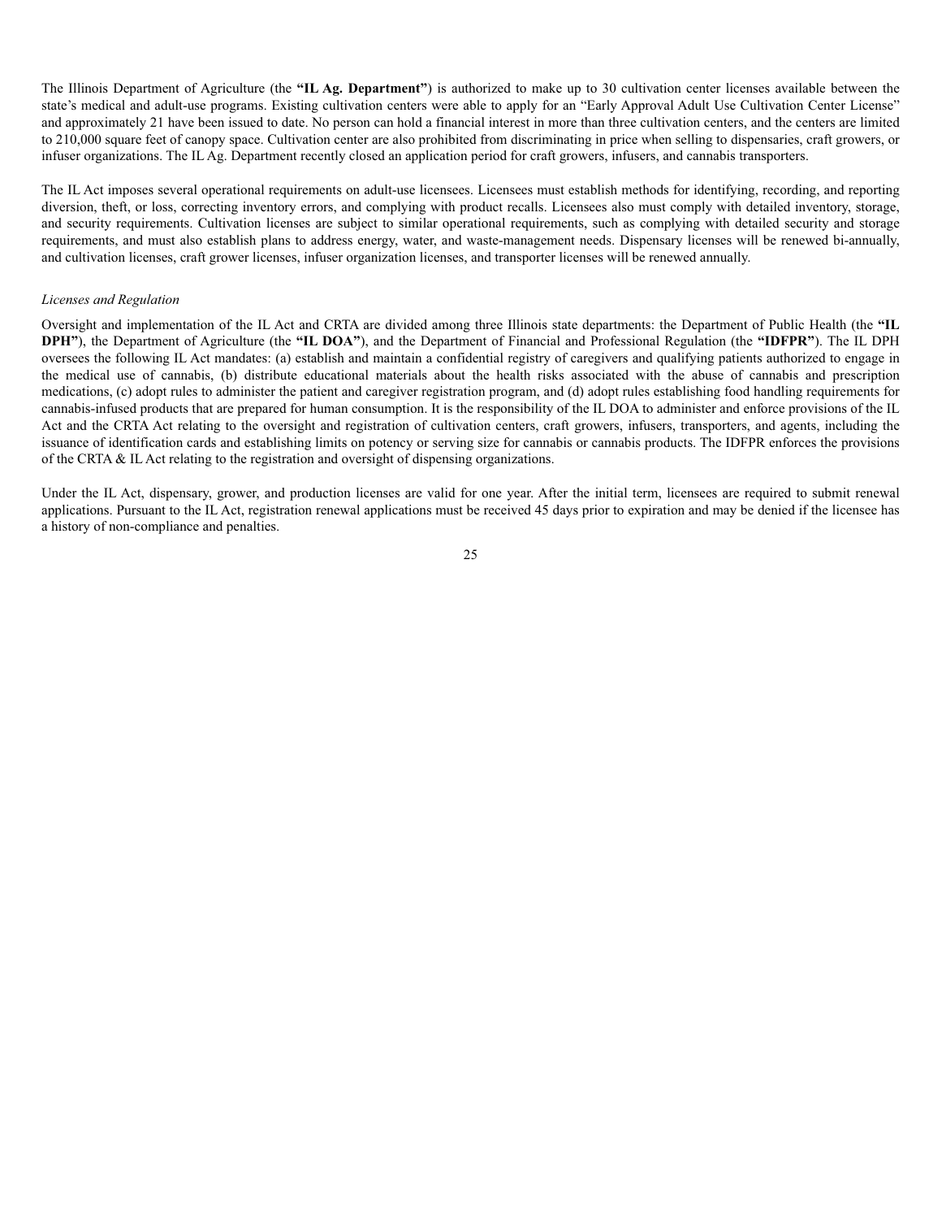The Illinois Department of Agriculture (the **"IL Ag. Department"**) is authorized to make up to 30 cultivation center licenses available between the state's medical and adult-use programs. Existing cultivation centers were able to apply for an "Early Approval Adult Use Cultivation Center License" and approximately 21 have been issued to date. No person can hold a financial interest in more than three cultivation centers, and the centers are limited to 210,000 square feet of canopy space. Cultivation center are also prohibited from discriminating in price when selling to dispensaries, craft growers, or infuser organizations. The IL Ag. Department recently closed an application period for craft growers, infusers, and cannabis transporters.

The IL Act imposes several operational requirements on adult-use licensees. Licensees must establish methods for identifying, recording, and reporting diversion, theft, or loss, correcting inventory errors, and complying with product recalls. Licensees also must comply with detailed inventory, storage, and security requirements. Cultivation licenses are subject to similar operational requirements, such as complying with detailed security and storage requirements, and must also establish plans to address energy, water, and waste-management needs. Dispensary licenses will be renewed bi-annually, and cultivation licenses, craft grower licenses, infuser organization licenses, and transporter licenses will be renewed annually.

*Licenses and Regulation*

Oversight and implementation of the IL Act and CRTA are divided among three Illinois state departments: the Department of Public Health (the **"IL DPH"**), the Department of Agriculture (the **"IL DOA"**), and the Department of Financial and Professional Regulation (the **"IDFPR"**). The IL DPH oversees the following IL Act mandates: (a) establish and maintain a confidential registry of caregivers and qualifying patients authorized to engage in the medical use of cannabis, (b) distribute educational materials about the health risks associated with the abuse of cannabis and prescription medications, (c) adopt rules to administer the patient and caregiver registration program, and (d) adopt rules establishing food handling requirements for cannabis-infused products that are prepared for human consumption. It is the responsibility of the IL DOA to administer and enforce provisions of the IL Act and the CRTA Act relating to the oversight and registration of cultivation centers, craft growers, infusers, transporters, and agents, including the issuance of identification cards and establishing limits on potency or serving size for cannabis or cannabis products. The IDFPR enforces the provisions of the CRTA & IL Act relating to the registration and oversight of dispensing organizations.

Under the IL Act, dispensary, grower, and production licenses are valid for one year. After the initial term, licensees are required to submit renewal applications. Pursuant to the IL Act, registration renewal applications must be received 45 days prior to expiration and may be denied if the licensee has a history of non-compliance and penalties.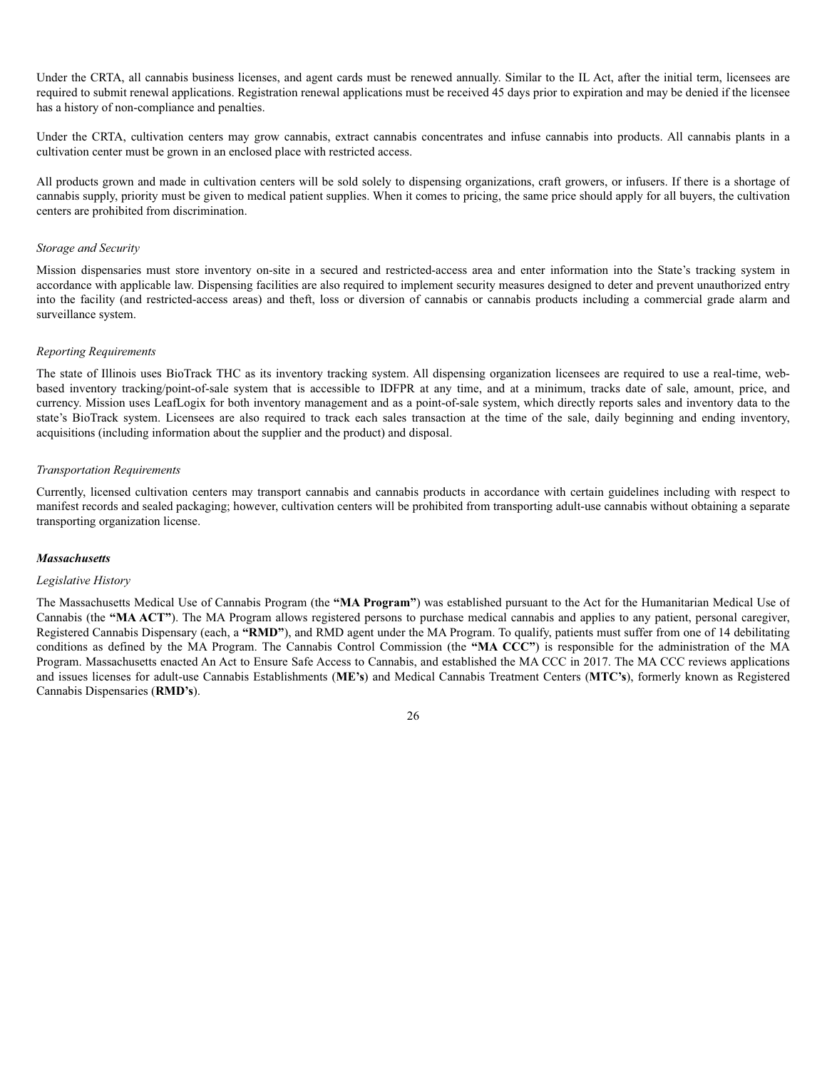Under the CRTA, all cannabis business licenses, and agent cards must be renewed annually. Similar to the IL Act, after the initial term, licensees are required to submit renewal applications. Registration renewal applications must be received 45 days prior to expiration and may be denied if the licensee has a history of non-compliance and penalties.

Under the CRTA, cultivation centers may grow cannabis, extract cannabis concentrates and infuse cannabis into products. All cannabis plants in a cultivation center must be grown in an enclosed place with restricted access.

All products grown and made in cultivation centers will be sold solely to dispensing organizations, craft growers, or infusers. If there is a shortage of cannabis supply, priority must be given to medical patient supplies. When it comes to pricing, the same price should apply for all buyers, the cultivation centers are prohibited from discrimination.

*Storage and Security*

Mission dispensaries must store inventory on-site in a secured and restricted-access area and enter information into the State's tracking system in accordance with applicable law. Dispensing facilities are also required to implement security measures designed to deter and prevent unauthorized entry into the facility (and restricted-access areas) and theft, loss or diversion of cannabis or cannabis products including a commercial grade alarm and surveillance system.

*Reporting Requirements*

The state of Illinois uses BioTrack THC as its inventory tracking system. All dispensing organization licensees are required to use a real-time, web-based inventory tracking/point-of-sale system that is accessible to IDFPR at any time, and at a minimum, tracks date of sale, amount, price, and currency. Mission uses LeafLogix for both inventory management and as a point-of-sale system, which directly reports sales and inventory data to the state's BioTrack system. Licensees are also required to track each sales transaction at the time of the sale, daily beginning and ending inventory, acquisitions (including information about the supplier and the product) and disposal.

*Transportation Requirements*

Currently, licensed cultivation centers may transport cannabis and cannabis products in accordance with certain guidelines including with respect to manifest records and sealed packaging; however, cultivation centers will be prohibited from transporting adult-use cannabis without obtaining a separate transporting organization license.

***Massachusetts***

*Legislative History*

The Massachusetts Medical Use of Cannabis Program (the **"MA Program"**) was established pursuant to the Act for the Humanitarian Medical Use of Cannabis (the **"MA ACT"**). The MA Program allows registered persons to purchase medical cannabis and applies to any patient, personal caregiver, Registered Cannabis Dispensary (each, a **"RMD"**), and RMD agent under the MA Program. To qualify, patients must suffer from one of 14 debilitating conditions as defined by the MA Program. The Cannabis Control Commission (the **"MA CCC"**) is responsible for the administration of the MA Program. Massachusetts enacted An Act to Ensure Safe Access to Cannabis, and established the MA CCC in 2017. The MA CCC reviews applications and issues licenses for adult-use Cannabis Establishments (**ME's**) and Medical Cannabis Treatment Centers (**MTC's**), formerly known as Registered Cannabis Dispensaries (**RMD's**).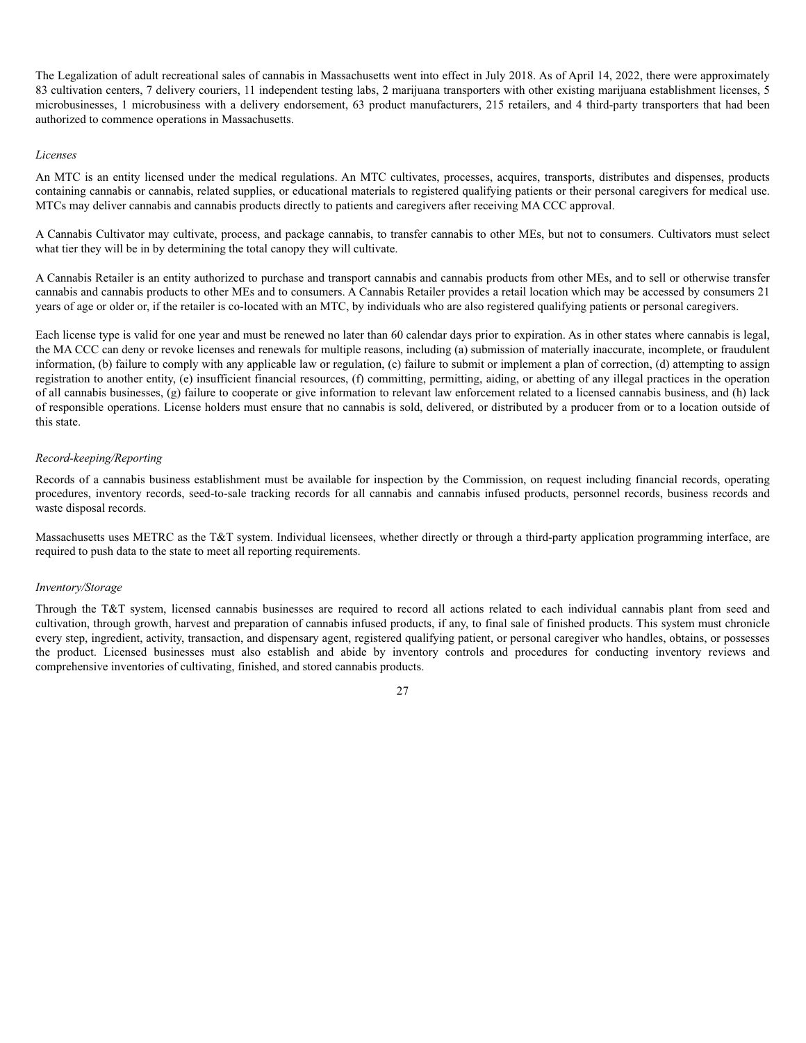The Legalization of adult recreational sales of cannabis in Massachusetts went into effect in July 2018. As of April 14, 2022, there were approximately 83 cultivation centers, 7 delivery couriers, 11 independent testing labs, 2 marijuana transporters with other existing marijuana establishment licenses, 5 microbusinesses, 1 microbusiness with a delivery endorsement, 63 product manufacturers, 215 retailers, and 4 third-party transporters that had been authorized to commence operations in Massachusetts.

*Licenses*

An MTC is an entity licensed under the medical regulations. An MTC cultivates, processes, acquires, transports, distributes and dispenses, products containing cannabis or cannabis, related supplies, or educational materials to registered qualifying patients or their personal caregivers for medical use. MTCs may deliver cannabis and cannabis products directly to patients and caregivers after receiving MA CCC approval.

A Cannabis Cultivator may cultivate, process, and package cannabis, to transfer cannabis to other MEs, but not to consumers. Cultivators must select what tier they will be in by determining the total canopy they will cultivate.

A Cannabis Retailer is an entity authorized to purchase and transport cannabis and cannabis products from other MEs, and to sell or otherwise transfer cannabis and cannabis products to other MEs and to consumers. A Cannabis Retailer provides a retail location which may be accessed by consumers 21 years of age or older or, if the retailer is co-located with an MTC, by individuals who are also registered qualifying patients or personal caregivers.

Each license type is valid for one year and must be renewed no later than 60 calendar days prior to expiration. As in other states where cannabis is legal, the MA CCC can deny or revoke licenses and renewals for multiple reasons, including (a) submission of materially inaccurate, incomplete, or fraudulent information, (b) failure to comply with any applicable law or regulation, (c) failure to submit or implement a plan of correction, (d) attempting to assign registration to another entity, (e) insufficient financial resources, (f) committing, permitting, aiding, or abetting of any illegal practices in the operation of all cannabis businesses, (g) failure to cooperate or give information to relevant law enforcement related to a licensed cannabis business, and (h) lack of responsible operations. License holders must ensure that no cannabis is sold, delivered, or distributed by a producer from or to a location outside of this state.

*Record-keeping/Reporting*

Records of a cannabis business establishment must be available for inspection by the Commission, on request including financial records, operating procedures, inventory records, seed-to-sale tracking records for all cannabis and cannabis infused products, personnel records, business records and waste disposal records.

Massachusetts uses METRC as the T&T system. Individual licensees, whether directly or through a third-party application programming interface, are required to push data to the state to meet all reporting requirements.

*Inventory/Storage*

Through the T&T system, licensed cannabis businesses are required to record all actions related to each individual cannabis plant from seed and cultivation, through growth, harvest and preparation of cannabis infused products, if any, to final sale of finished products. This system must chronicle every step, ingredient, activity, transaction, and dispensary agent, registered qualifying patient, or personal caregiver who handles, obtains, or possesses the product. Licensed businesses must also establish and abide by inventory controls and procedures for conducting inventory reviews and comprehensive inventories of cultivating, finished, and stored cannabis products.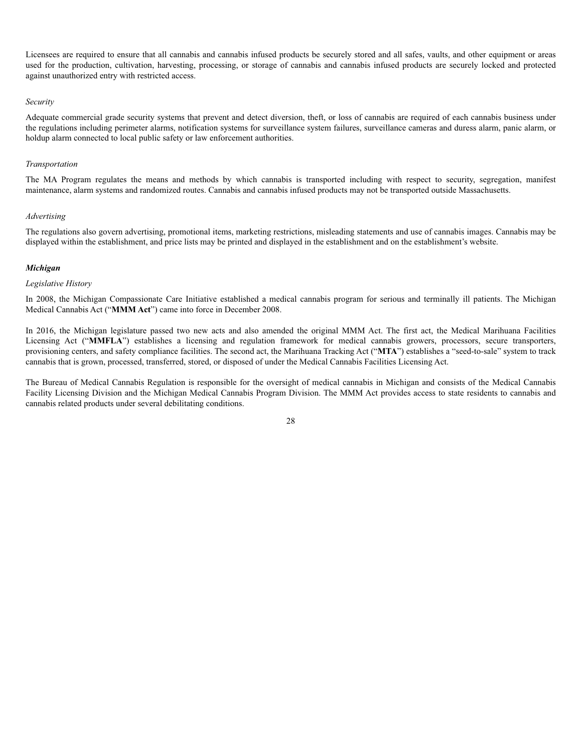Licensees are required to ensure that all cannabis and cannabis infused products be securely stored and all safes, vaults, and other equipment or areas used for the production, cultivation, harvesting, processing, or storage of cannabis and cannabis infused products are securely locked and protected against unauthorized entry with restricted access.

*Security*

Adequate commercial grade security systems that prevent and detect diversion, theft, or loss of cannabis are required of each cannabis business under the regulations including perimeter alarms, notification systems for surveillance system failures, surveillance cameras and duress alarm, panic alarm, or holdup alarm connected to local public safety or law enforcement authorities.

*Transportation*

The MA Program regulates the means and methods by which cannabis is transported including with respect to security, segregation, manifest maintenance, alarm systems and randomized routes. Cannabis and cannabis infused products may not be transported outside Massachusetts.

*Advertising*

The regulations also govern advertising, promotional items, marketing restrictions, misleading statements and use of cannabis images. Cannabis may be displayed within the establishment, and price lists may be printed and displayed in the establishment and on the establishment's website.

***Michigan***

*Legislative History*

In 2008, the Michigan Compassionate Care Initiative established a medical cannabis program for serious and terminally ill patients. The Michigan Medical Cannabis Act ("**MMM Act**") came into force in December 2008.

In 2016, the Michigan legislature passed two new acts and also amended the original MMM Act. The first act, the Medical Marihuana Facilities Licensing Act ("**MMFLA**") establishes a licensing and regulation framework for medical cannabis growers, processors, secure transporters, provisioning centers, and safety compliance facilities. The second act, the Marihuana Tracking Act ("**MTA**") establishes a "seed-to-sale" system to track cannabis that is grown, processed, transferred, stored, or disposed of under the Medical Cannabis Facilities Licensing Act.

The Bureau of Medical Cannabis Regulation is responsible for the oversight of medical cannabis in Michigan and consists of the Medical Cannabis Facility Licensing Division and the Michigan Medical Cannabis Program Division. The MMM Act provides access to state residents to cannabis and cannabis related products under several debilitating conditions.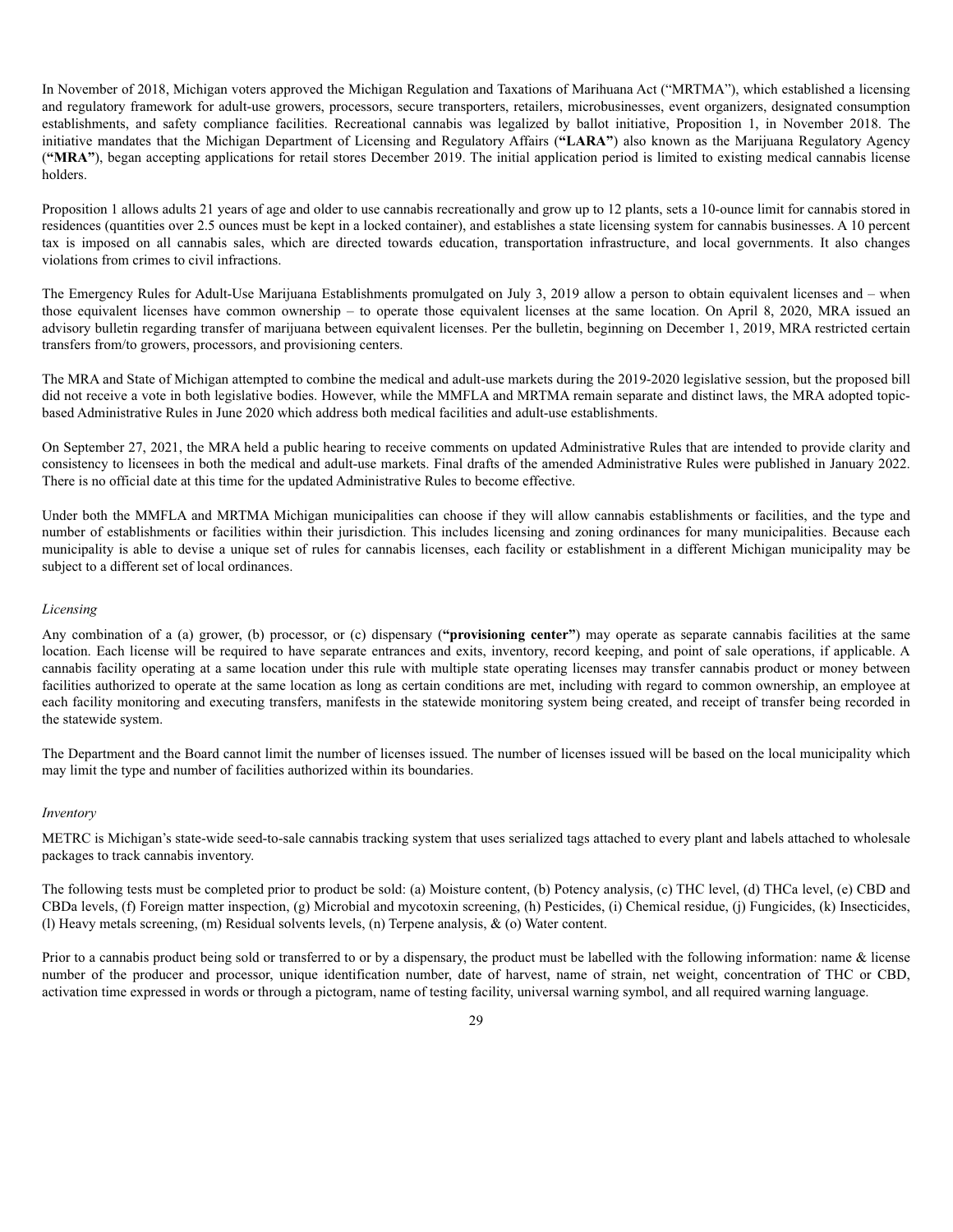In November of 2018, Michigan voters approved the Michigan Regulation and Taxations of Marihuana Act ("MRTMA"), which established a licensing and regulatory framework for adult-use growers, processors, secure transporters, retailers, microbusinesses, event organizers, designated consumption establishments, and safety compliance facilities. Recreational cannabis was legalized by ballot initiative, Proposition 1, in November 2018. The initiative mandates that the Michigan Department of Licensing and Regulatory Affairs (**"LARA"**) also known as the Marijuana Regulatory Agency (**"MRA"**), began accepting applications for retail stores December 2019. The initial application period is limited to existing medical cannabis license holders.

Proposition 1 allows adults 21 years of age and older to use cannabis recreationally and grow up to 12 plants, sets a 10-ounce limit for cannabis stored in residences (quantities over 2.5 ounces must be kept in a locked container), and establishes a state licensing system for cannabis businesses. A 10 percent tax is imposed on all cannabis sales, which are directed towards education, transportation infrastructure, and local governments. It also changes violations from crimes to civil infractions.

The Emergency Rules for Adult-Use Marijuana Establishments promulgated on July 3, 2019 allow a person to obtain equivalent licenses and – when those equivalent licenses have common ownership – to operate those equivalent licenses at the same location. On April 8, 2020, MRA issued an advisory bulletin regarding transfer of marijuana between equivalent licenses. Per the bulletin, beginning on December 1, 2019, MRA restricted certain transfers from/to growers, processors, and provisioning centers.

The MRA and State of Michigan attempted to combine the medical and adult-use markets during the 2019-2020 legislative session, but the proposed bill did not receive a vote in both legislative bodies. However, while the MMFLA and MRTMA remain separate and distinct laws, the MRA adopted topic-based Administrative Rules in June 2020 which address both medical facilities and adult-use establishments.

On September 27, 2021, the MRA held a public hearing to receive comments on updated Administrative Rules that are intended to provide clarity and consistency to licensees in both the medical and adult-use markets. Final drafts of the amended Administrative Rules were published in January 2022. There is no official date at this time for the updated Administrative Rules to become effective.

Under both the MMFLA and MRTMA Michigan municipalities can choose if they will allow cannabis establishments or facilities, and the type and number of establishments or facilities within their jurisdiction. This includes licensing and zoning ordinances for many municipalities. Because each municipality is able to devise a unique set of rules for cannabis licenses, each facility or establishment in a different Michigan municipality may be subject to a different set of local ordinances.

*Licensing*

Any combination of a (a) grower, (b) processor, or (c) dispensary (**"provisioning center"**) may operate as separate cannabis facilities at the same location. Each license will be required to have separate entrances and exits, inventory, record keeping, and point of sale operations, if applicable. A cannabis facility operating at a same location under this rule with multiple state operating licenses may transfer cannabis product or money between facilities authorized to operate at the same location as long as certain conditions are met, including with regard to common ownership, an employee at each facility monitoring and executing transfers, manifests in the statewide monitoring system being created, and receipt of transfer being recorded in the statewide system.

The Department and the Board cannot limit the number of licenses issued. The number of licenses issued will be based on the local municipality which may limit the type and number of facilities authorized within its boundaries.

*Inventory*

METRC is Michigan's state-wide seed-to-sale cannabis tracking system that uses serialized tags attached to every plant and labels attached to wholesale packages to track cannabis inventory.

The following tests must be completed prior to product be sold: (a) Moisture content, (b) Potency analysis, (c) THC level, (d) THCa level, (e) CBD and CBDa levels, (f) Foreign matter inspection, (g) Microbial and mycotoxin screening, (h) Pesticides, (i) Chemical residue, (j) Fungicides, (k) Insecticides, (l) Heavy metals screening, (m) Residual solvents levels, (n) Terpene analysis, & (o) Water content.

Prior to a cannabis product being sold or transferred to or by a dispensary, the product must be labelled with the following information: name & license number of the producer and processor, unique identification number, date of harvest, name of strain, net weight, concentration of THC or CBD, activation time expressed in words or through a pictogram, name of testing facility, universal warning symbol, and all required warning language.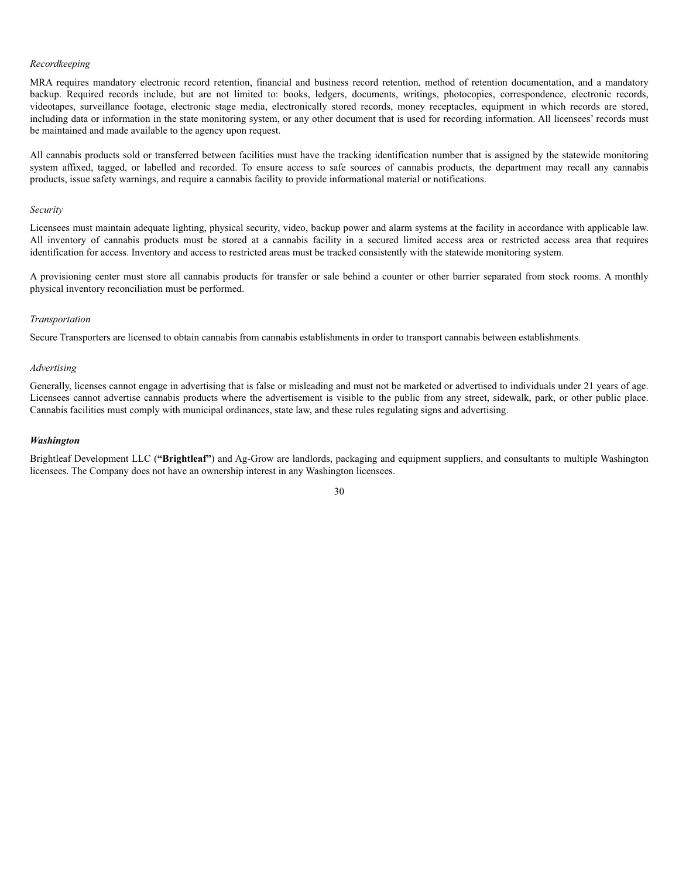*Recordkeeping*

MRA requires mandatory electronic record retention, financial and business record retention, method of retention documentation, and a mandatory backup. Required records include, but are not limited to: books, ledgers, documents, writings, photocopies, correspondence, electronic records, videotapes, surveillance footage, electronic stage media, electronically stored records, money receptacles, equipment in which records are stored, including data or information in the state monitoring system, or any other document that is used for recording information. All licensees' records must be maintained and made available to the agency upon request.

All cannabis products sold or transferred between facilities must have the tracking identification number that is assigned by the statewide monitoring system affixed, tagged, or labelled and recorded. To ensure access to safe sources of cannabis products, the department may recall any cannabis products, issue safety warnings, and require a cannabis facility to provide informational material or notifications.

*Security*

Licensees must maintain adequate lighting, physical security, video, backup power and alarm systems at the facility in accordance with applicable law. All inventory of cannabis products must be stored at a cannabis facility in a secured limited access area or restricted access area that requires identification for access. Inventory and access to restricted areas must be tracked consistently with the statewide monitoring system.

A provisioning center must store all cannabis products for transfer or sale behind a counter or other barrier separated from stock rooms. A monthly physical inventory reconciliation must be performed.

*Transportation*

Secure Transporters are licensed to obtain cannabis from cannabis establishments in order to transport cannabis between establishments.

*Advertising*

Generally, licenses cannot engage in advertising that is false or misleading and must not be marketed or advertised to individuals under 21 years of age. Licensees cannot advertise cannabis products where the advertisement is visible to the public from any street, sidewalk, park, or other public place. Cannabis facilities must comply with municipal ordinances, state law, and these rules regulating signs and advertising.

***Washington***

Brightleaf Development LLC (**"Brightleaf"**) and Ag-Grow are landlords, packaging and equipment suppliers, and consultants to multiple Washington licensees. The Company does not have an ownership interest in any Washington licensees.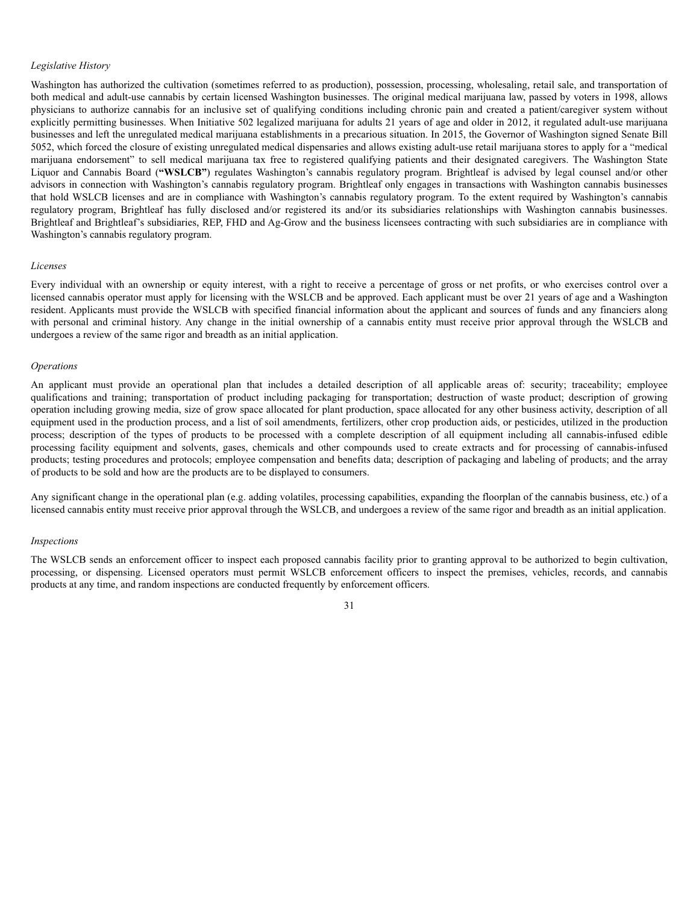*Legislative History*

Washington has authorized the cultivation (sometimes referred to as production), possession, processing, wholesaling, retail sale, and transportation of both medical and adult-use cannabis by certain licensed Washington businesses. The original medical marijuana law, passed by voters in 1998, allows physicians to authorize cannabis for an inclusive set of qualifying conditions including chronic pain and created a patient/caregiver system without explicitly permitting businesses. When Initiative 502 legalized marijuana for adults 21 years of age and older in 2012, it regulated adult-use marijuana businesses and left the unregulated medical marijuana establishments in a precarious situation. In 2015, the Governor of Washington signed Senate Bill 5052, which forced the closure of existing unregulated medical dispensaries and allows existing adult-use retail marijuana stores to apply for a "medical marijuana endorsement" to sell medical marijuana tax free to registered qualifying patients and their designated caregivers. The Washington State Liquor and Cannabis Board (**"WSLCB"**) regulates Washington's cannabis regulatory program. Brightleaf is advised by legal counsel and/or other advisors in connection with Washington's cannabis regulatory program. Brightleaf only engages in transactions with Washington cannabis businesses that hold WSLCB licenses and are in compliance with Washington's cannabis regulatory program. To the extent required by Washington's cannabis regulatory program, Brightleaf has fully disclosed and/or registered its and/or its subsidiaries relationships with Washington cannabis businesses. Brightleaf and Brightleaf's subsidiaries, REP, FHD and Ag-Grow and the business licensees contracting with such subsidiaries are in compliance with Washington's cannabis regulatory program.

*Licenses*

Every individual with an ownership or equity interest, with a right to receive a percentage of gross or net profits, or who exercises control over a licensed cannabis operator must apply for licensing with the WSLCB and be approved. Each applicant must be over 21 years of age and a Washington resident. Applicants must provide the WSLCB with specified financial information about the applicant and sources of funds and any financiers along with personal and criminal history. Any change in the initial ownership of a cannabis entity must receive prior approval through the WSLCB and undergoes a review of the same rigor and breadth as an initial application.

*Operations*

An applicant must provide an operational plan that includes a detailed description of all applicable areas of: security; traceability; employee qualifications and training; transportation of product including packaging for transportation; destruction of waste product; description of growing operation including growing media, size of grow space allocated for plant production, space allocated for any other business activity, description of all equipment used in the production process, and a list of soil amendments, fertilizers, other crop production aids, or pesticides, utilized in the production process; description of the types of products to be processed with a complete description of all equipment including all cannabis-infused edible processing facility equipment and solvents, gases, chemicals and other compounds used to create extracts and for processing of cannabis-infused products; testing procedures and protocols; employee compensation and benefits data; description of packaging and labeling of products; and the array of products to be sold and how are the products are to be displayed to consumers.

Any significant change in the operational plan (e.g. adding volatiles, processing capabilities, expanding the floorplan of the cannabis business, etc.) of a licensed cannabis entity must receive prior approval through the WSLCB, and undergoes a review of the same rigor and breadth as an initial application.

*Inspections*

The WSLCB sends an enforcement officer to inspect each proposed cannabis facility prior to granting approval to be authorized to begin cultivation, processing, or dispensing. Licensed operators must permit WSLCB enforcement officers to inspect the premises, vehicles, records, and cannabis products at any time, and random inspections are conducted frequently by enforcement officers.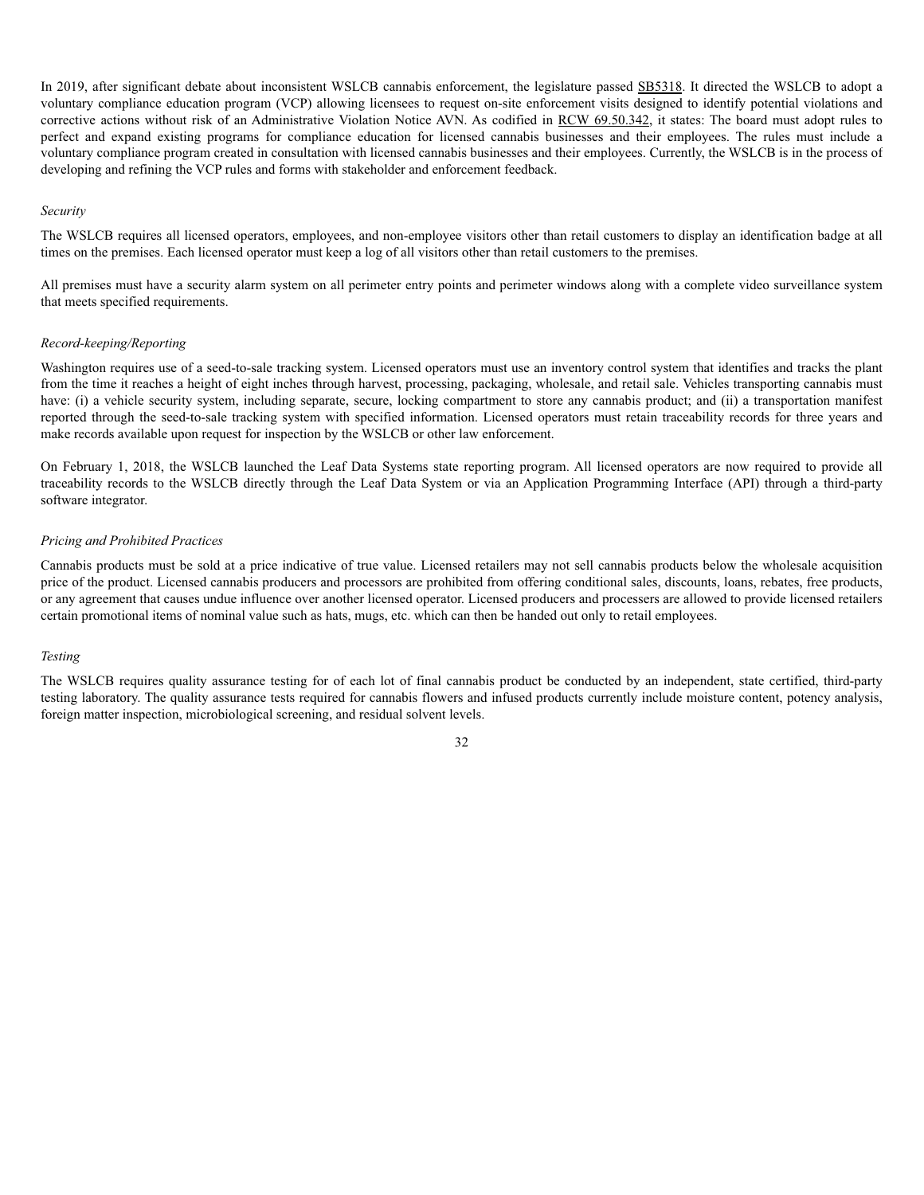In 2019, after significant debate about inconsistent WSLCB cannabis enforcement, the legislature passed SB5318. It directed the WSLCB to adopt a voluntary compliance education program (VCP) allowing licensees to request on-site enforcement visits designed to identify potential violations and corrective actions without risk of an Administrative Violation Notice AVN. As codified in RCW 69.50.342, it states: The board must adopt rules to perfect and expand existing programs for compliance education for licensed cannabis businesses and their employees. The rules must include a voluntary compliance program created in consultation with licensed cannabis businesses and their employees. Currently, the WSLCB is in the process of developing and refining the VCP rules and forms with stakeholder and enforcement feedback.

*Security*

The WSLCB requires all licensed operators, employees, and non-employee visitors other than retail customers to display an identification badge at all times on the premises. Each licensed operator must keep a log of all visitors other than retail customers to the premises.

All premises must have a security alarm system on all perimeter entry points and perimeter windows along with a complete video surveillance system that meets specified requirements.

*Record-keeping/Reporting*

Washington requires use of a seed-to-sale tracking system. Licensed operators must use an inventory control system that identifies and tracks the plant from the time it reaches a height of eight inches through harvest, processing, packaging, wholesale, and retail sale. Vehicles transporting cannabis must have: (i) a vehicle security system, including separate, secure, locking compartment to store any cannabis product; and (ii) a transportation manifest reported through the seed-to-sale tracking system with specified information. Licensed operators must retain traceability records for three years and make records available upon request for inspection by the WSLCB or other law enforcement.

On February 1, 2018, the WSLCB launched the Leaf Data Systems state reporting program. All licensed operators are now required to provide all traceability records to the WSLCB directly through the Leaf Data System or via an Application Programming Interface (API) through a third-party software integrator.

*Pricing and Prohibited Practices*

Cannabis products must be sold at a price indicative of true value. Licensed retailers may not sell cannabis products below the wholesale acquisition price of the product. Licensed cannabis producers and processors are prohibited from offering conditional sales, discounts, loans, rebates, free products, or any agreement that causes undue influence over another licensed operator. Licensed producers and processers are allowed to provide licensed retailers certain promotional items of nominal value such as hats, mugs, etc. which can then be handed out only to retail employees.

*Testing*

The WSLCB requires quality assurance testing for of each lot of final cannabis product be conducted by an independent, state certified, third-party testing laboratory. The quality assurance tests required for cannabis flowers and infused products currently include moisture content, potency analysis, foreign matter inspection, microbiological screening, and residual solvent levels.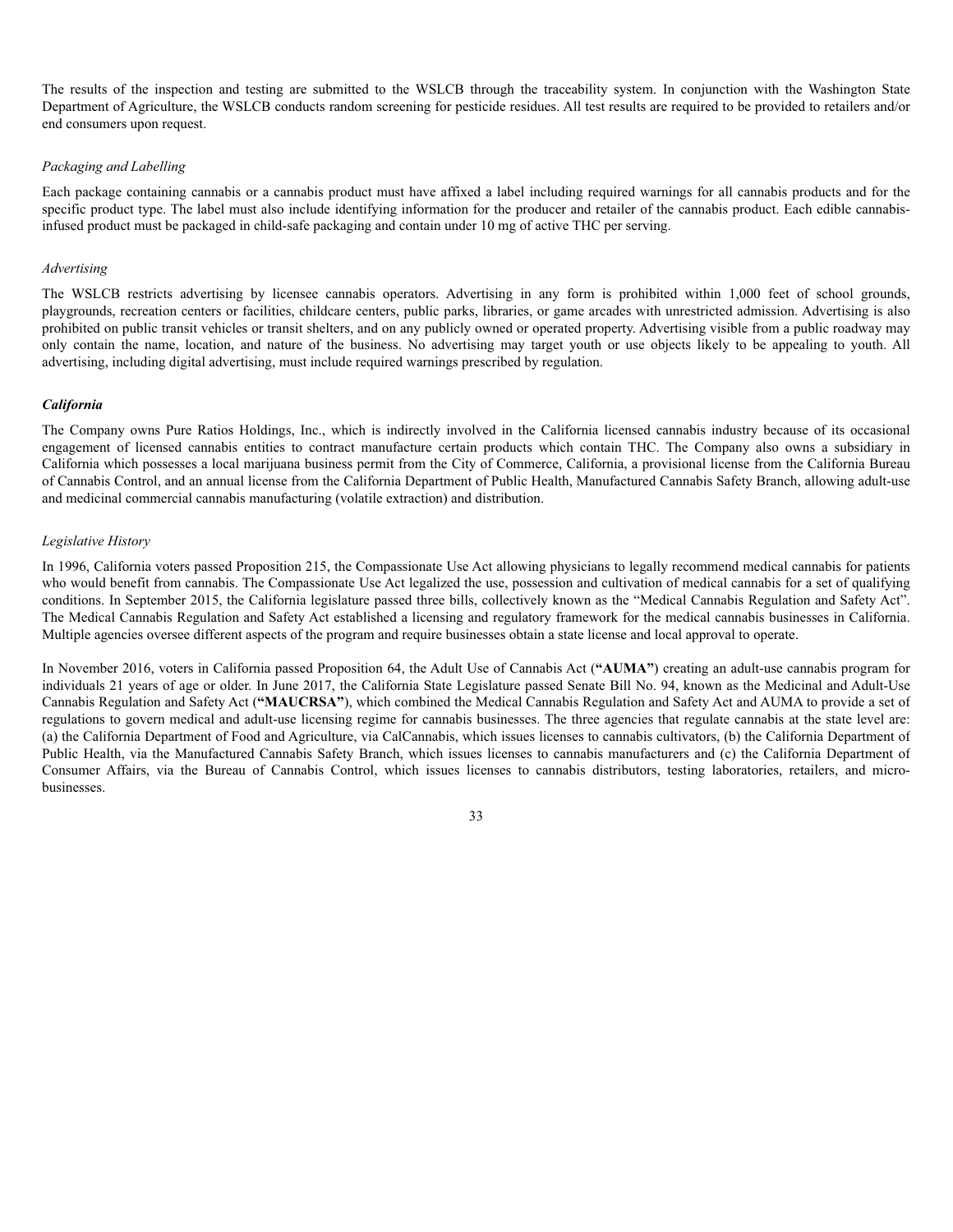The results of the inspection and testing are submitted to the WSLCB through the traceability system. In conjunction with the Washington State Department of Agriculture, the WSLCB conducts random screening for pesticide residues. All test results are required to be provided to retailers and/or end consumers upon request.

*Packaging and Labelling*

Each package containing cannabis or a cannabis product must have affixed a label including required warnings for all cannabis products and for the specific product type. The label must also include identifying information for the producer and retailer of the cannabis product. Each edible cannabis-infused product must be packaged in child-safe packaging and contain under 10 mg of active THC per serving.

*Advertising*

The WSLCB restricts advertising by licensee cannabis operators. Advertising in any form is prohibited within 1,000 feet of school grounds, playgrounds, recreation centers or facilities, childcare centers, public parks, libraries, or game arcades with unrestricted admission. Advertising is also prohibited on public transit vehicles or transit shelters, and on any publicly owned or operated property. Advertising visible from a public roadway may only contain the name, location, and nature of the business. No advertising may target youth or use objects likely to be appealing to youth. All advertising, including digital advertising, must include required warnings prescribed by regulation.

***California***

The Company owns Pure Ratios Holdings, Inc., which is indirectly involved in the California licensed cannabis industry because of its occasional engagement of licensed cannabis entities to contract manufacture certain products which contain THC. The Company also owns a subsidiary in California which possesses a local marijuana business permit from the City of Commerce, California, a provisional license from the California Bureau of Cannabis Control, and an annual license from the California Department of Public Health, Manufactured Cannabis Safety Branch, allowing adult-use and medicinal commercial cannabis manufacturing (volatile extraction) and distribution.

*Legislative History*

In 1996, California voters passed Proposition 215, the Compassionate Use Act allowing physicians to legally recommend medical cannabis for patients who would benefit from cannabis. The Compassionate Use Act legalized the use, possession and cultivation of medical cannabis for a set of qualifying conditions. In September 2015, the California legislature passed three bills, collectively known as the "Medical Cannabis Regulation and Safety Act". The Medical Cannabis Regulation and Safety Act established a licensing and regulatory framework for the medical cannabis businesses in California. Multiple agencies oversee different aspects of the program and require businesses obtain a state license and local approval to operate.

In November 2016, voters in California passed Proposition 64, the Adult Use of Cannabis Act (**"AUMA"**) creating an adult-use cannabis program for individuals 21 years of age or older. In June 2017, the California State Legislature passed Senate Bill No. 94, known as the Medicinal and Adult-Use Cannabis Regulation and Safety Act (**"MAUCRSA"**), which combined the Medical Cannabis Regulation and Safety Act and AUMA to provide a set of regulations to govern medical and adult-use licensing regime for cannabis businesses. The three agencies that regulate cannabis at the state level are: (a) the California Department of Food and Agriculture, via CalCannabis, which issues licenses to cannabis cultivators, (b) the California Department of Public Health, via the Manufactured Cannabis Safety Branch, which issues licenses to cannabis manufacturers and (c) the California Department of Consumer Affairs, via the Bureau of Cannabis Control, which issues licenses to cannabis distributors, testing laboratories, retailers, and micro-businesses.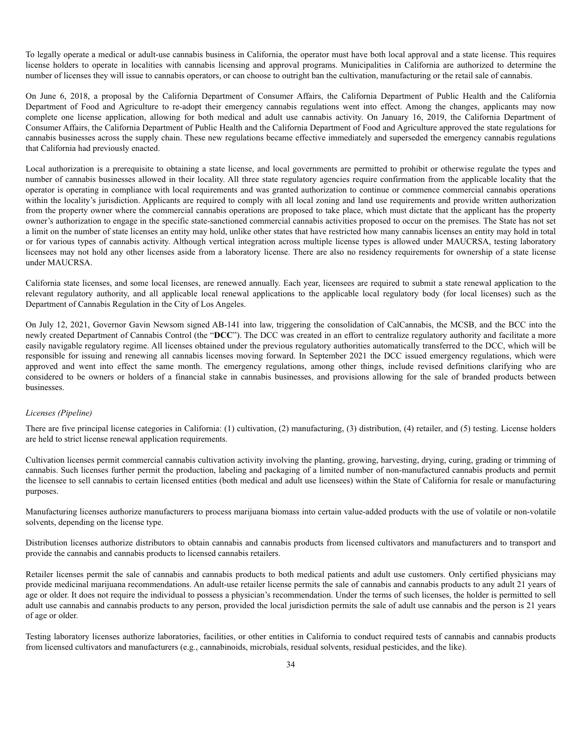To legally operate a medical or adult-use cannabis business in California, the operator must have both local approval and a state license. This requires license holders to operate in localities with cannabis licensing and approval programs. Municipalities in California are authorized to determine the number of licenses they will issue to cannabis operators, or can choose to outright ban the cultivation, manufacturing or the retail sale of cannabis.

On June 6, 2018, a proposal by the California Department of Consumer Affairs, the California Department of Public Health and the California Department of Food and Agriculture to re-adopt their emergency cannabis regulations went into effect. Among the changes, applicants may now complete one license application, allowing for both medical and adult use cannabis activity. On January 16, 2019, the California Department of Consumer Affairs, the California Department of Public Health and the California Department of Food and Agriculture approved the state regulations for cannabis businesses across the supply chain. These new regulations became effective immediately and superseded the emergency cannabis regulations that California had previously enacted.

Local authorization is a prerequisite to obtaining a state license, and local governments are permitted to prohibit or otherwise regulate the types and number of cannabis businesses allowed in their locality. All three state regulatory agencies require confirmation from the applicable locality that the operator is operating in compliance with local requirements and was granted authorization to continue or commence commercial cannabis operations within the locality's jurisdiction. Applicants are required to comply with all local zoning and land use requirements and provide written authorization from the property owner where the commercial cannabis operations are proposed to take place, which must dictate that the applicant has the property owner's authorization to engage in the specific state-sanctioned commercial cannabis activities proposed to occur on the premises. The State has not set a limit on the number of state licenses an entity may hold, unlike other states that have restricted how many cannabis licenses an entity may hold in total or for various types of cannabis activity. Although vertical integration across multiple license types is allowed under MAUCRSA, testing laboratory licensees may not hold any other licenses aside from a laboratory license. There are also no residency requirements for ownership of a state license under MAUCRSA.

California state licenses, and some local licenses, are renewed annually. Each year, licensees are required to submit a state renewal application to the relevant regulatory authority, and all applicable local renewal applications to the applicable local regulatory body (for local licenses) such as the Department of Cannabis Regulation in the City of Los Angeles.

On July 12, 2021, Governor Gavin Newsom signed AB-141 into law, triggering the consolidation of CalCannabis, the MCSB, and the BCC into the newly created Department of Cannabis Control (the "**DCC**"). The DCC was created in an effort to centralize regulatory authority and facilitate a more easily navigable regulatory regime. All licenses obtained under the previous regulatory authorities automatically transferred to the DCC, which will be responsible for issuing and renewing all cannabis licenses moving forward. In September 2021 the DCC issued emergency regulations, which were approved and went into effect the same month. The emergency regulations, among other things, include revised definitions clarifying who are considered to be owners or holders of a financial stake in cannabis businesses, and provisions allowing for the sale of branded products between businesses.

*Licenses (Pipeline)*

There are five principal license categories in California: (1) cultivation, (2) manufacturing, (3) distribution, (4) retailer, and (5) testing. License holders are held to strict license renewal application requirements.

Cultivation licenses permit commercial cannabis cultivation activity involving the planting, growing, harvesting, drying, curing, grading or trimming of cannabis. Such licenses further permit the production, labeling and packaging of a limited number of non-manufactured cannabis products and permit the licensee to sell cannabis to certain licensed entities (both medical and adult use licensees) within the State of California for resale or manufacturing purposes.

Manufacturing licenses authorize manufacturers to process marijuana biomass into certain value-added products with the use of volatile or non-volatile solvents, depending on the license type.

Distribution licenses authorize distributors to obtain cannabis and cannabis products from licensed cultivators and manufacturers and to transport and provide the cannabis and cannabis products to licensed cannabis retailers.

Retailer licenses permit the sale of cannabis and cannabis products to both medical patients and adult use customers. Only certified physicians may provide medicinal marijuana recommendations. An adult-use retailer license permits the sale of cannabis and cannabis products to any adult 21 years of age or older. It does not require the individual to possess a physician's recommendation. Under the terms of such licenses, the holder is permitted to sell adult use cannabis and cannabis products to any person, provided the local jurisdiction permits the sale of adult use cannabis and the person is 21 years of age or older.

Testing laboratory licenses authorize laboratories, facilities, or other entities in California to conduct required tests of cannabis and cannabis products from licensed cultivators and manufacturers (e.g., cannabinoids, microbials, residual solvents, residual pesticides, and the like).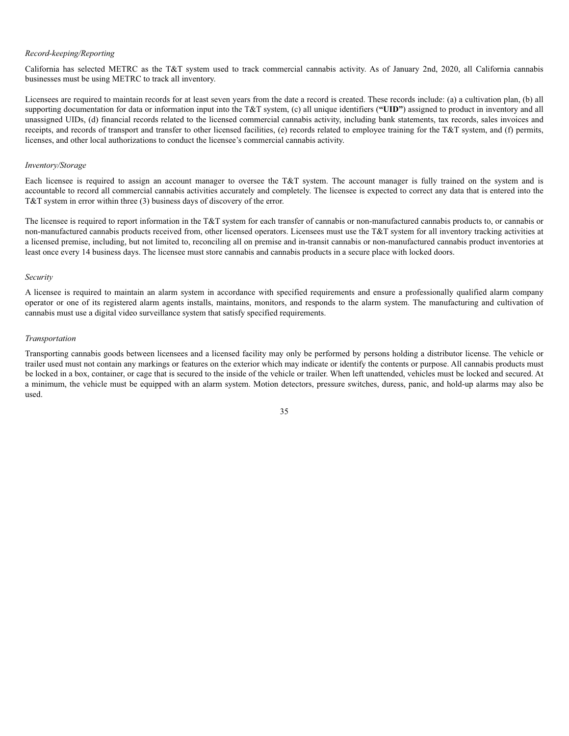*Record-keeping/Reporting*

California has selected METRC as the T&T system used to track commercial cannabis activity. As of January 2nd, 2020, all California cannabis businesses must be using METRC to track all inventory.

Licensees are required to maintain records for at least seven years from the date a record is created. These records include: (a) a cultivation plan, (b) all supporting documentation for data or information input into the T&T system, (c) all unique identifiers (**"UID"**) assigned to product in inventory and all unassigned UIDs, (d) financial records related to the licensed commercial cannabis activity, including bank statements, tax records, sales invoices and receipts, and records of transport and transfer to other licensed facilities, (e) records related to employee training for the T&T system, and (f) permits, licenses, and other local authorizations to conduct the licensee's commercial cannabis activity.

*Inventory/Storage*

Each licensee is required to assign an account manager to oversee the T&T system. The account manager is fully trained on the system and is accountable to record all commercial cannabis activities accurately and completely. The licensee is expected to correct any data that is entered into the T&T system in error within three (3) business days of discovery of the error.

The licensee is required to report information in the T&T system for each transfer of cannabis or non-manufactured cannabis products to, or cannabis or non-manufactured cannabis products received from, other licensed operators. Licensees must use the T&T system for all inventory tracking activities at a licensed premise, including, but not limited to, reconciling all on premise and in-transit cannabis or non-manufactured cannabis product inventories at least once every 14 business days. The licensee must store cannabis and cannabis products in a secure place with locked doors.

*Security*

A licensee is required to maintain an alarm system in accordance with specified requirements and ensure a professionally qualified alarm company operator or one of its registered alarm agents installs, maintains, monitors, and responds to the alarm system. The manufacturing and cultivation of cannabis must use a digital video surveillance system that satisfy specified requirements.

*Transportation*

Transporting cannabis goods between licensees and a licensed facility may only be performed by persons holding a distributor license. The vehicle or trailer used must not contain any markings or features on the exterior which may indicate or identify the contents or purpose. All cannabis products must be locked in a box, container, or cage that is secured to the inside of the vehicle or trailer. When left unattended, vehicles must be locked and secured. At a minimum, the vehicle must be equipped with an alarm system. Motion detectors, pressure switches, duress, panic, and hold-up alarms may also be used.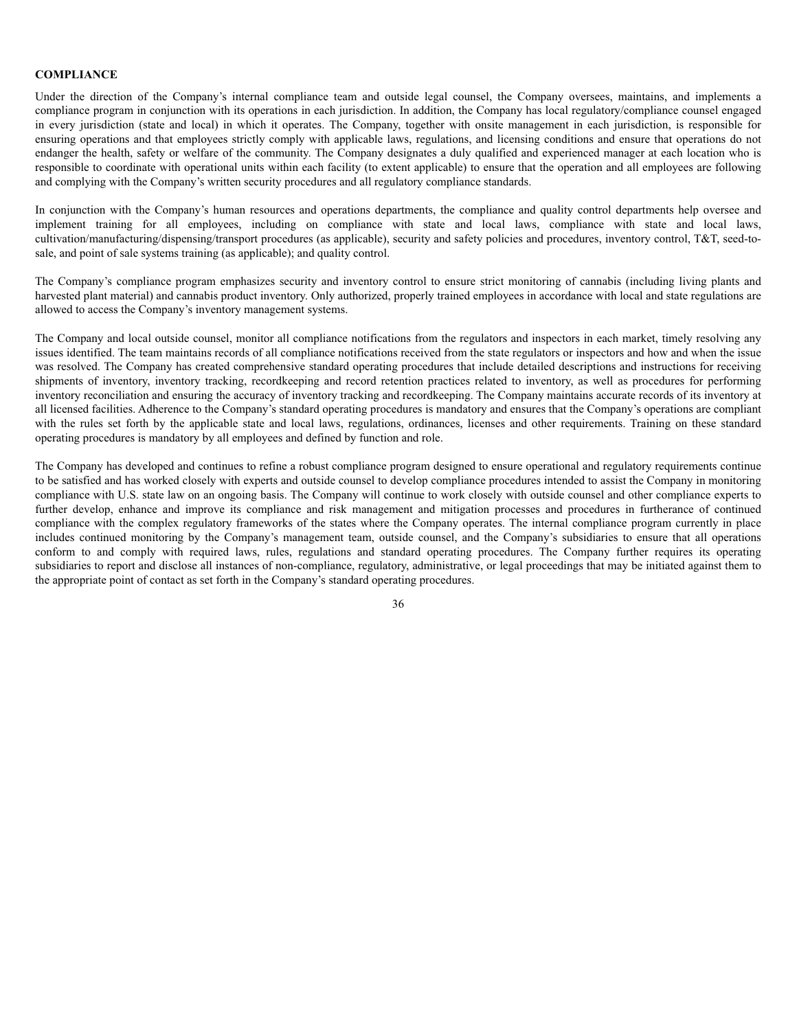**COMPLIANCE**

Under the direction of the Company's internal compliance team and outside legal counsel, the Company oversees, maintains, and implements a compliance program in conjunction with its operations in each jurisdiction. In addition, the Company has local regulatory/compliance counsel engaged in every jurisdiction (state and local) in which it operates. The Company, together with onsite management in each jurisdiction, is responsible for ensuring operations and that employees strictly comply with applicable laws, regulations, and licensing conditions and ensure that operations do not endanger the health, safety or welfare of the community. The Company designates a duly qualified and experienced manager at each location who is responsible to coordinate with operational units within each facility (to extent applicable) to ensure that the operation and all employees are following and complying with the Company's written security procedures and all regulatory compliance standards.

In conjunction with the Company's human resources and operations departments, the compliance and quality control departments help oversee and implement training for all employees, including on compliance with state and local laws, compliance with state and local laws, cultivation/manufacturing/dispensing/transport procedures (as applicable), security and safety policies and procedures, inventory control, T&T, seed-to-sale, and point of sale systems training (as applicable); and quality control.

The Company's compliance program emphasizes security and inventory control to ensure strict monitoring of cannabis (including living plants and harvested plant material) and cannabis product inventory. Only authorized, properly trained employees in accordance with local and state regulations are allowed to access the Company's inventory management systems.

The Company and local outside counsel, monitor all compliance notifications from the regulators and inspectors in each market, timely resolving any issues identified. The team maintains records of all compliance notifications received from the state regulators or inspectors and how and when the issue was resolved. The Company has created comprehensive standard operating procedures that include detailed descriptions and instructions for receiving shipments of inventory, inventory tracking, recordkeeping and record retention practices related to inventory, as well as procedures for performing inventory reconciliation and ensuring the accuracy of inventory tracking and recordkeeping. The Company maintains accurate records of its inventory at all licensed facilities. Adherence to the Company's standard operating procedures is mandatory and ensures that the Company's operations are compliant with the rules set forth by the applicable state and local laws, regulations, ordinances, licenses and other requirements. Training on these standard operating procedures is mandatory by all employees and defined by function and role.

The Company has developed and continues to refine a robust compliance program designed to ensure operational and regulatory requirements continue to be satisfied and has worked closely with experts and outside counsel to develop compliance procedures intended to assist the Company in monitoring compliance with U.S. state law on an ongoing basis. The Company will continue to work closely with outside counsel and other compliance experts to further develop, enhance and improve its compliance and risk management and mitigation processes and procedures in furtherance of continued compliance with the complex regulatory frameworks of the states where the Company operates. The internal compliance program currently in place includes continued monitoring by the Company's management team, outside counsel, and the Company's subsidiaries to ensure that all operations conform to and comply with required laws, rules, regulations and standard operating procedures. The Company further requires its operating subsidiaries to report and disclose all instances of non-compliance, regulatory, administrative, or legal proceedings that may be initiated against them to the appropriate point of contact as set forth in the Company's standard operating procedures.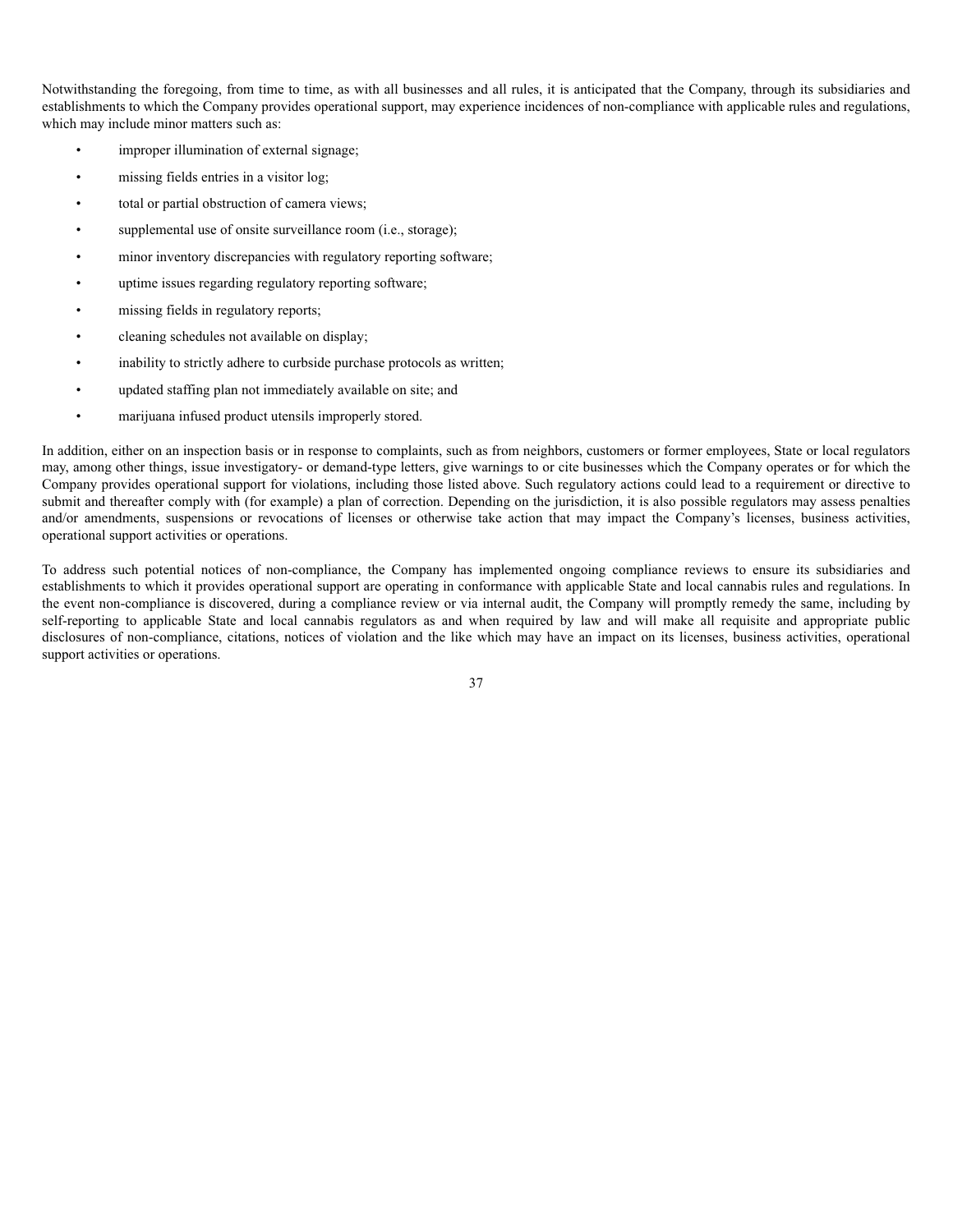Notwithstanding the foregoing, from time to time, as with all businesses and all rules, it is anticipated that the Company, through its subsidiaries and establishments to which the Company provides operational support, may experience incidences of non-compliance with applicable rules and regulations, which may include minor matters such as:

- improper illumination of external signage;
- missing fields entries in a visitor log;
- total or partial obstruction of camera views;
- supplemental use of onsite surveillance room (i.e., storage);
- minor inventory discrepancies with regulatory reporting software;
- uptime issues regarding regulatory reporting software;
- missing fields in regulatory reports;
- cleaning schedules not available on display;
- inability to strictly adhere to curbside purchase protocols as written;
- updated staffing plan not immediately available on site; and
- marijuana infused product utensils improperly stored.

In addition, either on an inspection basis or in response to complaints, such as from neighbors, customers or former employees, State or local regulators may, among other things, issue investigatory- or demand-type letters, give warnings to or cite businesses which the Company operates or for which the Company provides operational support for violations, including those listed above. Such regulatory actions could lead to a requirement or directive to submit and thereafter comply with (for example) a plan of correction. Depending on the jurisdiction, it is also possible regulators may assess penalties and/or amendments, suspensions or revocations of licenses or otherwise take action that may impact the Company's licenses, business activities, operational support activities or operations.

To address such potential notices of non-compliance, the Company has implemented ongoing compliance reviews to ensure its subsidiaries and establishments to which it provides operational support are operating in conformance with applicable State and local cannabis rules and regulations. In the event non-compliance is discovered, during a compliance review or via internal audit, the Company will promptly remedy the same, including by self-reporting to applicable State and local cannabis regulators as and when required by law and will make all requisite and appropriate public disclosures of non-compliance, citations, notices of violation and the like which may have an impact on its licenses, business activities, operational support activities or operations.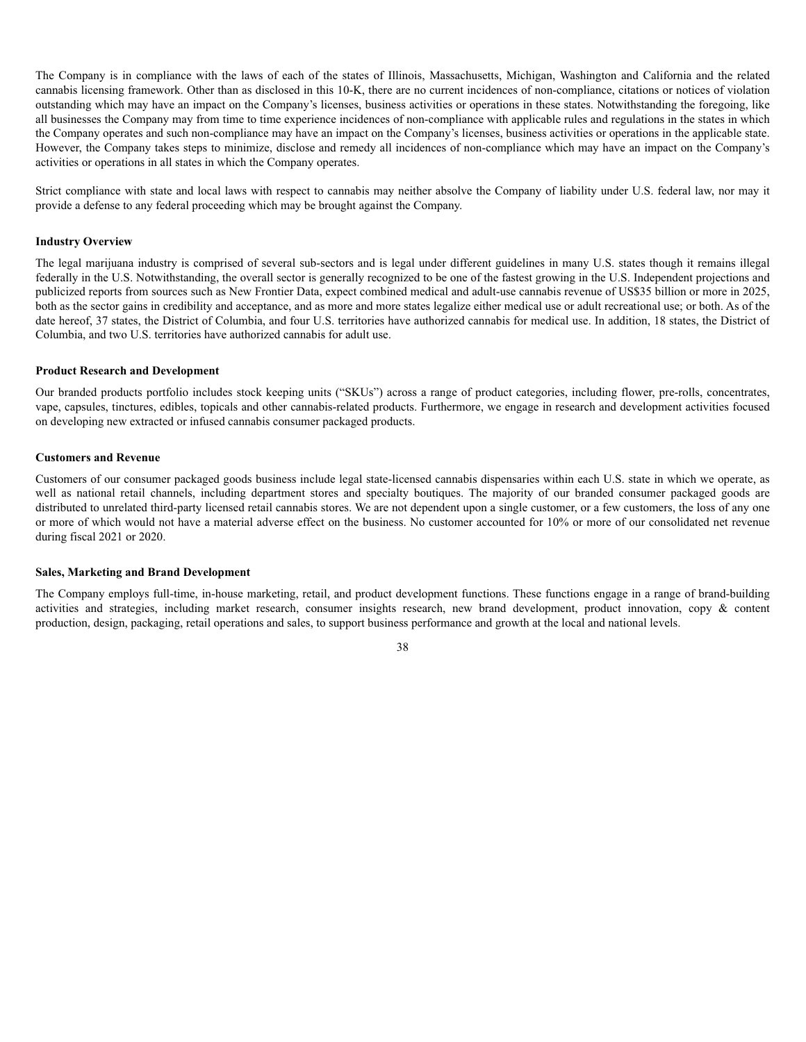The Company is in compliance with the laws of each of the states of Illinois, Massachusetts, Michigan, Washington and California and the related cannabis licensing framework. Other than as disclosed in this 10-K, there are no current incidences of non-compliance, citations or notices of violation outstanding which may have an impact on the Company's licenses, business activities or operations in these states. Notwithstanding the foregoing, like all businesses the Company may from time to time experience incidences of non-compliance with applicable rules and regulations in the states in which the Company operates and such non-compliance may have an impact on the Company's licenses, business activities or operations in the applicable state. However, the Company takes steps to minimize, disclose and remedy all incidences of non-compliance which may have an impact on the Company's activities or operations in all states in which the Company operates.

Strict compliance with state and local laws with respect to cannabis may neither absolve the Company of liability under U.S. federal law, nor may it provide a defense to any federal proceeding which may be brought against the Company.

**Industry Overview**

The legal marijuana industry is comprised of several sub-sectors and is legal under different guidelines in many U.S. states though it remains illegal federally in the U.S. Notwithstanding, the overall sector is generally recognized to be one of the fastest growing in the U.S. Independent projections and publicized reports from sources such as New Frontier Data, expect combined medical and adult-use cannabis revenue of US$35 billion or more in 2025, both as the sector gains in credibility and acceptance, and as more and more states legalize either medical use or adult recreational use; or both. As of the date hereof, 37 states, the District of Columbia, and four U.S. territories have authorized cannabis for medical use. In addition, 18 states, the District of Columbia, and two U.S. territories have authorized cannabis for adult use.

**Product Research and Development**

Our branded products portfolio includes stock keeping units ("SKUs") across a range of product categories, including flower, pre-rolls, concentrates, vape, capsules, tinctures, edibles, topicals and other cannabis-related products. Furthermore, we engage in research and development activities focused on developing new extracted or infused cannabis consumer packaged products.

**Customers and Revenue**

Customers of our consumer packaged goods business include legal state-licensed cannabis dispensaries within each U.S. state in which we operate, as well as national retail channels, including department stores and specialty boutiques. The majority of our branded consumer packaged goods are distributed to unrelated third-party licensed retail cannabis stores. We are not dependent upon a single customer, or a few customers, the loss of any one or more of which would not have a material adverse effect on the business. No customer accounted for 10% or more of our consolidated net revenue during fiscal 2021 or 2020.

**Sales, Marketing and Brand Development**

The Company employs full-time, in-house marketing, retail, and product development functions. These functions engage in a range of brand-building activities and strategies, including market research, consumer insights research, new brand development, product innovation, copy & content production, design, packaging, retail operations and sales, to support business performance and growth at the local and national levels.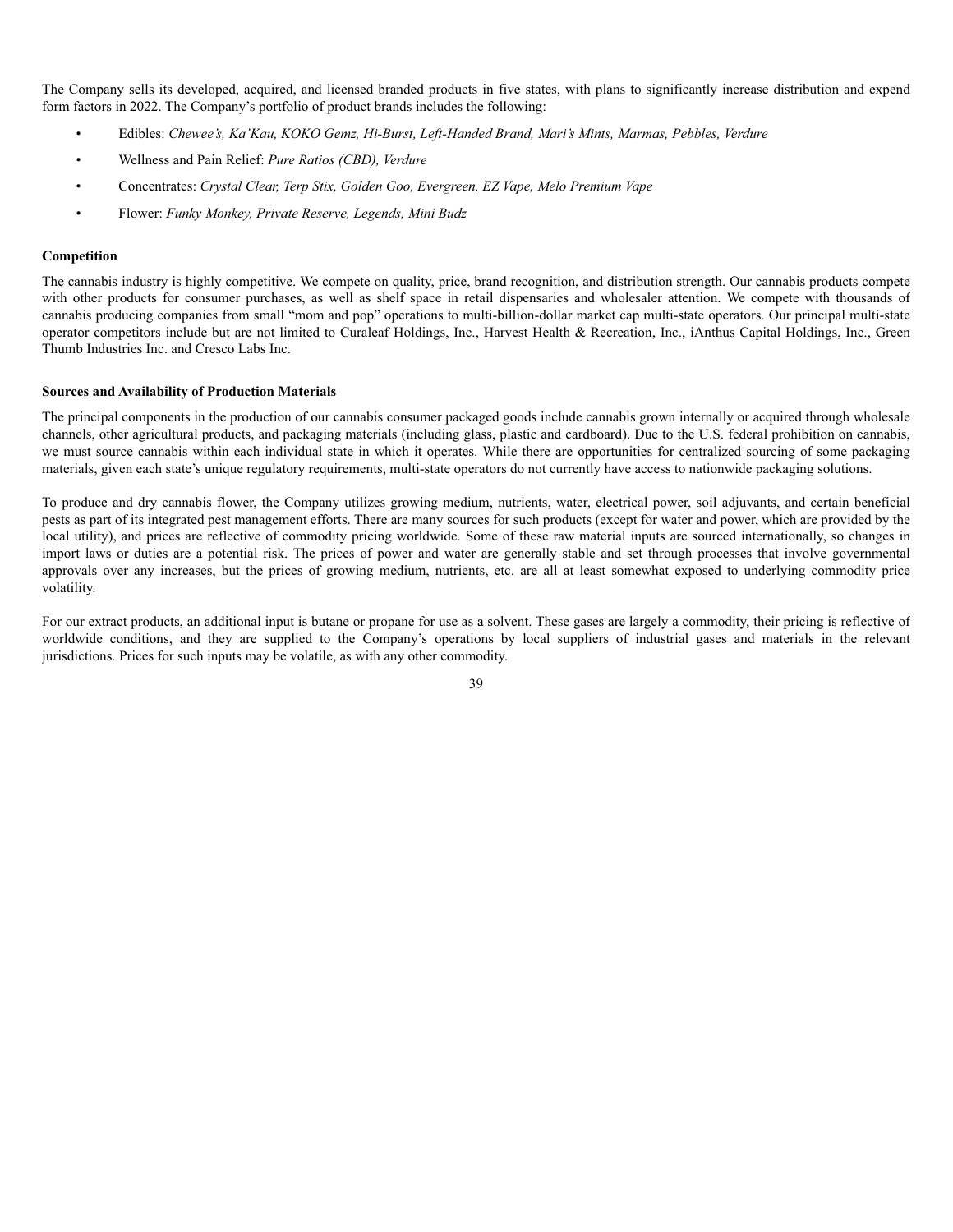The Company sells its developed, acquired, and licensed branded products in five states, with plans to significantly increase distribution and expend form factors in 2022. The Company's portfolio of product brands includes the following:

- Edibles: *Chewee's, Ka'Kau, KOKO Gemz, Hi-Burst, Left-Handed Brand, Mari's Mints, Marmas, Pebbles, Verdure*
- Wellness and Pain Relief: *Pure Ratios (CBD), Verdure*
- Concentrates: *Crystal Clear, Terp Stix, Golden Goo, Evergreen, EZ Vape, Melo Premium Vape*
- Flower: *Funky Monkey, Private Reserve, Legends, Mini Budz*

**Competition**

The cannabis industry is highly competitive. We compete on quality, price, brand recognition, and distribution strength. Our cannabis products compete with other products for consumer purchases, as well as shelf space in retail dispensaries and wholesaler attention. We compete with thousands of cannabis producing companies from small "mom and pop" operations to multi-billion-dollar market cap multi-state operators. Our principal multi-state operator competitors include but are not limited to Curaleaf Holdings, Inc., Harvest Health & Recreation, Inc., iAnthus Capital Holdings, Inc., Green Thumb Industries Inc. and Cresco Labs Inc.

**Sources and Availability of Production Materials**

The principal components in the production of our cannabis consumer packaged goods include cannabis grown internally or acquired through wholesale channels, other agricultural products, and packaging materials (including glass, plastic and cardboard). Due to the U.S. federal prohibition on cannabis, we must source cannabis within each individual state in which it operates. While there are opportunities for centralized sourcing of some packaging materials, given each state's unique regulatory requirements, multi-state operators do not currently have access to nationwide packaging solutions.

To produce and dry cannabis flower, the Company utilizes growing medium, nutrients, water, electrical power, soil adjuvants, and certain beneficial pests as part of its integrated pest management efforts. There are many sources for such products (except for water and power, which are provided by the local utility), and prices are reflective of commodity pricing worldwide. Some of these raw material inputs are sourced internationally, so changes in import laws or duties are a potential risk. The prices of power and water are generally stable and set through processes that involve governmental approvals over any increases, but the prices of growing medium, nutrients, etc. are all at least somewhat exposed to underlying commodity price volatility.

For our extract products, an additional input is butane or propane for use as a solvent. These gases are largely a commodity, their pricing is reflective of worldwide conditions, and they are supplied to the Company's operations by local suppliers of industrial gases and materials in the relevant jurisdictions. Prices for such inputs may be volatile, as with any other commodity.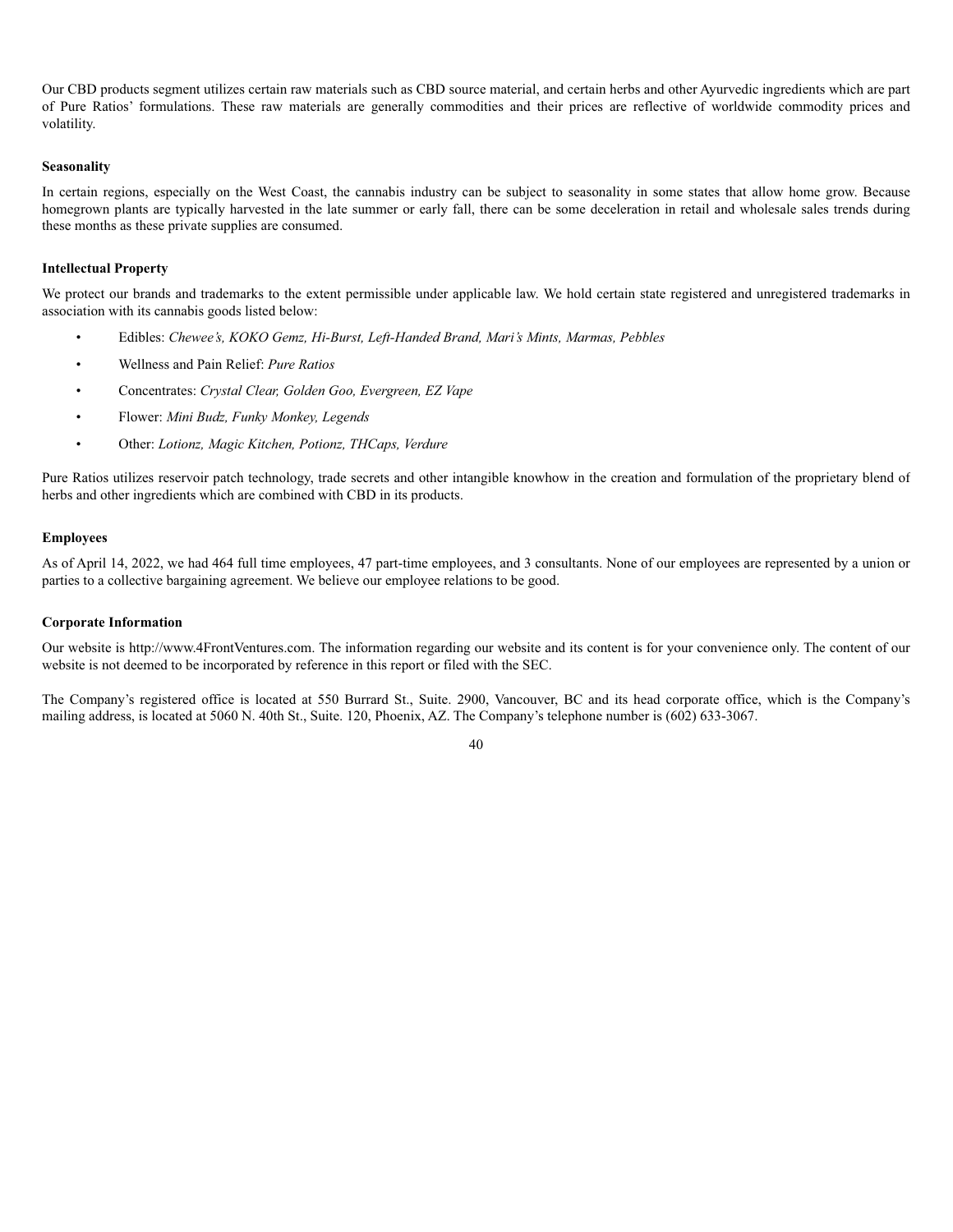Our CBD products segment utilizes certain raw materials such as CBD source material, and certain herbs and other Ayurvedic ingredients which are part of Pure Ratios' formulations. These raw materials are generally commodities and their prices are reflective of worldwide commodity prices and volatility.

**Seasonality**

In certain regions, especially on the West Coast, the cannabis industry can be subject to seasonality in some states that allow home grow. Because homegrown plants are typically harvested in the late summer or early fall, there can be some deceleration in retail and wholesale sales trends during these months as these private supplies are consumed.

**Intellectual Property**

We protect our brands and trademarks to the extent permissible under applicable law. We hold certain state registered and unregistered trademarks in association with its cannabis goods listed below:

- Edibles: *Chewee's, KOKO Gemz, Hi-Burst, Left-Handed Brand, Mari's Mints, Marmas, Pebbles*
- Wellness and Pain Relief: *Pure Ratios*
- Concentrates: *Crystal Clear, Golden Goo, Evergreen, EZ Vape*
- Flower: *Mini Budz, Funky Monkey, Legends*
- Other: *Lotionz, Magic Kitchen, Potionz, THCaps, Verdure*

Pure Ratios utilizes reservoir patch technology, trade secrets and other intangible knowhow in the creation and formulation of the proprietary blend of herbs and other ingredients which are combined with CBD in its products.

**Employees**

As of April 14, 2022, we had 464 full time employees, 47 part-time employees, and 3 consultants. None of our employees are represented by a union or parties to a collective bargaining agreement. We believe our employee relations to be good.

**Corporate Information**

Our website is http://www.4FrontVentures.com. The information regarding our website and its content is for your convenience only. The content of our website is not deemed to be incorporated by reference in this report or filed with the SEC.

The Company's registered office is located at 550 Burrard St., Suite. 2900, Vancouver, BC and its head corporate office, which is the Company's mailing address, is located at 5060 N. 40th St., Suite. 120, Phoenix, AZ. The Company's telephone number is (602) 633-3067.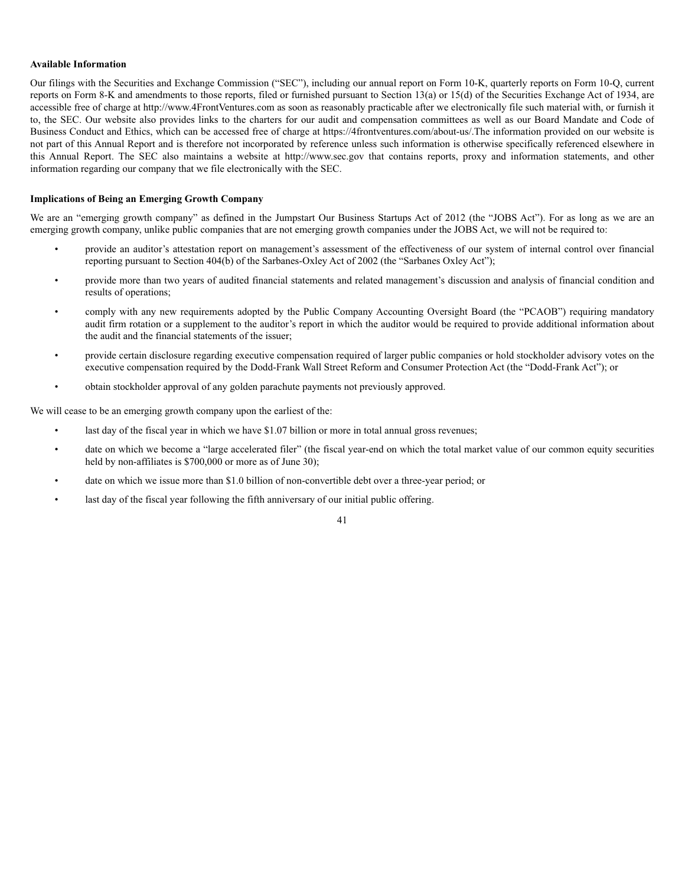**Available Information**

Our filings with the Securities and Exchange Commission ("SEC"), including our annual report on Form 10-K, quarterly reports on Form 10-Q, current reports on Form 8-K and amendments to those reports, filed or furnished pursuant to Section 13(a) or 15(d) of the Securities Exchange Act of 1934, are accessible free of charge at http://www.4FrontVentures.com as soon as reasonably practicable after we electronically file such material with, or furnish it to, the SEC. Our website also provides links to the charters for our audit and compensation committees as well as our Board Mandate and Code of Business Conduct and Ethics, which can be accessed free of charge at https://4frontventures.com/about-us/.The information provided on our website is not part of this Annual Report and is therefore not incorporated by reference unless such information is otherwise specifically referenced elsewhere in this Annual Report. The SEC also maintains a website at http://www.sec.gov that contains reports, proxy and information statements, and other information regarding our company that we file electronically with the SEC.

**Implications of Being an Emerging Growth Company**

We are an "emerging growth company" as defined in the Jumpstart Our Business Startups Act of 2012 (the "JOBS Act"). For as long as we are an emerging growth company, unlike public companies that are not emerging growth companies under the JOBS Act, we will not be required to:

- provide an auditor's attestation report on management's assessment of the effectiveness of our system of internal control over financial reporting pursuant to Section 404(b) of the Sarbanes-Oxley Act of 2002 (the "Sarbanes Oxley Act");
- provide more than two years of audited financial statements and related management's discussion and analysis of financial condition and results of operations;
- comply with any new requirements adopted by the Public Company Accounting Oversight Board (the "PCAOB") requiring mandatory audit firm rotation or a supplement to the auditor's report in which the auditor would be required to provide additional information about the audit and the financial statements of the issuer;
- provide certain disclosure regarding executive compensation required of larger public companies or hold stockholder advisory votes on the executive compensation required by the Dodd-Frank Wall Street Reform and Consumer Protection Act (the "Dodd-Frank Act"); or
- obtain stockholder approval of any golden parachute payments not previously approved.

We will cease to be an emerging growth company upon the earliest of the:

- last day of the fiscal year in which we have $1.07 billion or more in total annual gross revenues;
- date on which we become a "large accelerated filer" (the fiscal year-end on which the total market value of our common equity securities held by non-affiliates is $700,000 or more as of June 30);
- date on which we issue more than $1.0 billion of non-convertible debt over a three-year period; or
- last day of the fiscal year following the fifth anniversary of our initial public offering.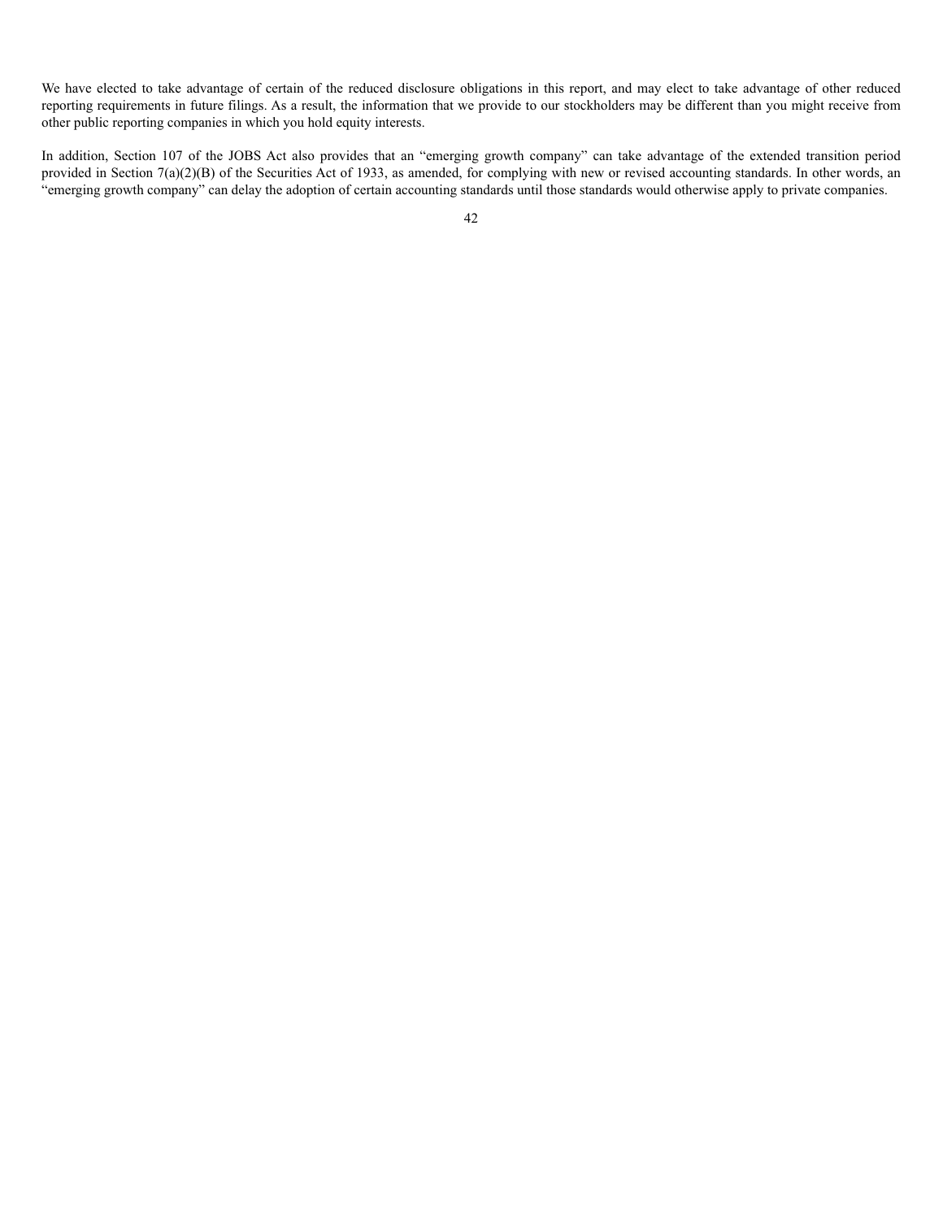We have elected to take advantage of certain of the reduced disclosure obligations in this report, and may elect to take advantage of other reduced reporting requirements in future filings. As a result, the information that we provide to our stockholders may be different than you might receive from other public reporting companies in which you hold equity interests.

In addition, Section 107 of the JOBS Act also provides that an "emerging growth company" can take advantage of the extended transition period provided in Section 7(a)(2)(B) of the Securities Act of 1933, as amended, for complying with new or revised accounting standards. In other words, an "emerging growth company" can delay the adoption of certain accounting standards until those standards would otherwise apply to private companies.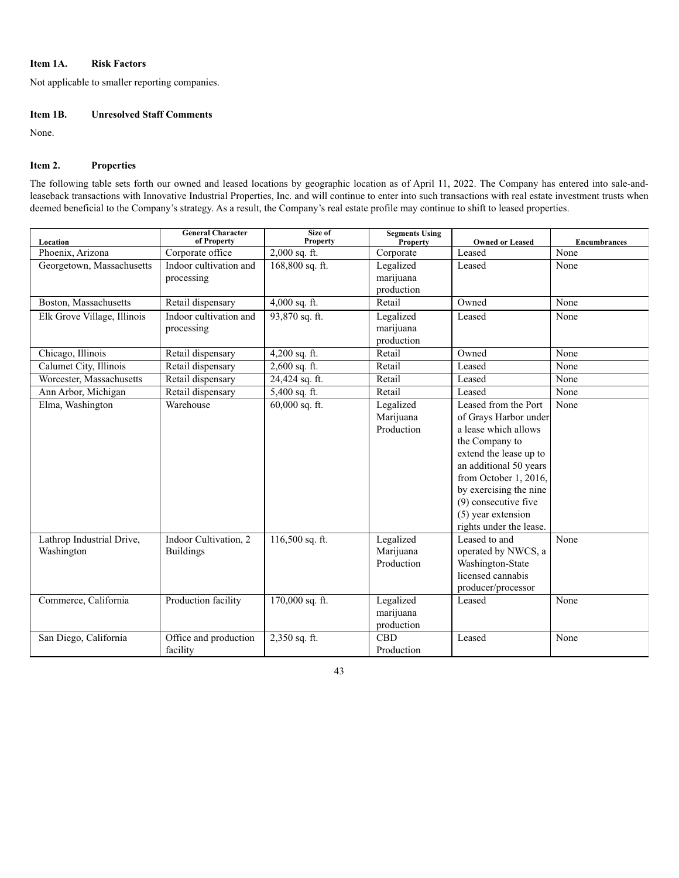### Item 1A. Risk Factors

Not applicable to smaller reporting companies.

### Item 1B. Unresolved Staff Comments

None.

### Item 2. Properties

The following table sets forth our owned and leased locations by geographic location as of April 11, 2022. The Company has entered into sale-and-leaseback transactions with Innovative Industrial Properties, Inc. and will continue to enter into such transactions with real estate investment trusts when deemed beneficial to the Company's strategy. As a result, the Company's real estate profile may continue to shift to leased properties.

| Location | General Character of Property | Size of Property | Segments Using Property | Owned or Leased | Encumbrances |
|---|---|---|---|---|---|
| Phoenix, Arizona | Corporate office | 2,000 sq. ft. | Corporate | Leased | None |
| Georgetown, Massachusetts | Indoor cultivation and processing | 168,800 sq. ft. | Legalized marijuana production | Leased | None |
| Boston, Massachusetts | Retail dispensary | 4,000 sq. ft. | Retail | Owned | None |
| Elk Grove Village, Illinois | Indoor cultivation and processing | 93,870 sq. ft. | Legalized marijuana production | Leased | None |
| Chicago, Illinois | Retail dispensary | 4,200 sq. ft. | Retail | Owned | None |
| Calumet City, Illinois | Retail dispensary | 2,600 sq. ft. | Retail | Leased | None |
| Worcester, Massachusetts | Retail dispensary | 24,424 sq. ft. | Retail | Leased | None |
| Ann Arbor, Michigan | Retail dispensary | 5,400 sq. ft. | Retail | Leased | None |
| Elma, Washington | Warehouse | 60,000 sq. ft. | Legalized Marijuana Production | Leased from the Port of Grays Harbor under a lease which allows the Company to extend the lease up to an additional 50 years from October 1, 2016, by exercising the nine (9) consecutive five (5) year extension rights under the lease. | None |
| Lathrop Industrial Drive, Washington | Indoor Cultivation, 2 Buildings | 116,500 sq. ft. | Legalized Marijuana Production | Leased to and operated by NWCS, a Washington-State licensed cannabis producer/processor | None |
| Commerce, California | Production facility | 170,000 sq. ft. | Legalized marijuana production | Leased | None |
| San Diego, California | Office and production facility | 2,350 sq. ft. | CBD Production | Leased | None |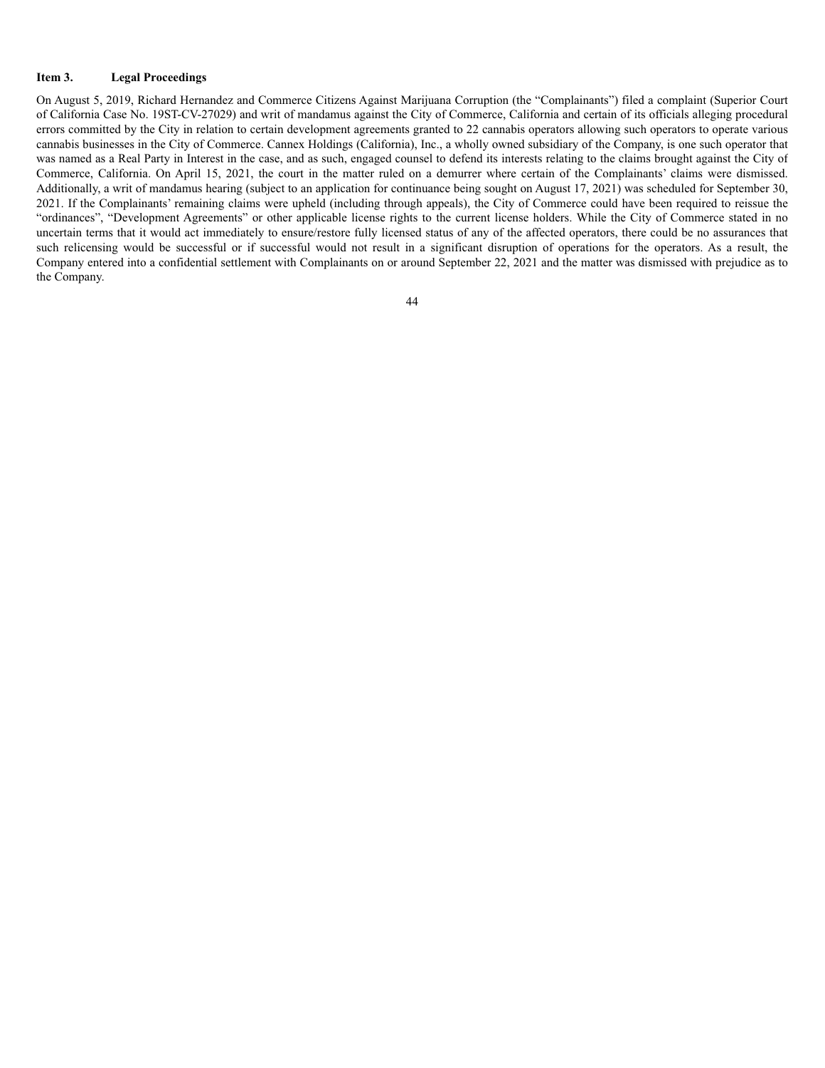## Item 3. Legal Proceedings

On August 5, 2019, Richard Hernandez and Commerce Citizens Against Marijuana Corruption (the "Complainants") filed a complaint (Superior Court of California Case No. 19ST-CV-27029) and writ of mandamus against the City of Commerce, California and certain of its officials alleging procedural errors committed by the City in relation to certain development agreements granted to 22 cannabis operators allowing such operators to operate various cannabis businesses in the City of Commerce. Cannex Holdings (California), Inc., a wholly owned subsidiary of the Company, is one such operator that was named as a Real Party in Interest in the case, and as such, engaged counsel to defend its interests relating to the claims brought against the City of Commerce, California. On April 15, 2021, the court in the matter ruled on a demurrer where certain of the Complainants' claims were dismissed. Additionally, a writ of mandamus hearing (subject to an application for continuance being sought on August 17, 2021) was scheduled for September 30, 2021. If the Complainants' remaining claims were upheld (including through appeals), the City of Commerce could have been required to reissue the "ordinances", "Development Agreements" or other applicable license rights to the current license holders. While the City of Commerce stated in no uncertain terms that it would act immediately to ensure/restore fully licensed status of any of the affected operators, there could be no assurances that such relicensing would be successful or if successful would not result in a significant disruption of operations for the operators. As a result, the Company entered into a confidential settlement with Complainants on or around September 22, 2021 and the matter was dismissed with prejudice as to the Company.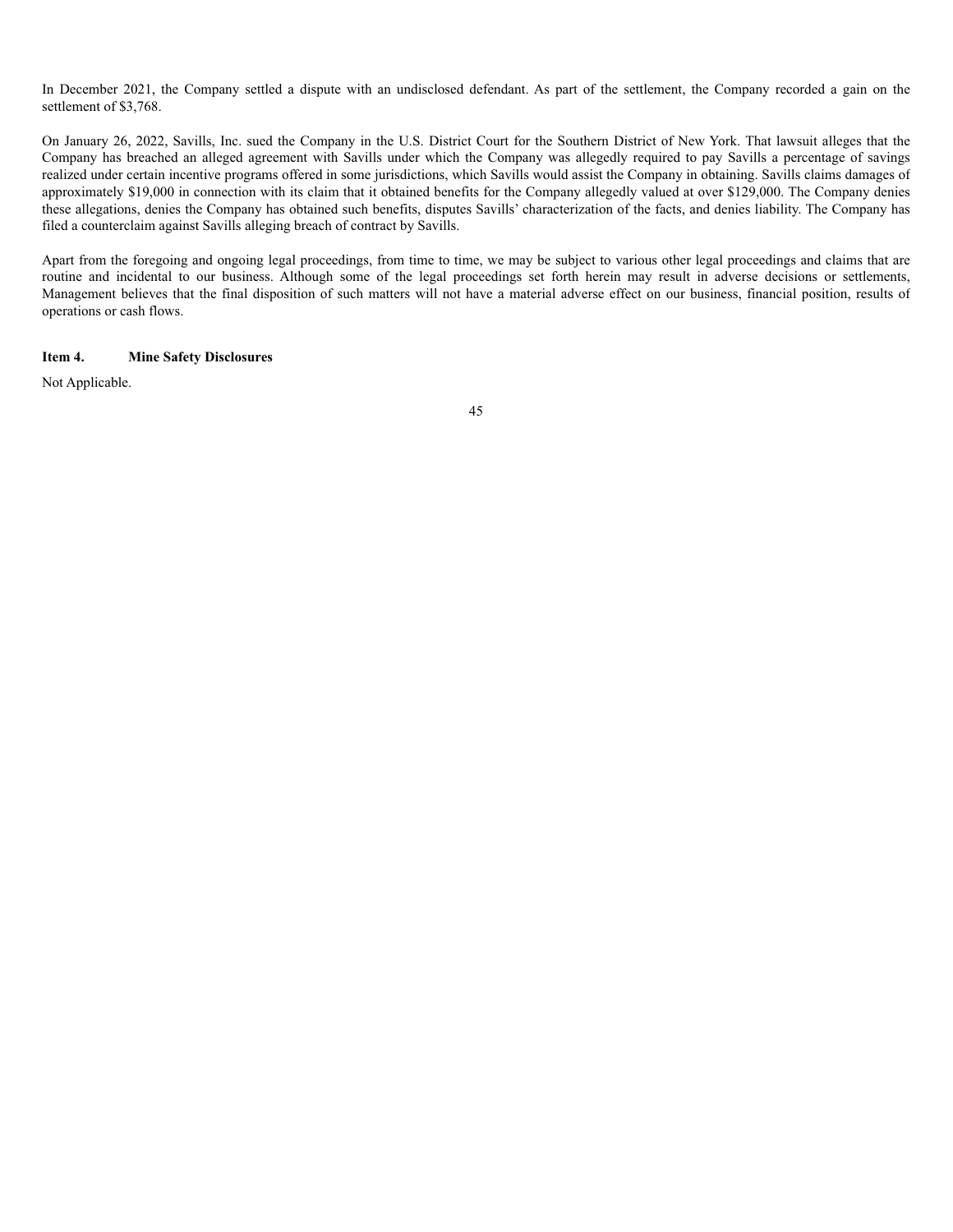In December 2021, the Company settled a dispute with an undisclosed defendant. As part of the settlement, the Company recorded a gain on the settlement of $3,768.

On January 26, 2022, Savills, Inc. sued the Company in the U.S. District Court for the Southern District of New York. That lawsuit alleges that the Company has breached an alleged agreement with Savills under which the Company was allegedly required to pay Savills a percentage of savings realized under certain incentive programs offered in some jurisdictions, which Savills would assist the Company in obtaining. Savills claims damages of approximately $19,000 in connection with its claim that it obtained benefits for the Company allegedly valued at over $129,000. The Company denies these allegations, denies the Company has obtained such benefits, disputes Savills' characterization of the facts, and denies liability. The Company has filed a counterclaim against Savills alleging breach of contract by Savills.

Apart from the foregoing and ongoing legal proceedings, from time to time, we may be subject to various other legal proceedings and claims that are routine and incidental to our business. Although some of the legal proceedings set forth herein may result in adverse decisions or settlements, Management believes that the final disposition of such matters will not have a material adverse effect on our business, financial position, results of operations or cash flows.

**Item 4. Mine Safety Disclosures**

Not Applicable.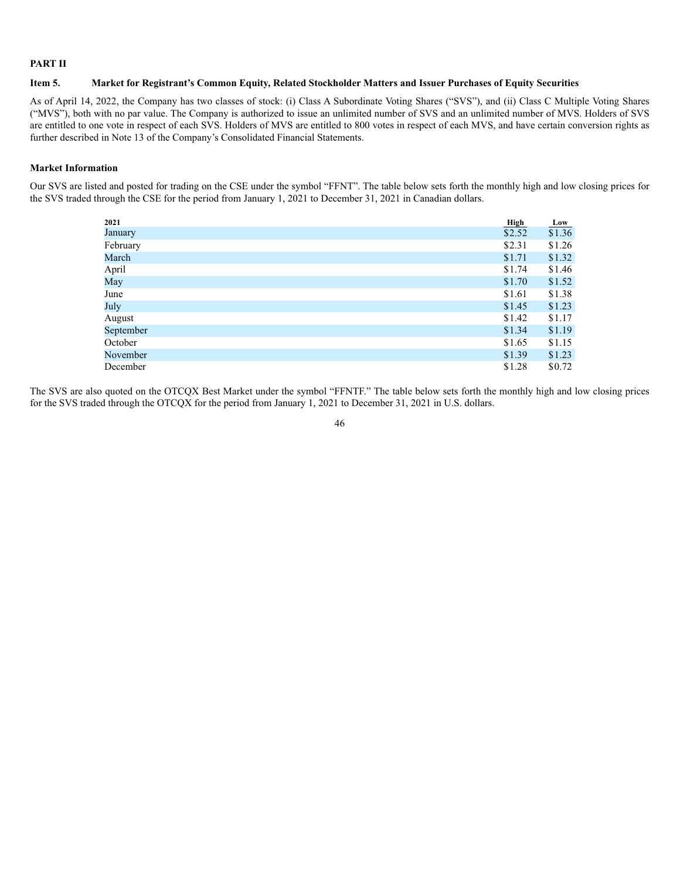**PART II**

**Item 5. Market for Registrant's Common Equity, Related Stockholder Matters and Issuer Purchases of Equity Securities**

As of April 14, 2022, the Company has two classes of stock: (i) Class A Subordinate Voting Shares ("SVS"), and (ii) Class C Multiple Voting Shares ("MVS"), both with no par value. The Company is authorized to issue an unlimited number of SVS and an unlimited number of MVS. Holders of SVS are entitled to one vote in respect of each SVS. Holders of MVS are entitled to 800 votes in respect of each MVS, and have certain conversion rights as further described in Note 13 of the Company's Consolidated Financial Statements.

**Market Information**

Our SVS are listed and posted for trading on the CSE under the symbol "FFNT". The table below sets forth the monthly high and low closing prices for the SVS traded through the CSE for the period from January 1, 2021 to December 31, 2021 in Canadian dollars.

| 2021 | High | Low |
|---|---|---|
| January | $2.52 | $1.36 |
| February | $2.31 | $1.26 |
| March | $1.71 | $1.32 |
| April | $1.74 | $1.46 |
| May | $1.70 | $1.52 |
| June | $1.61 | $1.38 |
| July | $1.45 | $1.23 |
| August | $1.42 | $1.17 |
| September | $1.34 | $1.19 |
| October | $1.65 | $1.15 |
| November | $1.39 | $1.23 |
| December | $1.28 | $0.72 |

The SVS are also quoted on the OTCQX Best Market under the symbol "FFNTF." The table below sets forth the monthly high and low closing prices for the SVS traded through the OTCQX for the period from January 1, 2021 to December 31, 2021 in U.S. dollars.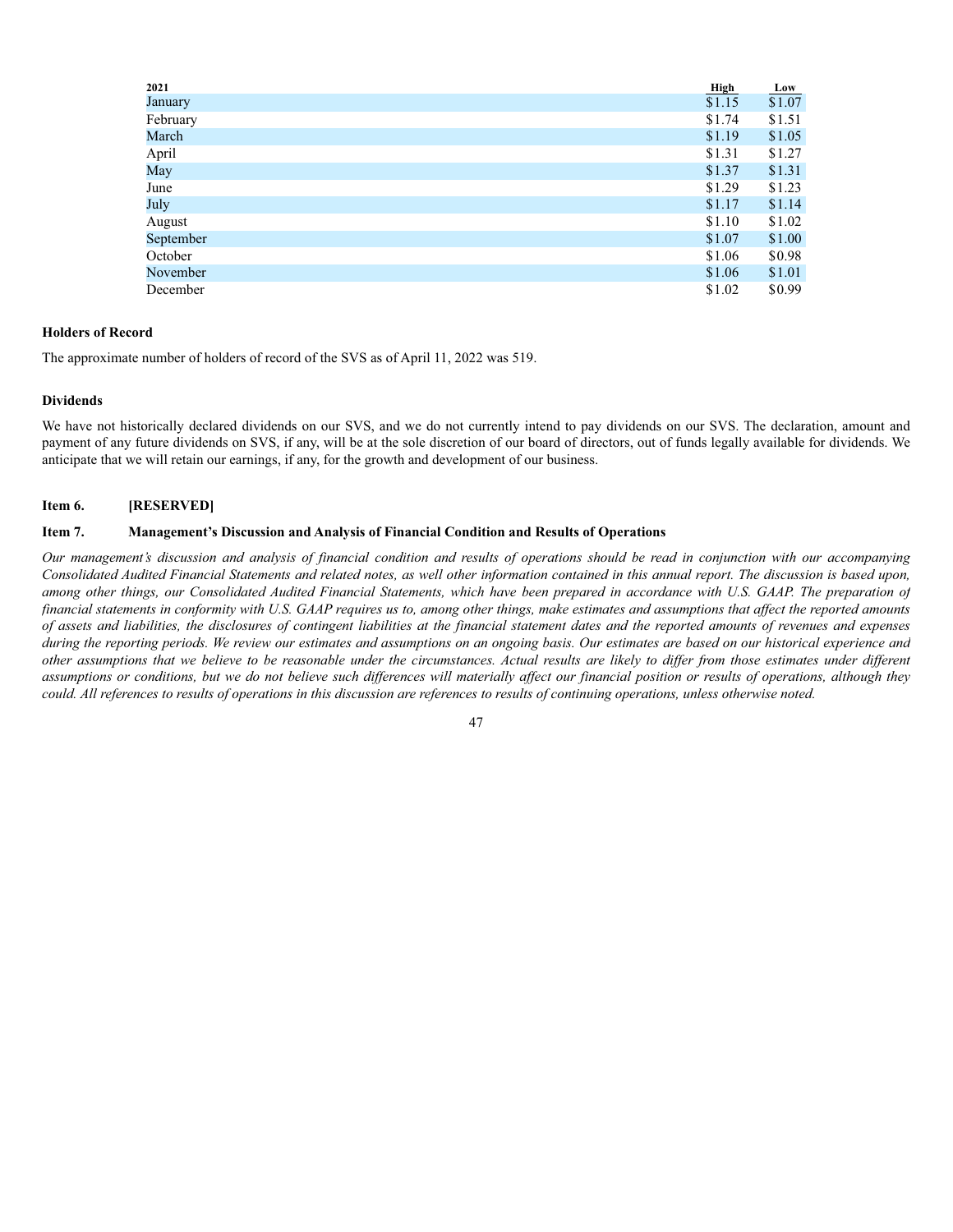| 2021 | High | Low |
| --- | --- | --- |
| January | $1.15 | $1.07 |
| February | $1.74 | $1.51 |
| March | $1.19 | $1.05 |
| April | $1.31 | $1.27 |
| May | $1.37 | $1.31 |
| June | $1.29 | $1.23 |
| July | $1.17 | $1.14 |
| August | $1.10 | $1.02 |
| September | $1.07 | $1.00 |
| October | $1.06 | $0.98 |
| November | $1.06 | $1.01 |
| December | $1.02 | $0.99 |

**Holders of Record**

The approximate number of holders of record of the SVS as of April 11, 2022 was 519.

**Dividends**

We have not historically declared dividends on our SVS, and we do not currently intend to pay dividends on our SVS. The declaration, amount and payment of any future dividends on SVS, if any, will be at the sole discretion of our board of directors, out of funds legally available for dividends. We anticipate that we will retain our earnings, if any, for the growth and development of our business.

## Item 6. [RESERVED]

## Item 7. Management's Discussion and Analysis of Financial Condition and Results of Operations

*Our management's discussion and analysis of financial condition and results of operations should be read in conjunction with our accompanying Consolidated Audited Financial Statements and related notes, as well other information contained in this annual report. The discussion is based upon, among other things, our Consolidated Audited Financial Statements, which have been prepared in accordance with U.S. GAAP. The preparation of financial statements in conformity with U.S. GAAP requires us to, among other things, make estimates and assumptions that affect the reported amounts of assets and liabilities, the disclosures of contingent liabilities at the financial statement dates and the reported amounts of revenues and expenses during the reporting periods. We review our estimates and assumptions on an ongoing basis. Our estimates are based on our historical experience and other assumptions that we believe to be reasonable under the circumstances. Actual results are likely to differ from those estimates under different assumptions or conditions, but we do not believe such differences will materially affect our financial position or results of operations, although they could. All references to results of operations in this discussion are references to results of continuing operations, unless otherwise noted.*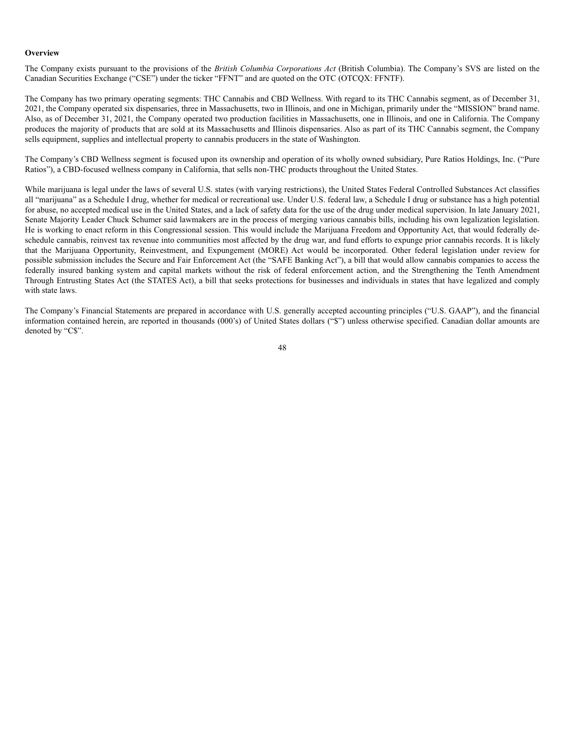**Overview**

The Company exists pursuant to the provisions of the *British Columbia Corporations Act* (British Columbia). The Company's SVS are listed on the Canadian Securities Exchange ("CSE") under the ticker "FFNT" and are quoted on the OTC (OTCQX: FFNTF).

The Company has two primary operating segments: THC Cannabis and CBD Wellness. With regard to its THC Cannabis segment, as of December 31, 2021, the Company operated six dispensaries, three in Massachusetts, two in Illinois, and one in Michigan, primarily under the "MISSION" brand name. Also, as of December 31, 2021, the Company operated two production facilities in Massachusetts, one in Illinois, and one in California. The Company produces the majority of products that are sold at its Massachusetts and Illinois dispensaries. Also as part of its THC Cannabis segment, the Company sells equipment, supplies and intellectual property to cannabis producers in the state of Washington.

The Company's CBD Wellness segment is focused upon its ownership and operation of its wholly owned subsidiary, Pure Ratios Holdings, Inc. ("Pure Ratios"), a CBD-focused wellness company in California, that sells non-THC products throughout the United States.

While marijuana is legal under the laws of several U.S. states (with varying restrictions), the United States Federal Controlled Substances Act classifies all "marijuana" as a Schedule I drug, whether for medical or recreational use. Under U.S. federal law, a Schedule I drug or substance has a high potential for abuse, no accepted medical use in the United States, and a lack of safety data for the use of the drug under medical supervision. In late January 2021, Senate Majority Leader Chuck Schumer said lawmakers are in the process of merging various cannabis bills, including his own legalization legislation. He is working to enact reform in this Congressional session. This would include the Marijuana Freedom and Opportunity Act, that would federally de-schedule cannabis, reinvest tax revenue into communities most affected by the drug war, and fund efforts to expunge prior cannabis records. It is likely that the Marijuana Opportunity, Reinvestment, and Expungement (MORE) Act would be incorporated. Other federal legislation under review for possible submission includes the Secure and Fair Enforcement Act (the "SAFE Banking Act"), a bill that would allow cannabis companies to access the federally insured banking system and capital markets without the risk of federal enforcement action, and the Strengthening the Tenth Amendment Through Entrusting States Act (the STATES Act), a bill that seeks protections for businesses and individuals in states that have legalized and comply with state laws.

The Company's Financial Statements are prepared in accordance with U.S. generally accepted accounting principles ("U.S. GAAP"), and the financial information contained herein, are reported in thousands (000's) of United States dollars ("$") unless otherwise specified. Canadian dollar amounts are denoted by "C$".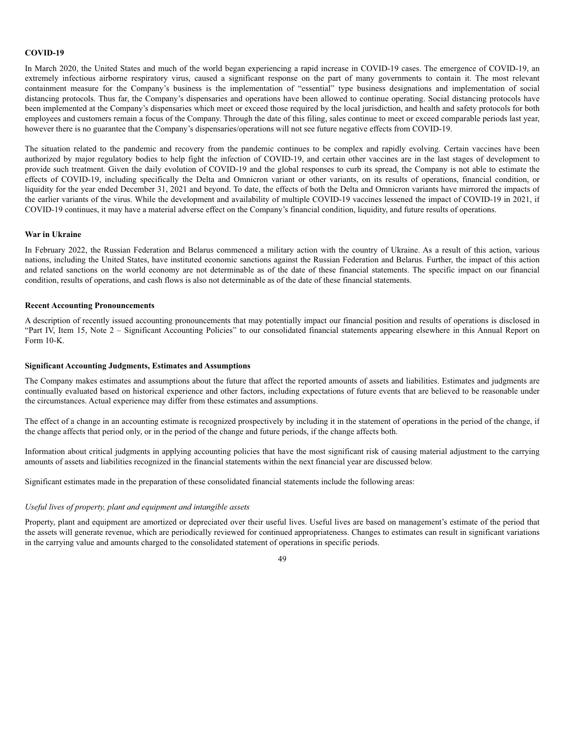**COVID-19**

In March 2020, the United States and much of the world began experiencing a rapid increase in COVID-19 cases. The emergence of COVID-19, an extremely infectious airborne respiratory virus, caused a significant response on the part of many governments to contain it. The most relevant containment measure for the Company's business is the implementation of "essential" type business designations and implementation of social distancing protocols. Thus far, the Company's dispensaries and operations have been allowed to continue operating. Social distancing protocols have been implemented at the Company's dispensaries which meet or exceed those required by the local jurisdiction, and health and safety protocols for both employees and customers remain a focus of the Company. Through the date of this filing, sales continue to meet or exceed comparable periods last year, however there is no guarantee that the Company's dispensaries/operations will not see future negative effects from COVID-19.

The situation related to the pandemic and recovery from the pandemic continues to be complex and rapidly evolving. Certain vaccines have been authorized by major regulatory bodies to help fight the infection of COVID-19, and certain other vaccines are in the last stages of development to provide such treatment. Given the daily evolution of COVID-19 and the global responses to curb its spread, the Company is not able to estimate the effects of COVID-19, including specifically the Delta and Omnicron variant or other variants, on its results of operations, financial condition, or liquidity for the year ended December 31, 2021 and beyond. To date, the effects of both the Delta and Omnicron variants have mirrored the impacts of the earlier variants of the virus. While the development and availability of multiple COVID-19 vaccines lessened the impact of COVID-19 in 2021, if COVID-19 continues, it may have a material adverse effect on the Company's financial condition, liquidity, and future results of operations.

**War in Ukraine**

In February 2022, the Russian Federation and Belarus commenced a military action with the country of Ukraine. As a result of this action, various nations, including the United States, have instituted economic sanctions against the Russian Federation and Belarus. Further, the impact of this action and related sanctions on the world economy are not determinable as of the date of these financial statements. The specific impact on our financial condition, results of operations, and cash flows is also not determinable as of the date of these financial statements.

**Recent Accounting Pronouncements**

A description of recently issued accounting pronouncements that may potentially impact our financial position and results of operations is disclosed in "Part IV, Item 15, Note 2 – Significant Accounting Policies" to our consolidated financial statements appearing elsewhere in this Annual Report on Form 10-K.

**Significant Accounting Judgments, Estimates and Assumptions**

The Company makes estimates and assumptions about the future that affect the reported amounts of assets and liabilities. Estimates and judgments are continually evaluated based on historical experience and other factors, including expectations of future events that are believed to be reasonable under the circumstances. Actual experience may differ from these estimates and assumptions.

The effect of a change in an accounting estimate is recognized prospectively by including it in the statement of operations in the period of the change, if the change affects that period only, or in the period of the change and future periods, if the change affects both.

Information about critical judgments in applying accounting policies that have the most significant risk of causing material adjustment to the carrying amounts of assets and liabilities recognized in the financial statements within the next financial year are discussed below.

Significant estimates made in the preparation of these consolidated financial statements include the following areas:

*Useful lives of property, plant and equipment and intangible assets*

Property, plant and equipment are amortized or depreciated over their useful lives. Useful lives are based on management's estimate of the period that the assets will generate revenue, which are periodically reviewed for continued appropriateness. Changes to estimates can result in significant variations in the carrying value and amounts charged to the consolidated statement of operations in specific periods.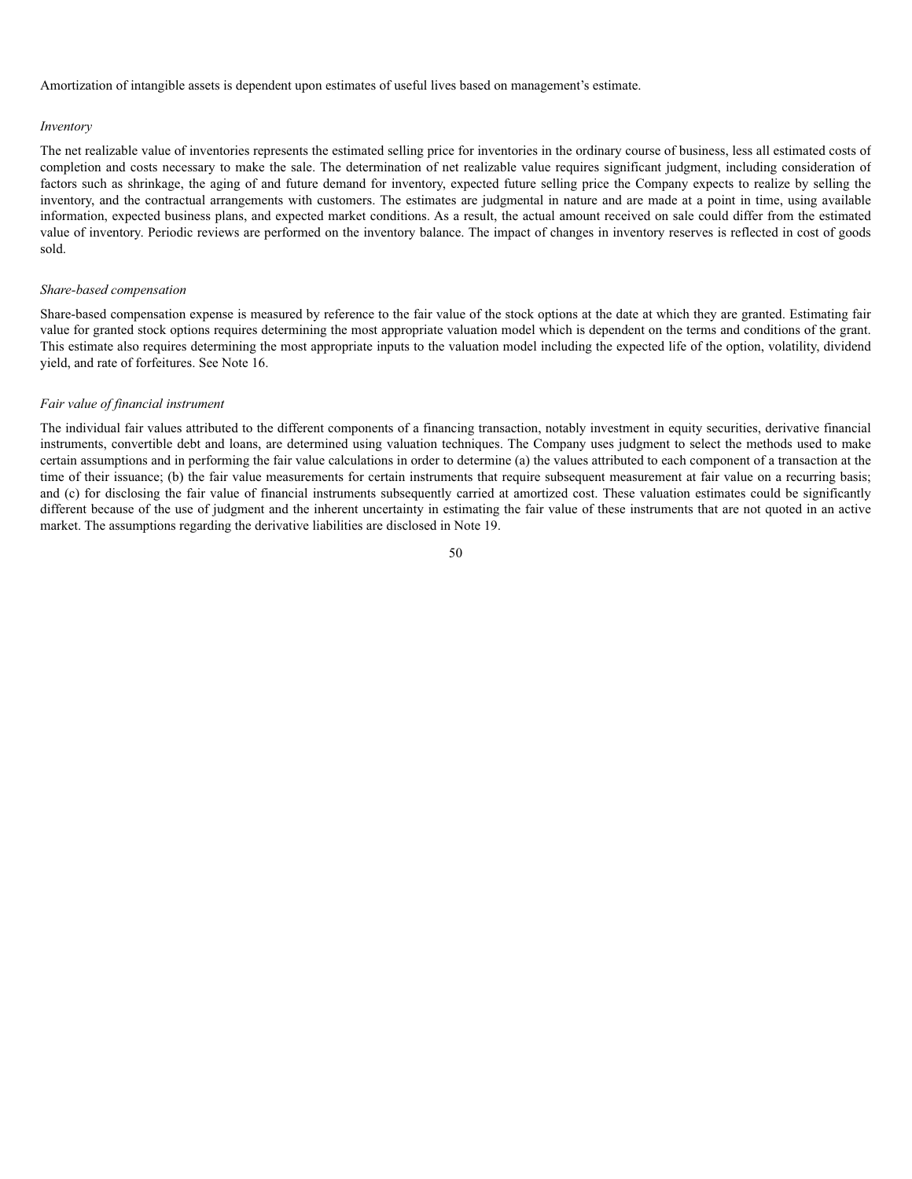Amortization of intangible assets is dependent upon estimates of useful lives based on management's estimate.

*Inventory*

The net realizable value of inventories represents the estimated selling price for inventories in the ordinary course of business, less all estimated costs of completion and costs necessary to make the sale. The determination of net realizable value requires significant judgment, including consideration of factors such as shrinkage, the aging of and future demand for inventory, expected future selling price the Company expects to realize by selling the inventory, and the contractual arrangements with customers. The estimates are judgmental in nature and are made at a point in time, using available information, expected business plans, and expected market conditions. As a result, the actual amount received on sale could differ from the estimated value of inventory. Periodic reviews are performed on the inventory balance. The impact of changes in inventory reserves is reflected in cost of goods sold.

*Share-based compensation*

Share-based compensation expense is measured by reference to the fair value of the stock options at the date at which they are granted. Estimating fair value for granted stock options requires determining the most appropriate valuation model which is dependent on the terms and conditions of the grant. This estimate also requires determining the most appropriate inputs to the valuation model including the expected life of the option, volatility, dividend yield, and rate of forfeitures. See Note 16.

*Fair value of financial instrument*

The individual fair values attributed to the different components of a financing transaction, notably investment in equity securities, derivative financial instruments, convertible debt and loans, are determined using valuation techniques. The Company uses judgment to select the methods used to make certain assumptions and in performing the fair value calculations in order to determine (a) the values attributed to each component of a transaction at the time of their issuance; (b) the fair value measurements for certain instruments that require subsequent measurement at fair value on a recurring basis; and (c) for disclosing the fair value of financial instruments subsequently carried at amortized cost. These valuation estimates could be significantly different because of the use of judgment and the inherent uncertainty in estimating the fair value of these instruments that are not quoted in an active market. The assumptions regarding the derivative liabilities are disclosed in Note 19.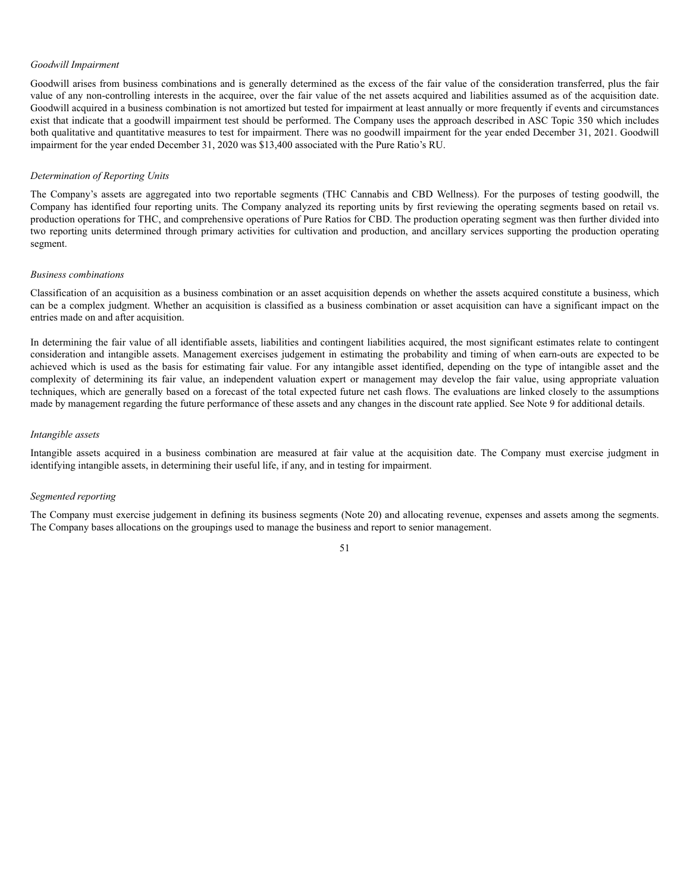*Goodwill Impairment*

Goodwill arises from business combinations and is generally determined as the excess of the fair value of the consideration transferred, plus the fair value of any non-controlling interests in the acquiree, over the fair value of the net assets acquired and liabilities assumed as of the acquisition date. Goodwill acquired in a business combination is not amortized but tested for impairment at least annually or more frequently if events and circumstances exist that indicate that a goodwill impairment test should be performed. The Company uses the approach described in ASC Topic 350 which includes both qualitative and quantitative measures to test for impairment. There was no goodwill impairment for the year ended December 31, 2021. Goodwill impairment for the year ended December 31, 2020 was $13,400 associated with the Pure Ratio's RU.

*Determination of Reporting Units*

The Company's assets are aggregated into two reportable segments (THC Cannabis and CBD Wellness). For the purposes of testing goodwill, the Company has identified four reporting units. The Company analyzed its reporting units by first reviewing the operating segments based on retail vs. production operations for THC, and comprehensive operations of Pure Ratios for CBD. The production operating segment was then further divided into two reporting units determined through primary activities for cultivation and production, and ancillary services supporting the production operating segment.

*Business combinations*

Classification of an acquisition as a business combination or an asset acquisition depends on whether the assets acquired constitute a business, which can be a complex judgment. Whether an acquisition is classified as a business combination or asset acquisition can have a significant impact on the entries made on and after acquisition.

In determining the fair value of all identifiable assets, liabilities and contingent liabilities acquired, the most significant estimates relate to contingent consideration and intangible assets. Management exercises judgement in estimating the probability and timing of when earn-outs are expected to be achieved which is used as the basis for estimating fair value. For any intangible asset identified, depending on the type of intangible asset and the complexity of determining its fair value, an independent valuation expert or management may develop the fair value, using appropriate valuation techniques, which are generally based on a forecast of the total expected future net cash flows. The evaluations are linked closely to the assumptions made by management regarding the future performance of these assets and any changes in the discount rate applied. See Note 9 for additional details.

*Intangible assets*

Intangible assets acquired in a business combination are measured at fair value at the acquisition date. The Company must exercise judgment in identifying intangible assets, in determining their useful life, if any, and in testing for impairment.

*Segmented reporting*

The Company must exercise judgement in defining its business segments (Note 20) and allocating revenue, expenses and assets among the segments. The Company bases allocations on the groupings used to manage the business and report to senior management.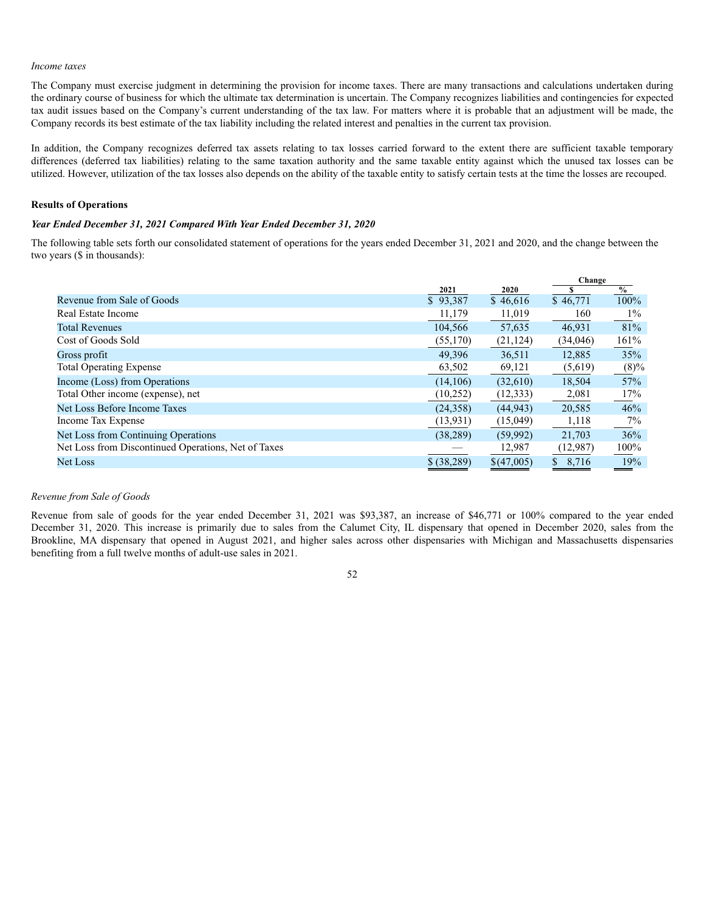*Income taxes*

The Company must exercise judgment in determining the provision for income taxes. There are many transactions and calculations undertaken during the ordinary course of business for which the ultimate tax determination is uncertain. The Company recognizes liabilities and contingencies for expected tax audit issues based on the Company's current understanding of the tax law. For matters where it is probable that an adjustment will be made, the Company records its best estimate of the tax liability including the related interest and penalties in the current tax provision.

In addition, the Company recognizes deferred tax assets relating to tax losses carried forward to the extent there are sufficient taxable temporary differences (deferred tax liabilities) relating to the same taxation authority and the same taxable entity against which the unused tax losses can be utilized. However, utilization of the tax losses also depends on the ability of the taxable entity to satisfy certain tests at the time the losses are recouped.

**Results of Operations**

***Year Ended December 31, 2021 Compared With Year Ended December 31, 2020***

The following table sets forth our consolidated statement of operations for the years ended December 31, 2021 and 2020, and the change between the two years ($ in thousands):

| | | | Change | |
|---|---|---|---|---|
| | 2021 | 2020 | $ | % |
| Revenue from Sale of Goods | $ 93,387 | $ 46,616 | $ 46,771 | 100% |
| Real Estate Income | 11,179 | 11,019 | 160 | 1% |
| Total Revenues | 104,566 | 57,635 | 46,931 | 81% |
| Cost of Goods Sold | (55,170) | (21,124) | (34,046) | 161% |
| Gross profit | 49,396 | 36,511 | 12,885 | 35% |
| Total Operating Expense | 63,502 | 69,121 | (5,619) | (8)% |
| Income (Loss) from Operations | (14,106) | (32,610) | 18,504 | 57% |
| Total Other income (expense), net | (10,252) | (12,333) | 2,081 | 17% |
| Net Loss Before Income Taxes | (24,358) | (44,943) | 20,585 | 46% |
| Income Tax Expense | (13,931) | (15,049) | 1,118 | 7% |
| Net Loss from Continuing Operations | (38,289) | (59,992) | 21,703 | 36% |
| Net Loss from Discontinued Operations, Net of Taxes | — | 12,987 | (12,987) | 100% |
| Net Loss | $ (38,289) | $(47,005) | $ 8,716 | 19% |

*Revenue from Sale of Goods*

Revenue from sale of goods for the year ended December 31, 2021 was $93,387, an increase of $46,771 or 100% compared to the year ended December 31, 2020. This increase is primarily due to sales from the Calumet City, IL dispensary that opened in December 2020, sales from the Brookline, MA dispensary that opened in August 2021, and higher sales across other dispensaries with Michigan and Massachusetts dispensaries benefiting from a full twelve months of adult-use sales in 2021.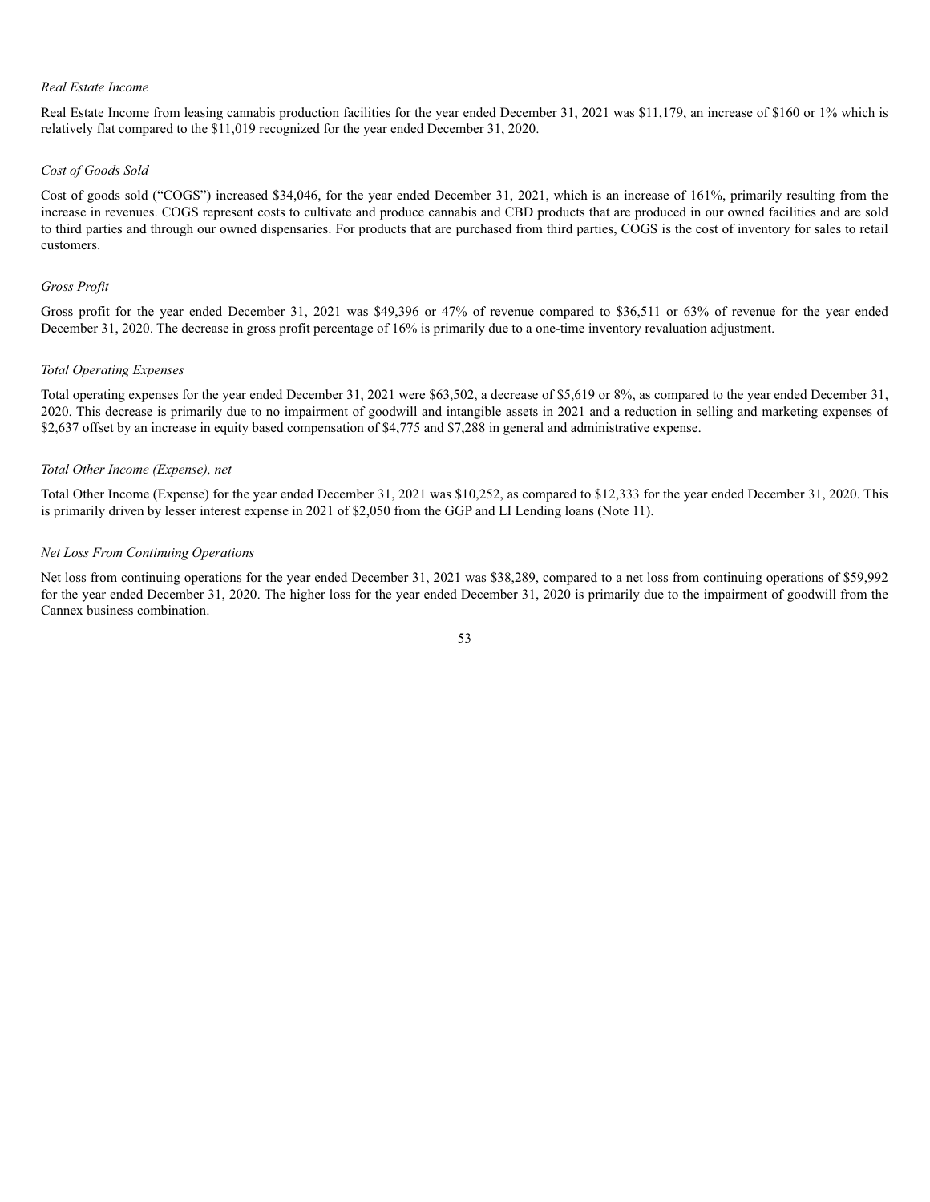*Real Estate Income*

Real Estate Income from leasing cannabis production facilities for the year ended December 31, 2021 was $11,179, an increase of $160 or 1% which is relatively flat compared to the $11,019 recognized for the year ended December 31, 2020.

*Cost of Goods Sold*

Cost of goods sold ("COGS") increased $34,046, for the year ended December 31, 2021, which is an increase of 161%, primarily resulting from the increase in revenues. COGS represent costs to cultivate and produce cannabis and CBD products that are produced in our owned facilities and are sold to third parties and through our owned dispensaries. For products that are purchased from third parties, COGS is the cost of inventory for sales to retail customers.

*Gross Profit*

Gross profit for the year ended December 31, 2021 was $49,396 or 47% of revenue compared to $36,511 or 63% of revenue for the year ended December 31, 2020. The decrease in gross profit percentage of 16% is primarily due to a one-time inventory revaluation adjustment.

*Total Operating Expenses*

Total operating expenses for the year ended December 31, 2021 were $63,502, a decrease of $5,619 or 8%, as compared to the year ended December 31, 2020. This decrease is primarily due to no impairment of goodwill and intangible assets in 2021 and a reduction in selling and marketing expenses of $2,637 offset by an increase in equity based compensation of $4,775 and $7,288 in general and administrative expense.

*Total Other Income (Expense), net*

Total Other Income (Expense) for the year ended December 31, 2021 was $10,252, as compared to $12,333 for the year ended December 31, 2020. This is primarily driven by lesser interest expense in 2021 of $2,050 from the GGP and LI Lending loans (Note 11).

*Net Loss From Continuing Operations*

Net loss from continuing operations for the year ended December 31, 2021 was $38,289, compared to a net loss from continuing operations of $59,992 for the year ended December 31, 2020. The higher loss for the year ended December 31, 2020 is primarily due to the impairment of goodwill from the Cannex business combination.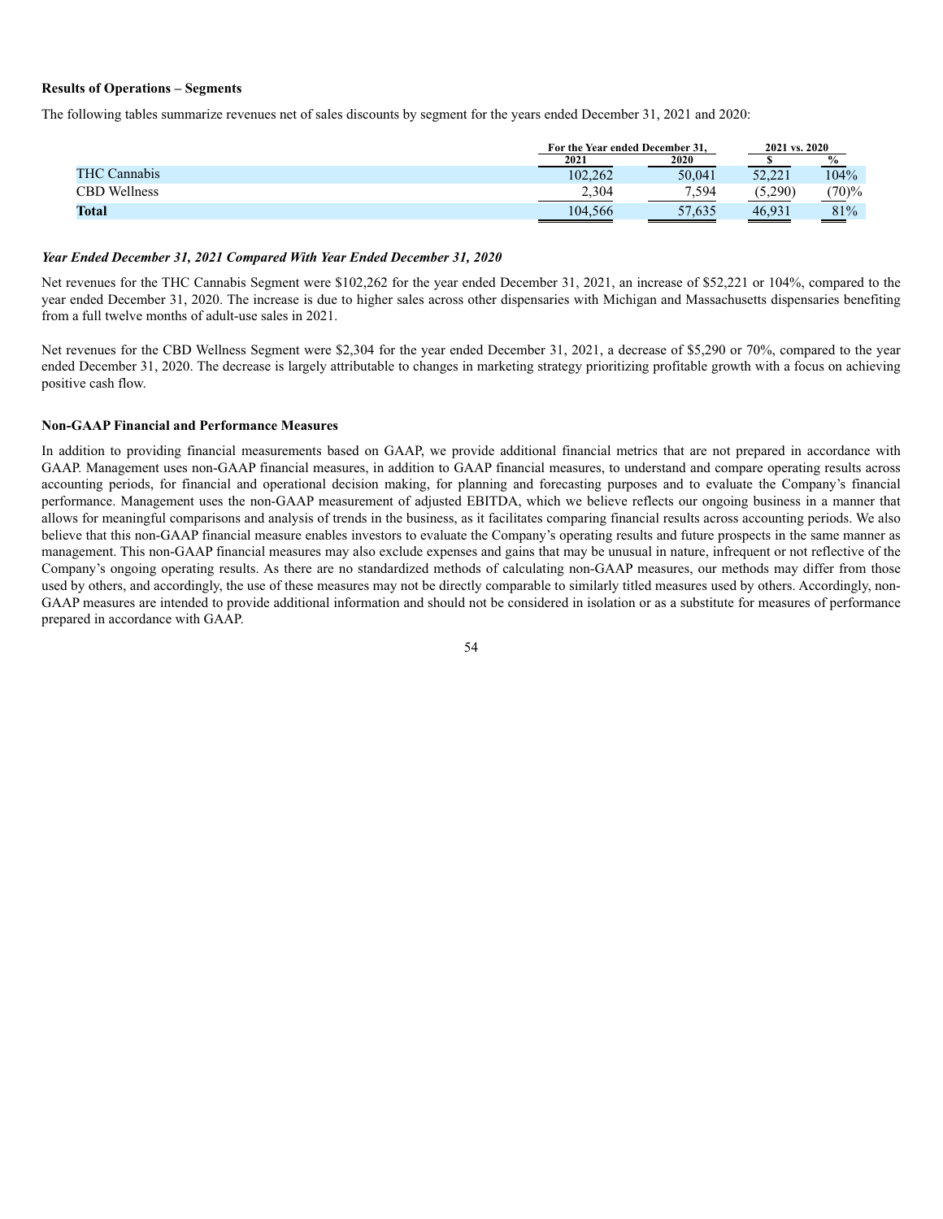**Results of Operations – Segments**

The following tables summarize revenues net of sales discounts by segment for the years ended December 31, 2021 and 2020:

| | For the Year ended December 31, | | 2021 vs. 2020 | |
|---|---|---|---|---|
| | 2021 | 2020 | $ | % |
| THC Cannabis | 102,262 | 50,041 | 52,221 | 104% |
| CBD Wellness | 2,304 | 7,594 | (5,290) | (70)% |
| **Total** | 104,566 | 57,635 | 46,931 | 81% |

***Year Ended December 31, 2021 Compared With Year Ended December 31, 2020***

Net revenues for the THC Cannabis Segment were $102,262 for the year ended December 31, 2021, an increase of $52,221 or 104%, compared to the year ended December 31, 2020. The increase is due to higher sales across other dispensaries with Michigan and Massachusetts dispensaries benefiting from a full twelve months of adult-use sales in 2021.

Net revenues for the CBD Wellness Segment were $2,304 for the year ended December 31, 2021, a decrease of $5,290 or 70%, compared to the year ended December 31, 2020. The decrease is largely attributable to changes in marketing strategy prioritizing profitable growth with a focus on achieving positive cash flow.

**Non-GAAP Financial and Performance Measures**

In addition to providing financial measurements based on GAAP, we provide additional financial metrics that are not prepared in accordance with GAAP. Management uses non-GAAP financial measures, in addition to GAAP financial measures, to understand and compare operating results across accounting periods, for financial and operational decision making, for planning and forecasting purposes and to evaluate the Company's financial performance. Management uses the non-GAAP measurement of adjusted EBITDA, which we believe reflects our ongoing business in a manner that allows for meaningful comparisons and analysis of trends in the business, as it facilitates comparing financial results across accounting periods. We also believe that this non-GAAP financial measure enables investors to evaluate the Company's operating results and future prospects in the same manner as management. This non-GAAP financial measures may also exclude expenses and gains that may be unusual in nature, infrequent or not reflective of the Company's ongoing operating results. As there are no standardized methods of calculating non-GAAP measures, our methods may differ from those used by others, and accordingly, the use of these measures may not be directly comparable to similarly titled measures used by others. Accordingly, non-GAAP measures are intended to provide additional information and should not be considered in isolation or as a substitute for measures of performance prepared in accordance with GAAP.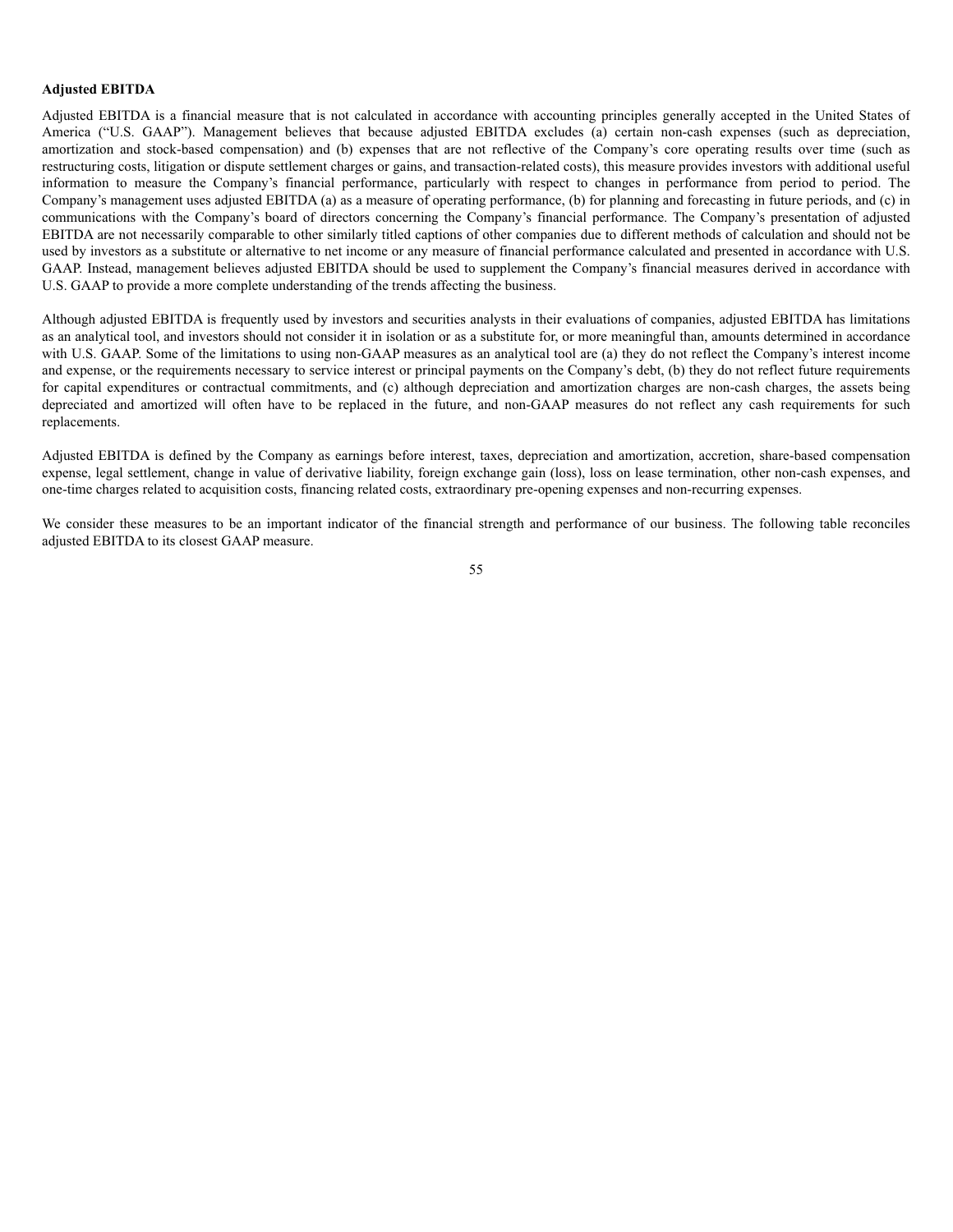**Adjusted EBITDA**

Adjusted EBITDA is a financial measure that is not calculated in accordance with accounting principles generally accepted in the United States of America ("U.S. GAAP"). Management believes that because adjusted EBITDA excludes (a) certain non-cash expenses (such as depreciation, amortization and stock-based compensation) and (b) expenses that are not reflective of the Company's core operating results over time (such as restructuring costs, litigation or dispute settlement charges or gains, and transaction-related costs), this measure provides investors with additional useful information to measure the Company's financial performance, particularly with respect to changes in performance from period to period. The Company's management uses adjusted EBITDA (a) as a measure of operating performance, (b) for planning and forecasting in future periods, and (c) in communications with the Company's board of directors concerning the Company's financial performance. The Company's presentation of adjusted EBITDA are not necessarily comparable to other similarly titled captions of other companies due to different methods of calculation and should not be used by investors as a substitute or alternative to net income or any measure of financial performance calculated and presented in accordance with U.S. GAAP. Instead, management believes adjusted EBITDA should be used to supplement the Company's financial measures derived in accordance with U.S. GAAP to provide a more complete understanding of the trends affecting the business.

Although adjusted EBITDA is frequently used by investors and securities analysts in their evaluations of companies, adjusted EBITDA has limitations as an analytical tool, and investors should not consider it in isolation or as a substitute for, or more meaningful than, amounts determined in accordance with U.S. GAAP. Some of the limitations to using non-GAAP measures as an analytical tool are (a) they do not reflect the Company's interest income and expense, or the requirements necessary to service interest or principal payments on the Company's debt, (b) they do not reflect future requirements for capital expenditures or contractual commitments, and (c) although depreciation and amortization charges are non-cash charges, the assets being depreciated and amortized will often have to be replaced in the future, and non-GAAP measures do not reflect any cash requirements for such replacements.

Adjusted EBITDA is defined by the Company as earnings before interest, taxes, depreciation and amortization, accretion, share-based compensation expense, legal settlement, change in value of derivative liability, foreign exchange gain (loss), loss on lease termination, other non-cash expenses, and one-time charges related to acquisition costs, financing related costs, extraordinary pre-opening expenses and non-recurring expenses.

We consider these measures to be an important indicator of the financial strength and performance of our business. The following table reconciles adjusted EBITDA to its closest GAAP measure.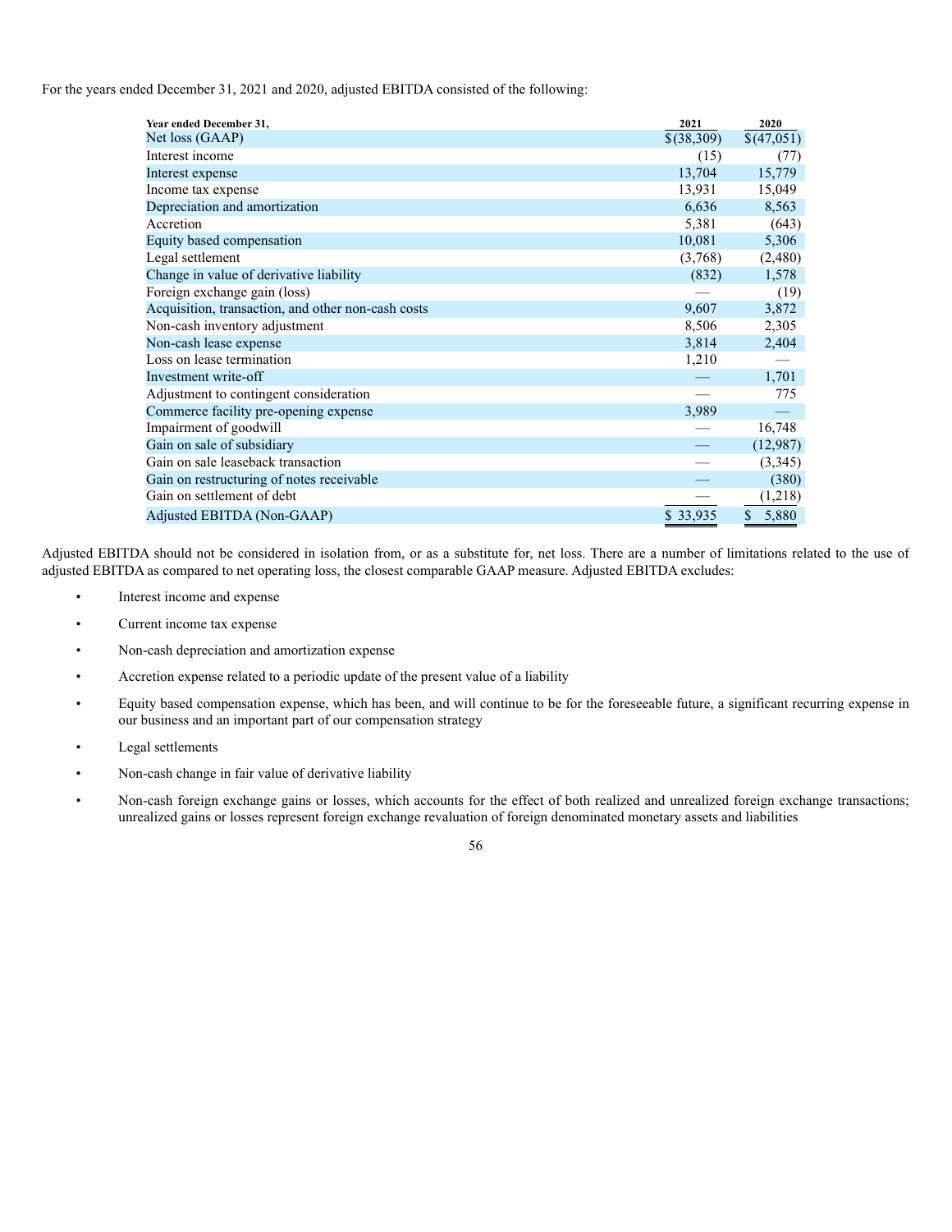For the years ended December 31, 2021 and 2020, adjusted EBITDA consisted of the following:

| Year ended December 31, | 2021 | 2020 |
|---|---|---|
| Net loss (GAAP) | $(38,309) | $(47,051) |
| Interest income | (15) | (77) |
| Interest expense | 13,704 | 15,779 |
| Income tax expense | 13,931 | 15,049 |
| Depreciation and amortization | 6,636 | 8,563 |
| Accretion | 5,381 | (643) |
| Equity based compensation | 10,081 | 5,306 |
| Legal settlement | (3,768) | (2,480) |
| Change in value of derivative liability | (832) | 1,578 |
| Foreign exchange gain (loss) | — | (19) |
| Acquisition, transaction, and other non-cash costs | 9,607 | 3,872 |
| Non-cash inventory adjustment | 8,506 | 2,305 |
| Non-cash lease expense | 3,814 | 2,404 |
| Loss on lease termination | 1,210 | — |
| Investment write-off | — | 1,701 |
| Adjustment to contingent consideration | — | 775 |
| Commerce facility pre-opening expense | 3,989 | — |
| Impairment of goodwill | — | 16,748 |
| Gain on sale of subsidiary | — | (12,987) |
| Gain on sale leaseback transaction | — | (3,345) |
| Gain on restructuring of notes receivable | — | (380) |
| Gain on settlement of debt | — | (1,218) |
| Adjusted EBITDA (Non-GAAP) | $ 33,935 | $ 5,880 |

Adjusted EBITDA should not be considered in isolation from, or as a substitute for, net loss. There are a number of limitations related to the use of adjusted EBITDA as compared to net operating loss, the closest comparable GAAP measure. Adjusted EBITDA excludes:

- Interest income and expense
- Current income tax expense
- Non-cash depreciation and amortization expense
- Accretion expense related to a periodic update of the present value of a liability
- Equity based compensation expense, which has been, and will continue to be for the foreseeable future, a significant recurring expense in our business and an important part of our compensation strategy
- Legal settlements
- Non-cash change in fair value of derivative liability
- Non-cash foreign exchange gains or losses, which accounts for the effect of both realized and unrealized foreign exchange transactions; unrealized gains or losses represent foreign exchange revaluation of foreign denominated monetary assets and liabilities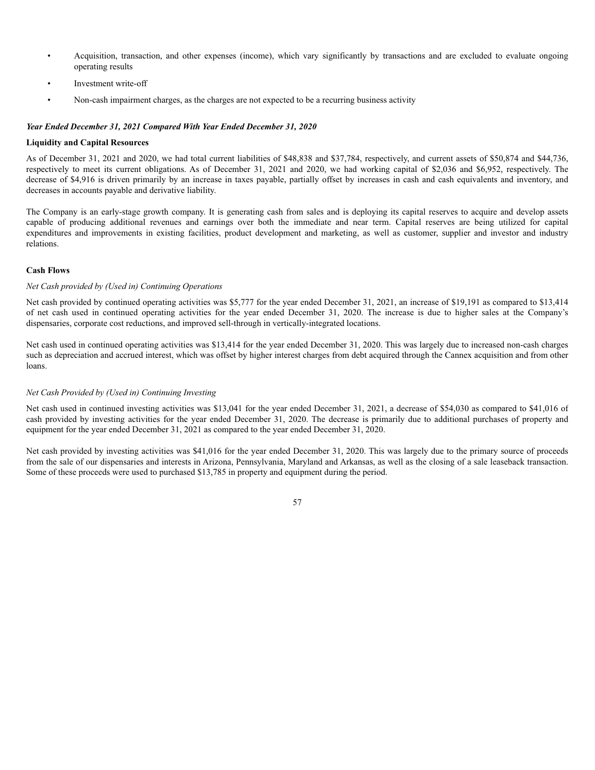- Acquisition, transaction, and other expenses (income), which vary significantly by transactions and are excluded to evaluate ongoing operating results
- Investment write-off
- Non-cash impairment charges, as the charges are not expected to be a recurring business activity

***Year Ended December 31, 2021 Compared With Year Ended December 31, 2020***

**Liquidity and Capital Resources**

As of December 31, 2021 and 2020, we had total current liabilities of $48,838 and $37,784, respectively, and current assets of $50,874 and $44,736, respectively to meet its current obligations. As of December 31, 2021 and 2020, we had working capital of $2,036 and $6,952, respectively. The decrease of $4,916 is driven primarily by an increase in taxes payable, partially offset by increases in cash and cash equivalents and inventory, and decreases in accounts payable and derivative liability.

The Company is an early-stage growth company. It is generating cash from sales and is deploying its capital reserves to acquire and develop assets capable of producing additional revenues and earnings over both the immediate and near term. Capital reserves are being utilized for capital expenditures and improvements in existing facilities, product development and marketing, as well as customer, supplier and investor and industry relations.

**Cash Flows**

*Net Cash provided by (Used in) Continuing Operations*

Net cash provided by continued operating activities was $5,777 for the year ended December 31, 2021, an increase of $19,191 as compared to $13,414 of net cash used in continued operating activities for the year ended December 31, 2020. The increase is due to higher sales at the Company's dispensaries, corporate cost reductions, and improved sell-through in vertically-integrated locations.

Net cash used in continued operating activities was $13,414 for the year ended December 31, 2020. This was largely due to increased non-cash charges such as depreciation and accrued interest, which was offset by higher interest charges from debt acquired through the Cannex acquisition and from other loans.

*Net Cash Provided by (Used in) Continuing Investing*

Net cash used in continued investing activities was $13,041 for the year ended December 31, 2021, a decrease of $54,030 as compared to $41,016 of cash provided by investing activities for the year ended December 31, 2020. The decrease is primarily due to additional purchases of property and equipment for the year ended December 31, 2021 as compared to the year ended December 31, 2020.

Net cash provided by investing activities was $41,016 for the year ended December 31, 2020. This was largely due to the primary source of proceeds from the sale of our dispensaries and interests in Arizona, Pennsylvania, Maryland and Arkansas, as well as the closing of a sale leaseback transaction. Some of these proceeds were used to purchased $13,785 in property and equipment during the period.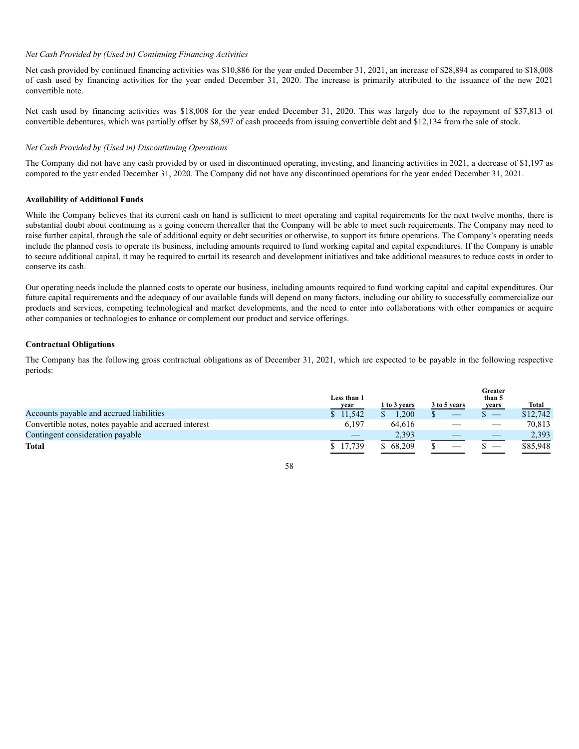*Net Cash Provided by (Used in) Continuing Financing Activities*

Net cash provided by continued financing activities was $10,886 for the year ended December 31, 2021, an increase of $28,894 as compared to $18,008 of cash used by financing activities for the year ended December 31, 2020. The increase is primarily attributed to the issuance of the new 2021 convertible note.

Net cash used by financing activities was $18,008 for the year ended December 31, 2020. This was largely due to the repayment of $37,813 of convertible debentures, which was partially offset by $8,597 of cash proceeds from issuing convertible debt and $12,134 from the sale of stock.

*Net Cash Provided by (Used in) Discontinuing Operations*

The Company did not have any cash provided by or used in discontinued operating, investing, and financing activities in 2021, a decrease of $1,197 as compared to the year ended December 31, 2020. The Company did not have any discontinued operations for the year ended December 31, 2021.

**Availability of Additional Funds**

While the Company believes that its current cash on hand is sufficient to meet operating and capital requirements for the next twelve months, there is substantial doubt about continuing as a going concern thereafter that the Company will be able to meet such requirements. The Company may need to raise further capital, through the sale of additional equity or debt securities or otherwise, to support its future operations. The Company's operating needs include the planned costs to operate its business, including amounts required to fund working capital and capital expenditures. If the Company is unable to secure additional capital, it may be required to curtail its research and development initiatives and take additional measures to reduce costs in order to conserve its cash.

Our operating needs include the planned costs to operate our business, including amounts required to fund working capital and capital expenditures. Our future capital requirements and the adequacy of our available funds will depend on many factors, including our ability to successfully commercialize our products and services, competing technological and market developments, and the need to enter into collaborations with other companies or acquire other companies or technologies to enhance or complement our product and service offerings.

**Contractual Obligations**

The Company has the following gross contractual obligations as of December 31, 2021, which are expected to be payable in the following respective periods:

| | Less than 1 year | 1 to 3 years | 3 to 5 years | Greater than 5 years | Total |
|---|---|---|---|---|---|
| Accounts payable and accrued liabilities | $ 11,542 | $ 1,200 | $ — | $ — | $12,742 |
| Convertible notes, notes payable and accrued interest | 6,197 | 64,616 | — | — | 70,813 |
| Contingent consideration payable | — | 2,393 | — | — | 2,393 |
| **Total** | $ 17,739 | $ 68,209 | $ — | $ — | $85,948 |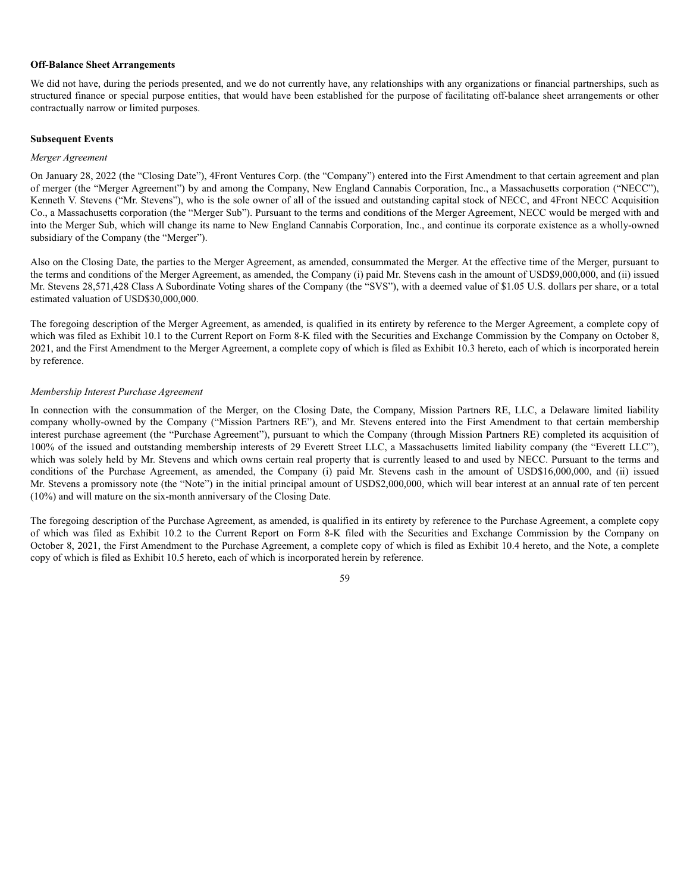**Off-Balance Sheet Arrangements**

We did not have, during the periods presented, and we do not currently have, any relationships with any organizations or financial partnerships, such as structured finance or special purpose entities, that would have been established for the purpose of facilitating off-balance sheet arrangements or other contractually narrow or limited purposes.

**Subsequent Events**

*Merger Agreement*

On January 28, 2022 (the "Closing Date"), 4Front Ventures Corp. (the "Company") entered into the First Amendment to that certain agreement and plan of merger (the "Merger Agreement") by and among the Company, New England Cannabis Corporation, Inc., a Massachusetts corporation ("NECC"), Kenneth V. Stevens ("Mr. Stevens"), who is the sole owner of all of the issued and outstanding capital stock of NECC, and 4Front NECC Acquisition Co., a Massachusetts corporation (the "Merger Sub"). Pursuant to the terms and conditions of the Merger Agreement, NECC would be merged with and into the Merger Sub, which will change its name to New England Cannabis Corporation, Inc., and continue its corporate existence as a wholly-owned subsidiary of the Company (the "Merger").

Also on the Closing Date, the parties to the Merger Agreement, as amended, consummated the Merger. At the effective time of the Merger, pursuant to the terms and conditions of the Merger Agreement, as amended, the Company (i) paid Mr. Stevens cash in the amount of USD$9,000,000, and (ii) issued Mr. Stevens 28,571,428 Class A Subordinate Voting shares of the Company (the "SVS"), with a deemed value of $1.05 U.S. dollars per share, or a total estimated valuation of USD$30,000,000.

The foregoing description of the Merger Agreement, as amended, is qualified in its entirety by reference to the Merger Agreement, a complete copy of which was filed as Exhibit 10.1 to the Current Report on Form 8-K filed with the Securities and Exchange Commission by the Company on October 8, 2021, and the First Amendment to the Merger Agreement, a complete copy of which is filed as Exhibit 10.3 hereto, each of which is incorporated herein by reference.

*Membership Interest Purchase Agreement*

In connection with the consummation of the Merger, on the Closing Date, the Company, Mission Partners RE, LLC, a Delaware limited liability company wholly-owned by the Company ("Mission Partners RE"), and Mr. Stevens entered into the First Amendment to that certain membership interest purchase agreement (the "Purchase Agreement"), pursuant to which the Company (through Mission Partners RE) completed its acquisition of 100% of the issued and outstanding membership interests of 29 Everett Street LLC, a Massachusetts limited liability company (the "Everett LLC"), which was solely held by Mr. Stevens and which owns certain real property that is currently leased to and used by NECC. Pursuant to the terms and conditions of the Purchase Agreement, as amended, the Company (i) paid Mr. Stevens cash in the amount of USD$16,000,000, and (ii) issued Mr. Stevens a promissory note (the "Note") in the initial principal amount of USD$2,000,000, which will bear interest at an annual rate of ten percent (10%) and will mature on the six-month anniversary of the Closing Date.

The foregoing description of the Purchase Agreement, as amended, is qualified in its entirety by reference to the Purchase Agreement, a complete copy of which was filed as Exhibit 10.2 to the Current Report on Form 8-K filed with the Securities and Exchange Commission by the Company on October 8, 2021, the First Amendment to the Purchase Agreement, a complete copy of which is filed as Exhibit 10.4 hereto, and the Note, a complete copy of which is filed as Exhibit 10.5 hereto, each of which is incorporated herein by reference.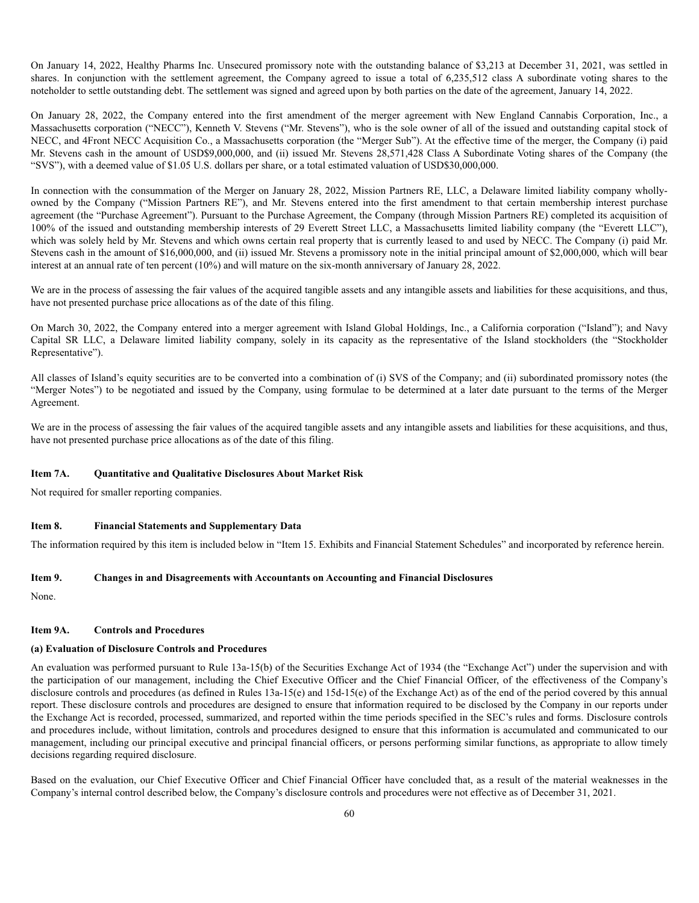On January 14, 2022, Healthy Pharms Inc. Unsecured promissory note with the outstanding balance of $3,213 at December 31, 2021, was settled in shares. In conjunction with the settlement agreement, the Company agreed to issue a total of 6,235,512 class A subordinate voting shares to the noteholder to settle outstanding debt. The settlement was signed and agreed upon by both parties on the date of the agreement, January 14, 2022.

On January 28, 2022, the Company entered into the first amendment of the merger agreement with New England Cannabis Corporation, Inc., a Massachusetts corporation ("NECC"), Kenneth V. Stevens ("Mr. Stevens"), who is the sole owner of all of the issued and outstanding capital stock of NECC, and 4Front NECC Acquisition Co., a Massachusetts corporation (the "Merger Sub"). At the effective time of the merger, the Company (i) paid Mr. Stevens cash in the amount of USD$9,000,000, and (ii) issued Mr. Stevens 28,571,428 Class A Subordinate Voting shares of the Company (the "SVS"), with a deemed value of $1.05 U.S. dollars per share, or a total estimated valuation of USD$30,000,000.

In connection with the consummation of the Merger on January 28, 2022, Mission Partners RE, LLC, a Delaware limited liability company wholly-owned by the Company ("Mission Partners RE"), and Mr. Stevens entered into the first amendment to that certain membership interest purchase agreement (the "Purchase Agreement"). Pursuant to the Purchase Agreement, the Company (through Mission Partners RE) completed its acquisition of 100% of the issued and outstanding membership interests of 29 Everett Street LLC, a Massachusetts limited liability company (the "Everett LLC"), which was solely held by Mr. Stevens and which owns certain real property that is currently leased to and used by NECC. The Company (i) paid Mr. Stevens cash in the amount of $16,000,000, and (ii) issued Mr. Stevens a promissory note in the initial principal amount of $2,000,000, which will bear interest at an annual rate of ten percent (10%) and will mature on the six-month anniversary of January 28, 2022.

We are in the process of assessing the fair values of the acquired tangible assets and any intangible assets and liabilities for these acquisitions, and thus, have not presented purchase price allocations as of the date of this filing.

On March 30, 2022, the Company entered into a merger agreement with Island Global Holdings, Inc., a California corporation ("Island"); and Navy Capital SR LLC, a Delaware limited liability company, solely in its capacity as the representative of the Island stockholders (the "Stockholder Representative").

All classes of Island's equity securities are to be converted into a combination of (i) SVS of the Company; and (ii) subordinated promissory notes (the "Merger Notes") to be negotiated and issued by the Company, using formulae to be determined at a later date pursuant to the terms of the Merger Agreement.

We are in the process of assessing the fair values of the acquired tangible assets and any intangible assets and liabilities for these acquisitions, and thus, have not presented purchase price allocations as of the date of this filing.

## Item 7A. Quantitative and Qualitative Disclosures About Market Risk

Not required for smaller reporting companies.

## Item 8. Financial Statements and Supplementary Data

The information required by this item is included below in "Item 15. Exhibits and Financial Statement Schedules" and incorporated by reference herein.

## Item 9. Changes in and Disagreements with Accountants on Accounting and Financial Disclosures

None.

## Item 9A. Controls and Procedures

### (a) Evaluation of Disclosure Controls and Procedures

An evaluation was performed pursuant to Rule 13a-15(b) of the Securities Exchange Act of 1934 (the "Exchange Act") under the supervision and with the participation of our management, including the Chief Executive Officer and the Chief Financial Officer, of the effectiveness of the Company's disclosure controls and procedures (as defined in Rules 13a-15(e) and 15d-15(e) of the Exchange Act) as of the end of the period covered by this annual report. These disclosure controls and procedures are designed to ensure that information required to be disclosed by the Company in our reports under the Exchange Act is recorded, processed, summarized, and reported within the time periods specified in the SEC's rules and forms. Disclosure controls and procedures include, without limitation, controls and procedures designed to ensure that this information is accumulated and communicated to our management, including our principal executive and principal financial officers, or persons performing similar functions, as appropriate to allow timely decisions regarding required disclosure.

Based on the evaluation, our Chief Executive Officer and Chief Financial Officer have concluded that, as a result of the material weaknesses in the Company's internal control described below, the Company's disclosure controls and procedures were not effective as of December 31, 2021.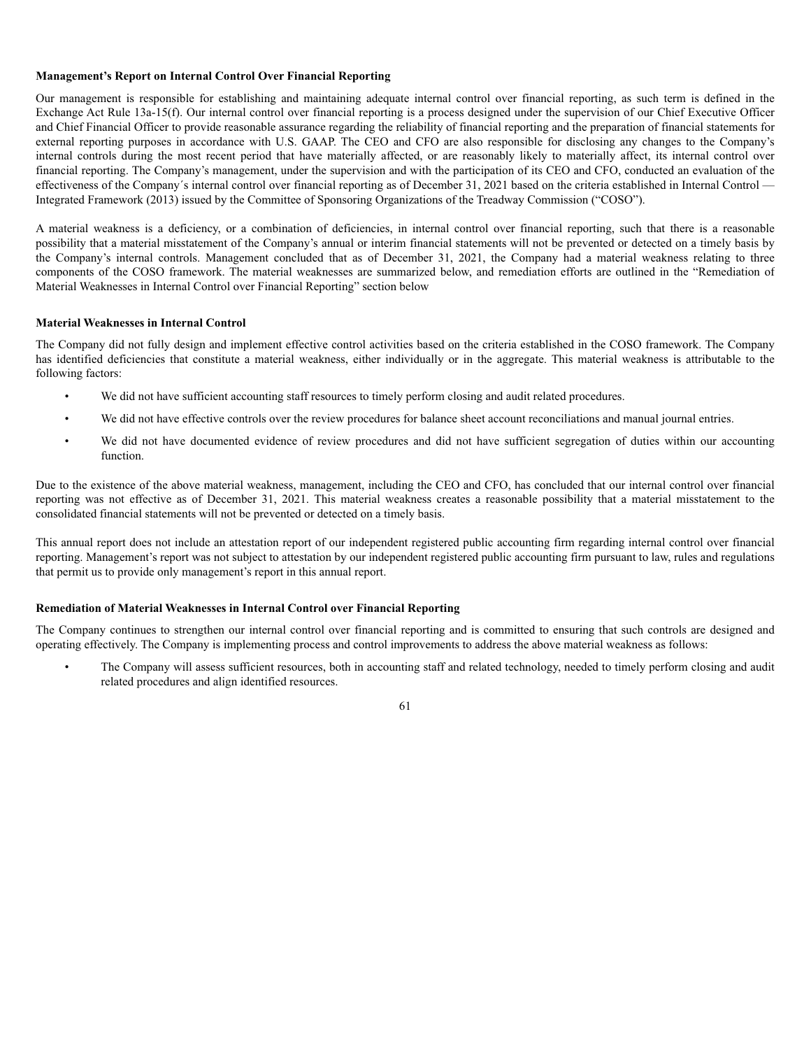**Management's Report on Internal Control Over Financial Reporting**

Our management is responsible for establishing and maintaining adequate internal control over financial reporting, as such term is defined in the Exchange Act Rule 13a-15(f). Our internal control over financial reporting is a process designed under the supervision of our Chief Executive Officer and Chief Financial Officer to provide reasonable assurance regarding the reliability of financial reporting and the preparation of financial statements for external reporting purposes in accordance with U.S. GAAP. The CEO and CFO are also responsible for disclosing any changes to the Company's internal controls during the most recent period that have materially affected, or are reasonably likely to materially affect, its internal control over financial reporting. The Company's management, under the supervision and with the participation of its CEO and CFO, conducted an evaluation of the effectiveness of the Company´s internal control over financial reporting as of December 31, 2021 based on the criteria established in Internal Control — Integrated Framework (2013) issued by the Committee of Sponsoring Organizations of the Treadway Commission ("COSO").

A material weakness is a deficiency, or a combination of deficiencies, in internal control over financial reporting, such that there is a reasonable possibility that a material misstatement of the Company's annual or interim financial statements will not be prevented or detected on a timely basis by the Company's internal controls. Management concluded that as of December 31, 2021, the Company had a material weakness relating to three components of the COSO framework. The material weaknesses are summarized below, and remediation efforts are outlined in the "Remediation of Material Weaknesses in Internal Control over Financial Reporting" section below

**Material Weaknesses in Internal Control**

The Company did not fully design and implement effective control activities based on the criteria established in the COSO framework. The Company has identified deficiencies that constitute a material weakness, either individually or in the aggregate. This material weakness is attributable to the following factors:

- We did not have sufficient accounting staff resources to timely perform closing and audit related procedures.
- We did not have effective controls over the review procedures for balance sheet account reconciliations and manual journal entries.
- We did not have documented evidence of review procedures and did not have sufficient segregation of duties within our accounting function.

Due to the existence of the above material weakness, management, including the CEO and CFO, has concluded that our internal control over financial reporting was not effective as of December 31, 2021. This material weakness creates a reasonable possibility that a material misstatement to the consolidated financial statements will not be prevented or detected on a timely basis.

This annual report does not include an attestation report of our independent registered public accounting firm regarding internal control over financial reporting. Management's report was not subject to attestation by our independent registered public accounting firm pursuant to law, rules and regulations that permit us to provide only management's report in this annual report.

**Remediation of Material Weaknesses in Internal Control over Financial Reporting**

The Company continues to strengthen our internal control over financial reporting and is committed to ensuring that such controls are designed and operating effectively. The Company is implementing process and control improvements to address the above material weakness as follows:

- The Company will assess sufficient resources, both in accounting staff and related technology, needed to timely perform closing and audit related procedures and align identified resources.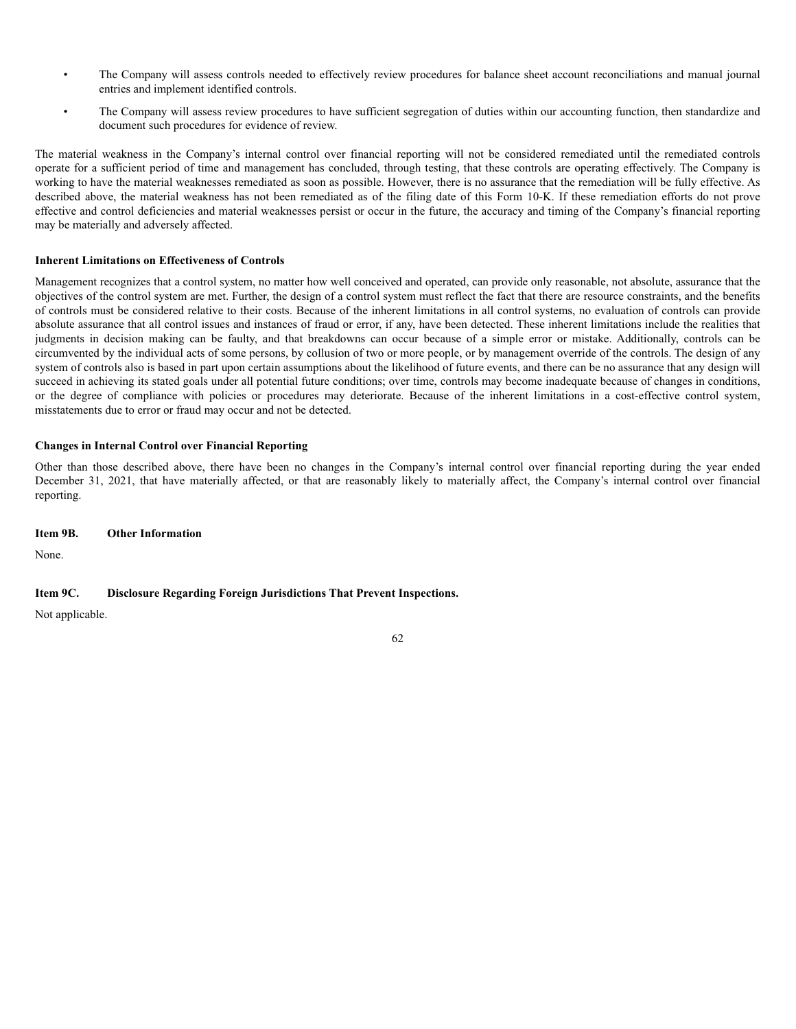- The Company will assess controls needed to effectively review procedures for balance sheet account reconciliations and manual journal entries and implement identified controls.
- The Company will assess review procedures to have sufficient segregation of duties within our accounting function, then standardize and document such procedures for evidence of review.

The material weakness in the Company's internal control over financial reporting will not be considered remediated until the remediated controls operate for a sufficient period of time and management has concluded, through testing, that these controls are operating effectively. The Company is working to have the material weaknesses remediated as soon as possible. However, there is no assurance that the remediation will be fully effective. As described above, the material weakness has not been remediated as of the filing date of this Form 10-K. If these remediation efforts do not prove effective and control deficiencies and material weaknesses persist or occur in the future, the accuracy and timing of the Company's financial reporting may be materially and adversely affected.

**Inherent Limitations on Effectiveness of Controls**

Management recognizes that a control system, no matter how well conceived and operated, can provide only reasonable, not absolute, assurance that the objectives of the control system are met. Further, the design of a control system must reflect the fact that there are resource constraints, and the benefits of controls must be considered relative to their costs. Because of the inherent limitations in all control systems, no evaluation of controls can provide absolute assurance that all control issues and instances of fraud or error, if any, have been detected. These inherent limitations include the realities that judgments in decision making can be faulty, and that breakdowns can occur because of a simple error or mistake. Additionally, controls can be circumvented by the individual acts of some persons, by collusion of two or more people, or by management override of the controls. The design of any system of controls also is based in part upon certain assumptions about the likelihood of future events, and there can be no assurance that any design will succeed in achieving its stated goals under all potential future conditions; over time, controls may become inadequate because of changes in conditions, or the degree of compliance with policies or procedures may deteriorate. Because of the inherent limitations in a cost-effective control system, misstatements due to error or fraud may occur and not be detected.

**Changes in Internal Control over Financial Reporting**

Other than those described above, there have been no changes in the Company's internal control over financial reporting during the year ended December 31, 2021, that have materially affected, or that are reasonably likely to materially affect, the Company's internal control over financial reporting.

**Item 9B. Other Information**

None.

**Item 9C. Disclosure Regarding Foreign Jurisdictions That Prevent Inspections.**

Not applicable.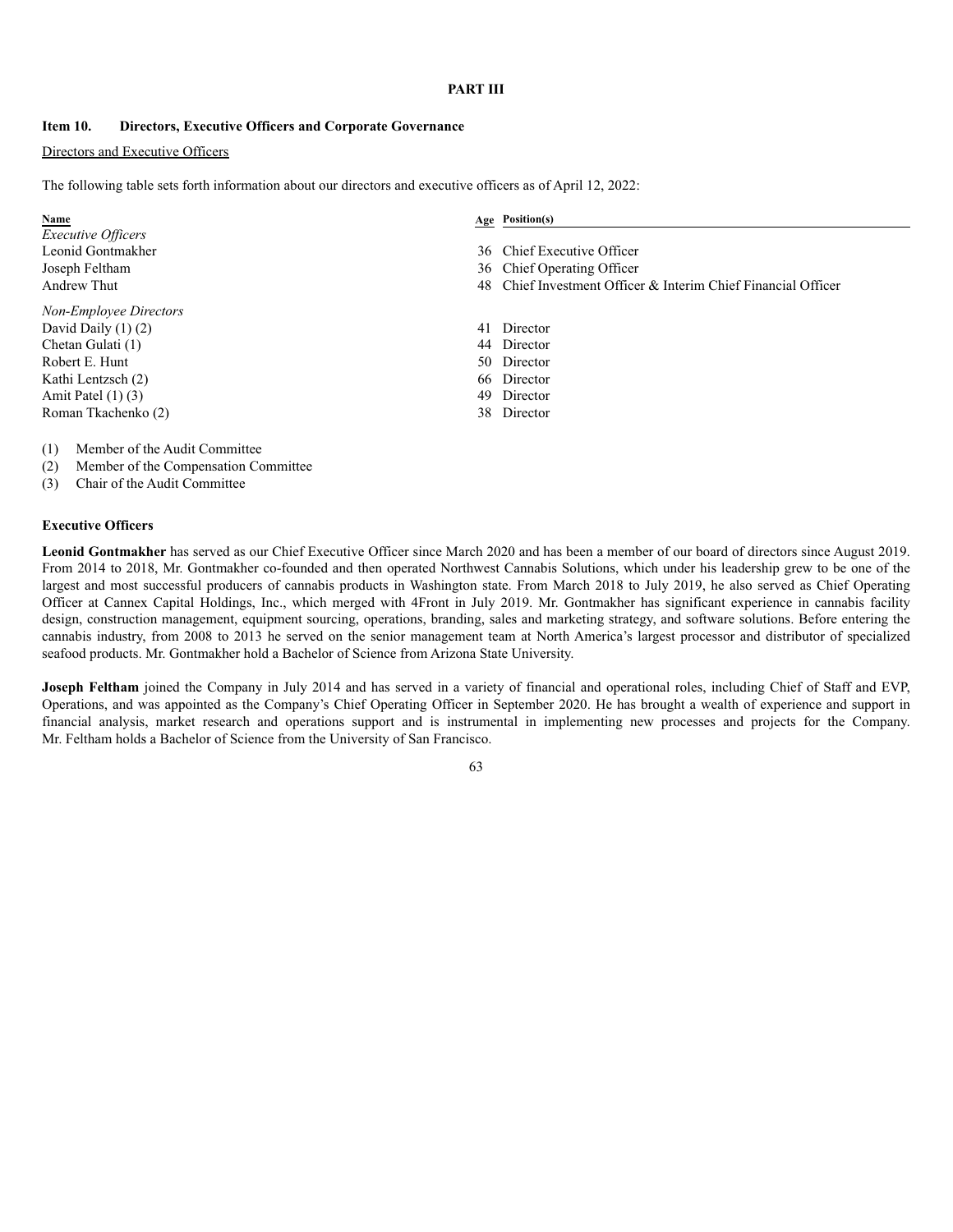# PART III

## Item 10. Directors, Executive Officers and Corporate Governance

Directors and Executive Officers

The following table sets forth information about our directors and executive officers as of April 12, 2022:

| Name | Age | Position(s) |
|---|---|---|
| *Executive Officers* | | |
| Leonid Gontmakher | 36 | Chief Executive Officer |
| Joseph Feltham | 36 | Chief Operating Officer |
| Andrew Thut | 48 | Chief Investment Officer & Interim Chief Financial Officer |
| *Non-Employee Directors* | | |
| David Daily (1) (2) | 41 | Director |
| Chetan Gulati (1) | 44 | Director |
| Robert E. Hunt | 50 | Director |
| Kathi Lentzsch (2) | 66 | Director |
| Amit Patel (1) (3) | 49 | Director |
| Roman Tkachenko (2) | 38 | Director |

(1) Member of the Audit Committee
(2) Member of the Compensation Committee
(3) Chair of the Audit Committee

### Executive Officers

**Leonid Gontmakher** has served as our Chief Executive Officer since March 2020 and has been a member of our board of directors since August 2019. From 2014 to 2018, Mr. Gontmakher co-founded and then operated Northwest Cannabis Solutions, which under his leadership grew to be one of the largest and most successful producers of cannabis products in Washington state. From March 2018 to July 2019, he also served as Chief Operating Officer at Cannex Capital Holdings, Inc., which merged with 4Front in July 2019. Mr. Gontmakher has significant experience in cannabis facility design, construction management, equipment sourcing, operations, branding, sales and marketing strategy, and software solutions. Before entering the cannabis industry, from 2008 to 2013 he served on the senior management team at North America's largest processor and distributor of specialized seafood products. Mr. Gontmakher hold a Bachelor of Science from Arizona State University.

**Joseph Feltham** joined the Company in July 2014 and has served in a variety of financial and operational roles, including Chief of Staff and EVP, Operations, and was appointed as the Company's Chief Operating Officer in September 2020. He has brought a wealth of experience and support in financial analysis, market research and operations support and is instrumental in implementing new processes and projects for the Company. Mr. Feltham holds a Bachelor of Science from the University of San Francisco.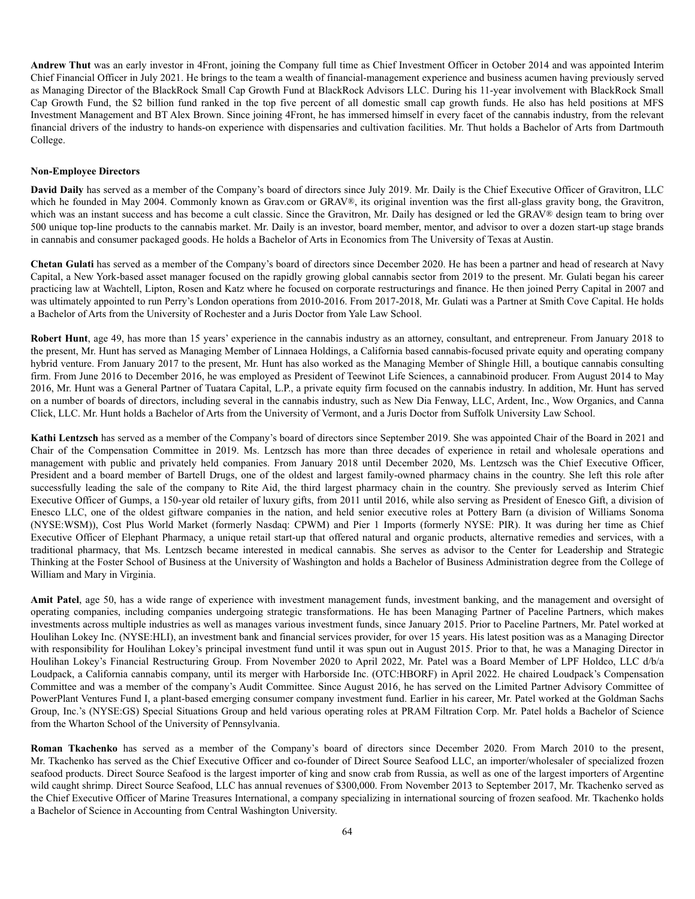**Andrew Thut** was an early investor in 4Front, joining the Company full time as Chief Investment Officer in October 2014 and was appointed Interim Chief Financial Officer in July 2021. He brings to the team a wealth of financial-management experience and business acumen having previously served as Managing Director of the BlackRock Small Cap Growth Fund at BlackRock Advisors LLC. During his 11-year involvement with BlackRock Small Cap Growth Fund, the $2 billion fund ranked in the top five percent of all domestic small cap growth funds. He also has held positions at MFS Investment Management and BT Alex Brown. Since joining 4Front, he has immersed himself in every facet of the cannabis industry, from the relevant financial drivers of the industry to hands-on experience with dispensaries and cultivation facilities. Mr. Thut holds a Bachelor of Arts from Dartmouth College.

**Non-Employee Directors**

**David Daily** has served as a member of the Company's board of directors since July 2019. Mr. Daily is the Chief Executive Officer of Gravitron, LLC which he founded in May 2004. Commonly known as Grav.com or GRAV®, its original invention was the first all-glass gravity bong, the Gravitron, which was an instant success and has become a cult classic. Since the Gravitron, Mr. Daily has designed or led the GRAV® design team to bring over 500 unique top-line products to the cannabis market. Mr. Daily is an investor, board member, mentor, and advisor to over a dozen start-up stage brands in cannabis and consumer packaged goods. He holds a Bachelor of Arts in Economics from The University of Texas at Austin.

**Chetan Gulati** has served as a member of the Company's board of directors since December 2020. He has been a partner and head of research at Navy Capital, a New York-based asset manager focused on the rapidly growing global cannabis sector from 2019 to the present. Mr. Gulati began his career practicing law at Wachtell, Lipton, Rosen and Katz where he focused on corporate restructurings and finance. He then joined Perry Capital in 2007 and was ultimately appointed to run Perry's London operations from 2010-2016. From 2017-2018, Mr. Gulati was a Partner at Smith Cove Capital. He holds a Bachelor of Arts from the University of Rochester and a Juris Doctor from Yale Law School.

**Robert Hunt**, age 49, has more than 15 years' experience in the cannabis industry as an attorney, consultant, and entrepreneur. From January 2018 to the present, Mr. Hunt has served as Managing Member of Linnaea Holdings, a California based cannabis-focused private equity and operating company hybrid venture. From January 2017 to the present, Mr. Hunt has also worked as the Managing Member of Shingle Hill, a boutique cannabis consulting firm. From June 2016 to December 2016, he was employed as President of Teewinot Life Sciences, a cannabinoid producer. From August 2014 to May 2016, Mr. Hunt was a General Partner of Tuatara Capital, L.P., a private equity firm focused on the cannabis industry. In addition, Mr. Hunt has served on a number of boards of directors, including several in the cannabis industry, such as New Dia Fenway, LLC, Ardent, Inc., Wow Organics, and Canna Click, LLC. Mr. Hunt holds a Bachelor of Arts from the University of Vermont, and a Juris Doctor from Suffolk University Law School.

**Kathi Lentzsch** has served as a member of the Company's board of directors since September 2019. She was appointed Chair of the Board in 2021 and Chair of the Compensation Committee in 2019. Ms. Lentzsch has more than three decades of experience in retail and wholesale operations and management with public and privately held companies. From January 2018 until December 2020, Ms. Lentzsch was the Chief Executive Officer, President and a board member of Bartell Drugs, one of the oldest and largest family-owned pharmacy chains in the country. She left this role after successfully leading the sale of the company to Rite Aid, the third largest pharmacy chain in the country. She previously served as Interim Chief Executive Officer of Gumps, a 150-year old retailer of luxury gifts, from 2011 until 2016, while also serving as President of Enesco Gift, a division of Enesco LLC, one of the oldest giftware companies in the nation, and held senior executive roles at Pottery Barn (a division of Williams Sonoma (NYSE:WSM)), Cost Plus World Market (formerly Nasdaq: CPWM) and Pier 1 Imports (formerly NYSE: PIR). It was during her time as Chief Executive Officer of Elephant Pharmacy, a unique retail start-up that offered natural and organic products, alternative remedies and services, with a traditional pharmacy, that Ms. Lentzsch became interested in medical cannabis. She serves as advisor to the Center for Leadership and Strategic Thinking at the Foster School of Business at the University of Washington and holds a Bachelor of Business Administration degree from the College of William and Mary in Virginia.

**Amit Patel**, age 50, has a wide range of experience with investment management funds, investment banking, and the management and oversight of operating companies, including companies undergoing strategic transformations. He has been Managing Partner of Paceline Partners, which makes investments across multiple industries as well as manages various investment funds, since January 2015. Prior to Paceline Partners, Mr. Patel worked at Houlihan Lokey Inc. (NYSE:HLI), an investment bank and financial services provider, for over 15 years. His latest position was as a Managing Director with responsibility for Houlihan Lokey's principal investment fund until it was spun out in August 2015. Prior to that, he was a Managing Director in Houlihan Lokey's Financial Restructuring Group. From November 2020 to April 2022, Mr. Patel was a Board Member of LPF Holdco, LLC d/b/a Loudpack, a California cannabis company, until its merger with Harborside Inc. (OTC:HBORF) in April 2022. He chaired Loudpack's Compensation Committee and was a member of the company's Audit Committee. Since August 2016, he has served on the Limited Partner Advisory Committee of PowerPlant Ventures Fund I, a plant-based emerging consumer company investment fund. Earlier in his career, Mr. Patel worked at the Goldman Sachs Group, Inc.'s (NYSE:GS) Special Situations Group and held various operating roles at PRAM Filtration Corp. Mr. Patel holds a Bachelor of Science from the Wharton School of the University of Pennsylvania.

**Roman Tkachenko** has served as a member of the Company's board of directors since December 2020. From March 2010 to the present, Mr. Tkachenko has served as the Chief Executive Officer and co-founder of Direct Source Seafood LLC, an importer/wholesaler of specialized frozen seafood products. Direct Source Seafood is the largest importer of king and snow crab from Russia, as well as one of the largest importers of Argentine wild caught shrimp. Direct Source Seafood, LLC has annual revenues of $300,000. From November 2013 to September 2017, Mr. Tkachenko served as the Chief Executive Officer of Marine Treasures International, a company specializing in international sourcing of frozen seafood. Mr. Tkachenko holds a Bachelor of Science in Accounting from Central Washington University.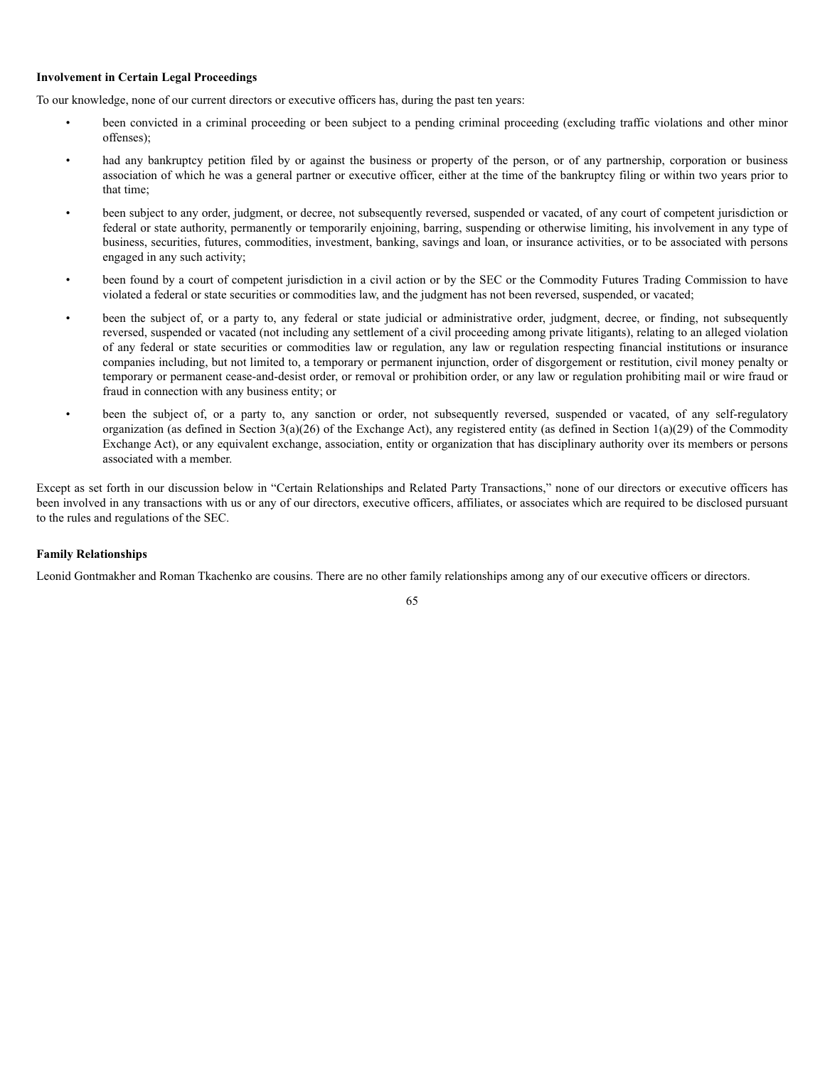**Involvement in Certain Legal Proceedings**

To our knowledge, none of our current directors or executive officers has, during the past ten years:

- been convicted in a criminal proceeding or been subject to a pending criminal proceeding (excluding traffic violations and other minor offenses);
- had any bankruptcy petition filed by or against the business or property of the person, or of any partnership, corporation or business association of which he was a general partner or executive officer, either at the time of the bankruptcy filing or within two years prior to that time;
- been subject to any order, judgment, or decree, not subsequently reversed, suspended or vacated, of any court of competent jurisdiction or federal or state authority, permanently or temporarily enjoining, barring, suspending or otherwise limiting, his involvement in any type of business, securities, futures, commodities, investment, banking, savings and loan, or insurance activities, or to be associated with persons engaged in any such activity;
- been found by a court of competent jurisdiction in a civil action or by the SEC or the Commodity Futures Trading Commission to have violated a federal or state securities or commodities law, and the judgment has not been reversed, suspended, or vacated;
- been the subject of, or a party to, any federal or state judicial or administrative order, judgment, decree, or finding, not subsequently reversed, suspended or vacated (not including any settlement of a civil proceeding among private litigants), relating to an alleged violation of any federal or state securities or commodities law or regulation, any law or regulation respecting financial institutions or insurance companies including, but not limited to, a temporary or permanent injunction, order of disgorgement or restitution, civil money penalty or temporary or permanent cease-and-desist order, or removal or prohibition order, or any law or regulation prohibiting mail or wire fraud or fraud in connection with any business entity; or
- been the subject of, or a party to, any sanction or order, not subsequently reversed, suspended or vacated, of any self-regulatory organization (as defined in Section 3(a)(26) of the Exchange Act), any registered entity (as defined in Section 1(a)(29) of the Commodity Exchange Act), or any equivalent exchange, association, entity or organization that has disciplinary authority over its members or persons associated with a member.

Except as set forth in our discussion below in "Certain Relationships and Related Party Transactions," none of our directors or executive officers has been involved in any transactions with us or any of our directors, executive officers, affiliates, or associates which are required to be disclosed pursuant to the rules and regulations of the SEC.

**Family Relationships**

Leonid Gontmakher and Roman Tkachenko are cousins. There are no other family relationships among any of our executive officers or directors.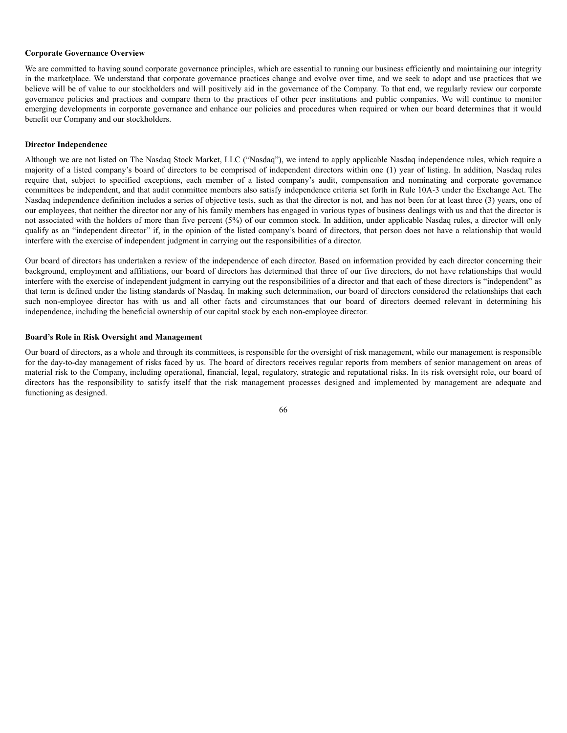**Corporate Governance Overview**

We are committed to having sound corporate governance principles, which are essential to running our business efficiently and maintaining our integrity in the marketplace. We understand that corporate governance practices change and evolve over time, and we seek to adopt and use practices that we believe will be of value to our stockholders and will positively aid in the governance of the Company. To that end, we regularly review our corporate governance policies and practices and compare them to the practices of other peer institutions and public companies. We will continue to monitor emerging developments in corporate governance and enhance our policies and procedures when required or when our board determines that it would benefit our Company and our stockholders.

**Director Independence**

Although we are not listed on The Nasdaq Stock Market, LLC ("Nasdaq"), we intend to apply applicable Nasdaq independence rules, which require a majority of a listed company's board of directors to be comprised of independent directors within one (1) year of listing. In addition, Nasdaq rules require that, subject to specified exceptions, each member of a listed company's audit, compensation and nominating and corporate governance committees be independent, and that audit committee members also satisfy independence criteria set forth in Rule 10A-3 under the Exchange Act. The Nasdaq independence definition includes a series of objective tests, such as that the director is not, and has not been for at least three (3) years, one of our employees, that neither the director nor any of his family members has engaged in various types of business dealings with us and that the director is not associated with the holders of more than five percent (5%) of our common stock. In addition, under applicable Nasdaq rules, a director will only qualify as an "independent director" if, in the opinion of the listed company's board of directors, that person does not have a relationship that would interfere with the exercise of independent judgment in carrying out the responsibilities of a director.

Our board of directors has undertaken a review of the independence of each director. Based on information provided by each director concerning their background, employment and affiliations, our board of directors has determined that three of our five directors, do not have relationships that would interfere with the exercise of independent judgment in carrying out the responsibilities of a director and that each of these directors is "independent" as that term is defined under the listing standards of Nasdaq. In making such determination, our board of directors considered the relationships that each such non-employee director has with us and all other facts and circumstances that our board of directors deemed relevant in determining his independence, including the beneficial ownership of our capital stock by each non-employee director.

**Board's Role in Risk Oversight and Management**

Our board of directors, as a whole and through its committees, is responsible for the oversight of risk management, while our management is responsible for the day-to-day management of risks faced by us. The board of directors receives regular reports from members of senior management on areas of material risk to the Company, including operational, financial, legal, regulatory, strategic and reputational risks. In its risk oversight role, our board of directors has the responsibility to satisfy itself that the risk management processes designed and implemented by management are adequate and functioning as designed.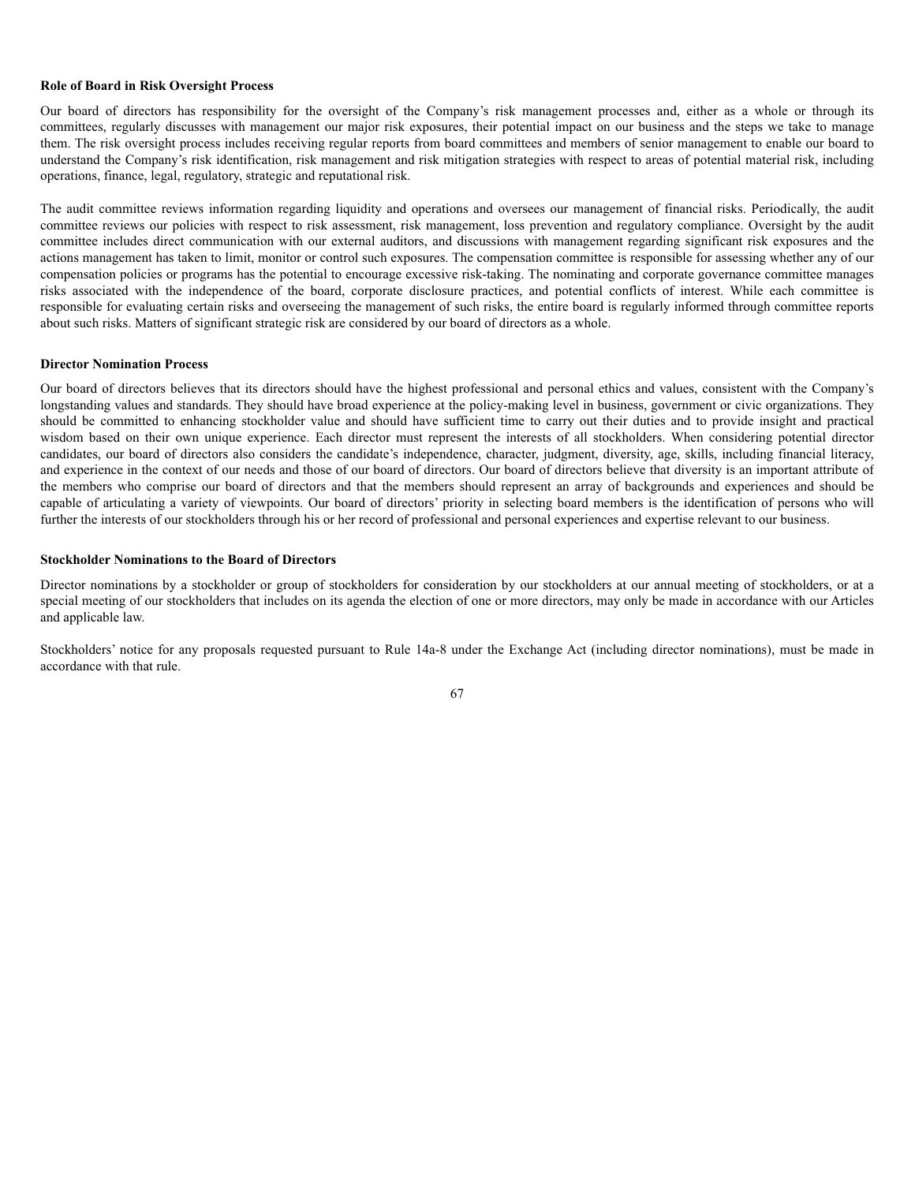**Role of Board in Risk Oversight Process**

Our board of directors has responsibility for the oversight of the Company's risk management processes and, either as a whole or through its committees, regularly discusses with management our major risk exposures, their potential impact on our business and the steps we take to manage them. The risk oversight process includes receiving regular reports from board committees and members of senior management to enable our board to understand the Company's risk identification, risk management and risk mitigation strategies with respect to areas of potential material risk, including operations, finance, legal, regulatory, strategic and reputational risk.

The audit committee reviews information regarding liquidity and operations and oversees our management of financial risks. Periodically, the audit committee reviews our policies with respect to risk assessment, risk management, loss prevention and regulatory compliance. Oversight by the audit committee includes direct communication with our external auditors, and discussions with management regarding significant risk exposures and the actions management has taken to limit, monitor or control such exposures. The compensation committee is responsible for assessing whether any of our compensation policies or programs has the potential to encourage excessive risk-taking. The nominating and corporate governance committee manages risks associated with the independence of the board, corporate disclosure practices, and potential conflicts of interest. While each committee is responsible for evaluating certain risks and overseeing the management of such risks, the entire board is regularly informed through committee reports about such risks. Matters of significant strategic risk are considered by our board of directors as a whole.

**Director Nomination Process**

Our board of directors believes that its directors should have the highest professional and personal ethics and values, consistent with the Company's longstanding values and standards. They should have broad experience at the policy-making level in business, government or civic organizations. They should be committed to enhancing stockholder value and should have sufficient time to carry out their duties and to provide insight and practical wisdom based on their own unique experience. Each director must represent the interests of all stockholders. When considering potential director candidates, our board of directors also considers the candidate's independence, character, judgment, diversity, age, skills, including financial literacy, and experience in the context of our needs and those of our board of directors. Our board of directors believe that diversity is an important attribute of the members who comprise our board of directors and that the members should represent an array of backgrounds and experiences and should be capable of articulating a variety of viewpoints. Our board of directors' priority in selecting board members is the identification of persons who will further the interests of our stockholders through his or her record of professional and personal experiences and expertise relevant to our business.

**Stockholder Nominations to the Board of Directors**

Director nominations by a stockholder or group of stockholders for consideration by our stockholders at our annual meeting of stockholders, or at a special meeting of our stockholders that includes on its agenda the election of one or more directors, may only be made in accordance with our Articles and applicable law.

Stockholders' notice for any proposals requested pursuant to Rule 14a-8 under the Exchange Act (including director nominations), must be made in accordance with that rule.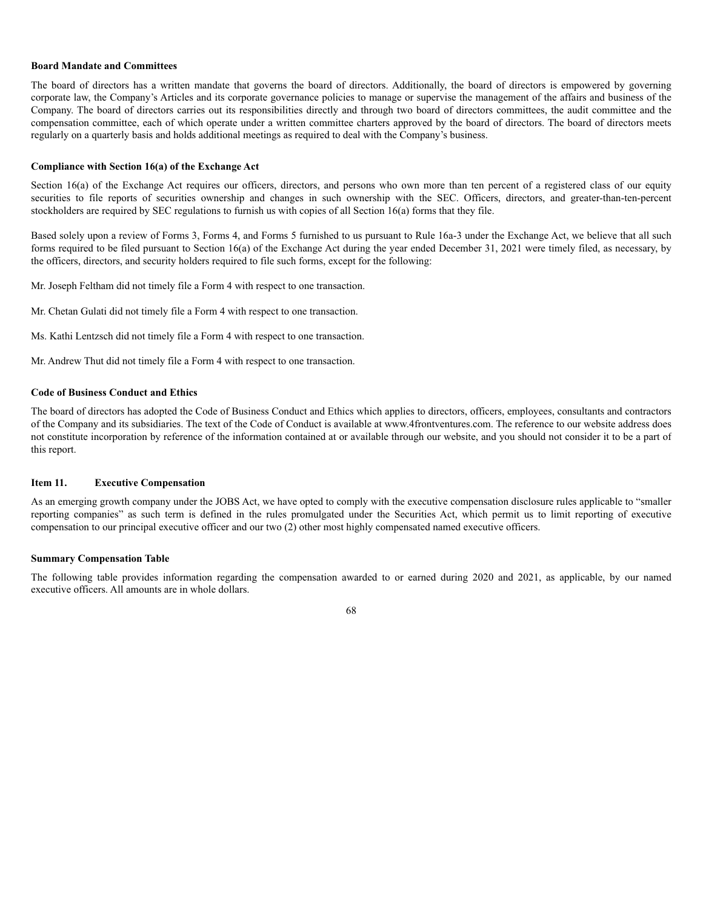**Board Mandate and Committees**

The board of directors has a written mandate that governs the board of directors. Additionally, the board of directors is empowered by governing corporate law, the Company's Articles and its corporate governance policies to manage or supervise the management of the affairs and business of the Company. The board of directors carries out its responsibilities directly and through two board of directors committees, the audit committee and the compensation committee, each of which operate under a written committee charters approved by the board of directors. The board of directors meets regularly on a quarterly basis and holds additional meetings as required to deal with the Company's business.

**Compliance with Section 16(a) of the Exchange Act**

Section 16(a) of the Exchange Act requires our officers, directors, and persons who own more than ten percent of a registered class of our equity securities to file reports of securities ownership and changes in such ownership with the SEC. Officers, directors, and greater-than-ten-percent stockholders are required by SEC regulations to furnish us with copies of all Section 16(a) forms that they file.

Based solely upon a review of Forms 3, Forms 4, and Forms 5 furnished to us pursuant to Rule 16a-3 under the Exchange Act, we believe that all such forms required to be filed pursuant to Section 16(a) of the Exchange Act during the year ended December 31, 2021 were timely filed, as necessary, by the officers, directors, and security holders required to file such forms, except for the following:

Mr. Joseph Feltham did not timely file a Form 4 with respect to one transaction.

Mr. Chetan Gulati did not timely file a Form 4 with respect to one transaction.

Ms. Kathi Lentzsch did not timely file a Form 4 with respect to one transaction.

Mr. Andrew Thut did not timely file a Form 4 with respect to one transaction.

**Code of Business Conduct and Ethics**

The board of directors has adopted the Code of Business Conduct and Ethics which applies to directors, officers, employees, consultants and contractors of the Company and its subsidiaries. The text of the Code of Conduct is available at www.4frontventures.com. The reference to our website address does not constitute incorporation by reference of the information contained at or available through our website, and you should not consider it to be a part of this report.

## Item 11. Executive Compensation

As an emerging growth company under the JOBS Act, we have opted to comply with the executive compensation disclosure rules applicable to "smaller reporting companies" as such term is defined in the rules promulgated under the Securities Act, which permit us to limit reporting of executive compensation to our principal executive officer and our two (2) other most highly compensated named executive officers.

**Summary Compensation Table**

The following table provides information regarding the compensation awarded to or earned during 2020 and 2021, as applicable, by our named executive officers. All amounts are in whole dollars.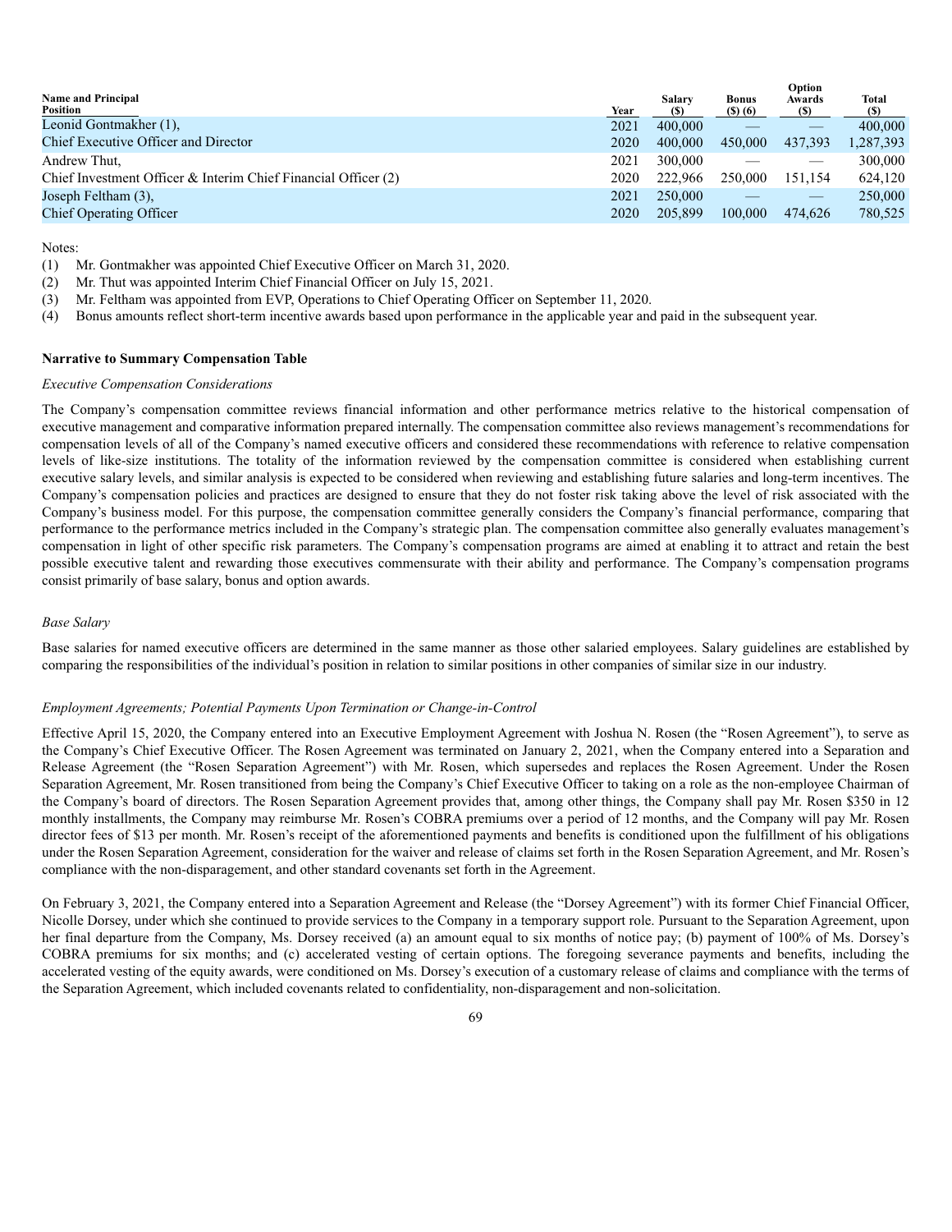| Name and Principal Position | Year | Salary ($) | Bonus ($) (6) | Option Awards ($) | Total ($) |
|---|---|---|---|---|---|
| Leonid Gontmakher (1), | 2021 | 400,000 | — | — | 400,000 |
| Chief Executive Officer and Director | 2020 | 400,000 | 450,000 | 437,393 | 1,287,393 |
| Andrew Thut, | 2021 | 300,000 | — | — | 300,000 |
| Chief Investment Officer & Interim Chief Financial Officer (2) | 2020 | 222,966 | 250,000 | 151,154 | 624,120 |
| Joseph Feltham (3), | 2021 | 250,000 | — | — | 250,000 |
| Chief Operating Officer | 2020 | 205,899 | 100,000 | 474,626 | 780,525 |

Notes:

(1) Mr. Gontmakher was appointed Chief Executive Officer on March 31, 2020.

(2) Mr. Thut was appointed Interim Chief Financial Officer on July 15, 2021.

(3) Mr. Feltham was appointed from EVP, Operations to Chief Operating Officer on September 11, 2020.

(4) Bonus amounts reflect short-term incentive awards based upon performance in the applicable year and paid in the subsequent year.

**Narrative to Summary Compensation Table**

*Executive Compensation Considerations*

The Company's compensation committee reviews financial information and other performance metrics relative to the historical compensation of executive management and comparative information prepared internally. The compensation committee also reviews management's recommendations for compensation levels of all of the Company's named executive officers and considered these recommendations with reference to relative compensation levels of like-size institutions. The totality of the information reviewed by the compensation committee is considered when establishing current executive salary levels, and similar analysis is expected to be considered when reviewing and establishing future salaries and long-term incentives. The Company's compensation policies and practices are designed to ensure that they do not foster risk taking above the level of risk associated with the Company's business model. For this purpose, the compensation committee generally considers the Company's financial performance, comparing that performance to the performance metrics included in the Company's strategic plan. The compensation committee also generally evaluates management's compensation in light of other specific risk parameters. The Company's compensation programs are aimed at enabling it to attract and retain the best possible executive talent and rewarding those executives commensurate with their ability and performance. The Company's compensation programs consist primarily of base salary, bonus and option awards.

*Base Salary*

Base salaries for named executive officers are determined in the same manner as those other salaried employees. Salary guidelines are established by comparing the responsibilities of the individual's position in relation to similar positions in other companies of similar size in our industry.

*Employment Agreements; Potential Payments Upon Termination or Change-in-Control*

Effective April 15, 2020, the Company entered into an Executive Employment Agreement with Joshua N. Rosen (the "Rosen Agreement"), to serve as the Company's Chief Executive Officer. The Rosen Agreement was terminated on January 2, 2021, when the Company entered into a Separation and Release Agreement (the "Rosen Separation Agreement") with Mr. Rosen, which supersedes and replaces the Rosen Agreement. Under the Rosen Separation Agreement, Mr. Rosen transitioned from being the Company's Chief Executive Officer to taking on a role as the non-employee Chairman of the Company's board of directors. The Rosen Separation Agreement provides that, among other things, the Company shall pay Mr. Rosen $350 in 12 monthly installments, the Company may reimburse Mr. Rosen's COBRA premiums over a period of 12 months, and the Company will pay Mr. Rosen director fees of $13 per month. Mr. Rosen's receipt of the aforementioned payments and benefits is conditioned upon the fulfillment of his obligations under the Rosen Separation Agreement, consideration for the waiver and release of claims set forth in the Rosen Separation Agreement, and Mr. Rosen's compliance with the non-disparagement, and other standard covenants set forth in the Agreement.

On February 3, 2021, the Company entered into a Separation Agreement and Release (the "Dorsey Agreement") with its former Chief Financial Officer, Nicolle Dorsey, under which she continued to provide services to the Company in a temporary support role. Pursuant to the Separation Agreement, upon her final departure from the Company, Ms. Dorsey received (a) an amount equal to six months of notice pay; (b) payment of 100% of Ms. Dorsey's COBRA premiums for six months; and (c) accelerated vesting of certain options. The foregoing severance payments and benefits, including the accelerated vesting of the equity awards, were conditioned on Ms. Dorsey's execution of a customary release of claims and compliance with the terms of the Separation Agreement, which included covenants related to confidentiality, non-disparagement and non-solicitation.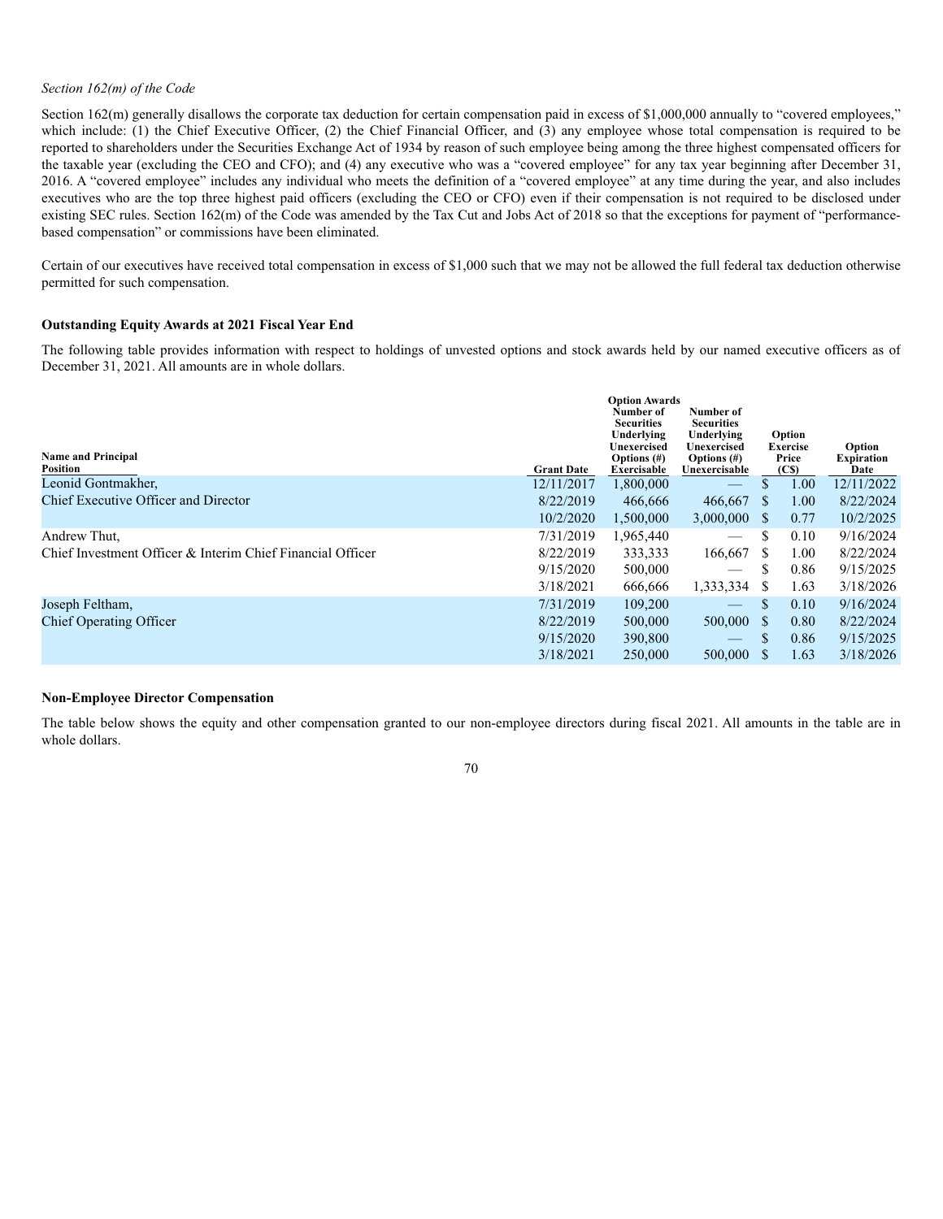*Section 162(m) of the Code*

Section 162(m) generally disallows the corporate tax deduction for certain compensation paid in excess of $1,000,000 annually to "covered employees," which include: (1) the Chief Executive Officer, (2) the Chief Financial Officer, and (3) any employee whose total compensation is required to be reported to shareholders under the Securities Exchange Act of 1934 by reason of such employee being among the three highest compensated officers for the taxable year (excluding the CEO and CFO); and (4) any executive who was a "covered employee" for any tax year beginning after December 31, 2016. A "covered employee" includes any individual who meets the definition of a "covered employee" at any time during the year, and also includes executives who are the top three highest paid officers (excluding the CEO or CFO) even if their compensation is not required to be disclosed under existing SEC rules. Section 162(m) of the Code was amended by the Tax Cut and Jobs Act of 2018 so that the exceptions for payment of "performance-based compensation" or commissions have been eliminated.

Certain of our executives have received total compensation in excess of $1,000 such that we may not be allowed the full federal tax deduction otherwise permitted for such compensation.

**Outstanding Equity Awards at 2021 Fiscal Year End**

The following table provides information with respect to holdings of unvested options and stock awards held by our named executive officers as of December 31, 2021. All amounts are in whole dollars.

| Name and Principal Position | Grant Date | Option Awards Number of Securities Underlying Unexercised Options (#) Exercisable | Number of Securities Underlying Unexercised Options (#) Unexercisable | Option Exercise Price (C$) | Option Expiration Date |
|---|---|---|---|---|---|
| Leonid Gontmakher, | 12/11/2017 | 1,800,000 | — | $ 1.00 | 12/11/2022 |
| Chief Executive Officer and Director | 8/22/2019 | 466,666 | 466,667 | $ 1.00 | 8/22/2024 |
| | 10/2/2020 | 1,500,000 | 3,000,000 | $ 0.77 | 10/2/2025 |
| Andrew Thut, | 7/31/2019 | 1,965,440 | — | $ 0.10 | 9/16/2024 |
| Chief Investment Officer & Interim Chief Financial Officer | 8/22/2019 | 333,333 | 166,667 | $ 1.00 | 8/22/2024 |
| | 9/15/2020 | 500,000 | — | $ 0.86 | 9/15/2025 |
| | 3/18/2021 | 666,666 | 1,333,334 | $ 1.63 | 3/18/2026 |
| Joseph Feltham, | 7/31/2019 | 109,200 | — | $ 0.10 | 9/16/2024 |
| Chief Operating Officer | 8/22/2019 | 500,000 | 500,000 | $ 0.80 | 8/22/2024 |
| | 9/15/2020 | 390,800 | — | $ 0.86 | 9/15/2025 |
| | 3/18/2021 | 250,000 | 500,000 | $ 1.63 | 3/18/2026 |

**Non-Employee Director Compensation**

The table below shows the equity and other compensation granted to our non-employee directors during fiscal 2021. All amounts in the table are in whole dollars.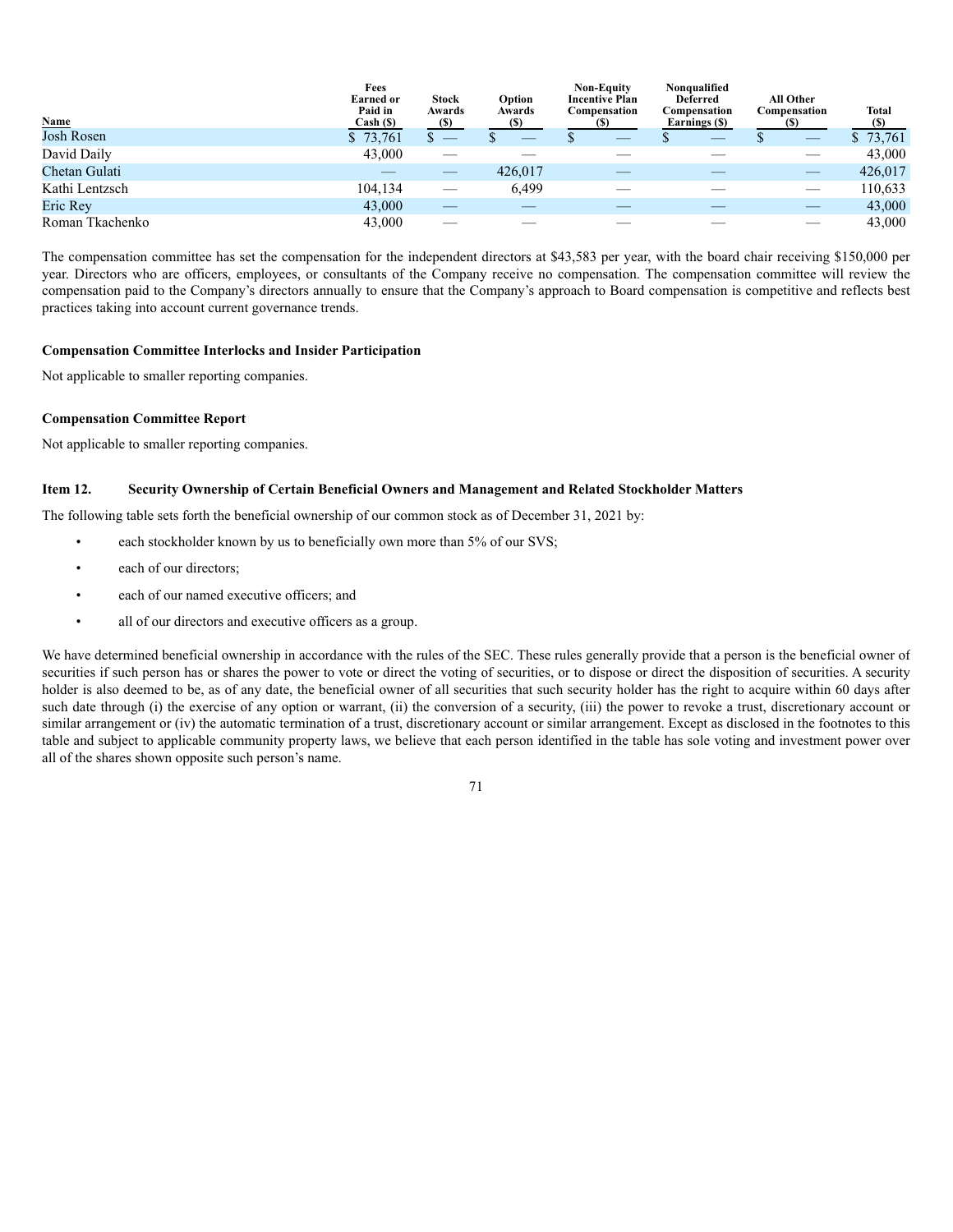| Name | Fees Earned or Paid in Cash ($) | Stock Awards ($) | Option Awards ($) | Non-Equity Incentive Plan Compensation ($) | Nonqualified Deferred Compensation Earnings ($) | All Other Compensation ($) | Total ($) |
|---|---|---|---|---|---|---|---|
| Josh Rosen | $ 73,761 | $ — | $ — | $ — | $ — | $ — | $ 73,761 |
| David Daily | 43,000 | — | — | — | — | — | 43,000 |
| Chetan Gulati | — | — | 426,017 | — | — | — | 426,017 |
| Kathi Lentzsch | 104,134 | — | 6,499 | — | — | — | 110,633 |
| Eric Rey | 43,000 | — | — | — | — | — | 43,000 |
| Roman Tkachenko | 43,000 | — | — | — | — | — | 43,000 |

The compensation committee has set the compensation for the independent directors at $43,583 per year, with the board chair receiving $150,000 per year. Directors who are officers, employees, or consultants of the Company receive no compensation. The compensation committee will review the compensation paid to the Company's directors annually to ensure that the Company's approach to Board compensation is competitive and reflects best practices taking into account current governance trends.

**Compensation Committee Interlocks and Insider Participation**

Not applicable to smaller reporting companies.

**Compensation Committee Report**

Not applicable to smaller reporting companies.

## Item 12. Security Ownership of Certain Beneficial Owners and Management and Related Stockholder Matters

The following table sets forth the beneficial ownership of our common stock as of December 31, 2021 by:

- each stockholder known by us to beneficially own more than 5% of our SVS;
- each of our directors;
- each of our named executive officers; and
- all of our directors and executive officers as a group.

We have determined beneficial ownership in accordance with the rules of the SEC. These rules generally provide that a person is the beneficial owner of securities if such person has or shares the power to vote or direct the voting of securities, or to dispose or direct the disposition of securities. A security holder is also deemed to be, as of any date, the beneficial owner of all securities that such security holder has the right to acquire within 60 days after such date through (i) the exercise of any option or warrant, (ii) the conversion of a security, (iii) the power to revoke a trust, discretionary account or similar arrangement or (iv) the automatic termination of a trust, discretionary account or similar arrangement. Except as disclosed in the footnotes to this table and subject to applicable community property laws, we believe that each person identified in the table has sole voting and investment power over all of the shares shown opposite such person's name.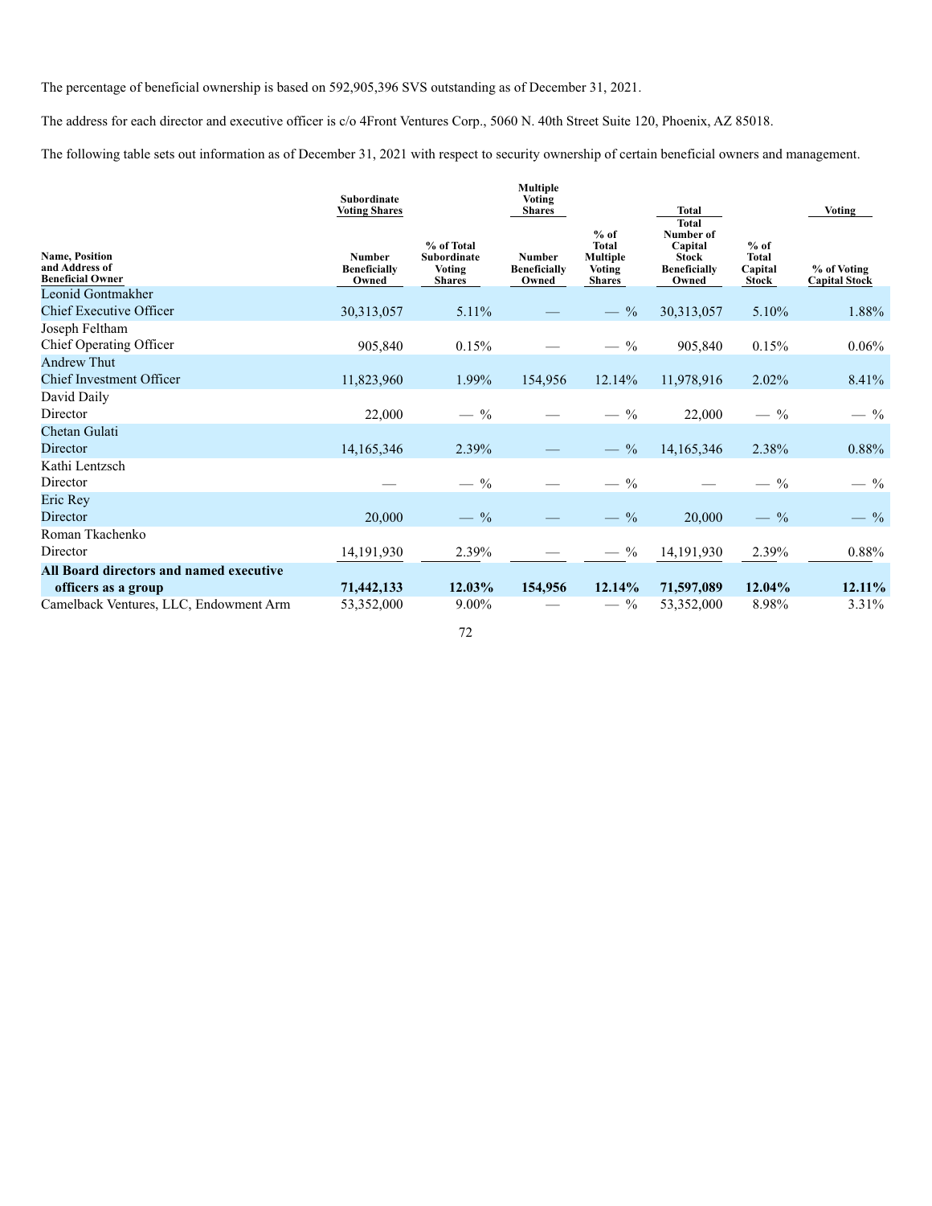The percentage of beneficial ownership is based on 592,905,396 SVS outstanding as of December 31, 2021.

The address for each director and executive officer is c/o 4Front Ventures Corp., 5060 N. 40th Street Suite 120, Phoenix, AZ 85018.

The following table sets out information as of December 31, 2021 with respect to security ownership of certain beneficial owners and management.

| | Subordinate Voting Shares | | Multiple Voting Shares | | Total | | Voting |
|---|---|---|---|---|---|---|---|
| Name, Position and Address of Beneficial Owner | Number Beneficially Owned | % of Total Subordinate Voting Shares | Number Beneficially Owned | % of Total Multiple Voting Shares | Total Number of Capital Stock Beneficially Owned | % of Total Capital Stock | % of Voting Capital Stock |
| Leonid Gontmakher<br>Chief Executive Officer | 30,313,057 | 5.11% | — | — % | 30,313,057 | 5.10% | 1.88% |
| Joseph Feltham<br>Chief Operating Officer | 905,840 | 0.15% | — | — % | 905,840 | 0.15% | 0.06% |
| Andrew Thut<br>Chief Investment Officer | 11,823,960 | 1.99% | 154,956 | 12.14% | 11,978,916 | 2.02% | 8.41% |
| David Daily<br>Director | 22,000 | — % | — | — % | 22,000 | — % | — % |
| Chetan Gulati<br>Director | 14,165,346 | 2.39% | — | — % | 14,165,346 | 2.38% | 0.88% |
| Kathi Lentzsch<br>Director | — | — % | — | — % | — | — % | — % |
| Eric Rey<br>Director | 20,000 | — % | — | — % | 20,000 | — % | — % |
| Roman Tkachenko<br>Director | 14,191,930 | 2.39% | — | — % | 14,191,930 | 2.39% | 0.88% |
| **All Board directors and named executive officers as a group** | **71,442,133** | **12.03%** | **154,956** | **12.14%** | **71,597,089** | **12.04%** | **12.11%** |
| Camelback Ventures, LLC, Endowment Arm | 53,352,000 | 9.00% | — | — % | 53,352,000 | 8.98% | 3.31% |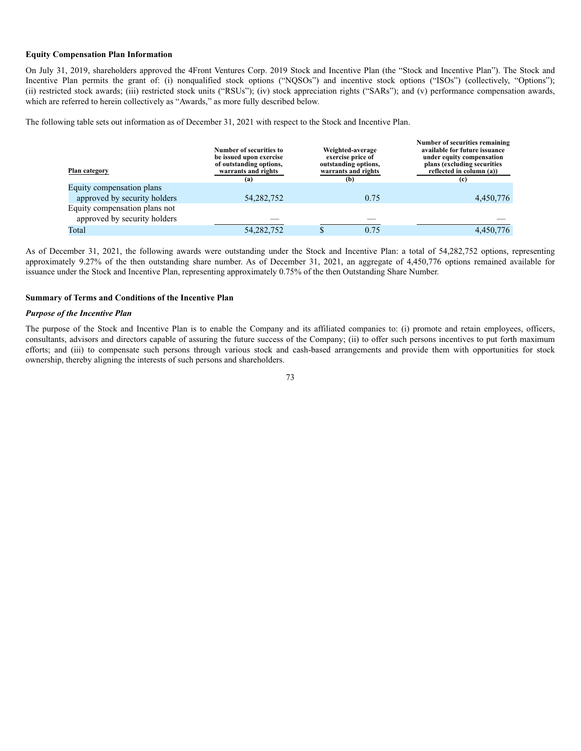**Equity Compensation Plan Information**

On July 31, 2019, shareholders approved the 4Front Ventures Corp. 2019 Stock and Incentive Plan (the "Stock and Incentive Plan"). The Stock and Incentive Plan permits the grant of: (i) nonqualified stock options ("NQSOs") and incentive stock options ("ISOs") (collectively, "Options"); (ii) restricted stock awards; (iii) restricted stock units ("RSUs"); (iv) stock appreciation rights ("SARs"); and (v) performance compensation awards, which are referred to herein collectively as "Awards," as more fully described below.

The following table sets out information as of December 31, 2021 with respect to the Stock and Incentive Plan.

| Plan category | Number of securities to be issued upon exercise of outstanding options, warrants and rights (a) | Weighted-average exercise price of outstanding options, warrants and rights (b) | Number of securities remaining available for future issuance under equity compensation plans (excluding securities reflected in column (a)) (c) |
|---|---|---|---|
| Equity compensation plans approved by security holders | 54,282,752 | 0.75 | 4,450,776 |
| Equity compensation plans not approved by security holders | — | — | — |
| Total | 54,282,752 | $ 0.75 | 4,450,776 |

As of December 31, 2021, the following awards were outstanding under the Stock and Incentive Plan: a total of 54,282,752 options, representing approximately 9.27% of the then outstanding share number. As of December 31, 2021, an aggregate of 4,450,776 options remained available for issuance under the Stock and Incentive Plan, representing approximately 0.75% of the then Outstanding Share Number.

**Summary of Terms and Conditions of the Incentive Plan**

***Purpose of the Incentive Plan***

The purpose of the Stock and Incentive Plan is to enable the Company and its affiliated companies to: (i) promote and retain employees, officers, consultants, advisors and directors capable of assuring the future success of the Company; (ii) to offer such persons incentives to put forth maximum efforts; and (iii) to compensate such persons through various stock and cash-based arrangements and provide them with opportunities for stock ownership, thereby aligning the interests of such persons and shareholders.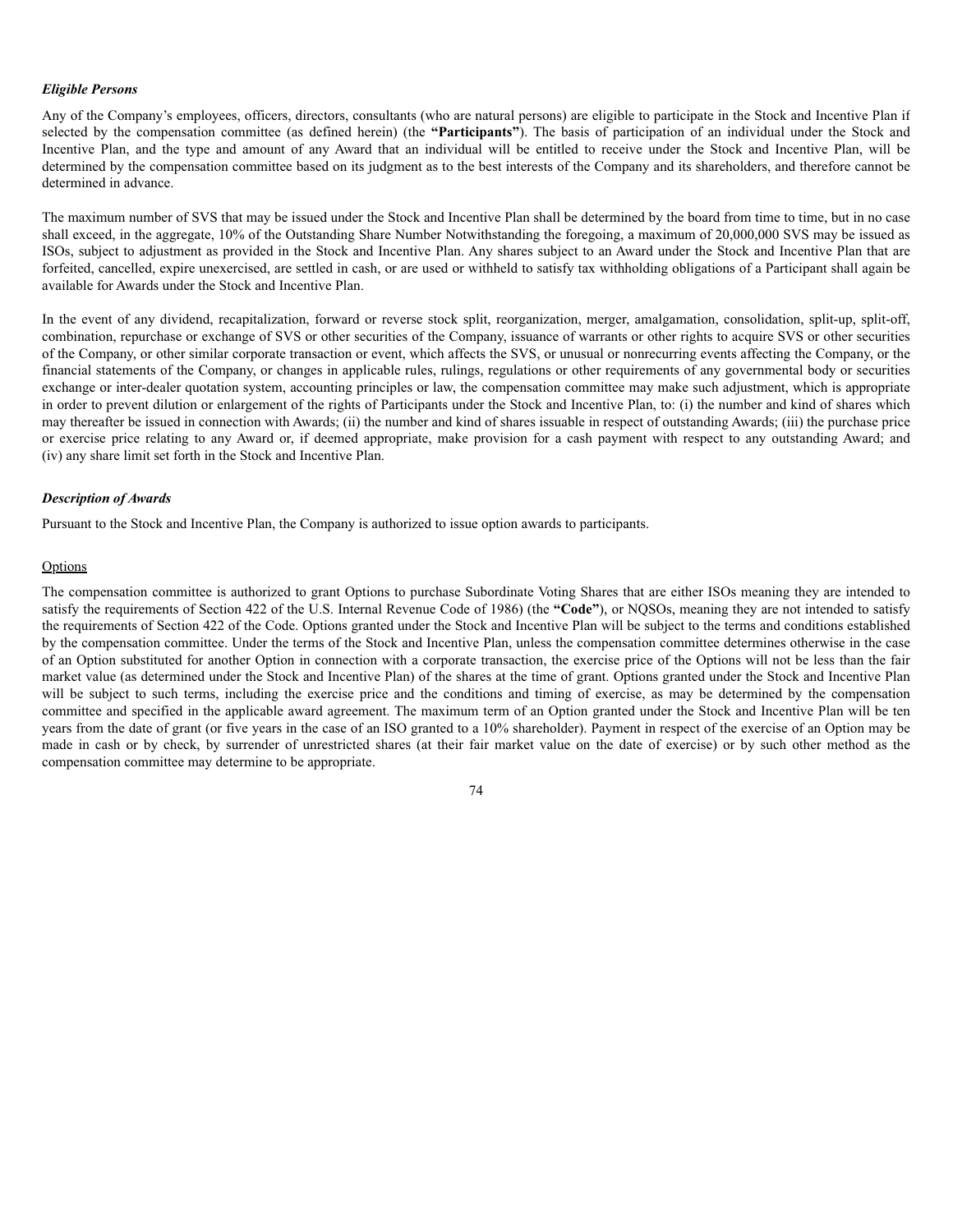***Eligible Persons***

Any of the Company's employees, officers, directors, consultants (who are natural persons) are eligible to participate in the Stock and Incentive Plan if selected by the compensation committee (as defined herein) (the **"Participants"**). The basis of participation of an individual under the Stock and Incentive Plan, and the type and amount of any Award that an individual will be entitled to receive under the Stock and Incentive Plan, will be determined by the compensation committee based on its judgment as to the best interests of the Company and its shareholders, and therefore cannot be determined in advance.

The maximum number of SVS that may be issued under the Stock and Incentive Plan shall be determined by the board from time to time, but in no case shall exceed, in the aggregate, 10% of the Outstanding Share Number Notwithstanding the foregoing, a maximum of 20,000,000 SVS may be issued as ISOs, subject to adjustment as provided in the Stock and Incentive Plan. Any shares subject to an Award under the Stock and Incentive Plan that are forfeited, cancelled, expire unexercised, are settled in cash, or are used or withheld to satisfy tax withholding obligations of a Participant shall again be available for Awards under the Stock and Incentive Plan.

In the event of any dividend, recapitalization, forward or reverse stock split, reorganization, merger, amalgamation, consolidation, split-up, split-off, combination, repurchase or exchange of SVS or other securities of the Company, issuance of warrants or other rights to acquire SVS or other securities of the Company, or other similar corporate transaction or event, which affects the SVS, or unusual or nonrecurring events affecting the Company, or the financial statements of the Company, or changes in applicable rules, rulings, regulations or other requirements of any governmental body or securities exchange or inter-dealer quotation system, accounting principles or law, the compensation committee may make such adjustment, which is appropriate in order to prevent dilution or enlargement of the rights of Participants under the Stock and Incentive Plan, to: (i) the number and kind of shares which may thereafter be issued in connection with Awards; (ii) the number and kind of shares issuable in respect of outstanding Awards; (iii) the purchase price or exercise price relating to any Award or, if deemed appropriate, make provision for a cash payment with respect to any outstanding Award; and (iv) any share limit set forth in the Stock and Incentive Plan.

***Description of Awards***

Pursuant to the Stock and Incentive Plan, the Company is authorized to issue option awards to participants.

<u>Options</u>

The compensation committee is authorized to grant Options to purchase Subordinate Voting Shares that are either ISOs meaning they are intended to satisfy the requirements of Section 422 of the U.S. Internal Revenue Code of 1986) (the **"Code"**), or NQSOs, meaning they are not intended to satisfy the requirements of Section 422 of the Code. Options granted under the Stock and Incentive Plan will be subject to the terms and conditions established by the compensation committee. Under the terms of the Stock and Incentive Plan, unless the compensation committee determines otherwise in the case of an Option substituted for another Option in connection with a corporate transaction, the exercise price of the Options will not be less than the fair market value (as determined under the Stock and Incentive Plan) of the shares at the time of grant. Options granted under the Stock and Incentive Plan will be subject to such terms, including the exercise price and the conditions and timing of exercise, as may be determined by the compensation committee and specified in the applicable award agreement. The maximum term of an Option granted under the Stock and Incentive Plan will be ten years from the date of grant (or five years in the case of an ISO granted to a 10% shareholder). Payment in respect of the exercise of an Option may be made in cash or by check, by surrender of unrestricted shares (at their fair market value on the date of exercise) or by such other method as the compensation committee may determine to be appropriate.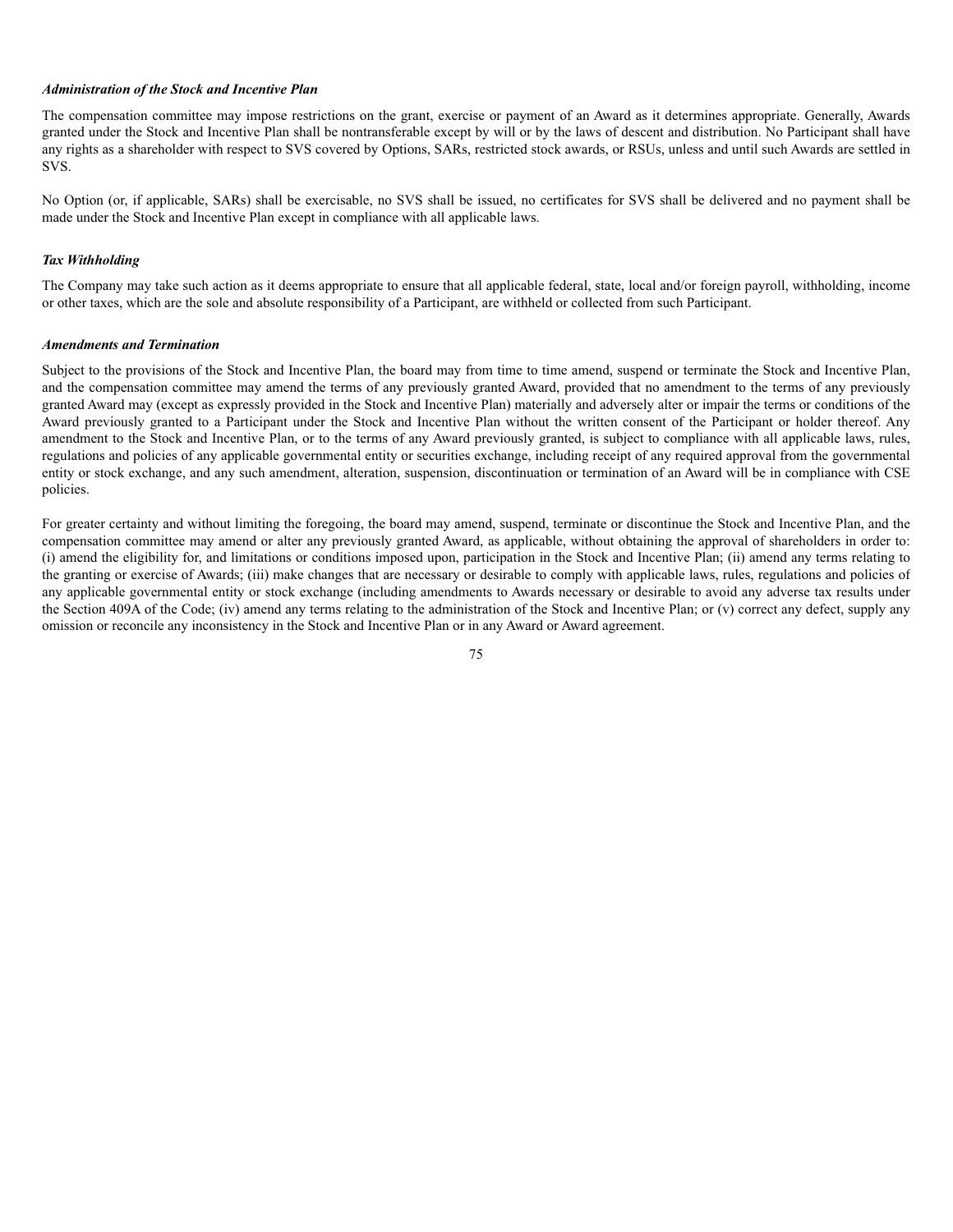### *Administration of the Stock and Incentive Plan*

The compensation committee may impose restrictions on the grant, exercise or payment of an Award as it determines appropriate. Generally, Awards granted under the Stock and Incentive Plan shall be nontransferable except by will or by the laws of descent and distribution. No Participant shall have any rights as a shareholder with respect to SVS covered by Options, SARs, restricted stock awards, or RSUs, unless and until such Awards are settled in SVS.

No Option (or, if applicable, SARs) shall be exercisable, no SVS shall be issued, no certificates for SVS shall be delivered and no payment shall be made under the Stock and Incentive Plan except in compliance with all applicable laws.

### *Tax Withholding*

The Company may take such action as it deems appropriate to ensure that all applicable federal, state, local and/or foreign payroll, withholding, income or other taxes, which are the sole and absolute responsibility of a Participant, are withheld or collected from such Participant.

### *Amendments and Termination*

Subject to the provisions of the Stock and Incentive Plan, the board may from time to time amend, suspend or terminate the Stock and Incentive Plan, and the compensation committee may amend the terms of any previously granted Award, provided that no amendment to the terms of any previously granted Award may (except as expressly provided in the Stock and Incentive Plan) materially and adversely alter or impair the terms or conditions of the Award previously granted to a Participant under the Stock and Incentive Plan without the written consent of the Participant or holder thereof. Any amendment to the Stock and Incentive Plan, or to the terms of any Award previously granted, is subject to compliance with all applicable laws, rules, regulations and policies of any applicable governmental entity or securities exchange, including receipt of any required approval from the governmental entity or stock exchange, and any such amendment, alteration, suspension, discontinuation or termination of an Award will be in compliance with CSE policies.

For greater certainty and without limiting the foregoing, the board may amend, suspend, terminate or discontinue the Stock and Incentive Plan, and the compensation committee may amend or alter any previously granted Award, as applicable, without obtaining the approval of shareholders in order to: (i) amend the eligibility for, and limitations or conditions imposed upon, participation in the Stock and Incentive Plan; (ii) amend any terms relating to the granting or exercise of Awards; (iii) make changes that are necessary or desirable to comply with applicable laws, rules, regulations and policies of any applicable governmental entity or stock exchange (including amendments to Awards necessary or desirable to avoid any adverse tax results under the Section 409A of the Code; (iv) amend any terms relating to the administration of the Stock and Incentive Plan; or (v) correct any defect, supply any omission or reconcile any inconsistency in the Stock and Incentive Plan or in any Award or Award agreement.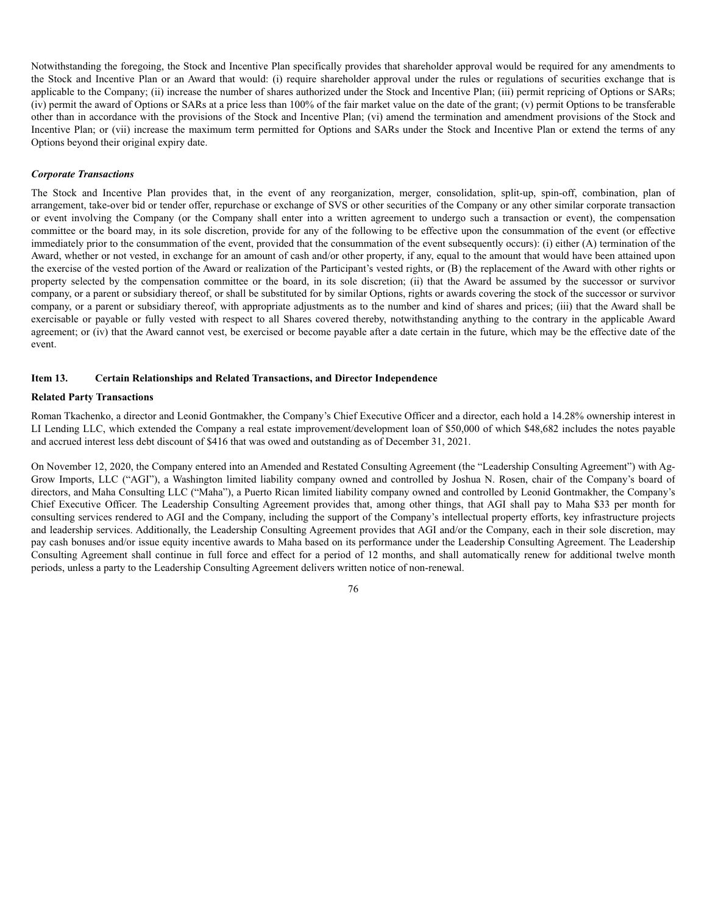Notwithstanding the foregoing, the Stock and Incentive Plan specifically provides that shareholder approval would be required for any amendments to the Stock and Incentive Plan or an Award that would: (i) require shareholder approval under the rules or regulations of securities exchange that is applicable to the Company; (ii) increase the number of shares authorized under the Stock and Incentive Plan; (iii) permit repricing of Options or SARs; (iv) permit the award of Options or SARs at a price less than 100% of the fair market value on the date of the grant; (v) permit Options to be transferable other than in accordance with the provisions of the Stock and Incentive Plan; (vi) amend the termination and amendment provisions of the Stock and Incentive Plan; or (vii) increase the maximum term permitted for Options and SARs under the Stock and Incentive Plan or extend the terms of any Options beyond their original expiry date.

***Corporate Transactions***

The Stock and Incentive Plan provides that, in the event of any reorganization, merger, consolidation, split-up, spin-off, combination, plan of arrangement, take-over bid or tender offer, repurchase or exchange of SVS or other securities of the Company or any other similar corporate transaction or event involving the Company (or the Company shall enter into a written agreement to undergo such a transaction or event), the compensation committee or the board may, in its sole discretion, provide for any of the following to be effective upon the consummation of the event (or effective immediately prior to the consummation of the event, provided that the consummation of the event subsequently occurs): (i) either (A) termination of the Award, whether or not vested, in exchange for an amount of cash and/or other property, if any, equal to the amount that would have been attained upon the exercise of the vested portion of the Award or realization of the Participant's vested rights, or (B) the replacement of the Award with other rights or property selected by the compensation committee or the board, in its sole discretion; (ii) that the Award be assumed by the successor or survivor company, or a parent or subsidiary thereof, or shall be substituted for by similar Options, rights or awards covering the stock of the successor or survivor company, or a parent or subsidiary thereof, with appropriate adjustments as to the number and kind of shares and prices; (iii) that the Award shall be exercisable or payable or fully vested with respect to all Shares covered thereby, notwithstanding anything to the contrary in the applicable Award agreement; or (iv) that the Award cannot vest, be exercised or become payable after a date certain in the future, which may be the effective date of the event.

## Item 13. Certain Relationships and Related Transactions, and Director Independence

**Related Party Transactions**

Roman Tkachenko, a director and Leonid Gontmakher, the Company's Chief Executive Officer and a director, each hold a 14.28% ownership interest in LI Lending LLC, which extended the Company a real estate improvement/development loan of $50,000 of which $48,682 includes the notes payable and accrued interest less debt discount of $416 that was owed and outstanding as of December 31, 2021.

On November 12, 2020, the Company entered into an Amended and Restated Consulting Agreement (the "Leadership Consulting Agreement") with Ag-Grow Imports, LLC ("AGI"), a Washington limited liability company owned and controlled by Joshua N. Rosen, chair of the Company's board of directors, and Maha Consulting LLC ("Maha"), a Puerto Rican limited liability company owned and controlled by Leonid Gontmakher, the Company's Chief Executive Officer. The Leadership Consulting Agreement provides that, among other things, that AGI shall pay to Maha $33 per month for consulting services rendered to AGI and the Company, including the support of the Company's intellectual property efforts, key infrastructure projects and leadership services. Additionally, the Leadership Consulting Agreement provides that AGI and/or the Company, each in their sole discretion, may pay cash bonuses and/or issue equity incentive awards to Maha based on its performance under the Leadership Consulting Agreement. The Leadership Consulting Agreement shall continue in full force and effect for a period of 12 months, and shall automatically renew for additional twelve month periods, unless a party to the Leadership Consulting Agreement delivers written notice of non-renewal.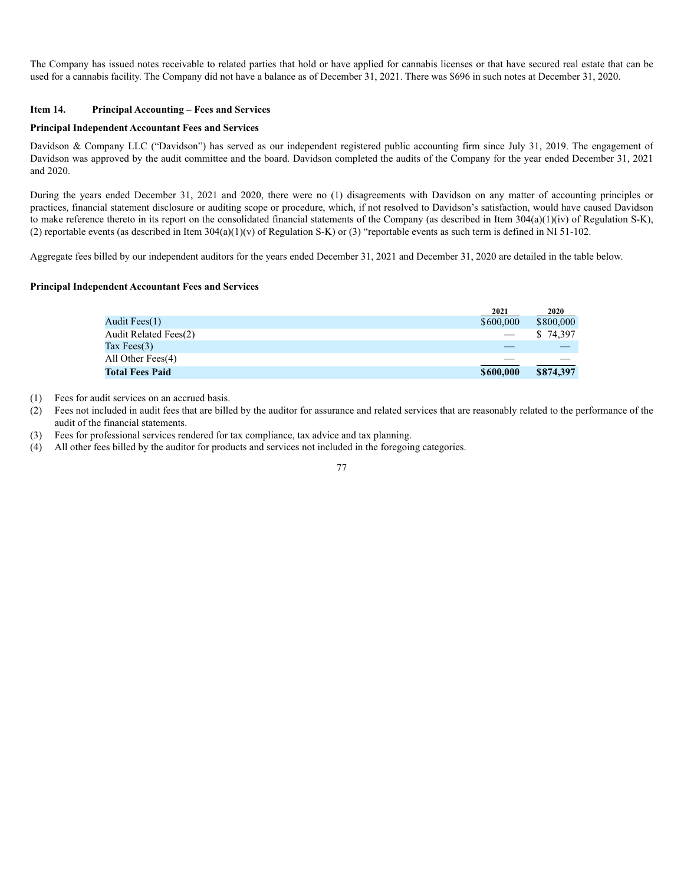The Company has issued notes receivable to related parties that hold or have applied for cannabis licenses or that have secured real estate that can be used for a cannabis facility. The Company did not have a balance as of December 31, 2021. There was $696 in such notes at December 31, 2020.

## Item 14. Principal Accounting – Fees and Services

### Principal Independent Accountant Fees and Services

Davidson & Company LLC ("Davidson") has served as our independent registered public accounting firm since July 31, 2019. The engagement of Davidson was approved by the audit committee and the board. Davidson completed the audits of the Company for the year ended December 31, 2021 and 2020.

During the years ended December 31, 2021 and 2020, there were no (1) disagreements with Davidson on any matter of accounting principles or practices, financial statement disclosure or auditing scope or procedure, which, if not resolved to Davidson's satisfaction, would have caused Davidson to make reference thereto in its report on the consolidated financial statements of the Company (as described in Item 304(a)(1)(iv) of Regulation S-K), (2) reportable events (as described in Item 304(a)(1)(v) of Regulation S-K) or (3) "reportable events as such term is defined in NI 51-102.

Aggregate fees billed by our independent auditors for the years ended December 31, 2021 and December 31, 2020 are detailed in the table below.

### Principal Independent Accountant Fees and Services

| | 2021 | 2020 |
|---|---|---|
| Audit Fees(1) | $600,000 | $800,000 |
| Audit Related Fees(2) | — | $ 74,397 |
| Tax Fees(3) | — | — |
| All Other Fees(4) | — | — |
| **Total Fees Paid** | **$600,000** | **$874,397** |

(1) Fees for audit services on an accrued basis.
(2) Fees not included in audit fees that are billed by the auditor for assurance and related services that are reasonably related to the performance of the audit of the financial statements.
(3) Fees for professional services rendered for tax compliance, tax advice and tax planning.
(4) All other fees billed by the auditor for products and services not included in the foregoing categories.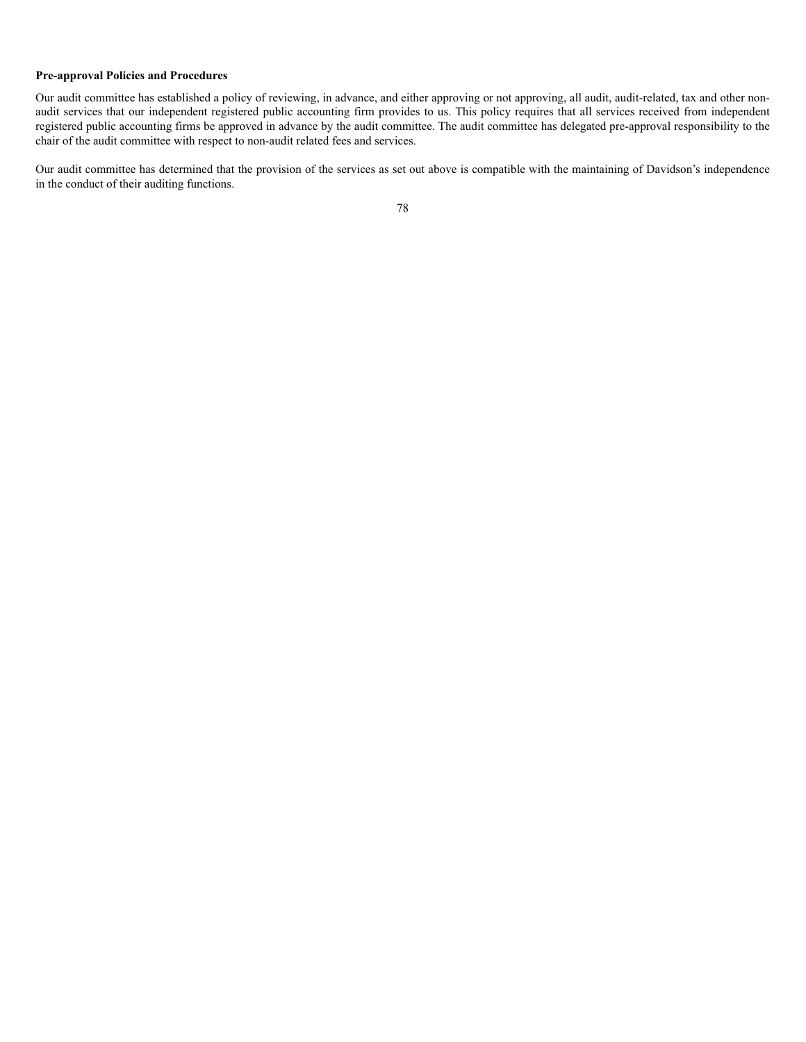**Pre-approval Policies and Procedures**

Our audit committee has established a policy of reviewing, in advance, and either approving or not approving, all audit, audit-related, tax and other non-audit services that our independent registered public accounting firm provides to us. This policy requires that all services received from independent registered public accounting firms be approved in advance by the audit committee. The audit committee has delegated pre-approval responsibility to the chair of the audit committee with respect to non-audit related fees and services.

Our audit committee has determined that the provision of the services as set out above is compatible with the maintaining of Davidson's independence in the conduct of their auditing functions.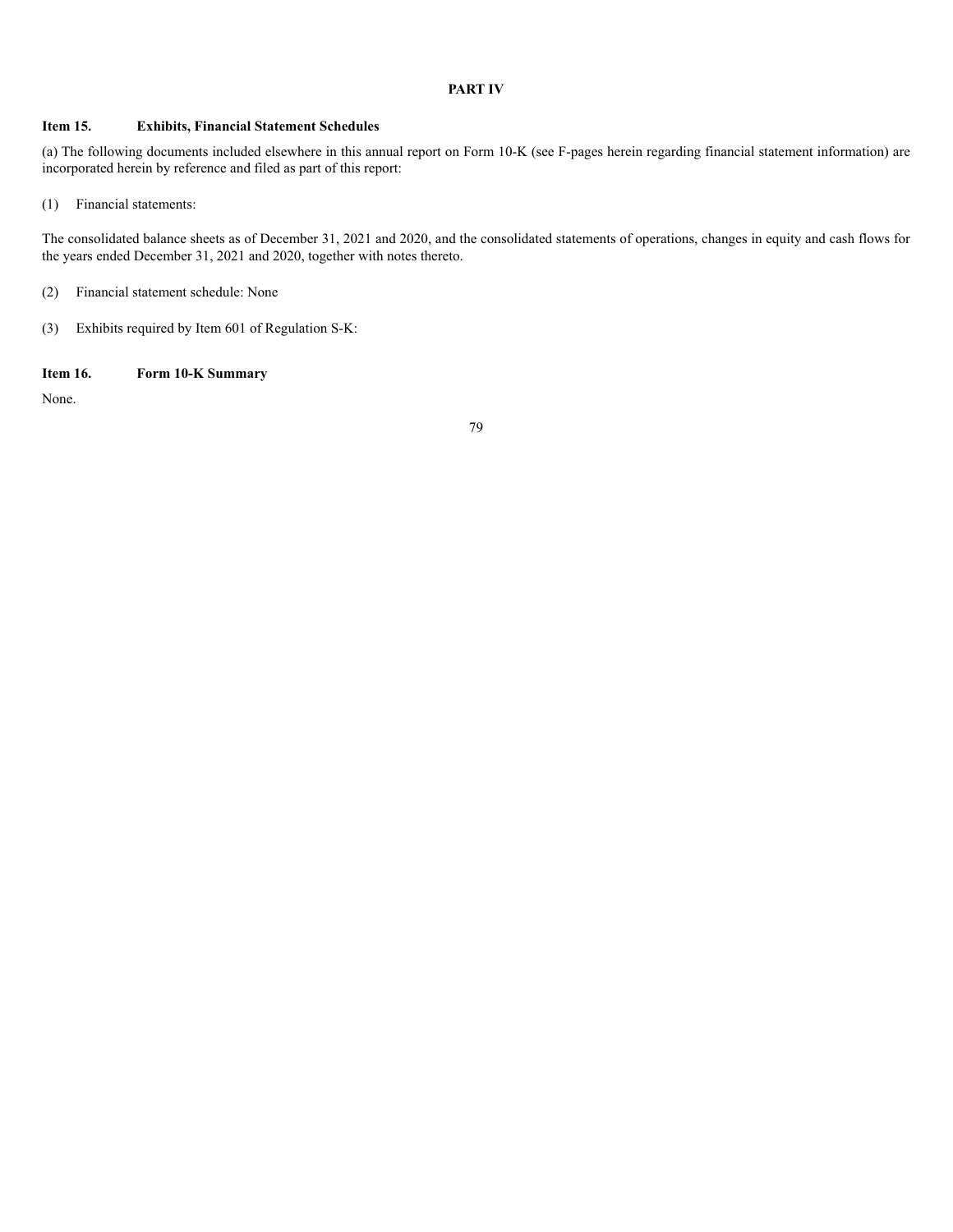## PART IV

### Item 15. Exhibits, Financial Statement Schedules

(a) The following documents included elsewhere in this annual report on Form 10-K (see F-pages herein regarding financial statement information) are incorporated herein by reference and filed as part of this report:

(1) Financial statements:

The consolidated balance sheets as of December 31, 2021 and 2020, and the consolidated statements of operations, changes in equity and cash flows for the years ended December 31, 2021 and 2020, together with notes thereto.

(2) Financial statement schedule: None

(3) Exhibits required by Item 601 of Regulation S-K:

### Item 16. Form 10-K Summary

None.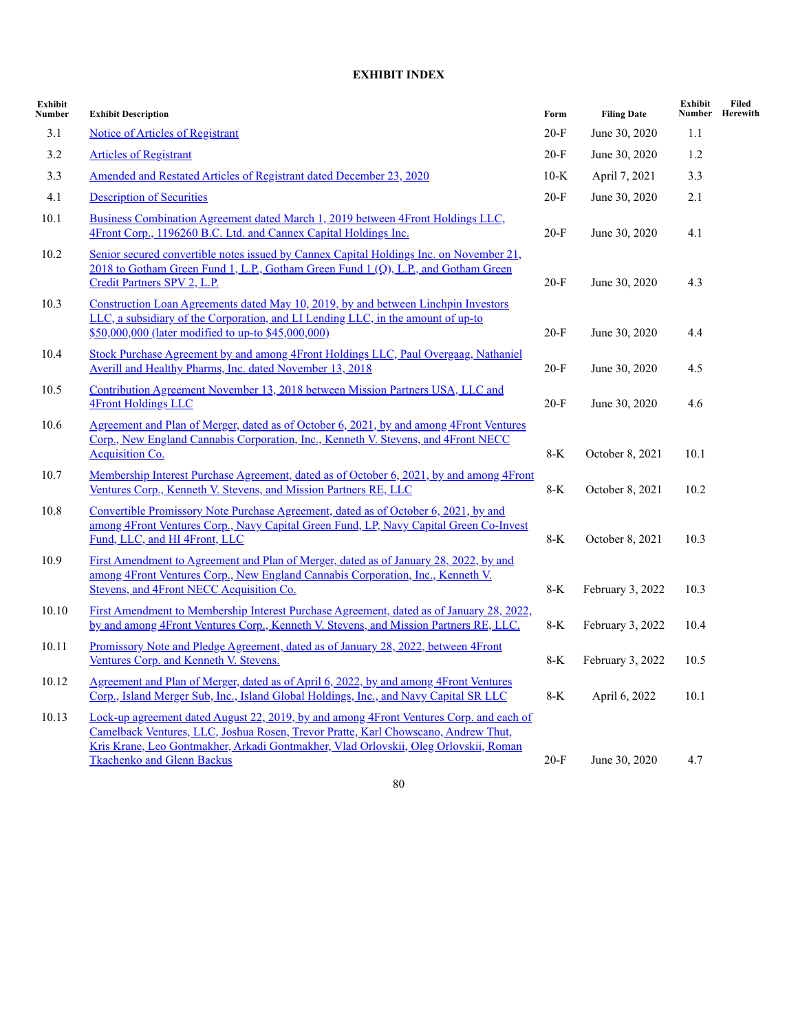# EXHIBIT INDEX

| Exhibit Number | Exhibit Description | Form | Filing Date | Exhibit Number | Filed Herewith |
|---|---|---|---|---|---|
| 3.1 | Notice of Articles of Registrant | 20-F | June 30, 2020 | 1.1 | |
| 3.2 | Articles of Registrant | 20-F | June 30, 2020 | 1.2 | |
| 3.3 | Amended and Restated Articles of Registrant dated December 23, 2020 | 10-K | April 7, 2021 | 3.3 | |
| 4.1 | Description of Securities | 20-F | June 30, 2020 | 2.1 | |
| 10.1 | Business Combination Agreement dated March 1, 2019 between 4Front Holdings LLC, 4Front Corp., 1196260 B.C. Ltd. and Cannex Capital Holdings Inc. | 20-F | June 30, 2020 | 4.1 | |
| 10.2 | Senior secured convertible notes issued by Cannex Capital Holdings Inc. on November 21, 2018 to Gotham Green Fund 1, L.P., Gotham Green Fund 1 (Q), L.P., and Gotham Green Credit Partners SPV 2, L.P. | 20-F | June 30, 2020 | 4.3 | |
| 10.3 | Construction Loan Agreements dated May 10, 2019, by and between Linchpin Investors LLC, a subsidiary of the Corporation, and LI Lending LLC, in the amount of up-to $50,000,000 (later modified to up-to $45,000,000) | 20-F | June 30, 2020 | 4.4 | |
| 10.4 | Stock Purchase Agreement by and among 4Front Holdings LLC, Paul Overgaag, Nathaniel Averill and Healthy Pharms, Inc. dated November 13, 2018 | 20-F | June 30, 2020 | 4.5 | |
| 10.5 | Contribution Agreement November 13, 2018 between Mission Partners USA, LLC and 4Front Holdings LLC | 20-F | June 30, 2020 | 4.6 | |
| 10.6 | Agreement and Plan of Merger, dated as of October 6, 2021, by and among 4Front Ventures Corp., New England Cannabis Corporation, Inc., Kenneth V. Stevens, and 4Front NECC Acquisition Co. | 8-K | October 8, 2021 | 10.1 | |
| 10.7 | Membership Interest Purchase Agreement, dated as of October 6, 2021, by and among 4Front Ventures Corp., Kenneth V. Stevens, and Mission Partners RE, LLC | 8-K | October 8, 2021 | 10.2 | |
| 10.8 | Convertible Promissory Note Purchase Agreement, dated as of October 6, 2021, by and among 4Front Ventures Corp., Navy Capital Green Fund, LP, Navy Capital Green Co-Invest Fund, LLC, and HI 4Front, LLC | 8-K | October 8, 2021 | 10.3 | |
| 10.9 | First Amendment to Agreement and Plan of Merger, dated as of January 28, 2022, by and among 4Front Ventures Corp., New England Cannabis Corporation, Inc., Kenneth V. Stevens, and 4Front NECC Acquisition Co. | 8-K | February 3, 2022 | 10.3 | |
| 10.10 | First Amendment to Membership Interest Purchase Agreement, dated as of January 28, 2022, by and among 4Front Ventures Corp., Kenneth V. Stevens, and Mission Partners RE, LLC. | 8-K | February 3, 2022 | 10.4 | |
| 10.11 | Promissory Note and Pledge Agreement, dated as of January 28, 2022, between 4Front Ventures Corp. and Kenneth V. Stevens. | 8-K | February 3, 2022 | 10.5 | |
| 10.12 | Agreement and Plan of Merger, dated as of April 6, 2022, by and among 4Front Ventures Corp., Island Merger Sub, Inc., Island Global Holdings, Inc., and Navy Capital SR LLC | 8-K | April 6, 2022 | 10.1 | |
| 10.13 | Lock-up agreement dated August 22, 2019, by and among 4Front Ventures Corp. and each of Camelback Ventures, LLC, Joshua Rosen, Trevor Pratte, Karl Chowscano, Andrew Thut, Kris Krane, Leo Gontmakher, Arkadi Gontmakher, Vlad Orlovskii, Oleg Orlovskii, Roman Tkachenko and Glenn Backus | 20-F | June 30, 2020 | 4.7 | |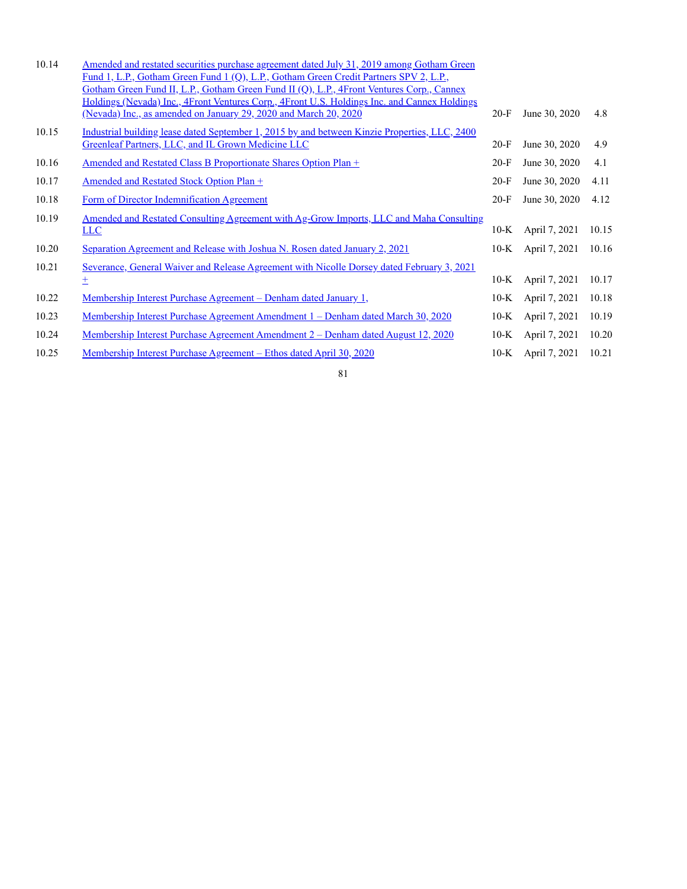| | | | | |
|---|---|---|---|---|
| 10.14 | Amended and restated securities purchase agreement dated July 31, 2019 among Gotham Green Fund 1, L.P., Gotham Green Fund 1 (Q), L.P., Gotham Green Credit Partners SPV 2, L.P., Gotham Green Fund II, L.P., Gotham Green Fund II (Q), L.P., 4Front Ventures Corp., Cannex Holdings (Nevada) Inc., 4Front Ventures Corp., 4Front U.S. Holdings Inc. and Cannex Holdings (Nevada) Inc., as amended on January 29, 2020 and March 20, 2020 | 20-F | June 30, 2020 | 4.8 |
| 10.15 | Industrial building lease dated September 1, 2015 by and between Kinzie Properties, LLC, 2400 Greenleaf Partners, LLC, and IL Grown Medicine LLC | 20-F | June 30, 2020 | 4.9 |
| 10.16 | Amended and Restated Class B Proportionate Shares Option Plan + | 20-F | June 30, 2020 | 4.1 |
| 10.17 | Amended and Restated Stock Option Plan + | 20-F | June 30, 2020 | 4.11 |
| 10.18 | Form of Director Indemnification Agreement | 20-F | June 30, 2020 | 4.12 |
| 10.19 | Amended and Restated Consulting Agreement with Ag-Grow Imports, LLC and Maha Consulting LLC | 10-K | April 7, 2021 | 10.15 |
| 10.20 | Separation Agreement and Release with Joshua N. Rosen dated January 2, 2021 | 10-K | April 7, 2021 | 10.16 |
| 10.21 | Severance, General Waiver and Release Agreement with Nicolle Dorsey dated February 3, 2021 + | 10-K | April 7, 2021 | 10.17 |
| 10.22 | Membership Interest Purchase Agreement – Denham dated January 1, | 10-K | April 7, 2021 | 10.18 |
| 10.23 | Membership Interest Purchase Agreement Amendment 1 – Denham dated March 30, 2020 | 10-K | April 7, 2021 | 10.19 |
| 10.24 | Membership Interest Purchase Agreement Amendment 2 – Denham dated August 12, 2020 | 10-K | April 7, 2021 | 10.20 |
| 10.25 | Membership Interest Purchase Agreement – Ethos dated April 30, 2020 | 10-K | April 7, 2021 | 10.21 |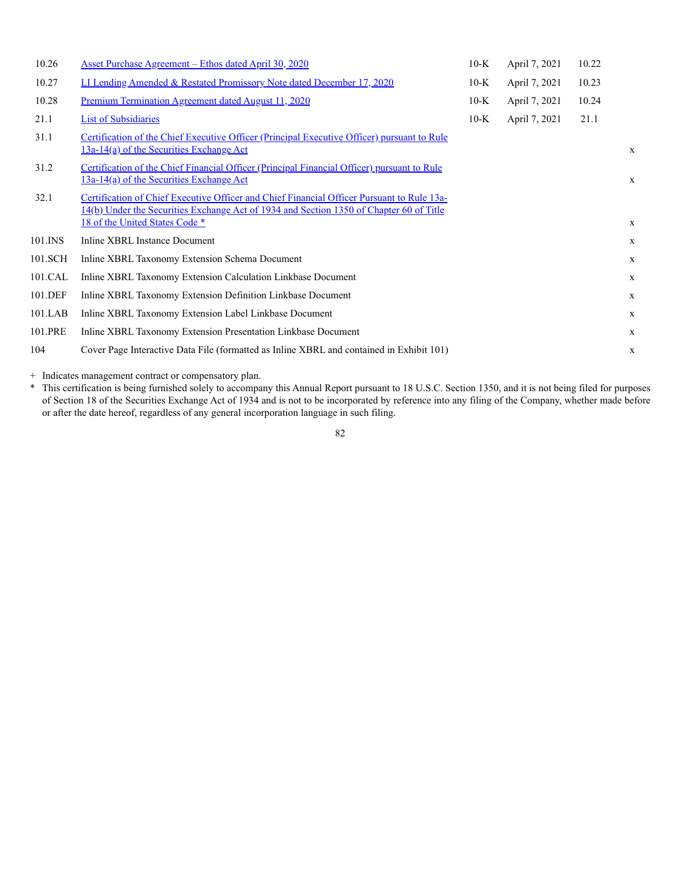| | | | | | |
|---|---|---|---|---|---|
| 10.26 | [Asset Purchase Agreement – Ethos dated April 30, 2020] | 10-K | April 7, 2021 | 10.22 | |
| 10.27 | [LI Lending Amended & Restated Promissory Note dated December 17, 2020] | 10-K | April 7, 2021 | 10.23 | |
| 10.28 | [Premium Termination Agreement dated August 11, 2020] | 10-K | April 7, 2021 | 10.24 | |
| 21.1 | [List of Subsidiaries] | 10-K | April 7, 2021 | 21.1 | |
| 31.1 | [Certification of the Chief Executive Officer (Principal Executive Officer) pursuant to Rule 13a-14(a) of the Securities Exchange Act] | | | | x |
| 31.2 | [Certification of the Chief Financial Officer (Principal Financial Officer) pursuant to Rule 13a-14(a) of the Securities Exchange Act] | | | | x |
| 32.1 | [Certification of Chief Executive Officer and Chief Financial Officer Pursuant to Rule 13a-14(b) Under the Securities Exchange Act of 1934 and Section 1350 of Chapter 60 of Title 18 of the United States Code *] | | | | x |
| 101.INS | Inline XBRL Instance Document | | | | x |
| 101.SCH | Inline XBRL Taxonomy Extension Schema Document | | | | x |
| 101.CAL | Inline XBRL Taxonomy Extension Calculation Linkbase Document | | | | x |
| 101.DEF | Inline XBRL Taxonomy Extension Definition Linkbase Document | | | | x |
| 101.LAB | Inline XBRL Taxonomy Extension Label Linkbase Document | | | | x |
| 101.PRE | Inline XBRL Taxonomy Extension Presentation Linkbase Document | | | | x |
| 104 | Cover Page Interactive Data File (formatted as Inline XBRL and contained in Exhibit 101) | | | | x |

\+ Indicates management contract or compensatory plan.

\* This certification is being furnished solely to accompany this Annual Report pursuant to 18 U.S.C. Section 1350, and it is not being filed for purposes of Section 18 of the Securities Exchange Act of 1934 and is not to be incorporated by reference into any filing of the Company, whether made before or after the date hereof, regardless of any general incorporation language in such filing.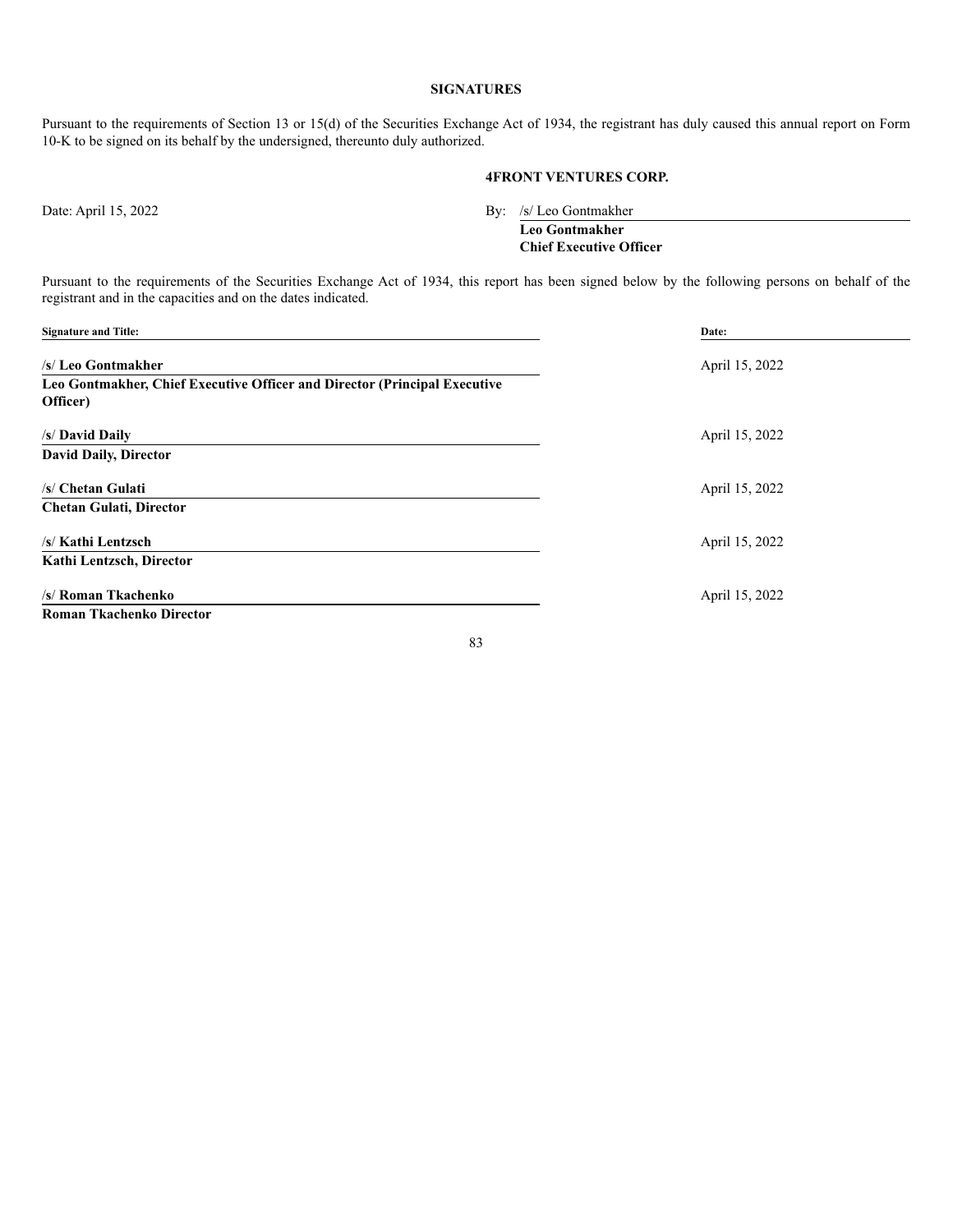**SIGNATURES**

Pursuant to the requirements of Section 13 or 15(d) of the Securities Exchange Act of 1934, the registrant has duly caused this annual report on Form 10-K to be signed on its behalf by the undersigned, thereunto duly authorized.

**4FRONT VENTURES CORP.**

Date: April 15, 2022

By: /s/ Leo Gontmakher
**Leo Gontmakher**
**Chief Executive Officer**

Pursuant to the requirements of the Securities Exchange Act of 1934, this report has been signed below by the following persons on behalf of the registrant and in the capacities and on the dates indicated.

| Signature and Title: | Date: |
| --- | --- |
| /s/ **Leo Gontmakher**<br>**Leo Gontmakher, Chief Executive Officer and Director (Principal Executive Officer)** | April 15, 2022 |
| /s/ **David Daily**<br>**David Daily, Director** | April 15, 2022 |
| /s/ **Chetan Gulati**<br>**Chetan Gulati, Director** | April 15, 2022 |
| /s/ **Kathi Lentzsch**<br>**Kathi Lentzsch, Director** | April 15, 2022 |
| /s/ **Roman Tkachenko**<br>**Roman Tkachenko Director** | April 15, 2022 |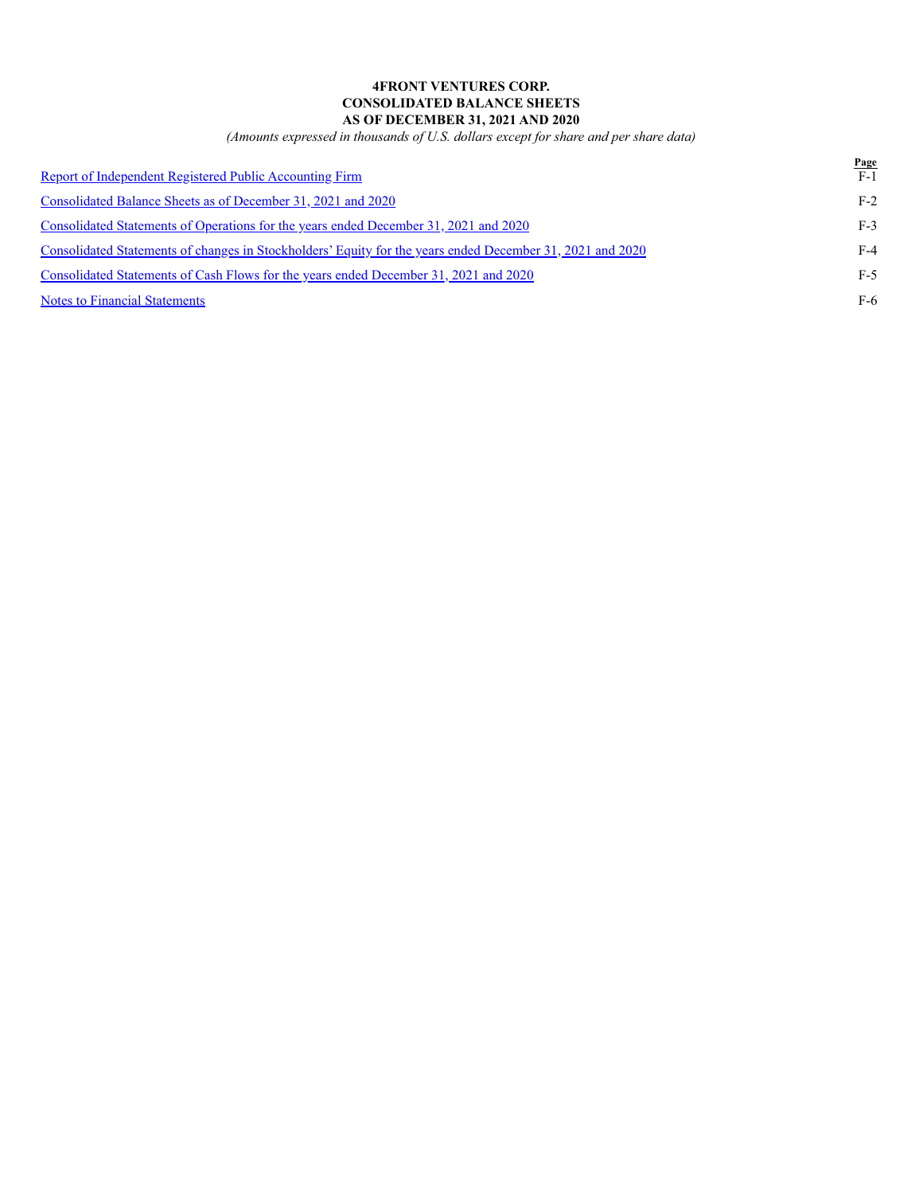**4FRONT VENTURES CORP.**
**CONSOLIDATED BALANCE SHEETS**
**AS OF DECEMBER 31, 2021 AND 2020**

*(Amounts expressed in thousands of U.S. dollars except for share and per share data)*

| | Page |
|---|---|
| Report of Independent Registered Public Accounting Firm | F-1 |
| Consolidated Balance Sheets as of December 31, 2021 and 2020 | F-2 |
| Consolidated Statements of Operations for the years ended December 31, 2021 and 2020 | F-3 |
| Consolidated Statements of changes in Stockholders' Equity for the years ended December 31, 2021 and 2020 | F-4 |
| Consolidated Statements of Cash Flows for the years ended December 31, 2021 and 2020 | F-5 |
| Notes to Financial Statements | F-6 |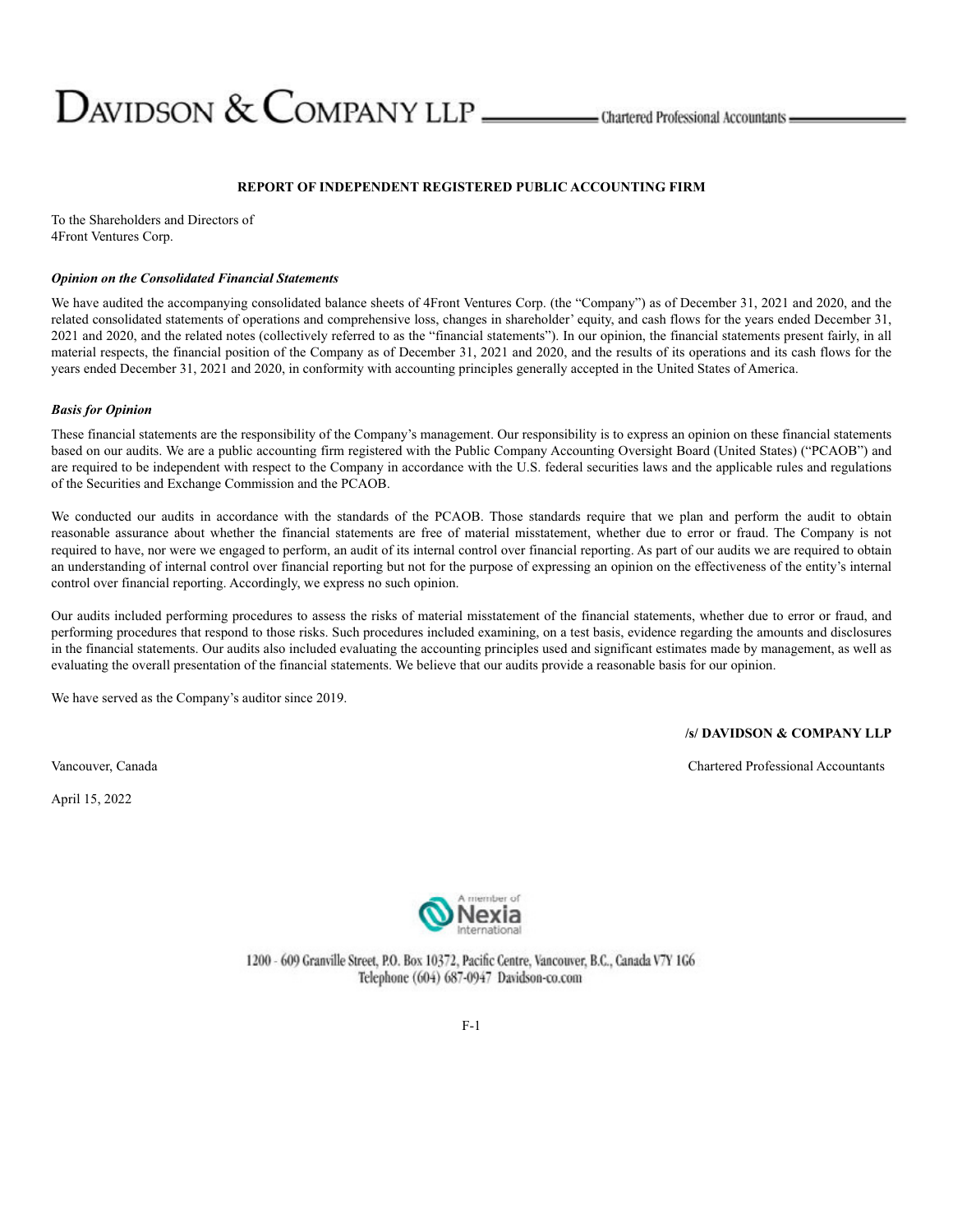# DAVIDSON & COMPANY LLP

Chartered Professional Accountants

**REPORT OF INDEPENDENT REGISTERED PUBLIC ACCOUNTING FIRM**

To the Shareholders and Directors of
4Front Ventures Corp.

***Opinion on the Consolidated Financial Statements***

We have audited the accompanying consolidated balance sheets of 4Front Ventures Corp. (the "Company") as of December 31, 2021 and 2020, and the related consolidated statements of operations and comprehensive loss, changes in shareholder' equity, and cash flows for the years ended December 31, 2021 and 2020, and the related notes (collectively referred to as the "financial statements"). In our opinion, the financial statements present fairly, in all material respects, the financial position of the Company as of December 31, 2021 and 2020, and the results of its operations and its cash flows for the years ended December 31, 2021 and 2020, in conformity with accounting principles generally accepted in the United States of America.

***Basis for Opinion***

These financial statements are the responsibility of the Company's management. Our responsibility is to express an opinion on these financial statements based on our audits. We are a public accounting firm registered with the Public Company Accounting Oversight Board (United States) ("PCAOB") and are required to be independent with respect to the Company in accordance with the U.S. federal securities laws and the applicable rules and regulations of the Securities and Exchange Commission and the PCAOB.

We conducted our audits in accordance with the standards of the PCAOB. Those standards require that we plan and perform the audit to obtain reasonable assurance about whether the financial statements are free of material misstatement, whether due to error or fraud. The Company is not required to have, nor were we engaged to perform, an audit of its internal control over financial reporting. As part of our audits we are required to obtain an understanding of internal control over financial reporting but not for the purpose of expressing an opinion on the effectiveness of the entity's internal control over financial reporting. Accordingly, we express no such opinion.

Our audits included performing procedures to assess the risks of material misstatement of the financial statements, whether due to error or fraud, and performing procedures that respond to those risks. Such procedures included examining, on a test basis, evidence regarding the amounts and disclosures in the financial statements. Our audits also included evaluating the accounting principles used and significant estimates made by management, as well as evaluating the overall presentation of the financial statements. We believe that our audits provide a reasonable basis for our opinion.

We have served as the Company's auditor since 2019.

**/s/ DAVIDSON & COMPANY LLP**

Vancouver, Canada

Chartered Professional Accountants

April 15, 2022

A member of Nexia International

1200 - 609 Granville Street, P.O. Box 10372, Pacific Centre, Vancouver, B.C., Canada V7Y 1G6
Telephone (604) 687-0947 Davidson-co.com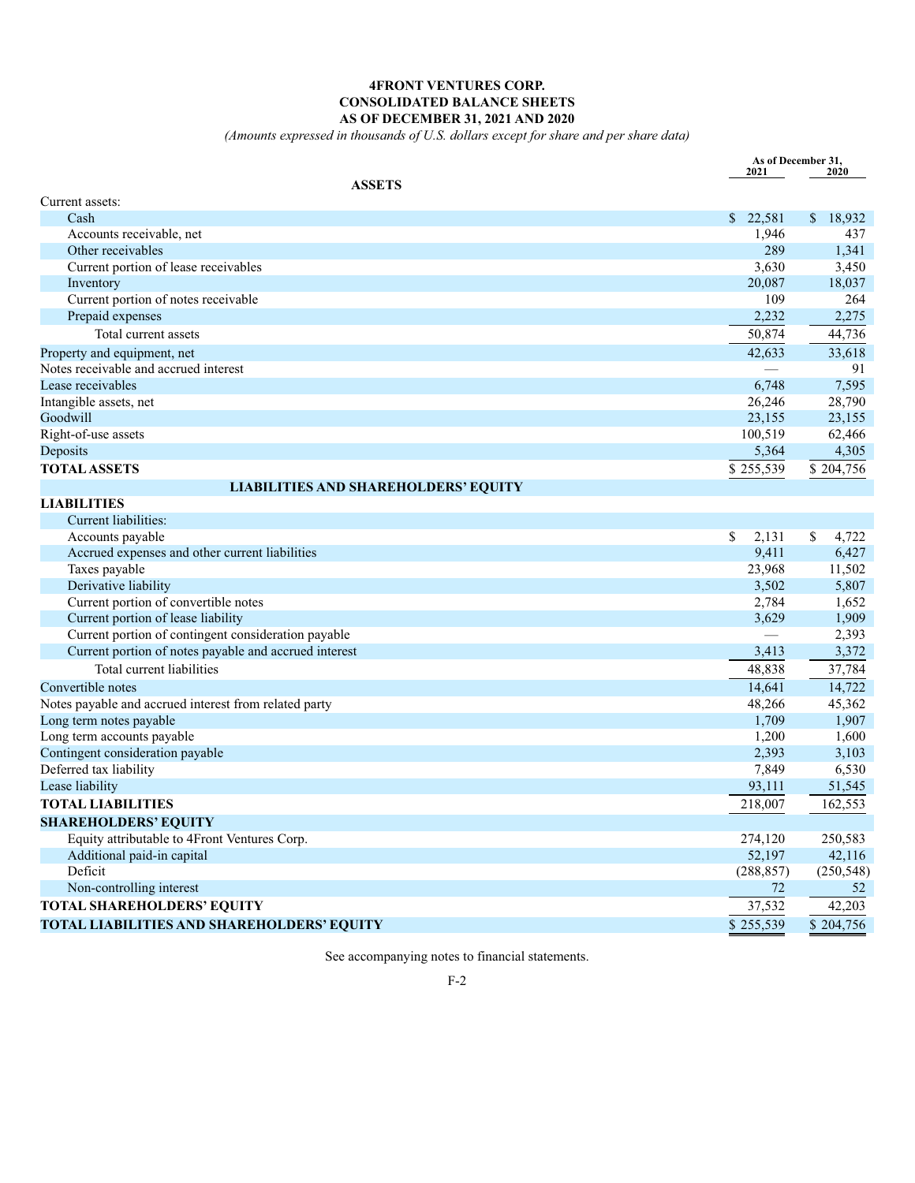**4FRONT VENTURES CORP.**
**CONSOLIDATED BALANCE SHEETS**
**AS OF DECEMBER 31, 2021 AND 2020**
*(Amounts expressed in thousands of U.S. dollars except for share and per share data)*

| | As of December 31, 2021 | 2020 |
|---|---|---|
| **ASSETS** | | |
| Current assets: | | |
| Cash | $ 22,581 | $ 18,932 |
| Accounts receivable, net | 1,946 | 437 |
| Other receivables | 289 | 1,341 |
| Current portion of lease receivables | 3,630 | 3,450 |
| Inventory | 20,087 | 18,037 |
| Current portion of notes receivable | 109 | 264 |
| Prepaid expenses | 2,232 | 2,275 |
| Total current assets | 50,874 | 44,736 |
| Property and equipment, net | 42,633 | 33,618 |
| Notes receivable and accrued interest | — | 91 |
| Lease receivables | 6,748 | 7,595 |
| Intangible assets, net | 26,246 | 28,790 |
| Goodwill | 23,155 | 23,155 |
| Right-of-use assets | 100,519 | 62,466 |
| Deposits | 5,364 | 4,305 |
| **TOTAL ASSETS** | $ 255,539 | $ 204,756 |
| **LIABILITIES AND SHAREHOLDERS' EQUITY** | | |
| **LIABILITIES** | | |
| Current liabilities: | | |
| Accounts payable | $ 2,131 | $ 4,722 |
| Accrued expenses and other current liabilities | 9,411 | 6,427 |
| Taxes payable | 23,968 | 11,502 |
| Derivative liability | 3,502 | 5,807 |
| Current portion of convertible notes | 2,784 | 1,652 |
| Current portion of lease liability | 3,629 | 1,909 |
| Current portion of contingent consideration payable | — | 2,393 |
| Current portion of notes payable and accrued interest | 3,413 | 3,372 |
| Total current liabilities | 48,838 | 37,784 |
| Convertible notes | 14,641 | 14,722 |
| Notes payable and accrued interest from related party | 48,266 | 45,362 |
| Long term notes payable | 1,709 | 1,907 |
| Long term accounts payable | 1,200 | 1,600 |
| Contingent consideration payable | 2,393 | 3,103 |
| Deferred tax liability | 7,849 | 6,530 |
| Lease liability | 93,111 | 51,545 |
| **TOTAL LIABILITIES** | 218,007 | 162,553 |
| **SHAREHOLDERS' EQUITY** | | |
| Equity attributable to 4Front Ventures Corp. | 274,120 | 250,583 |
| Additional paid-in capital | 52,197 | 42,116 |
| Deficit | (288,857) | (250,548) |
| Non-controlling interest | 72 | 52 |
| **TOTAL SHAREHOLDERS' EQUITY** | 37,532 | 42,203 |
| **TOTAL LIABILITIES AND SHAREHOLDERS' EQUITY** | $ 255,539 | $ 204,756 |

See accompanying notes to financial statements.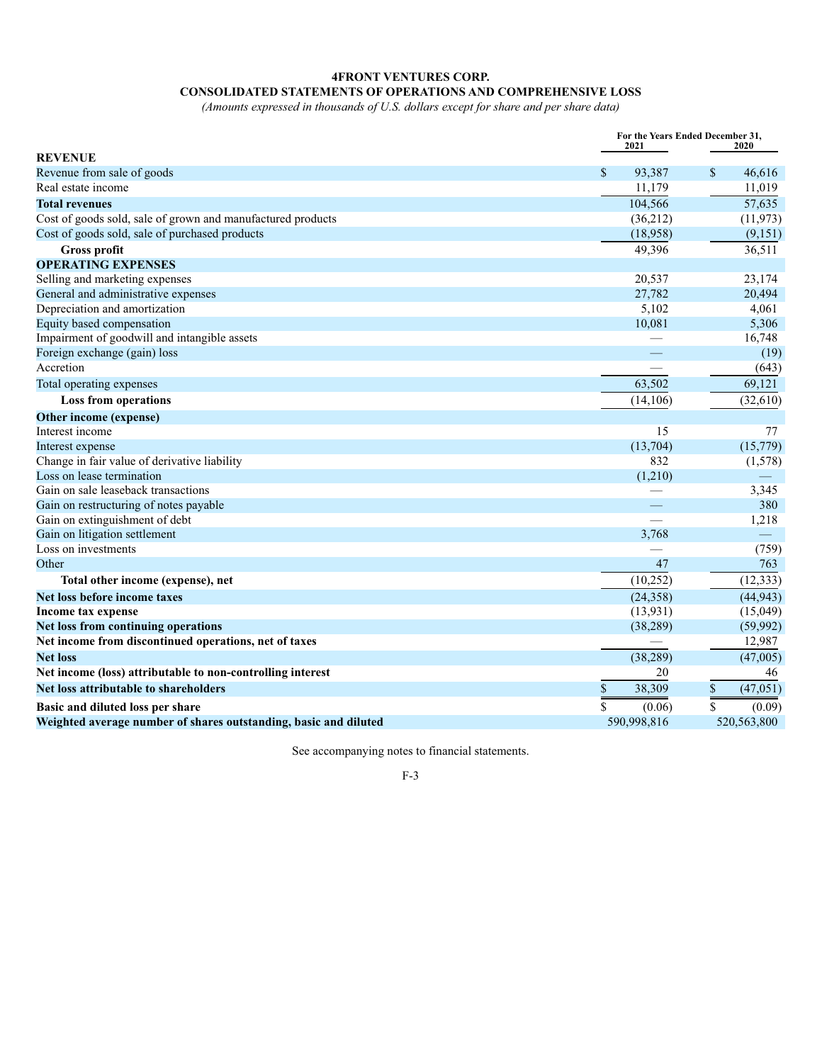**4FRONT VENTURES CORP.**

**CONSOLIDATED STATEMENTS OF OPERATIONS AND COMPREHENSIVE LOSS**

*(Amounts expressed in thousands of U.S. dollars except for share and per share data)*

| | For the Years Ended December 31, 2021 | 2020 |
|---|---|---|
| **REVENUE** | | |
| Revenue from sale of goods | $ 93,387 | $ 46,616 |
| Real estate income | 11,179 | 11,019 |
| **Total revenues** | 104,566 | 57,635 |
| Cost of goods sold, sale of grown and manufactured products | (36,212) | (11,973) |
| Cost of goods sold, sale of purchased products | (18,958) | (9,151) |
| **Gross profit** | 49,396 | 36,511 |
| **OPERATING EXPENSES** | | |
| Selling and marketing expenses | 20,537 | 23,174 |
| General and administrative expenses | 27,782 | 20,494 |
| Depreciation and amortization | 5,102 | 4,061 |
| Equity based compensation | 10,081 | 5,306 |
| Impairment of goodwill and intangible assets | — | 16,748 |
| Foreign exchange (gain) loss | — | (19) |
| Accretion | — | (643) |
| Total operating expenses | 63,502 | 69,121 |
| **Loss from operations** | (14,106) | (32,610) |
| **Other income (expense)** | | |
| Interest income | 15 | 77 |
| Interest expense | (13,704) | (15,779) |
| Change in fair value of derivative liability | 832 | (1,578) |
| Loss on lease termination | (1,210) | — |
| Gain on sale leaseback transactions | — | 3,345 |
| Gain on restructuring of notes payable | — | 380 |
| Gain on extinguishment of debt | — | 1,218 |
| Gain on litigation settlement | 3,768 | — |
| Loss on investments | — | (759) |
| Other | 47 | 763 |
| **Total other income (expense), net** | (10,252) | (12,333) |
| **Net loss before income taxes** | (24,358) | (44,943) |
| **Income tax expense** | (13,931) | (15,049) |
| **Net loss from continuing operations** | (38,289) | (59,992) |
| **Net income from discontinued operations, net of taxes** | — | 12,987 |
| **Net loss** | (38,289) | (47,005) |
| **Net income (loss) attributable to non-controlling interest** | 20 | 46 |
| **Net loss attributable to shareholders** | $ 38,309 | $ (47,051) |
| **Basic and diluted loss per share** | $ (0.06) | $ (0.09) |
| **Weighted average number of shares outstanding, basic and diluted** | 590,998,816 | 520,563,800 |

See accompanying notes to financial statements.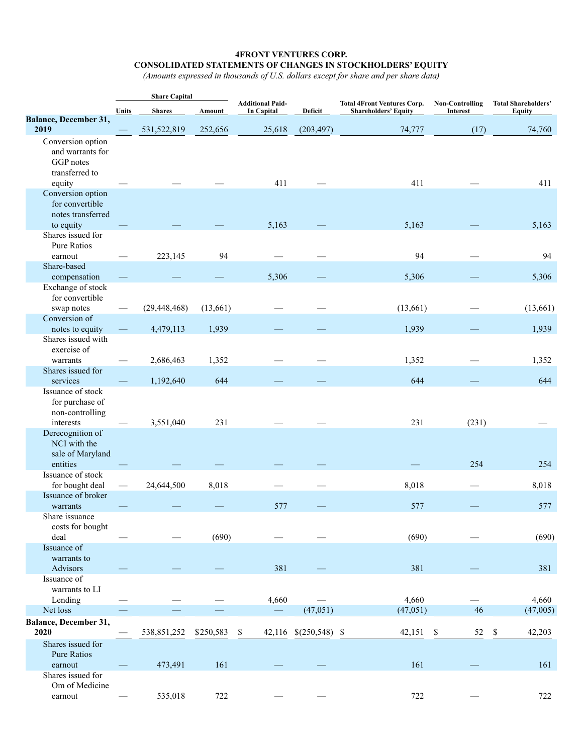**4FRONT VENTURES CORP.**
**CONSOLIDATED STATEMENTS OF CHANGES IN STOCKHOLDERS' EQUITY**
*(Amounts expressed in thousands of U.S. dollars except for share and per share data)*

| | Share Capital | | | Additional Paid-In Capital | Deficit | Total 4Front Ventures Corp. Shareholders' Equity | Non-Controlling Interest | Total Shareholders' Equity |
|---|---|---|---|---|---|---|---|---|
| | Units | Shares | Amount | | | | | |
| **Balance, December 31, 2019** | — | 531,522,819 | 252,656 | 25,618 | (203,497) | 74,777 | (17) | 74,760 |
| Conversion option and warrants for GGP notes transferred to equity | — | — | — | 411 | — | 411 | — | 411 |
| Conversion option for convertible notes transferred to equity | — | — | — | 5,163 | — | 5,163 | — | 5,163 |
| Shares issued for Pure Ratios earnout | — | 223,145 | 94 | — | — | 94 | — | 94 |
| Share-based compensation | — | — | — | 5,306 | — | 5,306 | — | 5,306 |
| Exchange of stock for convertible swap notes | — | (29,448,468) | (13,661) | — | — | (13,661) | — | (13,661) |
| Conversion of notes to equity | — | 4,479,113 | 1,939 | — | — | 1,939 | — | 1,939 |
| Shares issued with exercise of warrants | — | 2,686,463 | 1,352 | — | — | 1,352 | — | 1,352 |
| Shares issued for services | — | 1,192,640 | 644 | — | — | 644 | — | 644 |
| Issuance of stock for purchase of non-controlling interests | — | 3,551,040 | 231 | — | — | 231 | (231) | — |
| Derecognition of NCI with the sale of Maryland entities | — | — | — | — | — | — | 254 | 254 |
| Issuance of stock for bought deal | — | 24,644,500 | 8,018 | — | — | 8,018 | — | 8,018 |
| Issuance of broker warrants | — | — | — | 577 | — | 577 | — | 577 |
| Share issuance costs for bought deal | — | — | (690) | — | — | (690) | — | (690) |
| Issuance of warrants to Advisors | — | — | — | 381 | — | 381 | — | 381 |
| Issuance of warrants to LI Lending | — | — | — | 4,660 | — | 4,660 | — | 4,660 |
| Net loss | — | — | — | — | (47,051) | (47,051) | 46 | (47,005) |
| **Balance, December 31, 2020** | — | 538,851,252 | $250,583 | $ 42,116 | $(250,548) | $ 42,151 | $ 52 | $ 42,203 |
| Shares issued for Pure Ratios earnout | — | 473,491 | 161 | — | — | 161 | — | 161 |
| Shares issued for Om of Medicine earnout | — | 535,018 | 722 | — | — | 722 | — | 722 |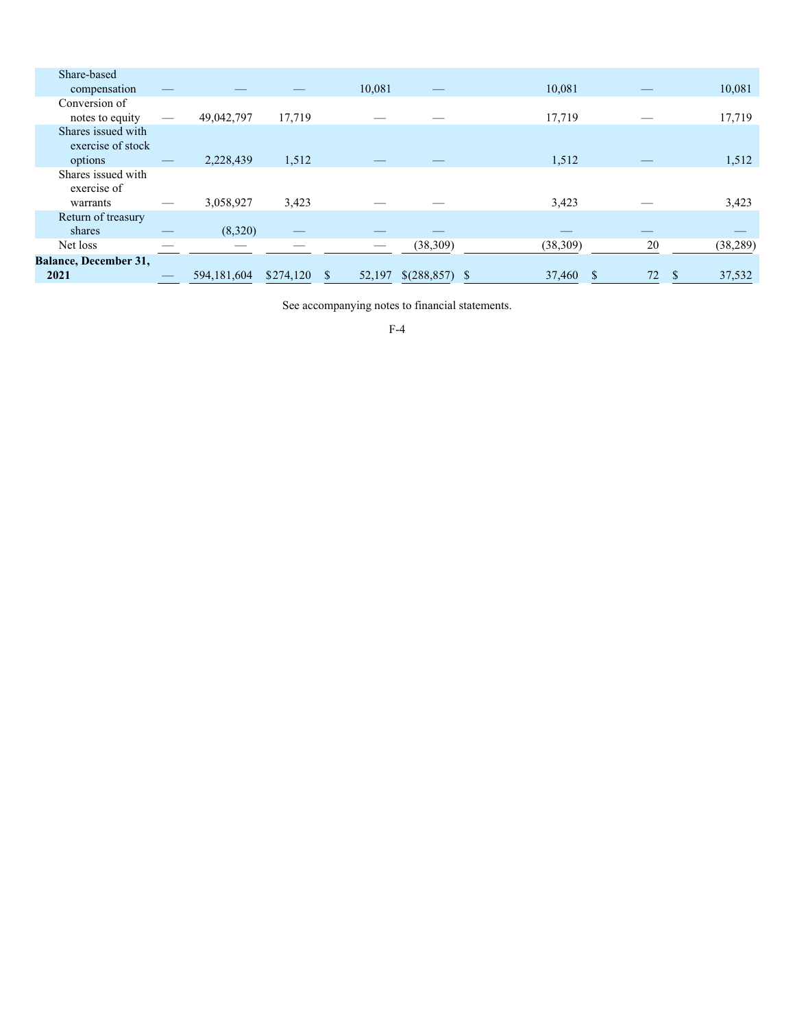| | | | | | | | | |
|---|---|---|---|---|---|---|---|---|
| Share-based compensation | — | — | — | 10,081 | — | 10,081 | — | 10,081 |
| Conversion of notes to equity | — | 49,042,797 | 17,719 | — | — | 17,719 | — | 17,719 |
| Shares issued with exercise of stock options | — | 2,228,439 | 1,512 | — | — | 1,512 | — | 1,512 |
| Shares issued with exercise of warrants | — | 3,058,927 | 3,423 | — | — | 3,423 | — | 3,423 |
| Return of treasury shares | — | (8,320) | — | — | — | — | — | — |
| Net loss | — | — | — | — | (38,309) | (38,309) | 20 | (38,289) |
| **Balance, December 31, 2021** | — | 594,181,604 | $274,120 | $ 52,197 | $(288,857) | $ 37,460 | $ 72 | $ 37,532 |

See accompanying notes to financial statements.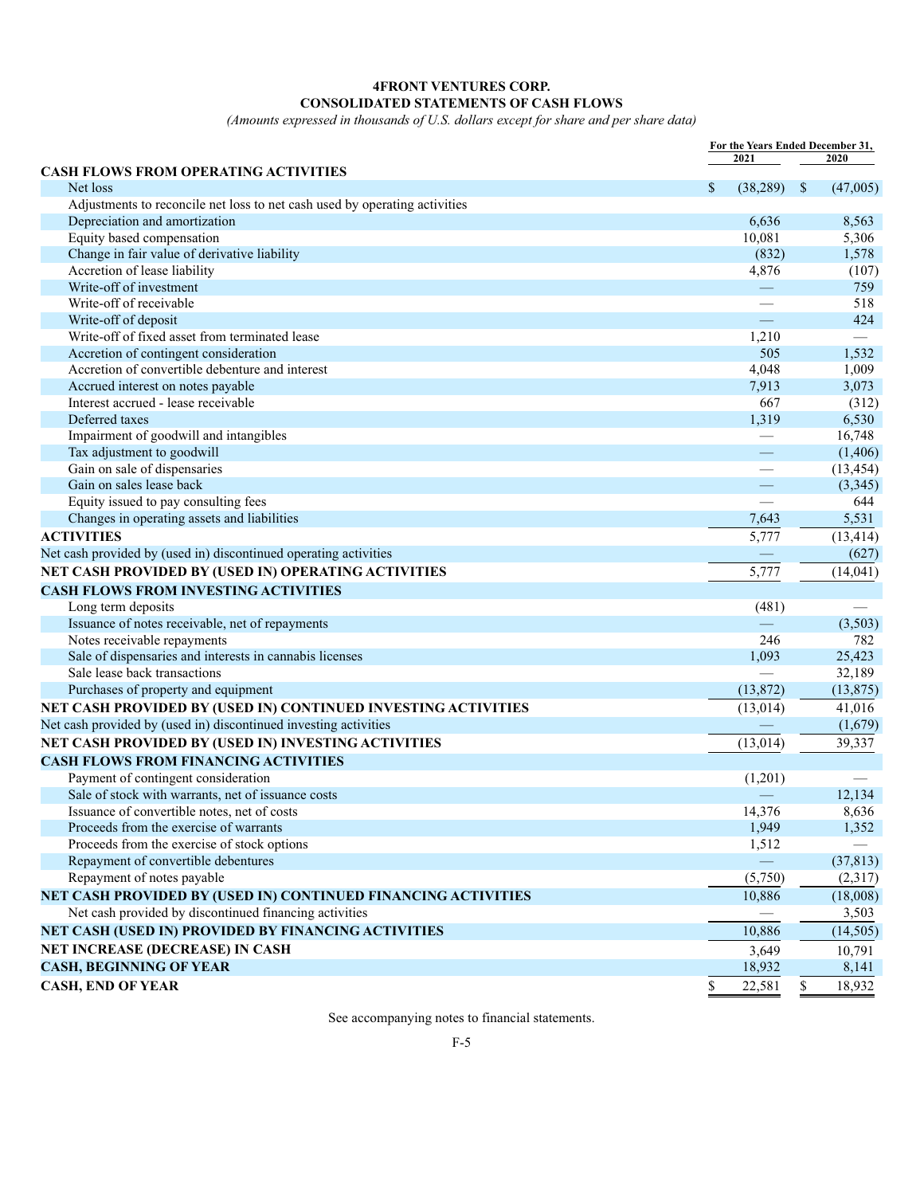# 4FRONT VENTURES CORP.

## CONSOLIDATED STATEMENTS OF CASH FLOWS

*(Amounts expressed in thousands of U.S. dollars except for share and per share data)*

| | For the Years Ended December 31, 2021 | 2020 |
|---|---|---|
| **CASH FLOWS FROM OPERATING ACTIVITIES** | | |
| Net loss | $ (38,289) | $ (47,005) |
| Adjustments to reconcile net loss to net cash used by operating activities | | |
| Depreciation and amortization | 6,636 | 8,563 |
| Equity based compensation | 10,081 | 5,306 |
| Change in fair value of derivative liability | (832) | 1,578 |
| Accretion of lease liability | 4,876 | (107) |
| Write-off of investment | — | 759 |
| Write-off of receivable | — | 518 |
| Write-off of deposit | — | 424 |
| Write-off of fixed asset from terminated lease | 1,210 | — |
| Accretion of contingent consideration | 505 | 1,532 |
| Accretion of convertible debenture and interest | 4,048 | 1,009 |
| Accrued interest on notes payable | 7,913 | 3,073 |
| Interest accrued - lease receivable | 667 | (312) |
| Deferred taxes | 1,319 | 6,530 |
| Impairment of goodwill and intangibles | — | 16,748 |
| Tax adjustment to goodwill | — | (1,406) |
| Gain on sale of dispensaries | — | (13,454) |
| Gain on sales lease back | — | (3,345) |
| Equity issued to pay consulting fees | — | 644 |
| Changes in operating assets and liabilities | 7,643 | 5,531 |
| **ACTIVITIES** | 5,777 | (13,414) |
| Net cash provided by (used in) discontinued operating activities | — | (627) |
| **NET CASH PROVIDED BY (USED IN) OPERATING ACTIVITIES** | 5,777 | (14,041) |
| **CASH FLOWS FROM INVESTING ACTIVITIES** | | |
| Long term deposits | (481) | — |
| Issuance of notes receivable, net of repayments | — | (3,503) |
| Notes receivable repayments | 246 | 782 |
| Sale of dispensaries and interests in cannabis licenses | 1,093 | 25,423 |
| Sale lease back transactions | — | 32,189 |
| Purchases of property and equipment | (13,872) | (13,875) |
| **NET CASH PROVIDED BY (USED IN) CONTINUED INVESTING ACTIVITIES** | (13,014) | 41,016 |
| Net cash provided by (used in) discontinued investing activities | — | (1,679) |
| **NET CASH PROVIDED BY (USED IN) INVESTING ACTIVITIES** | (13,014) | 39,337 |
| **CASH FLOWS FROM FINANCING ACTIVITIES** | | |
| Payment of contingent consideration | (1,201) | — |
| Sale of stock with warrants, net of issuance costs | — | 12,134 |
| Issuance of convertible notes, net of costs | 14,376 | 8,636 |
| Proceeds from the exercise of warrants | 1,949 | 1,352 |
| Proceeds from the exercise of stock options | 1,512 | — |
| Repayment of convertible debentures | — | (37,813) |
| Repayment of notes payable | (5,750) | (2,317) |
| **NET CASH PROVIDED BY (USED IN) CONTINUED FINANCING ACTIVITIES** | 10,886 | (18,008) |
| Net cash provided by discontinued financing activities | — | 3,503 |
| **NET CASH (USED IN) PROVIDED BY FINANCING ACTIVITIES** | 10,886 | (14,505) |
| **NET INCREASE (DECREASE) IN CASH** | 3,649 | 10,791 |
| **CASH, BEGINNING OF YEAR** | 18,932 | 8,141 |
| **CASH, END OF YEAR** | $ 22,581 | $ 18,932 |

See accompanying notes to financial statements.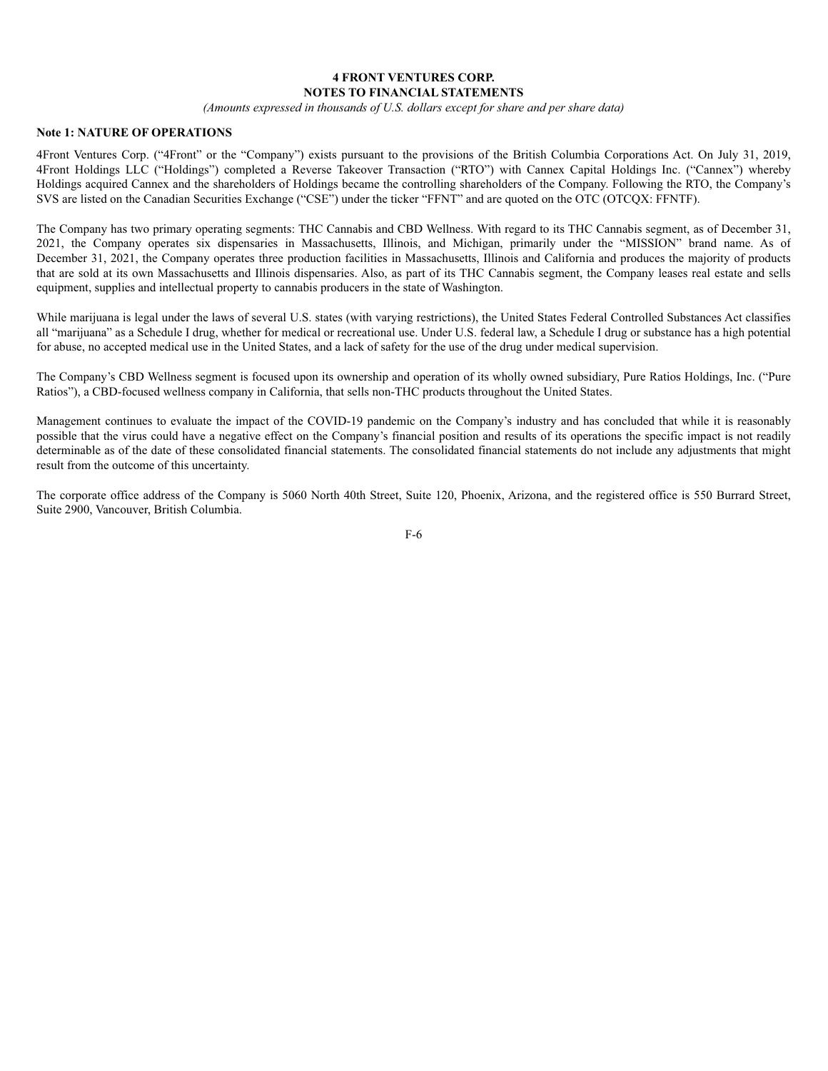# 4 FRONT VENTURES CORP.
## NOTES TO FINANCIAL STATEMENTS

*(Amounts expressed in thousands of U.S. dollars except for share and per share data)*

### Note 1: NATURE OF OPERATIONS

4Front Ventures Corp. ("4Front" or the "Company") exists pursuant to the provisions of the British Columbia Corporations Act. On July 31, 2019, 4Front Holdings LLC ("Holdings") completed a Reverse Takeover Transaction ("RTO") with Cannex Capital Holdings Inc. ("Cannex") whereby Holdings acquired Cannex and the shareholders of Holdings became the controlling shareholders of the Company. Following the RTO, the Company's SVS are listed on the Canadian Securities Exchange ("CSE") under the ticker "FFNT" and are quoted on the OTC (OTCQX: FFNTF).

The Company has two primary operating segments: THC Cannabis and CBD Wellness. With regard to its THC Cannabis segment, as of December 31, 2021, the Company operates six dispensaries in Massachusetts, Illinois, and Michigan, primarily under the "MISSION" brand name. As of December 31, 2021, the Company operates three production facilities in Massachusetts, Illinois and California and produces the majority of products that are sold at its own Massachusetts and Illinois dispensaries. Also, as part of its THC Cannabis segment, the Company leases real estate and sells equipment, supplies and intellectual property to cannabis producers in the state of Washington.

While marijuana is legal under the laws of several U.S. states (with varying restrictions), the United States Federal Controlled Substances Act classifies all "marijuana" as a Schedule I drug, whether for medical or recreational use. Under U.S. federal law, a Schedule I drug or substance has a high potential for abuse, no accepted medical use in the United States, and a lack of safety for the use of the drug under medical supervision.

The Company's CBD Wellness segment is focused upon its ownership and operation of its wholly owned subsidiary, Pure Ratios Holdings, Inc. ("Pure Ratios"), a CBD-focused wellness company in California, that sells non-THC products throughout the United States.

Management continues to evaluate the impact of the COVID-19 pandemic on the Company's industry and has concluded that while it is reasonably possible that the virus could have a negative effect on the Company's financial position and results of its operations the specific impact is not readily determinable as of the date of these consolidated financial statements. The consolidated financial statements do not include any adjustments that might result from the outcome of this uncertainty.

The corporate office address of the Company is 5060 North 40th Street, Suite 120, Phoenix, Arizona, and the registered office is 550 Burrard Street, Suite 2900, Vancouver, British Columbia.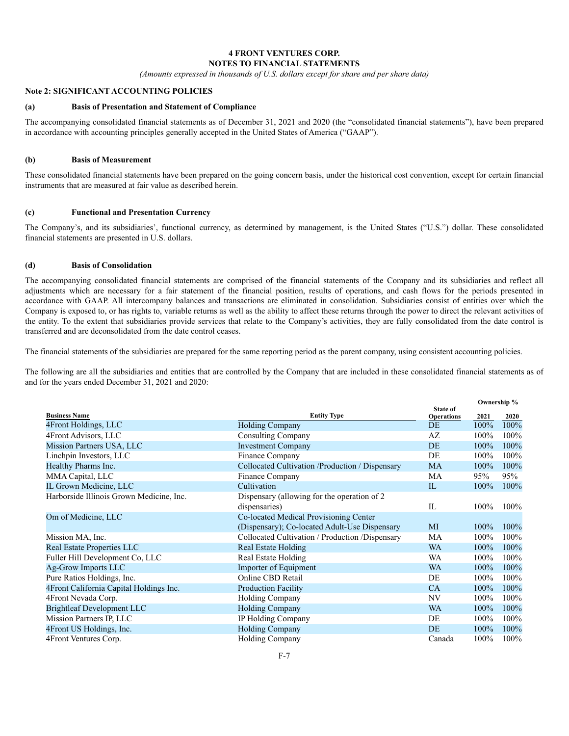**4 FRONT VENTURES CORP.**
**NOTES TO FINANCIAL STATEMENTS**
*(Amounts expressed in thousands of U.S. dollars except for share and per share data)*

**Note 2: SIGNIFICANT ACCOUNTING POLICIES**

**(a) Basis of Presentation and Statement of Compliance**

The accompanying consolidated financial statements as of December 31, 2021 and 2020 (the "consolidated financial statements"), have been prepared in accordance with accounting principles generally accepted in the United States of America ("GAAP").

**(b) Basis of Measurement**

These consolidated financial statements have been prepared on the going concern basis, under the historical cost convention, except for certain financial instruments that are measured at fair value as described herein.

**(c) Functional and Presentation Currency**

The Company's, and its subsidiaries', functional currency, as determined by management, is the United States ("U.S.") dollar. These consolidated financial statements are presented in U.S. dollars.

**(d) Basis of Consolidation**

The accompanying consolidated financial statements are comprised of the financial statements of the Company and its subsidiaries and reflect all adjustments which are necessary for a fair statement of the financial position, results of operations, and cash flows for the periods presented in accordance with GAAP. All intercompany balances and transactions are eliminated in consolidation. Subsidiaries consist of entities over which the Company is exposed to, or has rights to, variable returns as well as the ability to affect these returns through the power to direct the relevant activities of the entity. To the extent that subsidiaries provide services that relate to the Company's activities, they are fully consolidated from the date control is transferred and are deconsolidated from the date control ceases.

The financial statements of the subsidiaries are prepared for the same reporting period as the parent company, using consistent accounting policies.

The following are all the subsidiaries and entities that are controlled by the Company that are included in these consolidated financial statements as of and for the years ended December 31, 2021 and 2020:

| | | | Ownership % | |
|---|---|---|---|---|
| **Business Name** | **Entity Type** | **State of Operations** | **2021** | **2020** |
| 4Front Holdings, LLC | Holding Company | DE | 100% | 100% |
| 4Front Advisors, LLC | Consulting Company | AZ | 100% | 100% |
| Mission Partners USA, LLC | Investment Company | DE | 100% | 100% |
| Linchpin Investors, LLC | Finance Company | DE | 100% | 100% |
| Healthy Pharms Inc. | Collocated Cultivation /Production / Dispensary | MA | 100% | 100% |
| MMA Capital, LLC | Finance Company | MA | 95% | 95% |
| IL Grown Medicine, LLC | Cultivation | IL | 100% | 100% |
| Harborside Illinois Grown Medicine, Inc. | Dispensary (allowing for the operation of 2 dispensaries) | IL | 100% | 100% |
| Om of Medicine, LLC | Co-located Medical Provisioning Center (Dispensary); Co-located Adult-Use Dispensary | MI | 100% | 100% |
| Mission MA, Inc. | Collocated Cultivation / Production /Dispensary | MA | 100% | 100% |
| Real Estate Properties LLC | Real Estate Holding | WA | 100% | 100% |
| Fuller Hill Development Co, LLC | Real Estate Holding | WA | 100% | 100% |
| Ag-Grow Imports LLC | Importer of Equipment | WA | 100% | 100% |
| Pure Ratios Holdings, Inc. | Online CBD Retail | DE | 100% | 100% |
| 4Front California Capital Holdings Inc. | Production Facility | CA | 100% | 100% |
| 4Front Nevada Corp. | Holding Company | NV | 100% | 100% |
| Brightleaf Development LLC | Holding Company | WA | 100% | 100% |
| Mission Partners IP, LLC | IP Holding Company | DE | 100% | 100% |
| 4Front US Holdings, Inc. | Holding Company | DE | 100% | 100% |
| 4Front Ventures Corp. | Holding Company | Canada | 100% | 100% |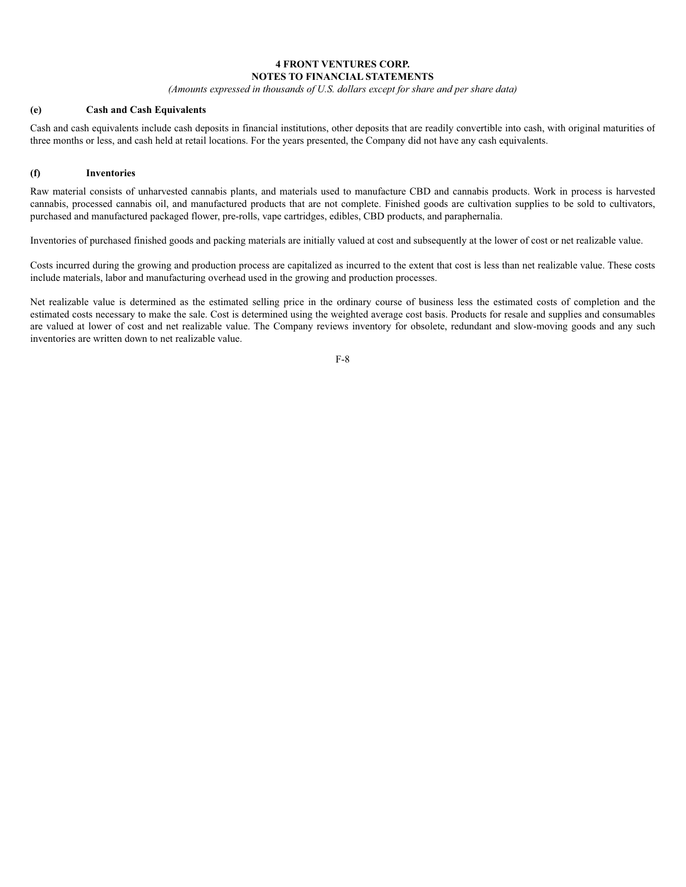**(e) Cash and Cash Equivalents**

Cash and cash equivalents include cash deposits in financial institutions, other deposits that are readily convertible into cash, with original maturities of three months or less, and cash held at retail locations. For the years presented, the Company did not have any cash equivalents.

**(f) Inventories**

Raw material consists of unharvested cannabis plants, and materials used to manufacture CBD and cannabis products. Work in process is harvested cannabis, processed cannabis oil, and manufactured products that are not complete. Finished goods are cultivation supplies to be sold to cultivators, purchased and manufactured packaged flower, pre-rolls, vape cartridges, edibles, CBD products, and paraphernalia.

Inventories of purchased finished goods and packing materials are initially valued at cost and subsequently at the lower of cost or net realizable value.

Costs incurred during the growing and production process are capitalized as incurred to the extent that cost is less than net realizable value. These costs include materials, labor and manufacturing overhead used in the growing and production processes.

Net realizable value is determined as the estimated selling price in the ordinary course of business less the estimated costs of completion and the estimated costs necessary to make the sale. Cost is determined using the weighted average cost basis. Products for resale and supplies and consumables are valued at lower of cost and net realizable value. The Company reviews inventory for obsolete, redundant and slow-moving goods and any such inventories are written down to net realizable value.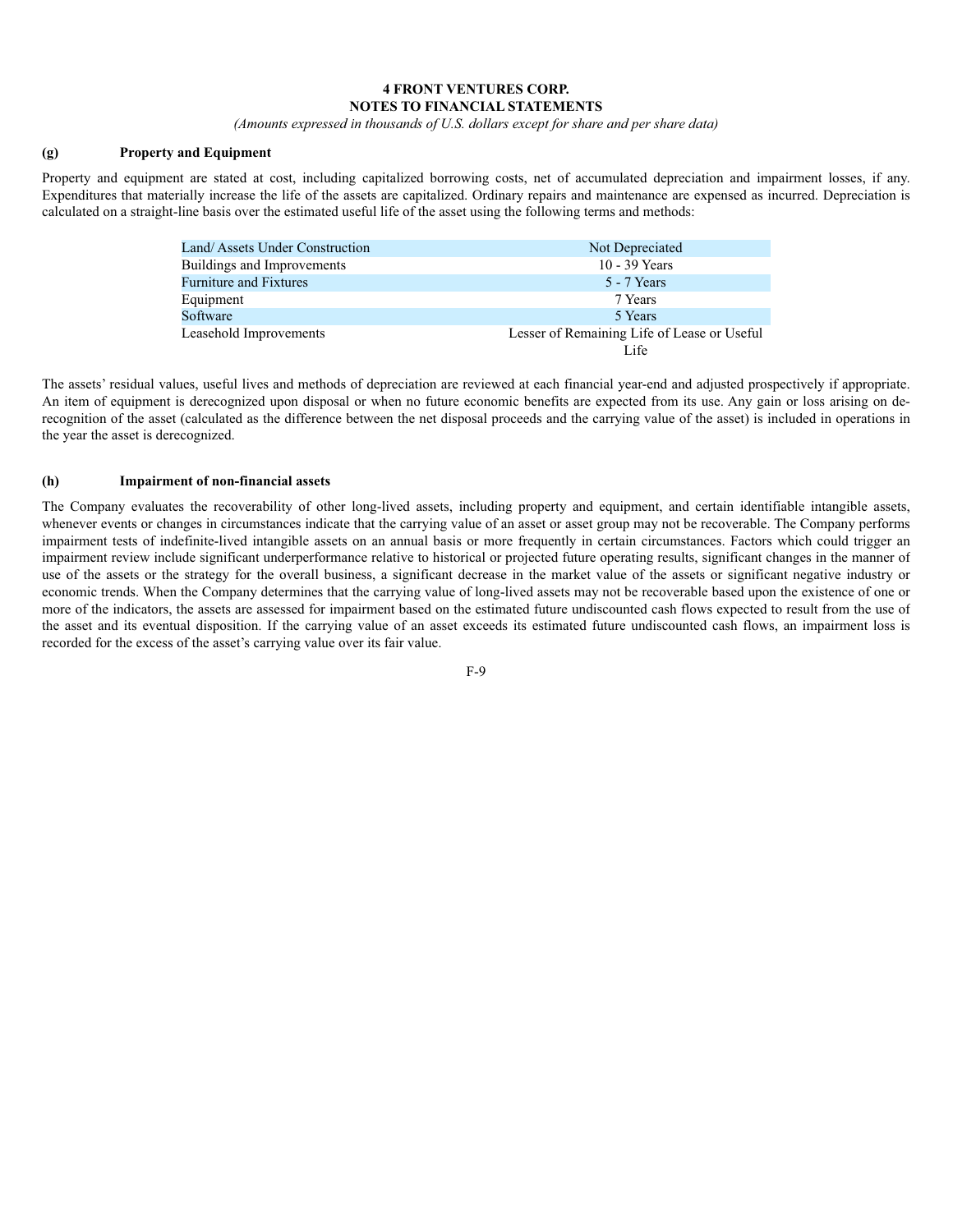**(g) Property and Equipment**

Property and equipment are stated at cost, including capitalized borrowing costs, net of accumulated depreciation and impairment losses, if any. Expenditures that materially increase the life of the assets are capitalized. Ordinary repairs and maintenance are expensed as incurred. Depreciation is calculated on a straight-line basis over the estimated useful life of the asset using the following terms and methods:

| | |
|---|---|
| Land/ Assets Under Construction | Not Depreciated |
| Buildings and Improvements | 10 - 39 Years |
| Furniture and Fixtures | 5 - 7 Years |
| Equipment | 7 Years |
| Software | 5 Years |
| Leasehold Improvements | Lesser of Remaining Life of Lease or Useful Life |

The assets' residual values, useful lives and methods of depreciation are reviewed at each financial year-end and adjusted prospectively if appropriate. An item of equipment is derecognized upon disposal or when no future economic benefits are expected from its use. Any gain or loss arising on de-recognition of the asset (calculated as the difference between the net disposal proceeds and the carrying value of the asset) is included in operations in the year the asset is derecognized.

**(h) Impairment of non-financial assets**

The Company evaluates the recoverability of other long-lived assets, including property and equipment, and certain identifiable intangible assets, whenever events or changes in circumstances indicate that the carrying value of an asset or asset group may not be recoverable. The Company performs impairment tests of indefinite-lived intangible assets on an annual basis or more frequently in certain circumstances. Factors which could trigger an impairment review include significant underperformance relative to historical or projected future operating results, significant changes in the manner of use of the assets or the strategy for the overall business, a significant decrease in the market value of the assets or significant negative industry or economic trends. When the Company determines that the carrying value of long-lived assets may not be recoverable based upon the existence of one or more of the indicators, the assets are assessed for impairment based on the estimated future undiscounted cash flows expected to result from the use of the asset and its eventual disposition. If the carrying value of an asset exceeds its estimated future undiscounted cash flows, an impairment loss is recorded for the excess of the asset's carrying value over its fair value.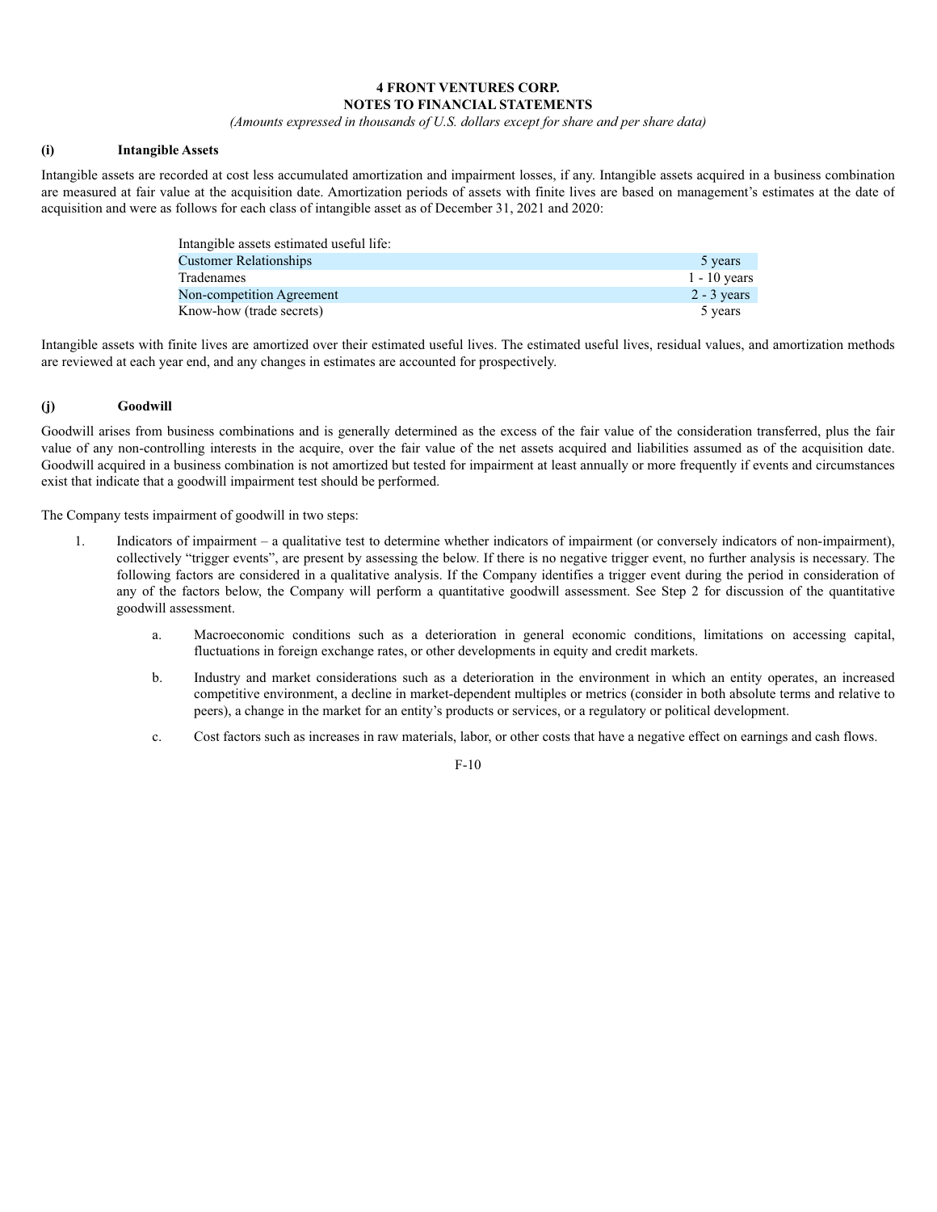**4 FRONT VENTURES CORP.**
**NOTES TO FINANCIAL STATEMENTS**
*(Amounts expressed in thousands of U.S. dollars except for share and per share data)*

**(i) Intangible Assets**

Intangible assets are recorded at cost less accumulated amortization and impairment losses, if any. Intangible assets acquired in a business combination are measured at fair value at the acquisition date. Amortization periods of assets with finite lives are based on management's estimates at the date of acquisition and were as follows for each class of intangible asset as of December 31, 2021 and 2020:

| Intangible assets estimated useful life: | |
|---|---|
| Customer Relationships | 5 years |
| Tradenames | 1 - 10 years |
| Non-competition Agreement | 2 - 3 years |
| Know-how (trade secrets) | 5 years |

Intangible assets with finite lives are amortized over their estimated useful lives. The estimated useful lives, residual values, and amortization methods are reviewed at each year end, and any changes in estimates are accounted for prospectively.

**(j) Goodwill**

Goodwill arises from business combinations and is generally determined as the excess of the fair value of the consideration transferred, plus the fair value of any non-controlling interests in the acquire, over the fair value of the net assets acquired and liabilities assumed as of the acquisition date. Goodwill acquired in a business combination is not amortized but tested for impairment at least annually or more frequently if events and circumstances exist that indicate that a goodwill impairment test should be performed.

The Company tests impairment of goodwill in two steps:

1. Indicators of impairment – a qualitative test to determine whether indicators of impairment (or conversely indicators of non-impairment), collectively "trigger events", are present by assessing the below. If there is no negative trigger event, no further analysis is necessary. The following factors are considered in a qualitative analysis. If the Company identifies a trigger event during the period in consideration of any of the factors below, the Company will perform a quantitative goodwill assessment. See Step 2 for discussion of the quantitative goodwill assessment.

    a. Macroeconomic conditions such as a deterioration in general economic conditions, limitations on accessing capital, fluctuations in foreign exchange rates, or other developments in equity and credit markets.

    b. Industry and market considerations such as a deterioration in the environment in which an entity operates, an increased competitive environment, a decline in market-dependent multiples or metrics (consider in both absolute terms and relative to peers), a change in the market for an entity's products or services, or a regulatory or political development.

    c. Cost factors such as increases in raw materials, labor, or other costs that have a negative effect on earnings and cash flows.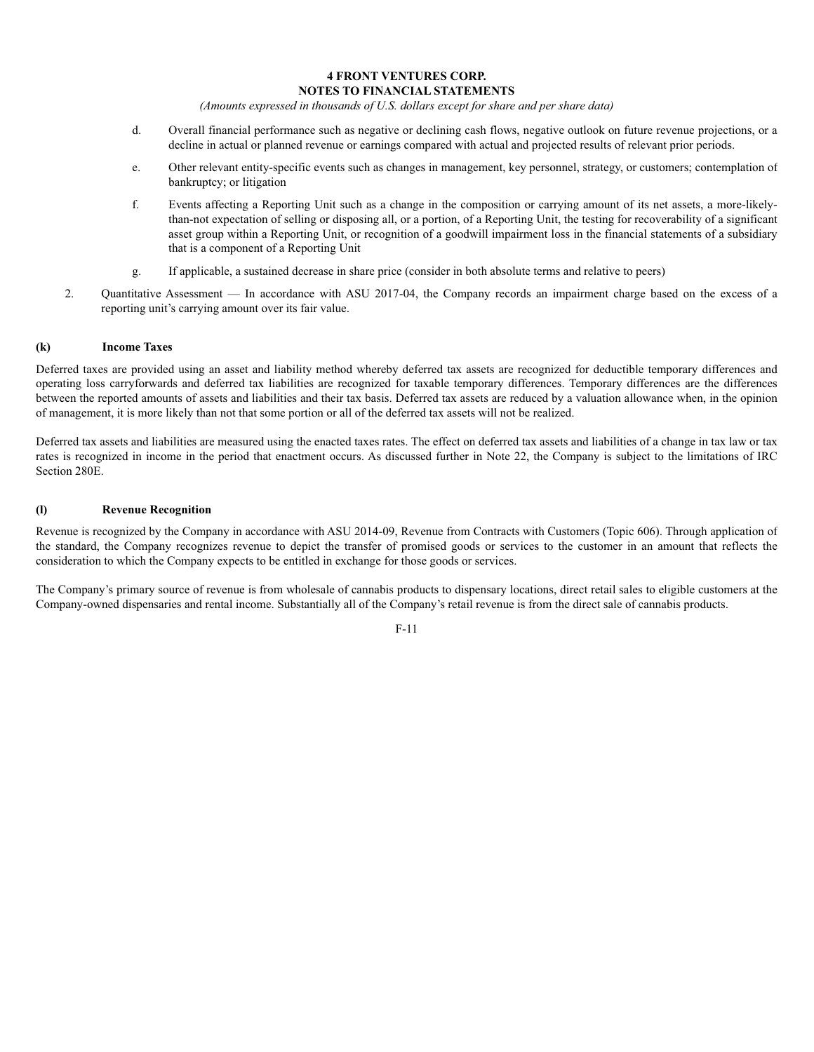d. Overall financial performance such as negative or declining cash flows, negative outlook on future revenue projections, or a decline in actual or planned revenue or earnings compared with actual and projected results of relevant prior periods.

e. Other relevant entity-specific events such as changes in management, key personnel, strategy, or customers; contemplation of bankruptcy; or litigation

f. Events affecting a Reporting Unit such as a change in the composition or carrying amount of its net assets, a more-likely-than-not expectation of selling or disposing all, or a portion, of a Reporting Unit, the testing for recoverability of a significant asset group within a Reporting Unit, or recognition of a goodwill impairment loss in the financial statements of a subsidiary that is a component of a Reporting Unit

g. If applicable, a sustained decrease in share price (consider in both absolute terms and relative to peers)

2. Quantitative Assessment — In accordance with ASU 2017-04, the Company records an impairment charge based on the excess of a reporting unit's carrying amount over its fair value.

### (k) Income Taxes

Deferred taxes are provided using an asset and liability method whereby deferred tax assets are recognized for deductible temporary differences and operating loss carryforwards and deferred tax liabilities are recognized for taxable temporary differences. Temporary differences are the differences between the reported amounts of assets and liabilities and their tax basis. Deferred tax assets are reduced by a valuation allowance when, in the opinion of management, it is more likely than not that some portion or all of the deferred tax assets will not be realized.

Deferred tax assets and liabilities are measured using the enacted taxes rates. The effect on deferred tax assets and liabilities of a change in tax law or tax rates is recognized in income in the period that enactment occurs. As discussed further in Note 22, the Company is subject to the limitations of IRC Section 280E.

### (l) Revenue Recognition

Revenue is recognized by the Company in accordance with ASU 2014-09, Revenue from Contracts with Customers (Topic 606). Through application of the standard, the Company recognizes revenue to depict the transfer of promised goods or services to the customer in an amount that reflects the consideration to which the Company expects to be entitled in exchange for those goods or services.

The Company's primary source of revenue is from wholesale of cannabis products to dispensary locations, direct retail sales to eligible customers at the Company-owned dispensaries and rental income. Substantially all of the Company's retail revenue is from the direct sale of cannabis products.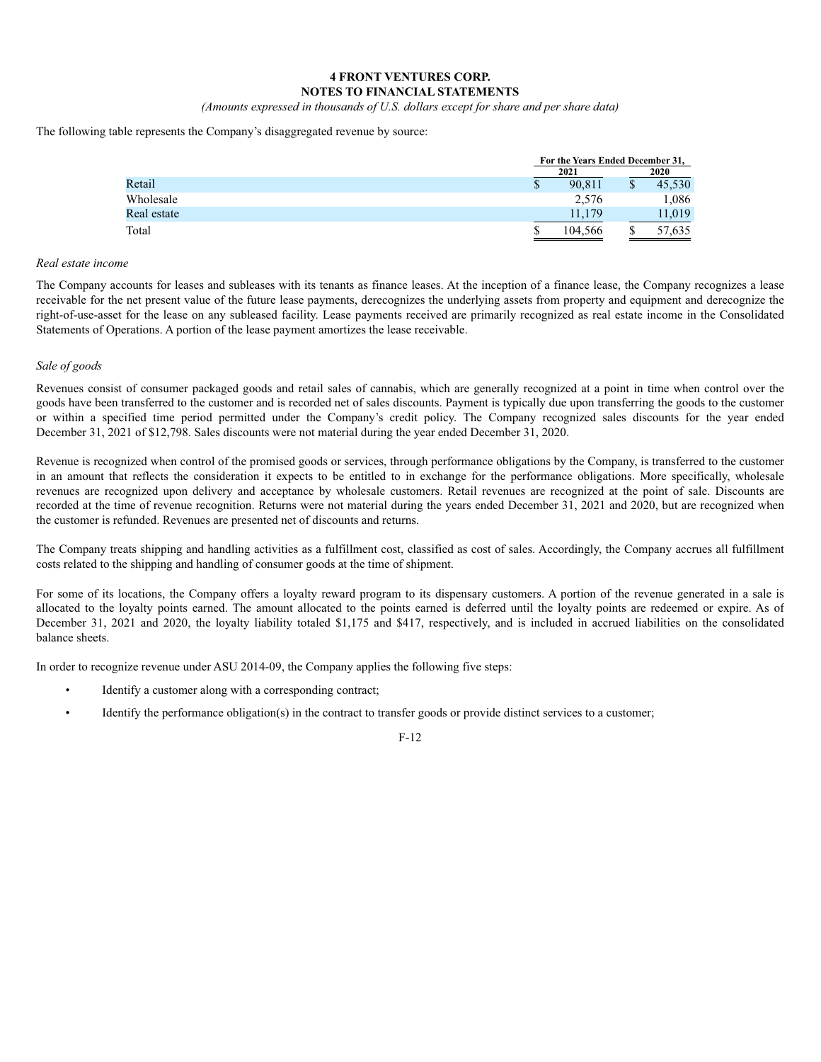# 4 FRONT VENTURES CORP.
## NOTES TO FINANCIAL STATEMENTS

*(Amounts expressed in thousands of U.S. dollars except for share and per share data)*

The following table represents the Company's disaggregated revenue by source:

| | For the Years Ended December 31, | |
|---|---|---|
| | 2021 | 2020 |
| Retail | $ 90,811 | $ 45,530 |
| Wholesale | 2,576 | 1,086 |
| Real estate | 11,179 | 11,019 |
| Total | $ 104,566 | $ 57,635 |

*Real estate income*

The Company accounts for leases and subleases with its tenants as finance leases. At the inception of a finance lease, the Company recognizes a lease receivable for the net present value of the future lease payments, derecognizes the underlying assets from property and equipment and derecognize the right-of-use-asset for the lease on any subleased facility. Lease payments received are primarily recognized as real estate income in the Consolidated Statements of Operations. A portion of the lease payment amortizes the lease receivable.

*Sale of goods*

Revenues consist of consumer packaged goods and retail sales of cannabis, which are generally recognized at a point in time when control over the goods have been transferred to the customer and is recorded net of sales discounts. Payment is typically due upon transferring the goods to the customer or within a specified time period permitted under the Company's credit policy. The Company recognized sales discounts for the year ended December 31, 2021 of $12,798. Sales discounts were not material during the year ended December 31, 2020.

Revenue is recognized when control of the promised goods or services, through performance obligations by the Company, is transferred to the customer in an amount that reflects the consideration it expects to be entitled to in exchange for the performance obligations. More specifically, wholesale revenues are recognized upon delivery and acceptance by wholesale customers. Retail revenues are recognized at the point of sale. Discounts are recorded at the time of revenue recognition. Returns were not material during the years ended December 31, 2021 and 2020, but are recognized when the customer is refunded. Revenues are presented net of discounts and returns.

The Company treats shipping and handling activities as a fulfillment cost, classified as cost of sales. Accordingly, the Company accrues all fulfillment costs related to the shipping and handling of consumer goods at the time of shipment.

For some of its locations, the Company offers a loyalty reward program to its dispensary customers. A portion of the revenue generated in a sale is allocated to the loyalty points earned. The amount allocated to the points earned is deferred until the loyalty points are redeemed or expire. As of December 31, 2021 and 2020, the loyalty liability totaled $1,175 and $417, respectively, and is included in accrued liabilities on the consolidated balance sheets.

In order to recognize revenue under ASU 2014-09, the Company applies the following five steps:

- Identify a customer along with a corresponding contract;
- Identify the performance obligation(s) in the contract to transfer goods or provide distinct services to a customer;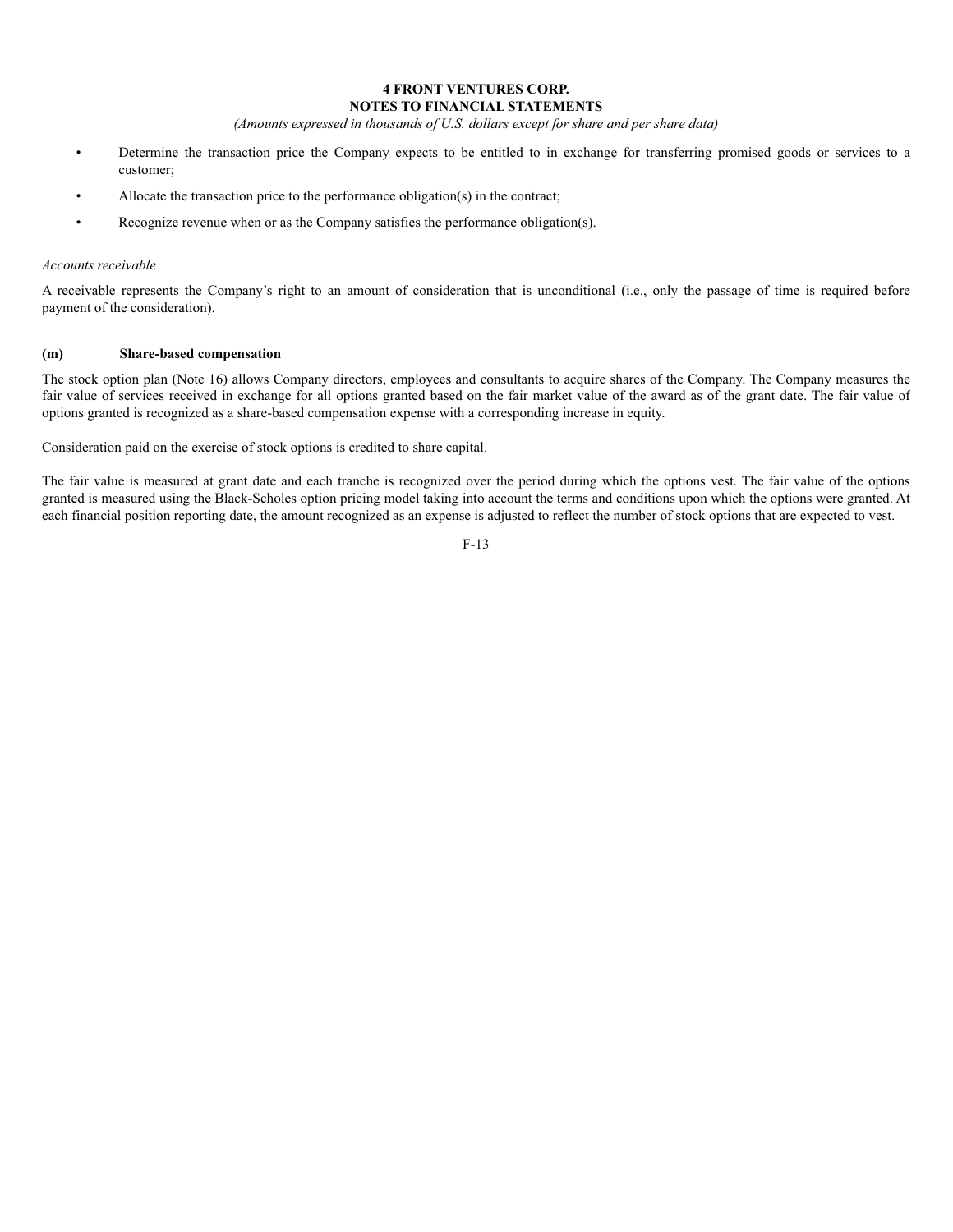- Determine the transaction price the Company expects to be entitled to in exchange for transferring promised goods or services to a customer;
- Allocate the transaction price to the performance obligation(s) in the contract;
- Recognize revenue when or as the Company satisfies the performance obligation(s).

*Accounts receivable*

A receivable represents the Company's right to an amount of consideration that is unconditional (i.e., only the passage of time is required before payment of the consideration).

**(m) Share-based compensation**

The stock option plan (Note 16) allows Company directors, employees and consultants to acquire shares of the Company. The Company measures the fair value of services received in exchange for all options granted based on the fair market value of the award as of the grant date. The fair value of options granted is recognized as a share-based compensation expense with a corresponding increase in equity.

Consideration paid on the exercise of stock options is credited to share capital.

The fair value is measured at grant date and each tranche is recognized over the period during which the options vest. The fair value of the options granted is measured using the Black-Scholes option pricing model taking into account the terms and conditions upon which the options were granted. At each financial position reporting date, the amount recognized as an expense is adjusted to reflect the number of stock options that are expected to vest.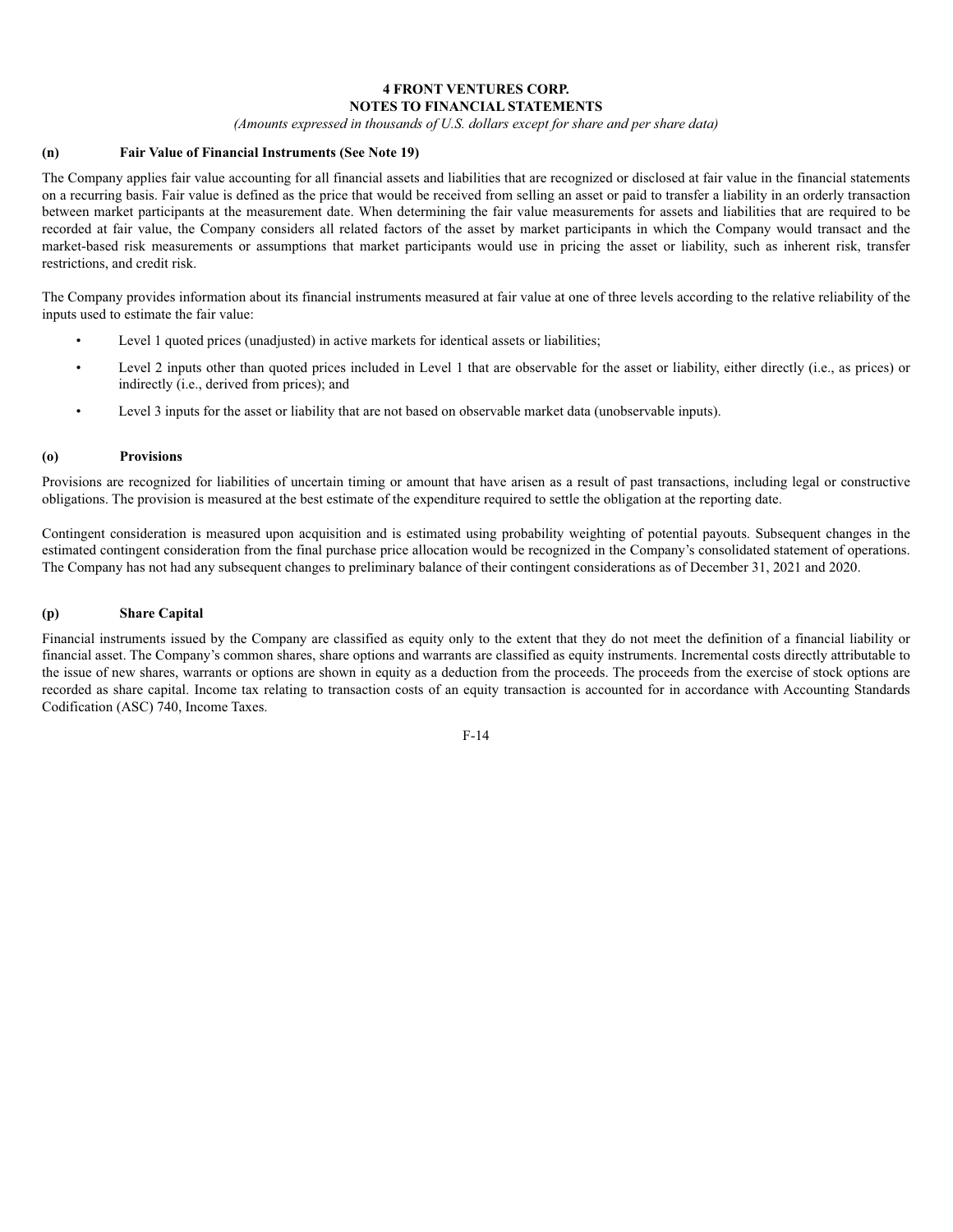#### (n) Fair Value of Financial Instruments (See Note 19)

The Company applies fair value accounting for all financial assets and liabilities that are recognized or disclosed at fair value in the financial statements on a recurring basis. Fair value is defined as the price that would be received from selling an asset or paid to transfer a liability in an orderly transaction between market participants at the measurement date. When determining the fair value measurements for assets and liabilities that are required to be recorded at fair value, the Company considers all related factors of the asset by market participants in which the Company would transact and the market-based risk measurements or assumptions that market participants would use in pricing the asset or liability, such as inherent risk, transfer restrictions, and credit risk.

The Company provides information about its financial instruments measured at fair value at one of three levels according to the relative reliability of the inputs used to estimate the fair value:

- Level 1 quoted prices (unadjusted) in active markets for identical assets or liabilities;
- Level 2 inputs other than quoted prices included in Level 1 that are observable for the asset or liability, either directly (i.e., as prices) or indirectly (i.e., derived from prices); and
- Level 3 inputs for the asset or liability that are not based on observable market data (unobservable inputs).

#### (o) Provisions

Provisions are recognized for liabilities of uncertain timing or amount that have arisen as a result of past transactions, including legal or constructive obligations. The provision is measured at the best estimate of the expenditure required to settle the obligation at the reporting date.

Contingent consideration is measured upon acquisition and is estimated using probability weighting of potential payouts. Subsequent changes in the estimated contingent consideration from the final purchase price allocation would be recognized in the Company's consolidated statement of operations. The Company has not had any subsequent changes to preliminary balance of their contingent considerations as of December 31, 2021 and 2020.

#### (p) Share Capital

Financial instruments issued by the Company are classified as equity only to the extent that they do not meet the definition of a financial liability or financial asset. The Company's common shares, share options and warrants are classified as equity instruments. Incremental costs directly attributable to the issue of new shares, warrants or options are shown in equity as a deduction from the proceeds. The proceeds from the exercise of stock options are recorded as share capital. Income tax relating to transaction costs of an equity transaction is accounted for in accordance with Accounting Standards Codification (ASC) 740, Income Taxes.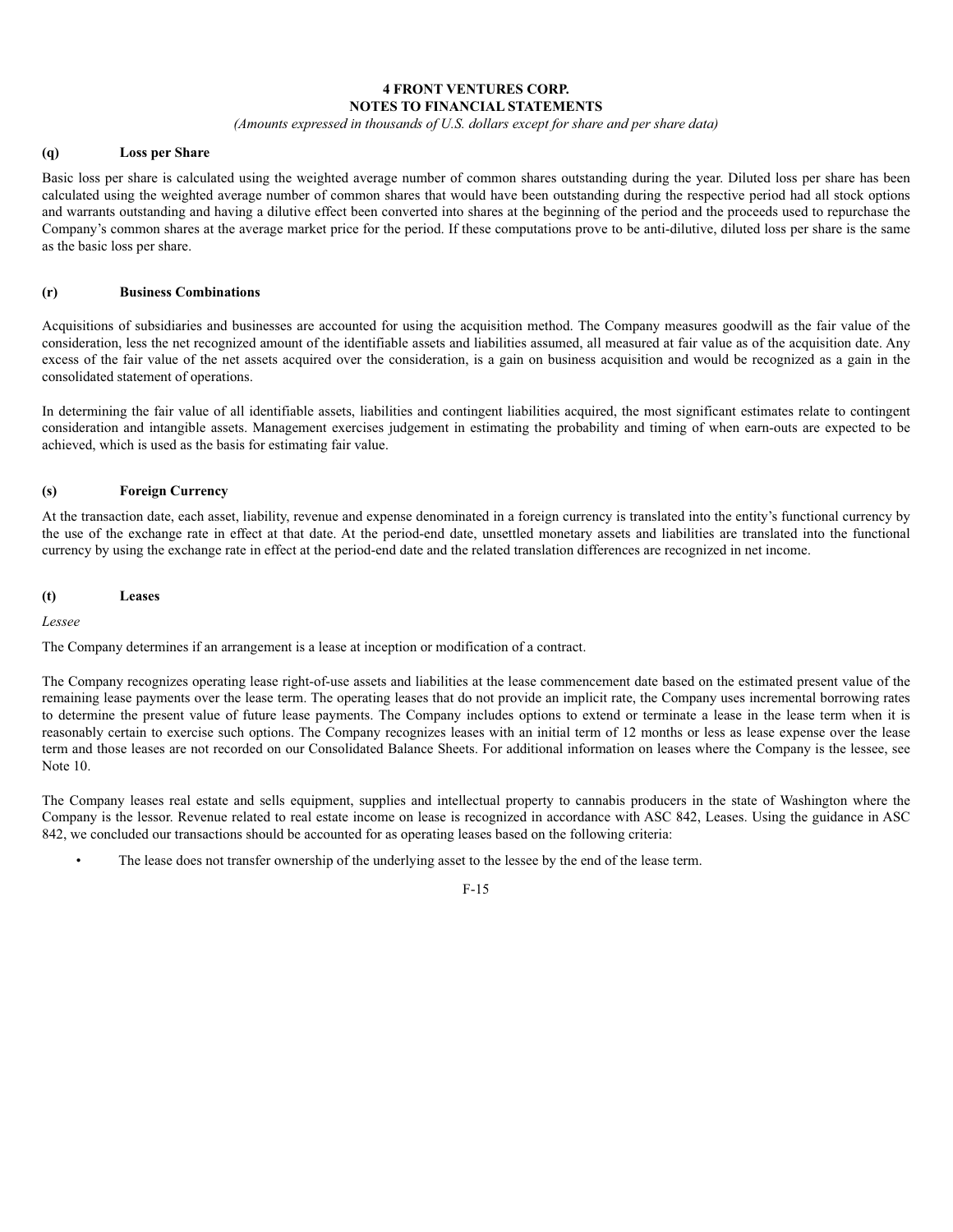#### (q) Loss per Share

Basic loss per share is calculated using the weighted average number of common shares outstanding during the year. Diluted loss per share has been calculated using the weighted average number of common shares that would have been outstanding during the respective period had all stock options and warrants outstanding and having a dilutive effect been converted into shares at the beginning of the period and the proceeds used to repurchase the Company's common shares at the average market price for the period. If these computations prove to be anti-dilutive, diluted loss per share is the same as the basic loss per share.

#### (r) Business Combinations

Acquisitions of subsidiaries and businesses are accounted for using the acquisition method. The Company measures goodwill as the fair value of the consideration, less the net recognized amount of the identifiable assets and liabilities assumed, all measured at fair value as of the acquisition date. Any excess of the fair value of the net assets acquired over the consideration, is a gain on business acquisition and would be recognized as a gain in the consolidated statement of operations.

In determining the fair value of all identifiable assets, liabilities and contingent liabilities acquired, the most significant estimates relate to contingent consideration and intangible assets. Management exercises judgement in estimating the probability and timing of when earn-outs are expected to be achieved, which is used as the basis for estimating fair value.

#### (s) Foreign Currency

At the transaction date, each asset, liability, revenue and expense denominated in a foreign currency is translated into the entity's functional currency by the use of the exchange rate in effect at that date. At the period-end date, unsettled monetary assets and liabilities are translated into the functional currency by using the exchange rate in effect at the period-end date and the related translation differences are recognized in net income.

#### (t) Leases

*Lessee*

The Company determines if an arrangement is a lease at inception or modification of a contract.

The Company recognizes operating lease right-of-use assets and liabilities at the lease commencement date based on the estimated present value of the remaining lease payments over the lease term. The operating leases that do not provide an implicit rate, the Company uses incremental borrowing rates to determine the present value of future lease payments. The Company includes options to extend or terminate a lease in the lease term when it is reasonably certain to exercise such options. The Company recognizes leases with an initial term of 12 months or less as lease expense over the lease term and those leases are not recorded on our Consolidated Balance Sheets. For additional information on leases where the Company is the lessee, see Note 10.

The Company leases real estate and sells equipment, supplies and intellectual property to cannabis producers in the state of Washington where the Company is the lessor. Revenue related to real estate income on lease is recognized in accordance with ASC 842, Leases. Using the guidance in ASC 842, we concluded our transactions should be accounted for as operating leases based on the following criteria:

- The lease does not transfer ownership of the underlying asset to the lessee by the end of the lease term.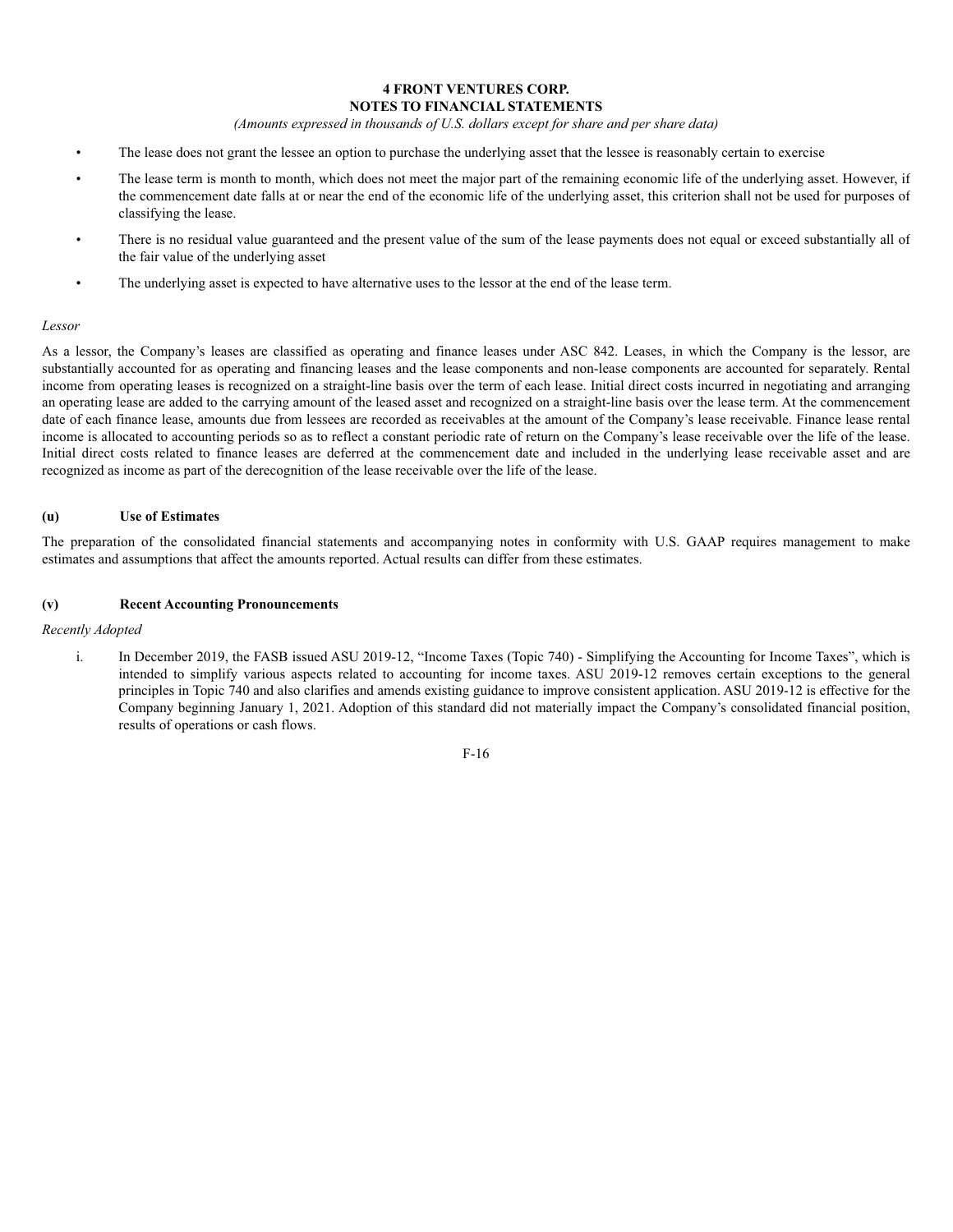- The lease does not grant the lessee an option to purchase the underlying asset that the lessee is reasonably certain to exercise
- The lease term is month to month, which does not meet the major part of the remaining economic life of the underlying asset. However, if the commencement date falls at or near the end of the economic life of the underlying asset, this criterion shall not be used for purposes of classifying the lease.
- There is no residual value guaranteed and the present value of the sum of the lease payments does not equal or exceed substantially all of the fair value of the underlying asset
- The underlying asset is expected to have alternative uses to the lessor at the end of the lease term.

*Lessor*

As a lessor, the Company's leases are classified as operating and finance leases under ASC 842. Leases, in which the Company is the lessor, are substantially accounted for as operating and financing leases and the lease components and non-lease components are accounted for separately. Rental income from operating leases is recognized on a straight-line basis over the term of each lease. Initial direct costs incurred in negotiating and arranging an operating lease are added to the carrying amount of the leased asset and recognized on a straight-line basis over the lease term. At the commencement date of each finance lease, amounts due from lessees are recorded as receivables at the amount of the Company's lease receivable. Finance lease rental income is allocated to accounting periods so as to reflect a constant periodic rate of return on the Company's lease receivable over the life of the lease. Initial direct costs related to finance leases are deferred at the commencement date and included in the underlying lease receivable asset and are recognized as income as part of the derecognition of the lease receivable over the life of the lease.

**(u) Use of Estimates**

The preparation of the consolidated financial statements and accompanying notes in conformity with U.S. GAAP requires management to make estimates and assumptions that affect the amounts reported. Actual results can differ from these estimates.

**(v) Recent Accounting Pronouncements**

*Recently Adopted*

i. In December 2019, the FASB issued ASU 2019-12, "Income Taxes (Topic 740) - Simplifying the Accounting for Income Taxes", which is intended to simplify various aspects related to accounting for income taxes. ASU 2019-12 removes certain exceptions to the general principles in Topic 740 and also clarifies and amends existing guidance to improve consistent application. ASU 2019-12 is effective for the Company beginning January 1, 2021. Adoption of this standard did not materially impact the Company's consolidated financial position, results of operations or cash flows.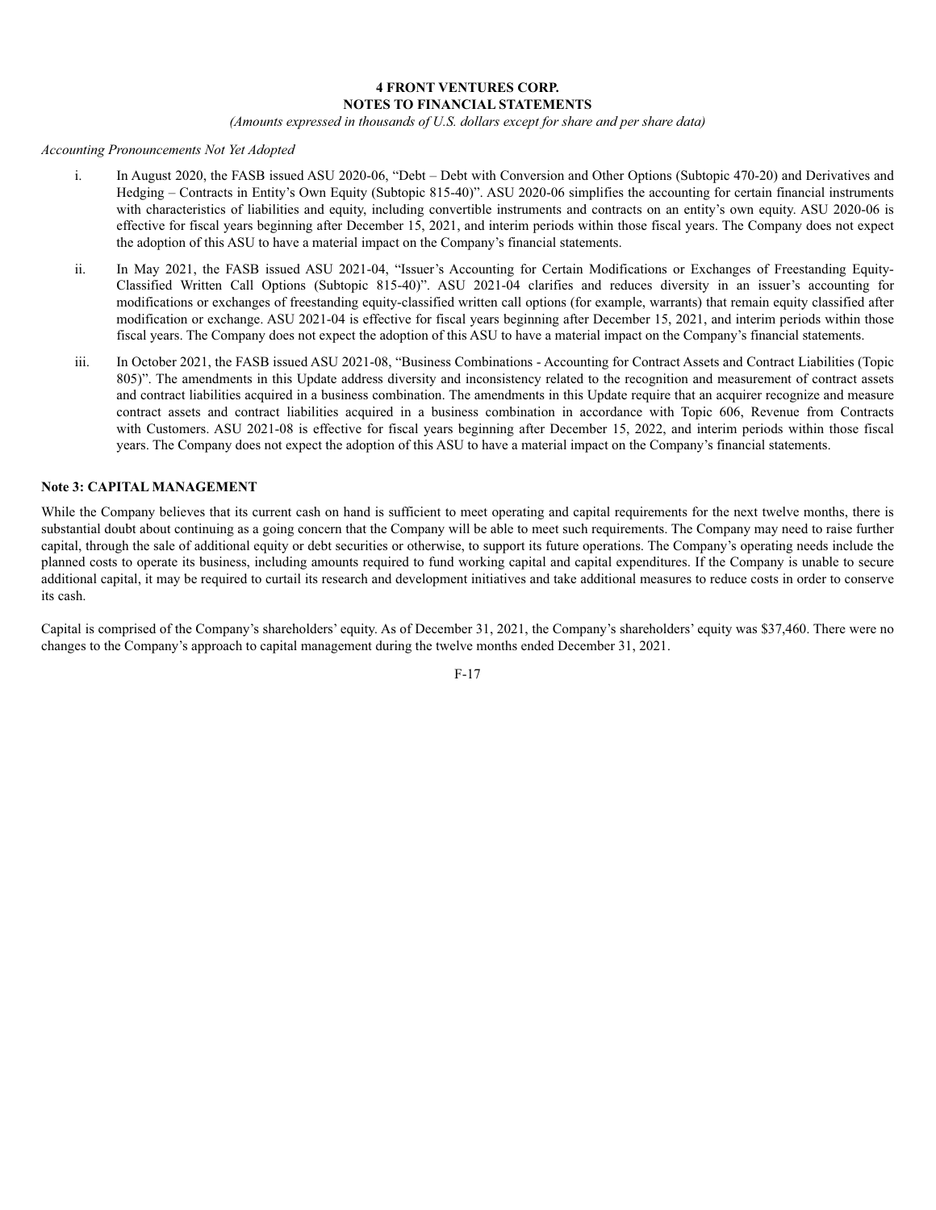*Accounting Pronouncements Not Yet Adopted*

i. In August 2020, the FASB issued ASU 2020-06, "Debt – Debt with Conversion and Other Options (Subtopic 470-20) and Derivatives and Hedging – Contracts in Entity's Own Equity (Subtopic 815-40)". ASU 2020-06 simplifies the accounting for certain financial instruments with characteristics of liabilities and equity, including convertible instruments and contracts on an entity's own equity. ASU 2020-06 is effective for fiscal years beginning after December 15, 2021, and interim periods within those fiscal years. The Company does not expect the adoption of this ASU to have a material impact on the Company's financial statements.

ii. In May 2021, the FASB issued ASU 2021-04, "Issuer's Accounting for Certain Modifications or Exchanges of Freestanding Equity-Classified Written Call Options (Subtopic 815-40)". ASU 2021-04 clarifies and reduces diversity in an issuer's accounting for modifications or exchanges of freestanding equity-classified written call options (for example, warrants) that remain equity classified after modification or exchange. ASU 2021-04 is effective for fiscal years beginning after December 15, 2021, and interim periods within those fiscal years. The Company does not expect the adoption of this ASU to have a material impact on the Company's financial statements.

iii. In October 2021, the FASB issued ASU 2021-08, "Business Combinations - Accounting for Contract Assets and Contract Liabilities (Topic 805)". The amendments in this Update address diversity and inconsistency related to the recognition and measurement of contract assets and contract liabilities acquired in a business combination. The amendments in this Update require that an acquirer recognize and measure contract assets and contract liabilities acquired in a business combination in accordance with Topic 606, Revenue from Contracts with Customers. ASU 2021-08 is effective for fiscal years beginning after December 15, 2022, and interim periods within those fiscal years. The Company does not expect the adoption of this ASU to have a material impact on the Company's financial statements.

**Note 3: CAPITAL MANAGEMENT**

While the Company believes that its current cash on hand is sufficient to meet operating and capital requirements for the next twelve months, there is substantial doubt about continuing as a going concern that the Company will be able to meet such requirements. The Company may need to raise further capital, through the sale of additional equity or debt securities or otherwise, to support its future operations. The Company's operating needs include the planned costs to operate its business, including amounts required to fund working capital and capital expenditures. If the Company is unable to secure additional capital, it may be required to curtail its research and development initiatives and take additional measures to reduce costs in order to conserve its cash.

Capital is comprised of the Company's shareholders' equity. As of December 31, 2021, the Company's shareholders' equity was $37,460. There were no changes to the Company's approach to capital management during the twelve months ended December 31, 2021.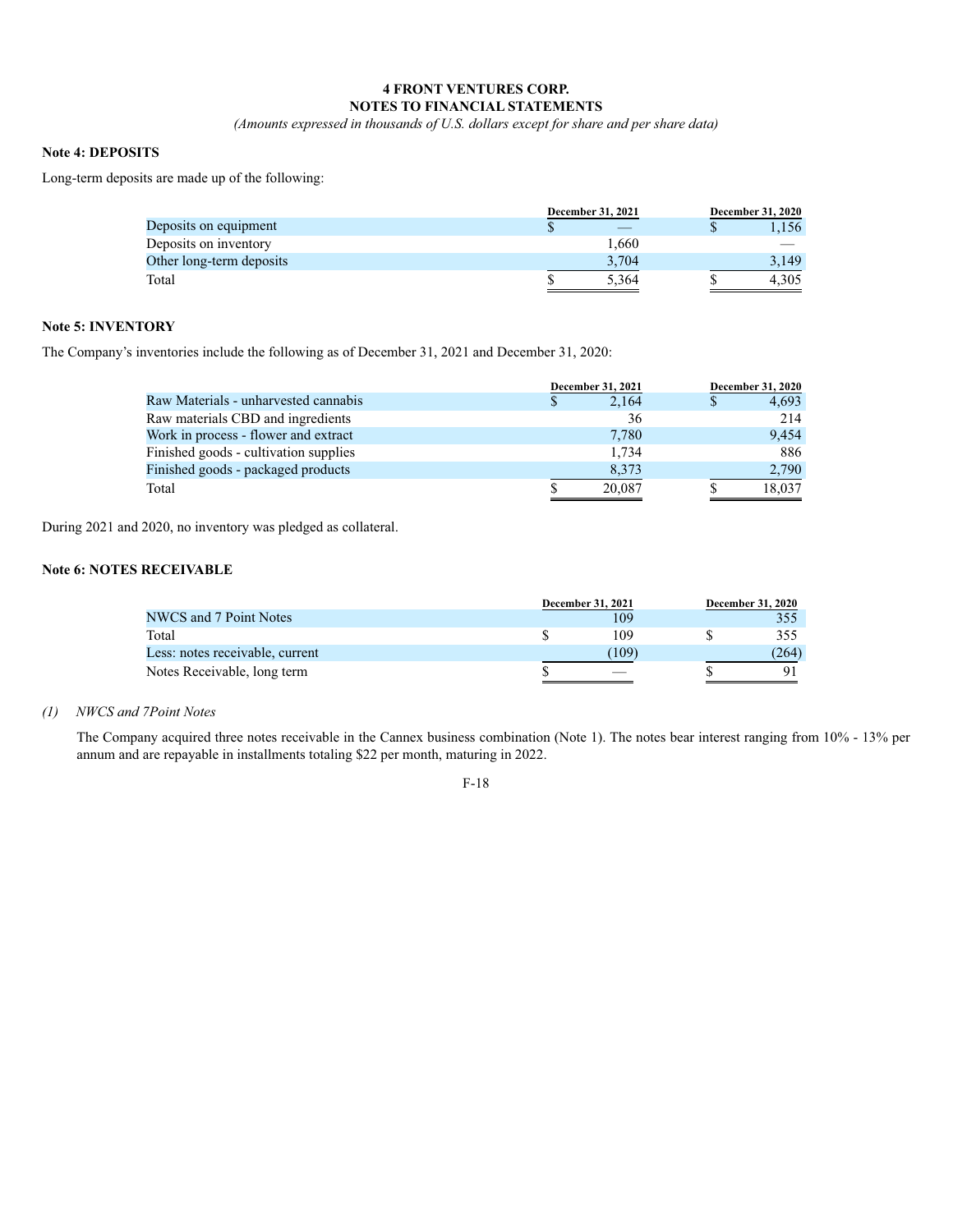**4 FRONT VENTURES CORP.**
**NOTES TO FINANCIAL STATEMENTS**
*(Amounts expressed in thousands of U.S. dollars except for share and per share data)*

### Note 4: DEPOSITS

Long-term deposits are made up of the following:

| | December 31, 2021 | December 31, 2020 |
|---|---|---|
| Deposits on equipment | $ — | $ 1,156 |
| Deposits on inventory | 1,660 | — |
| Other long-term deposits | 3,704 | 3,149 |
| Total | $ 5,364 | $ 4,305 |

### Note 5: INVENTORY

The Company's inventories include the following as of December 31, 2021 and December 31, 2020:

| | December 31, 2021 | December 31, 2020 |
|---|---|---|
| Raw Materials - unharvested cannabis | $ 2,164 | $ 4,693 |
| Raw materials CBD and ingredients | 36 | 214 |
| Work in process - flower and extract | 7,780 | 9,454 |
| Finished goods - cultivation supplies | 1,734 | 886 |
| Finished goods - packaged products | 8,373 | 2,790 |
| Total | $ 20,087 | $ 18,037 |

During 2021 and 2020, no inventory was pledged as collateral.

### Note 6: NOTES RECEIVABLE

| | December 31, 2021 | December 31, 2020 |
|---|---|---|
| NWCS and 7 Point Notes | 109 | 355 |
| Total | $ 109 | $ 355 |
| Less: notes receivable, current | (109) | (264) |
| Notes Receivable, long term | $ — | $ 91 |

*(1) NWCS and 7Point Notes*

The Company acquired three notes receivable in the Cannex business combination (Note 1). The notes bear interest ranging from 10% - 13% per annum and are repayable in installments totaling $22 per month, maturing in 2022.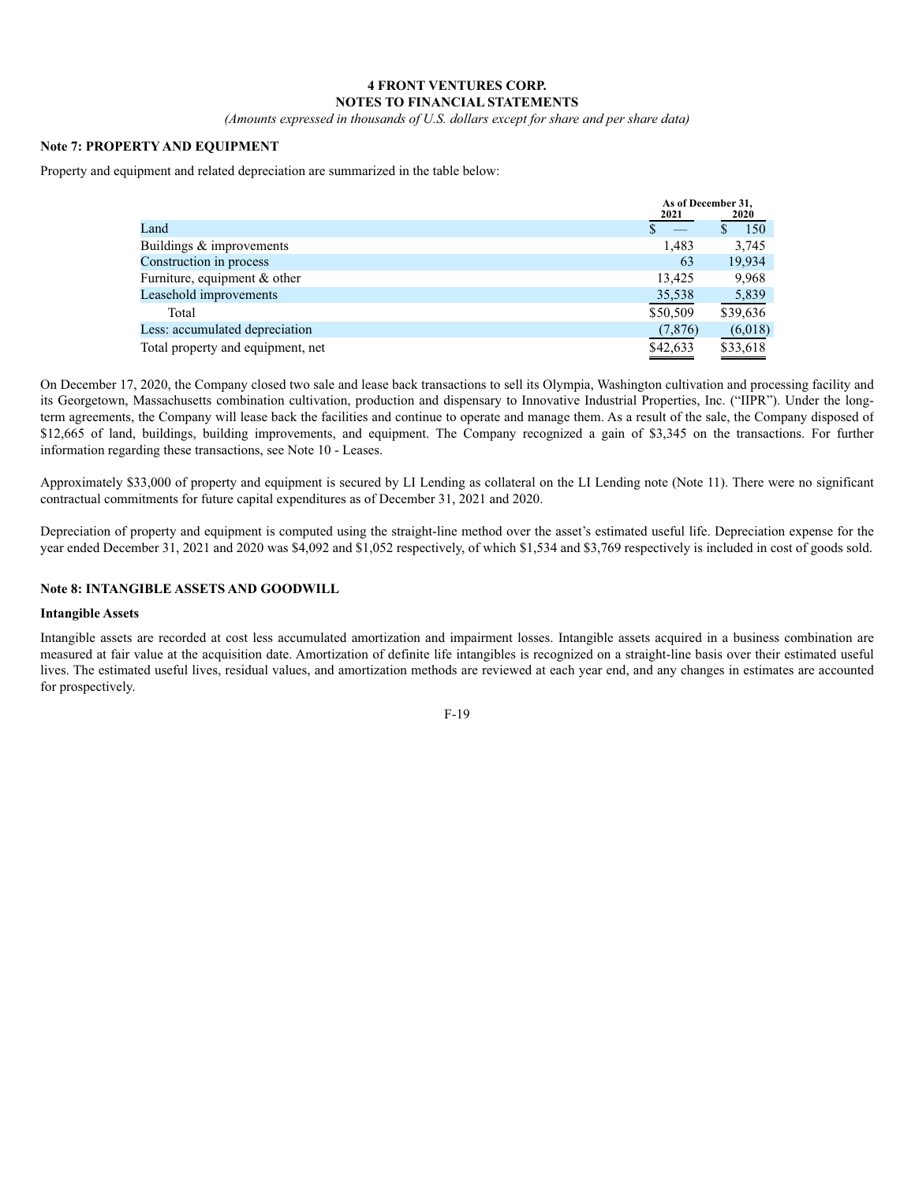**4 FRONT VENTURES CORP.**
**NOTES TO FINANCIAL STATEMENTS**
*(Amounts expressed in thousands of U.S. dollars except for share and per share data)*

**Note 7: PROPERTY AND EQUIPMENT**

Property and equipment and related depreciation are summarized in the table below:

| | As of December 31, 2021 | 2020 |
|---|---|---|
| Land | $ — | $ 150 |
| Buildings & improvements | 1,483 | 3,745 |
| Construction in process | 63 | 19,934 |
| Furniture, equipment & other | 13,425 | 9,968 |
| Leasehold improvements | 35,538 | 5,839 |
| Total | $50,509 | $39,636 |
| Less: accumulated depreciation | (7,876) | (6,018) |
| Total property and equipment, net | $42,633 | $33,618 |

On December 17, 2020, the Company closed two sale and lease back transactions to sell its Olympia, Washington cultivation and processing facility and its Georgetown, Massachusetts combination cultivation, production and dispensary to Innovative Industrial Properties, Inc. ("IIPR"). Under the long-term agreements, the Company will lease back the facilities and continue to operate and manage them. As a result of the sale, the Company disposed of $12,665 of land, buildings, building improvements, and equipment. The Company recognized a gain of $3,345 on the transactions. For further information regarding these transactions, see Note 10 - Leases.

Approximately $33,000 of property and equipment is secured by LI Lending as collateral on the LI Lending note (Note 11). There were no significant contractual commitments for future capital expenditures as of December 31, 2021 and 2020.

Depreciation of property and equipment is computed using the straight-line method over the asset's estimated useful life. Depreciation expense for the year ended December 31, 2021 and 2020 was $4,092 and $1,052 respectively, of which $1,534 and $3,769 respectively is included in cost of goods sold.

**Note 8: INTANGIBLE ASSETS AND GOODWILL**

**Intangible Assets**

Intangible assets are recorded at cost less accumulated amortization and impairment losses. Intangible assets acquired in a business combination are measured at fair value at the acquisition date. Amortization of definite life intangibles is recognized on a straight-line basis over their estimated useful lives. The estimated useful lives, residual values, and amortization methods are reviewed at each year end, and any changes in estimates are accounted for prospectively.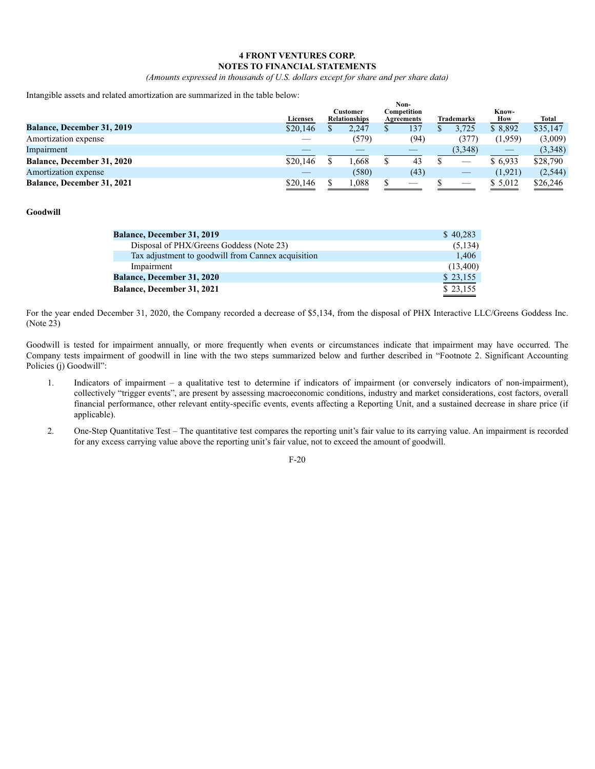**4 FRONT VENTURES CORP.**
**NOTES TO FINANCIAL STATEMENTS**
*(Amounts expressed in thousands of U.S. dollars except for share and per share data)*

Intangible assets and related amortization are summarized in the table below:

| | Licenses | Customer Relationships | Non-Competition Agreements | Trademarks | Know-How | Total |
|---|---|---|---|---|---|---|
| **Balance, December 31, 2019** | $20,146 | $ 2,247 | $ 137 | $ 3,725 | $ 8,892 | $35,147 |
| Amortization expense | — | (579) | (94) | (377) | (1,959) | (3,009) |
| Impairment | — | — | — | (3,348) | — | (3,348) |
| **Balance, December 31, 2020** | $20,146 | $ 1,668 | $ 43 | $ — | $ 6,933 | $28,790 |
| Amortization expense | — | (580) | (43) | — | (1,921) | (2,544) |
| **Balance, December 31, 2021** | $20,146 | $ 1,088 | $ — | $ — | $ 5,012 | $26,246 |

**Goodwill**

| | |
|---|---|
| **Balance, December 31, 2019** | $ 40,283 |
| Disposal of PHX/Greens Goddess (Note 23) | (5,134) |
| Tax adjustment to goodwill from Cannex acquisition | 1,406 |
| Impairment | (13,400) |
| **Balance, December 31, 2020** | $ 23,155 |
| **Balance, December 31, 2021** | $ 23,155 |

For the year ended December 31, 2020, the Company recorded a decrease of $5,134, from the disposal of PHX Interactive LLC/Greens Goddess Inc. (Note 23)

Goodwill is tested for impairment annually, or more frequently when events or circumstances indicate that impairment may have occurred. The Company tests impairment of goodwill in line with the two steps summarized below and further described in "Footnote 2. Significant Accounting Policies (j) Goodwill":

1. Indicators of impairment – a qualitative test to determine if indicators of impairment (or conversely indicators of non-impairment), collectively "trigger events", are present by assessing macroeconomic conditions, industry and market considerations, cost factors, overall financial performance, other relevant entity-specific events, events affecting a Reporting Unit, and a sustained decrease in share price (if applicable).

2. One-Step Quantitative Test – The quantitative test compares the reporting unit's fair value to its carrying value. An impairment is recorded for any excess carrying value above the reporting unit's fair value, not to exceed the amount of goodwill.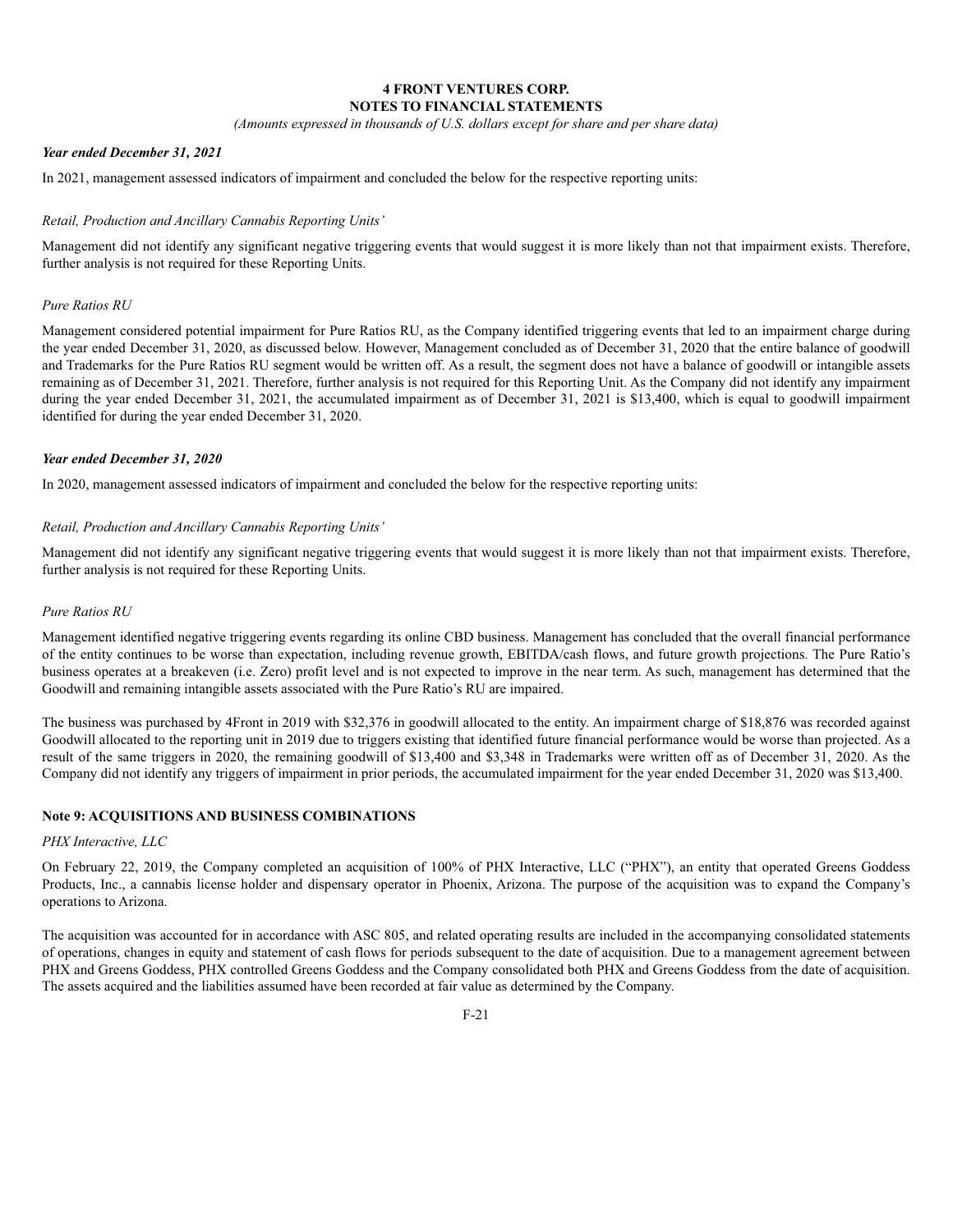***Year ended December 31, 2021***

In 2021, management assessed indicators of impairment and concluded the below for the respective reporting units:

*Retail, Production and Ancillary Cannabis Reporting Units'*

Management did not identify any significant negative triggering events that would suggest it is more likely than not that impairment exists. Therefore, further analysis is not required for these Reporting Units.

*Pure Ratios RU*

Management considered potential impairment for Pure Ratios RU, as the Company identified triggering events that led to an impairment charge during the year ended December 31, 2020, as discussed below. However, Management concluded as of December 31, 2020 that the entire balance of goodwill and Trademarks for the Pure Ratios RU segment would be written off. As a result, the segment does not have a balance of goodwill or intangible assets remaining as of December 31, 2021. Therefore, further analysis is not required for this Reporting Unit. As the Company did not identify any impairment during the year ended December 31, 2021, the accumulated impairment as of December 31, 2021 is $13,400, which is equal to goodwill impairment identified for during the year ended December 31, 2020.

***Year ended December 31, 2020***

In 2020, management assessed indicators of impairment and concluded the below for the respective reporting units:

*Retail, Production and Ancillary Cannabis Reporting Units'*

Management did not identify any significant negative triggering events that would suggest it is more likely than not that impairment exists. Therefore, further analysis is not required for these Reporting Units.

*Pure Ratios RU*

Management identified negative triggering events regarding its online CBD business. Management has concluded that the overall financial performance of the entity continues to be worse than expectation, including revenue growth, EBITDA/cash flows, and future growth projections. The Pure Ratio's business operates at a breakeven (i.e. Zero) profit level and is not expected to improve in the near term. As such, management has determined that the Goodwill and remaining intangible assets associated with the Pure Ratio's RU are impaired.

The business was purchased by 4Front in 2019 with $32,376 in goodwill allocated to the entity. An impairment charge of $18,876 was recorded against Goodwill allocated to the reporting unit in 2019 due to triggers existing that identified future financial performance would be worse than projected. As a result of the same triggers in 2020, the remaining goodwill of $13,400 and $3,348 in Trademarks were written off as of December 31, 2020. As the Company did not identify any triggers of impairment in prior periods, the accumulated impairment for the year ended December 31, 2020 was $13,400.

## Note 9: ACQUISITIONS AND BUSINESS COMBINATIONS

*PHX Interactive, LLC*

On February 22, 2019, the Company completed an acquisition of 100% of PHX Interactive, LLC ("PHX"), an entity that operated Greens Goddess Products, Inc., a cannabis license holder and dispensary operator in Phoenix, Arizona. The purpose of the acquisition was to expand the Company's operations to Arizona.

The acquisition was accounted for in accordance with ASC 805, and related operating results are included in the accompanying consolidated statements of operations, changes in equity and statement of cash flows for periods subsequent to the date of acquisition. Due to a management agreement between PHX and Greens Goddess, PHX controlled Greens Goddess and the Company consolidated both PHX and Greens Goddess from the date of acquisition. The assets acquired and the liabilities assumed have been recorded at fair value as determined by the Company.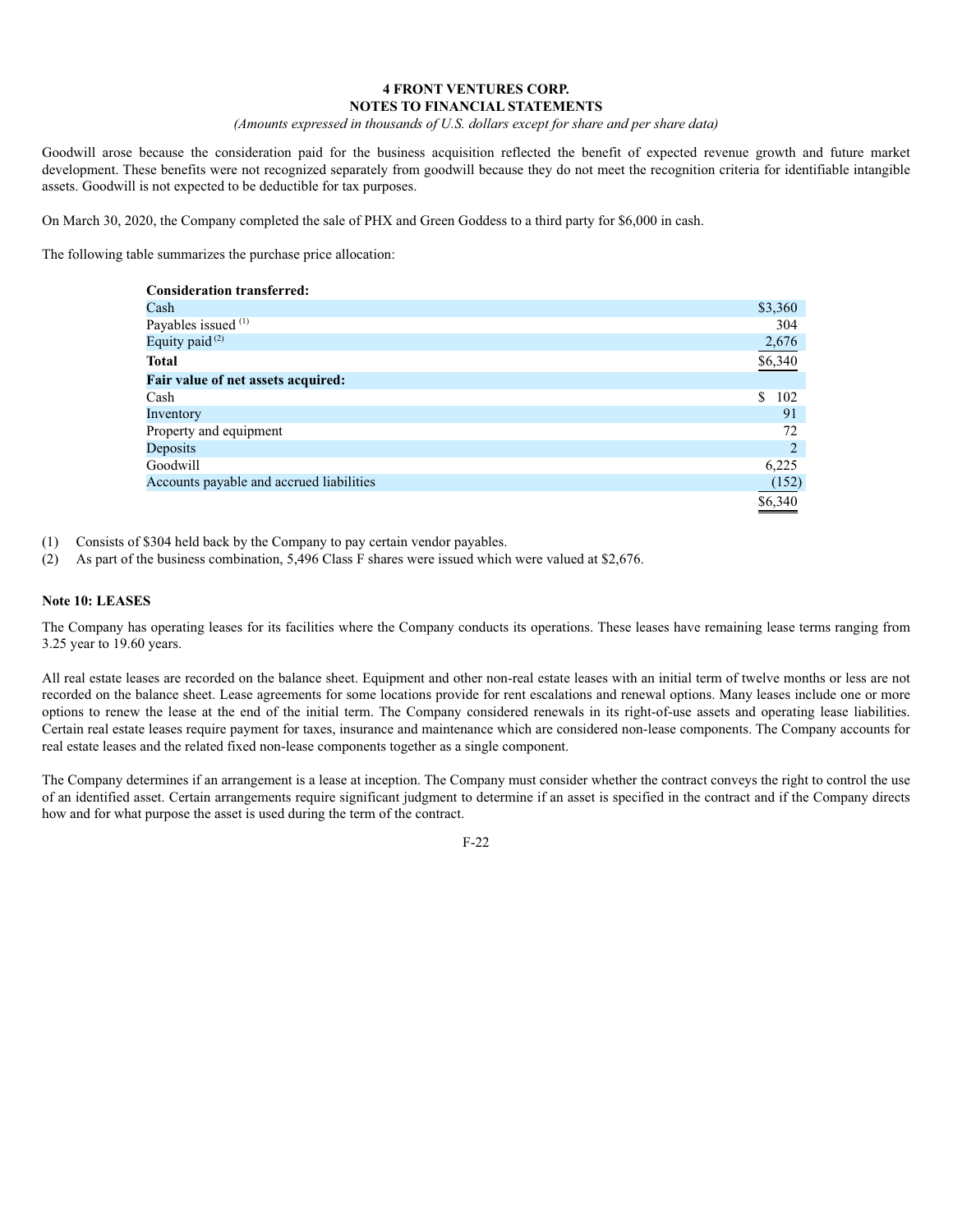Goodwill arose because the consideration paid for the business acquisition reflected the benefit of expected revenue growth and future market development. These benefits were not recognized separately from goodwill because they do not meet the recognition criteria for identifiable intangible assets. Goodwill is not expected to be deductible for tax purposes.

On March 30, 2020, the Company completed the sale of PHX and Green Goddess to a third party for $6,000 in cash.

The following table summarizes the purchase price allocation:

| | |
|---|---|
| **Consideration transferred:** | |
| Cash | $3,360 |
| Payables issued (1) | 304 |
| Equity paid (2) | 2,676 |
| **Total** | $6,340 |
| **Fair value of net assets acquired:** | |
| Cash | $ 102 |
| Inventory | 91 |
| Property and equipment | 72 |
| Deposits | 2 |
| Goodwill | 6,225 |
| Accounts payable and accrued liabilities | (152) |
| | $6,340 |

(1) Consists of $304 held back by the Company to pay certain vendor payables.

(2) As part of the business combination, 5,496 Class F shares were issued which were valued at $2,676.

**Note 10: LEASES**

The Company has operating leases for its facilities where the Company conducts its operations. These leases have remaining lease terms ranging from 3.25 year to 19.60 years.

All real estate leases are recorded on the balance sheet. Equipment and other non-real estate leases with an initial term of twelve months or less are not recorded on the balance sheet. Lease agreements for some locations provide for rent escalations and renewal options. Many leases include one or more options to renew the lease at the end of the initial term. The Company considered renewals in its right-of-use assets and operating lease liabilities. Certain real estate leases require payment for taxes, insurance and maintenance which are considered non-lease components. The Company accounts for real estate leases and the related fixed non-lease components together as a single component.

The Company determines if an arrangement is a lease at inception. The Company must consider whether the contract conveys the right to control the use of an identified asset. Certain arrangements require significant judgment to determine if an asset is specified in the contract and if the Company directs how and for what purpose the asset is used during the term of the contract.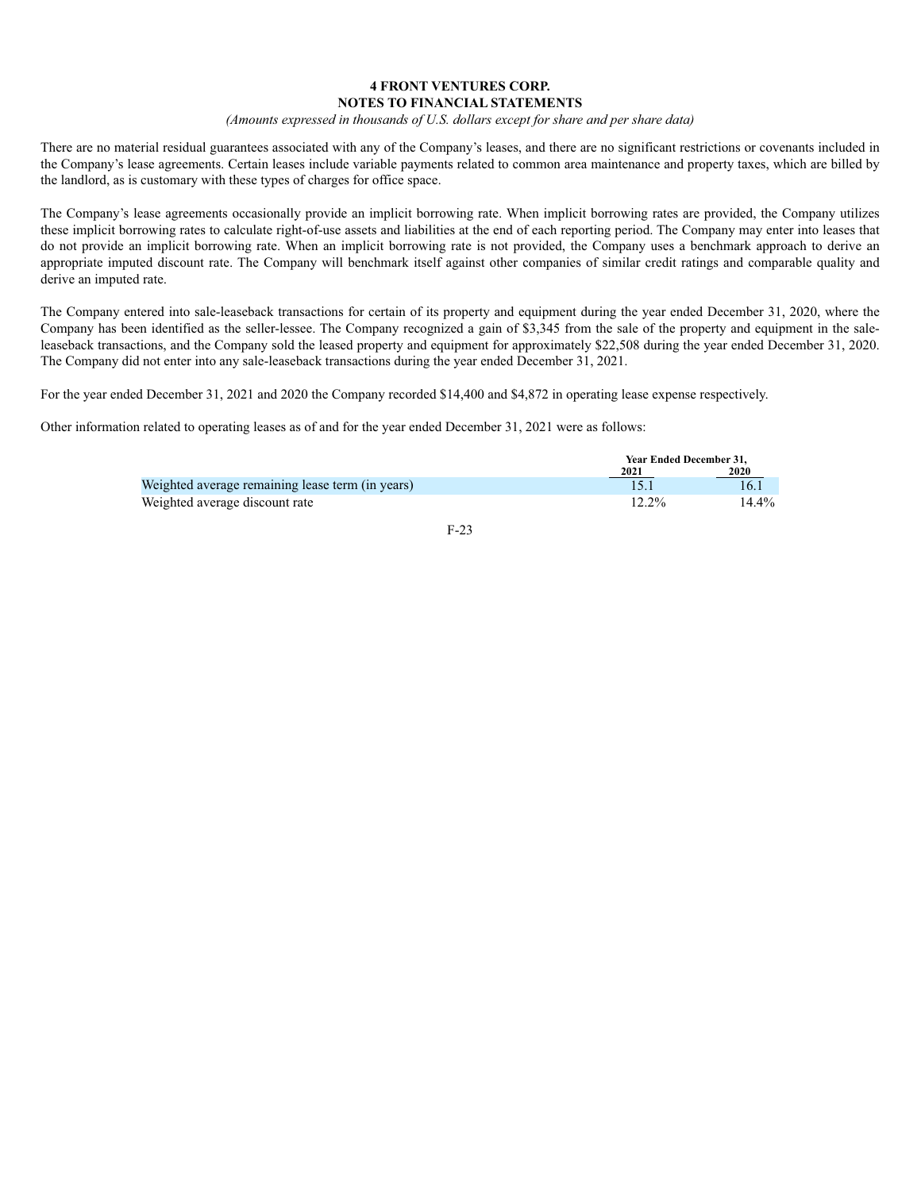**4 FRONT VENTURES CORP.**
**NOTES TO FINANCIAL STATEMENTS**
*(Amounts expressed in thousands of U.S. dollars except for share and per share data)*

There are no material residual guarantees associated with any of the Company's leases, and there are no significant restrictions or covenants included in the Company's lease agreements. Certain leases include variable payments related to common area maintenance and property taxes, which are billed by the landlord, as is customary with these types of charges for office space.

The Company's lease agreements occasionally provide an implicit borrowing rate. When implicit borrowing rates are provided, the Company utilizes these implicit borrowing rates to calculate right-of-use assets and liabilities at the end of each reporting period. The Company may enter into leases that do not provide an implicit borrowing rate. When an implicit borrowing rate is not provided, the Company uses a benchmark approach to derive an appropriate imputed discount rate. The Company will benchmark itself against other companies of similar credit ratings and comparable quality and derive an imputed rate.

The Company entered into sale-leaseback transactions for certain of its property and equipment during the year ended December 31, 2020, where the Company has been identified as the seller-lessee. The Company recognized a gain of $3,345 from the sale of the property and equipment in the sale-leaseback transactions, and the Company sold the leased property and equipment for approximately $22,508 during the year ended December 31, 2020. The Company did not enter into any sale-leaseback transactions during the year ended December 31, 2021.

For the year ended December 31, 2021 and 2020 the Company recorded $14,400 and $4,872 in operating lease expense respectively.

Other information related to operating leases as of and for the year ended December 31, 2021 were as follows:

| | Year Ended December 31, | |
|---|---|---|
| | 2021 | 2020 |
| Weighted average remaining lease term (in years) | 15.1 | 16.1 |
| Weighted average discount rate | 12.2% | 14.4% |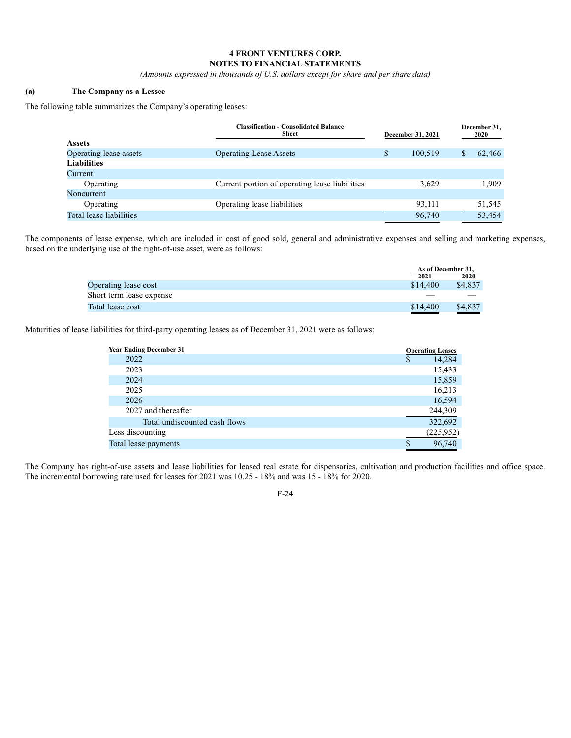**4 FRONT VENTURES CORP.**
**NOTES TO FINANCIAL STATEMENTS**
*(Amounts expressed in thousands of U.S. dollars except for share and per share data)*

**(a) The Company as a Lessee**

The following table summarizes the Company's operating leases:

| | Classification - Consolidated Balance Sheet | December 31, 2021 | December 31, 2020 |
|---|---|---|---|
| **Assets** | | | |
| Operating lease assets | Operating Lease Assets | $ 100,519 | $ 62,466 |
| **Liabilities** | | | |
| Current | | | |
| Operating | Current portion of operating lease liabilities | 3,629 | 1,909 |
| Noncurrent | | | |
| Operating | Operating lease liabilities | 93,111 | 51,545 |
| Total lease liabilities | | 96,740 | 53,454 |

The components of lease expense, which are included in cost of good sold, general and administrative expenses and selling and marketing expenses, based on the underlying use of the right-of-use asset, were as follows:

| | As of December 31, | |
|---|---|---|
| | 2021 | 2020 |
| Operating lease cost | $14,400 | $4,837 |
| Short term lease expense | — | — |
| Total lease cost | $14,400 | $4,837 |

Maturities of lease liabilities for third-party operating leases as of December 31, 2021 were as follows:

| Year Ending December 31 | Operating Leases |
|---|---|
| 2022 | $ 14,284 |
| 2023 | 15,433 |
| 2024 | 15,859 |
| 2025 | 16,213 |
| 2026 | 16,594 |
| 2027 and thereafter | 244,309 |
| Total undiscounted cash flows | 322,692 |
| Less discounting | (225,952) |
| Total lease payments | $ 96,740 |

The Company has right-of-use assets and lease liabilities for leased real estate for dispensaries, cultivation and production facilities and office space. The incremental borrowing rate used for leases for 2021 was 10.25 - 18% and was 15 - 18% for 2020.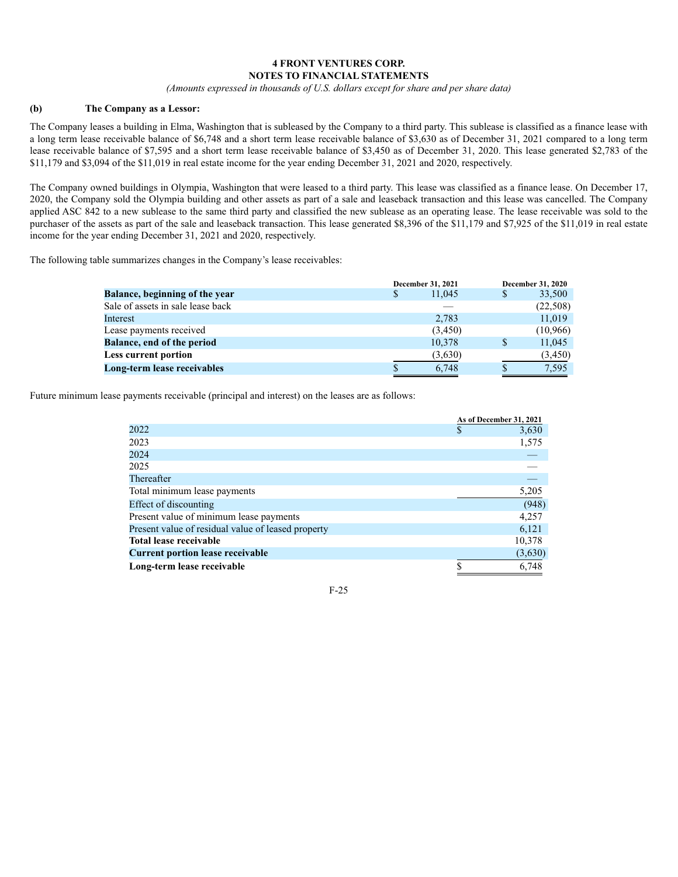**4 FRONT VENTURES CORP.**
**NOTES TO FINANCIAL STATEMENTS**
*(Amounts expressed in thousands of U.S. dollars except for share and per share data)*

**(b) The Company as a Lessor:**

The Company leases a building in Elma, Washington that is subleased by the Company to a third party. This sublease is classified as a finance lease with a long term lease receivable balance of $6,748 and a short term lease receivable balance of $3,630 as of December 31, 2021 compared to a long term lease receivable balance of $7,595 and a short term lease receivable balance of $3,450 as of December 31, 2020. This lease generated $2,783 of the $11,179 and $3,094 of the $11,019 in real estate income for the year ending December 31, 2021 and 2020, respectively.

The Company owned buildings in Olympia, Washington that were leased to a third party. This lease was classified as a finance lease. On December 17, 2020, the Company sold the Olympia building and other assets as part of a sale and leaseback transaction and this lease was cancelled. The Company applied ASC 842 to a new sublease to the same third party and classified the new sublease as an operating lease. The lease receivable was sold to the purchaser of the assets as part of the sale and leaseback transaction. This lease generated $8,396 of the $11,179 and $7,925 of the $11,019 in real estate income for the year ending December 31, 2021 and 2020, respectively.

The following table summarizes changes in the Company's lease receivables:

| | December 31, 2021 | December 31, 2020 |
|---|---|---|
| **Balance, beginning of the year** | $ 11,045 | $ 33,500 |
| Sale of assets in sale lease back | — | (22,508) |
| Interest | 2,783 | 11,019 |
| Lease payments received | (3,450) | (10,966) |
| **Balance, end of the period** | 10,378 | $ 11,045 |
| **Less current portion** | (3,630) | (3,450) |
| **Long-term lease receivables** | $ 6,748 | $ 7,595 |

Future minimum lease payments receivable (principal and interest) on the leases are as follows:

| | As of December 31, 2021 |
|---|---|
| 2022 | $ 3,630 |
| 2023 | 1,575 |
| 2024 | — |
| 2025 | — |
| Thereafter | — |
| Total minimum lease payments | 5,205 |
| Effect of discounting | (948) |
| Present value of minimum lease payments | 4,257 |
| Present value of residual value of leased property | 6,121 |
| **Total lease receivable** | 10,378 |
| **Current portion lease receivable** | (3,630) |
| **Long-term lease receivable** | $ 6,748 |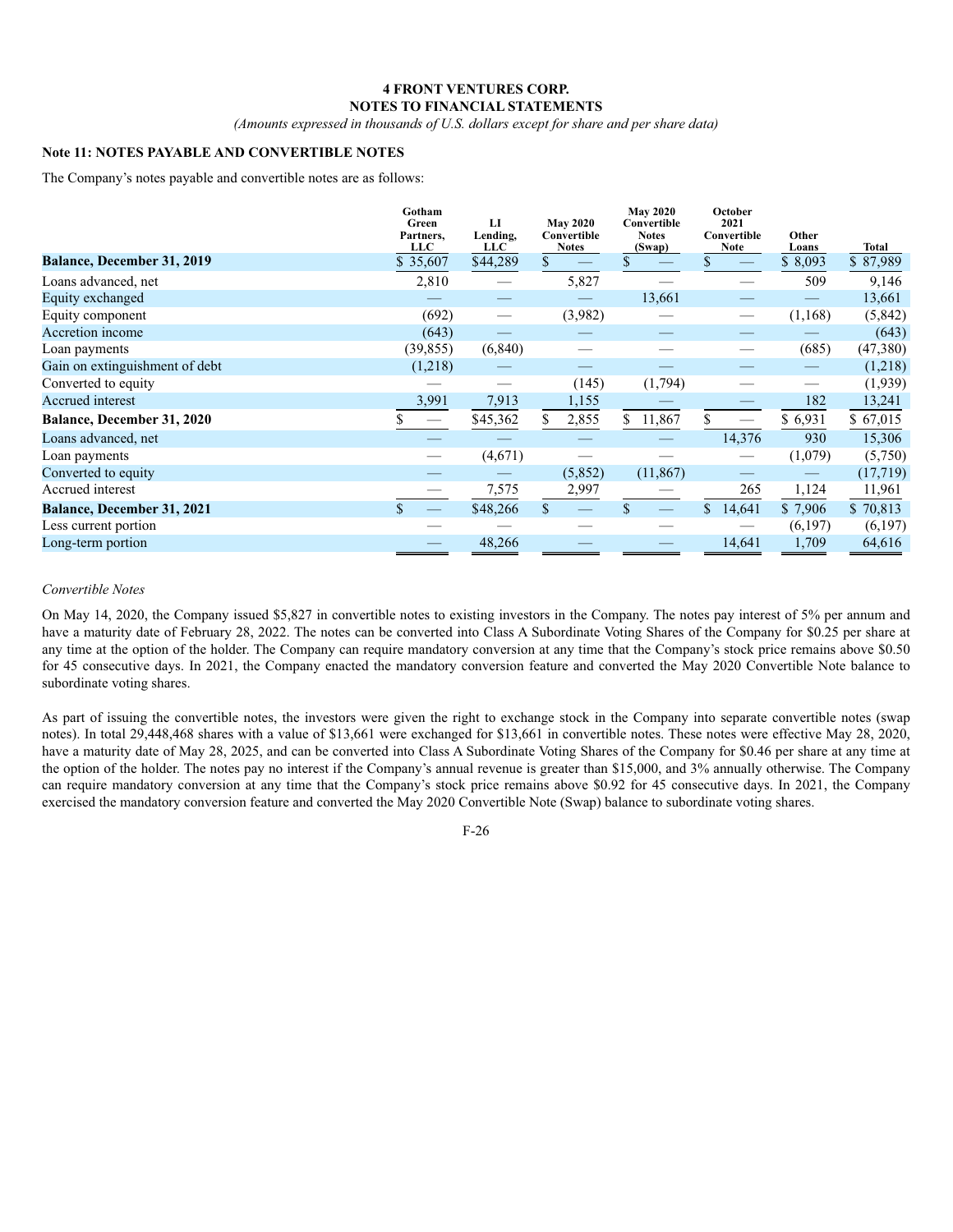**4 FRONT VENTURES CORP.**
**NOTES TO FINANCIAL STATEMENTS**
*(Amounts expressed in thousands of U.S. dollars except for share and per share data)*

**Note 11: NOTES PAYABLE AND CONVERTIBLE NOTES**

The Company's notes payable and convertible notes are as follows:

| | Gotham Green Partners, LLC | LI Lending, LLC | May 2020 Convertible Notes | May 2020 Convertible Notes (Swap) | October 2021 Convertible Note | Other Loans | Total |
|---|---|---|---|---|---|---|---|
| **Balance, December 31, 2019** | $ 35,607 | $44,289 | $ — | $ — | $ — | $ 8,093 | $ 87,989 |
| Loans advanced, net | 2,810 | — | 5,827 | — | — | 509 | 9,146 |
| Equity exchanged | — | — | — | 13,661 | — | — | 13,661 |
| Equity component | (692) | — | (3,982) | — | — | (1,168) | (5,842) |
| Accretion income | (643) | — | — | — | — | — | (643) |
| Loan payments | (39,855) | (6,840) | — | — | — | (685) | (47,380) |
| Gain on extinguishment of debt | (1,218) | — | — | — | — | — | (1,218) |
| Converted to equity | — | — | (145) | (1,794) | — | — | (1,939) |
| Accrued interest | 3,991 | 7,913 | 1,155 | — | — | 182 | 13,241 |
| **Balance, December 31, 2020** | $ — | $45,362 | $ 2,855 | $ 11,867 | $ — | $ 6,931 | $ 67,015 |
| Loans advanced, net | — | — | — | — | 14,376 | 930 | 15,306 |
| Loan payments | — | (4,671) | — | — | — | (1,079) | (5,750) |
| Converted to equity | — | — | (5,852) | (11,867) | — | — | (17,719) |
| Accrued interest | — | 7,575 | 2,997 | — | 265 | 1,124 | 11,961 |
| **Balance, December 31, 2021** | $ — | $48,266 | $ — | $ — | $ 14,641 | $ 7,906 | $ 70,813 |
| Less current portion | — | — | — | — | — | (6,197) | (6,197) |
| Long-term portion | — | 48,266 | — | — | 14,641 | 1,709 | 64,616 |

*Convertible Notes*

On May 14, 2020, the Company issued $5,827 in convertible notes to existing investors in the Company. The notes pay interest of 5% per annum and have a maturity date of February 28, 2022. The notes can be converted into Class A Subordinate Voting Shares of the Company for $0.25 per share at any time at the option of the holder. The Company can require mandatory conversion at any time that the Company's stock price remains above $0.50 for 45 consecutive days. In 2021, the Company enacted the mandatory conversion feature and converted the May 2020 Convertible Note balance to subordinate voting shares.

As part of issuing the convertible notes, the investors were given the right to exchange stock in the Company into separate convertible notes (swap notes). In total 29,448,468 shares with a value of $13,661 were exchanged for $13,661 in convertible notes. These notes were effective May 28, 2020, have a maturity date of May 28, 2025, and can be converted into Class A Subordinate Voting Shares of the Company for $0.46 per share at any time at the option of the holder. The notes pay no interest if the Company's annual revenue is greater than $15,000, and 3% annually otherwise. The Company can require mandatory conversion at any time that the Company's stock price remains above $0.92 for 45 consecutive days. In 2021, the Company exercised the mandatory conversion feature and converted the May 2020 Convertible Note (Swap) balance to subordinate voting shares.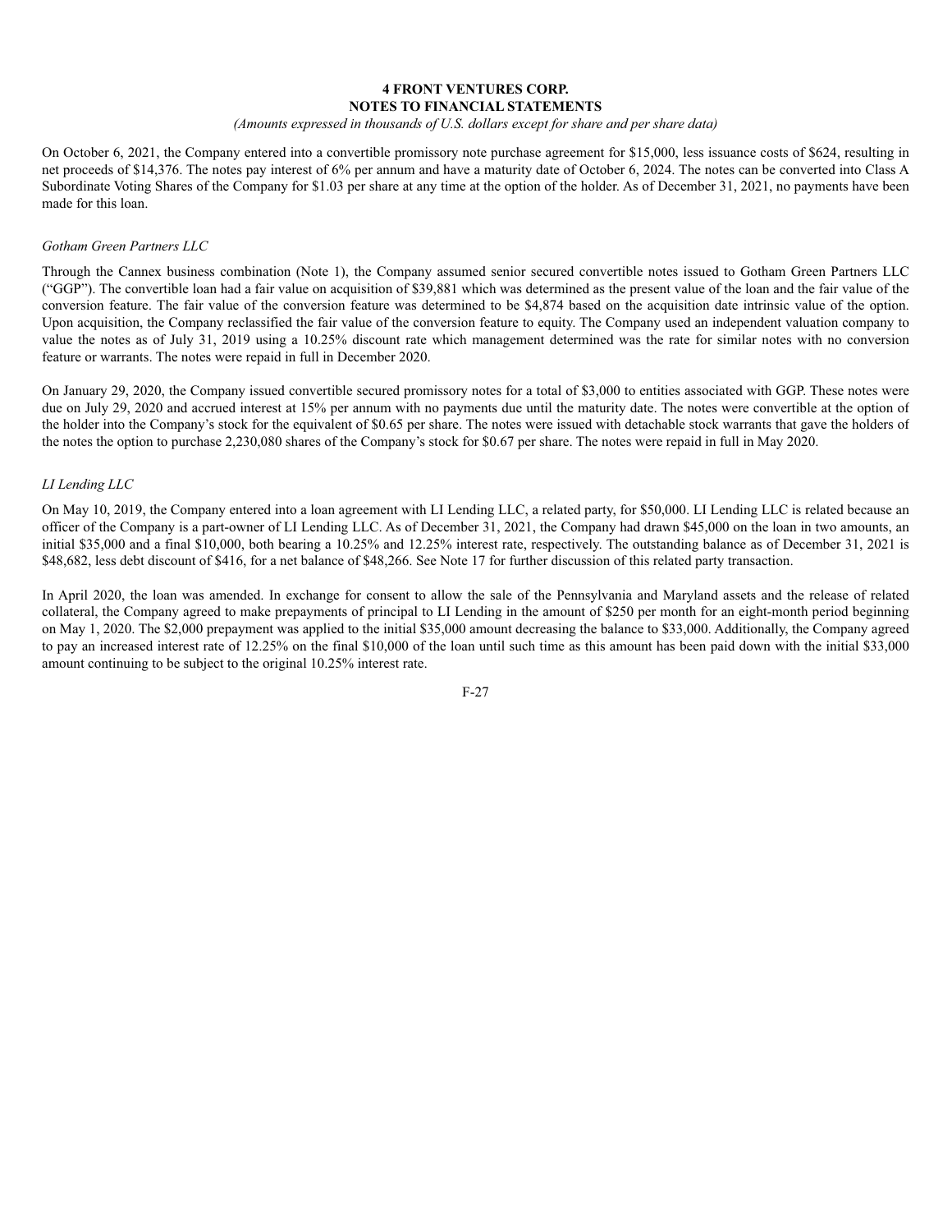On October 6, 2021, the Company entered into a convertible promissory note purchase agreement for $15,000, less issuance costs of $624, resulting in net proceeds of $14,376. The notes pay interest of 6% per annum and have a maturity date of October 6, 2024. The notes can be converted into Class A Subordinate Voting Shares of the Company for $1.03 per share at any time at the option of the holder. As of December 31, 2021, no payments have been made for this loan.

*Gotham Green Partners LLC*

Through the Cannex business combination (Note 1), the Company assumed senior secured convertible notes issued to Gotham Green Partners LLC ("GGP"). The convertible loan had a fair value on acquisition of $39,881 which was determined as the present value of the loan and the fair value of the conversion feature. The fair value of the conversion feature was determined to be $4,874 based on the acquisition date intrinsic value of the option. Upon acquisition, the Company reclassified the fair value of the conversion feature to equity. The Company used an independent valuation company to value the notes as of July 31, 2019 using a 10.25% discount rate which management determined was the rate for similar notes with no conversion feature or warrants. The notes were repaid in full in December 2020.

On January 29, 2020, the Company issued convertible secured promissory notes for a total of $3,000 to entities associated with GGP. These notes were due on July 29, 2020 and accrued interest at 15% per annum with no payments due until the maturity date. The notes were convertible at the option of the holder into the Company's stock for the equivalent of $0.65 per share. The notes were issued with detachable stock warrants that gave the holders of the notes the option to purchase 2,230,080 shares of the Company's stock for $0.67 per share. The notes were repaid in full in May 2020.

*LI Lending LLC*

On May 10, 2019, the Company entered into a loan agreement with LI Lending LLC, a related party, for $50,000. LI Lending LLC is related because an officer of the Company is a part-owner of LI Lending LLC. As of December 31, 2021, the Company had drawn $45,000 on the loan in two amounts, an initial $35,000 and a final $10,000, both bearing a 10.25% and 12.25% interest rate, respectively. The outstanding balance as of December 31, 2021 is $48,682, less debt discount of $416, for a net balance of $48,266. See Note 17 for further discussion of this related party transaction.

In April 2020, the loan was amended. In exchange for consent to allow the sale of the Pennsylvania and Maryland assets and the release of related collateral, the Company agreed to make prepayments of principal to LI Lending in the amount of $250 per month for an eight-month period beginning on May 1, 2020. The $2,000 prepayment was applied to the initial $35,000 amount decreasing the balance to $33,000. Additionally, the Company agreed to pay an increased interest rate of 12.25% on the final $10,000 of the loan until such time as this amount has been paid down with the initial $33,000 amount continuing to be subject to the original 10.25% interest rate.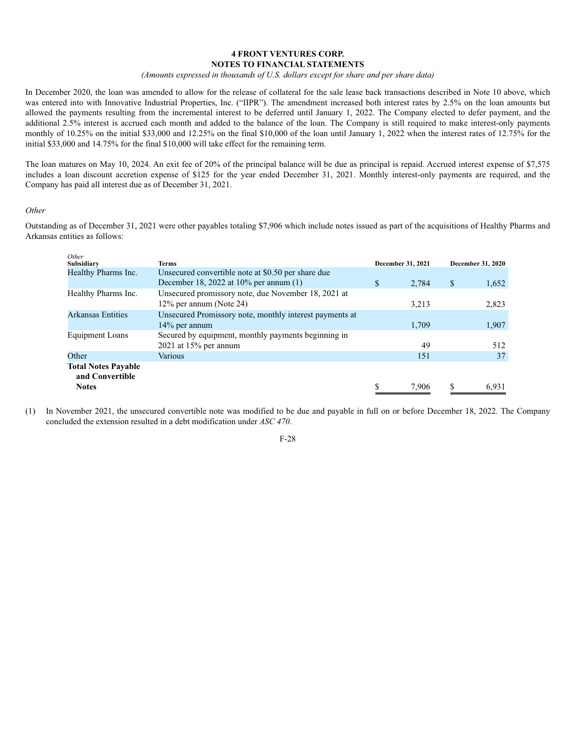In December 2020, the loan was amended to allow for the release of collateral for the sale lease back transactions described in Note 10 above, which was entered into with Innovative Industrial Properties, Inc. ("IIPR"). The amendment increased both interest rates by 2.5% on the loan amounts but allowed the payments resulting from the incremental interest to be deferred until January 1, 2022. The Company elected to defer payment, and the additional 2.5% interest is accrued each month and added to the balance of the loan. The Company is still required to make interest-only payments monthly of 10.25% on the initial $33,000 and 12.25% on the final $10,000 of the loan until January 1, 2022 when the interest rates of 12.75% for the initial $33,000 and 14.75% for the final $10,000 will take effect for the remaining term.

The loan matures on May 10, 2024. An exit fee of 20% of the principal balance will be due as principal is repaid. Accrued interest expense of $7,575 includes a loan discount accretion expense of $125 for the year ended December 31, 2021. Monthly interest-only payments are required, and the Company has paid all interest due as of December 31, 2021.

*Other*

Outstanding as of December 31, 2021 were other payables totaling $7,906 which include notes issued as part of the acquisitions of Healthy Pharms and Arkansas entities as follows:

| *Other* **Subsidiary** | **Terms** | **December 31, 2021** | **December 31, 2020** |
|---|---|---|---|
| Healthy Pharms Inc. | Unsecured convertible note at $0.50 per share due December 18, 2022 at 10% per annum (1) | $ 2,784 | $ 1,652 |
| Healthy Pharms Inc. | Unsecured promissory note, due November 18, 2021 at 12% per annum (Note 24) | 3,213 | 2,823 |
| Arkansas Entities | Unsecured Promissory note, monthly interest payments at 14% per annum | 1,709 | 1,907 |
| Equipment Loans | Secured by equipment, monthly payments beginning in 2021 at 15% per annum | 49 | 512 |
| Other | Various | 151 | 37 |
| **Total Notes Payable and Convertible Notes** | | $ 7,906 | $ 6,931 |

(1) In November 2021, the unsecured convertible note was modified to be due and payable in full on or before December 18, 2022. The Company concluded the extension resulted in a debt modification under *ASC 470*.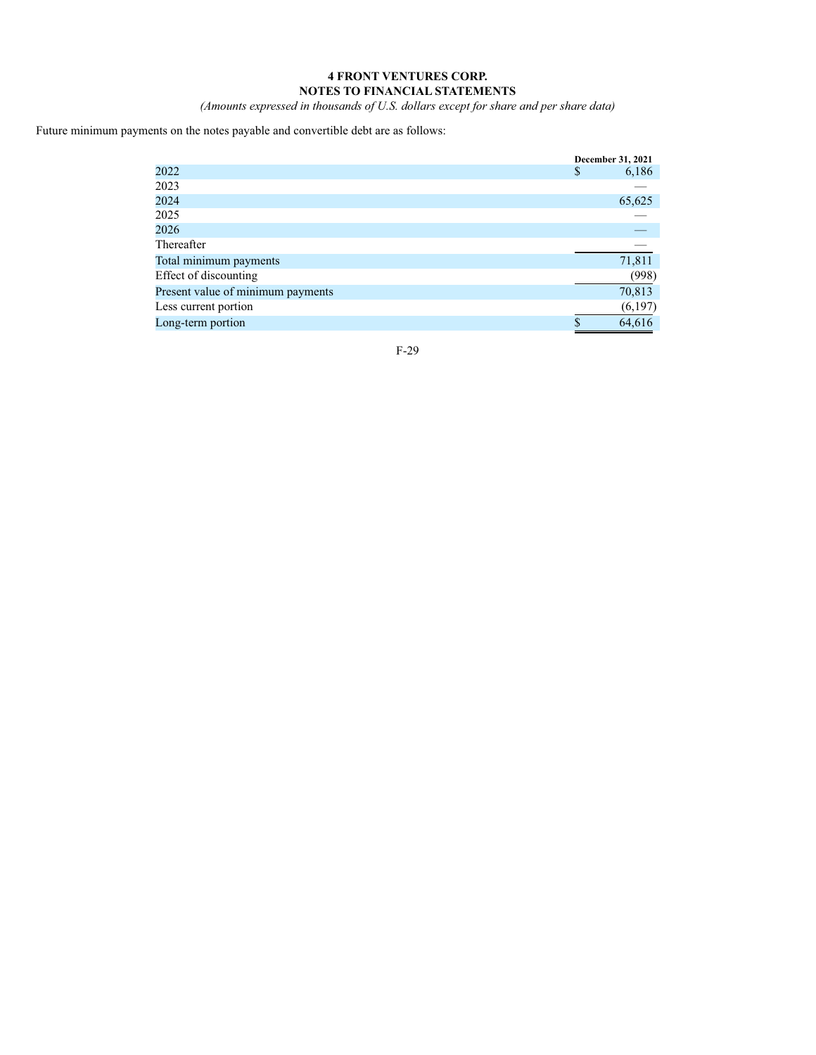**4 FRONT VENTURES CORP.**
**NOTES TO FINANCIAL STATEMENTS**
*(Amounts expressed in thousands of U.S. dollars except for share and per share data)*

Future minimum payments on the notes payable and convertible debt are as follows:

| | December 31, 2021 |
|---|---|
| 2022 | $ 6,186 |
| 2023 | — |
| 2024 | 65,625 |
| 2025 | — |
| 2026 | — |
| Thereafter | — |
| Total minimum payments | 71,811 |
| Effect of discounting | (998) |
| Present value of minimum payments | 70,813 |
| Less current portion | (6,197) |
| Long-term portion | $ 64,616 |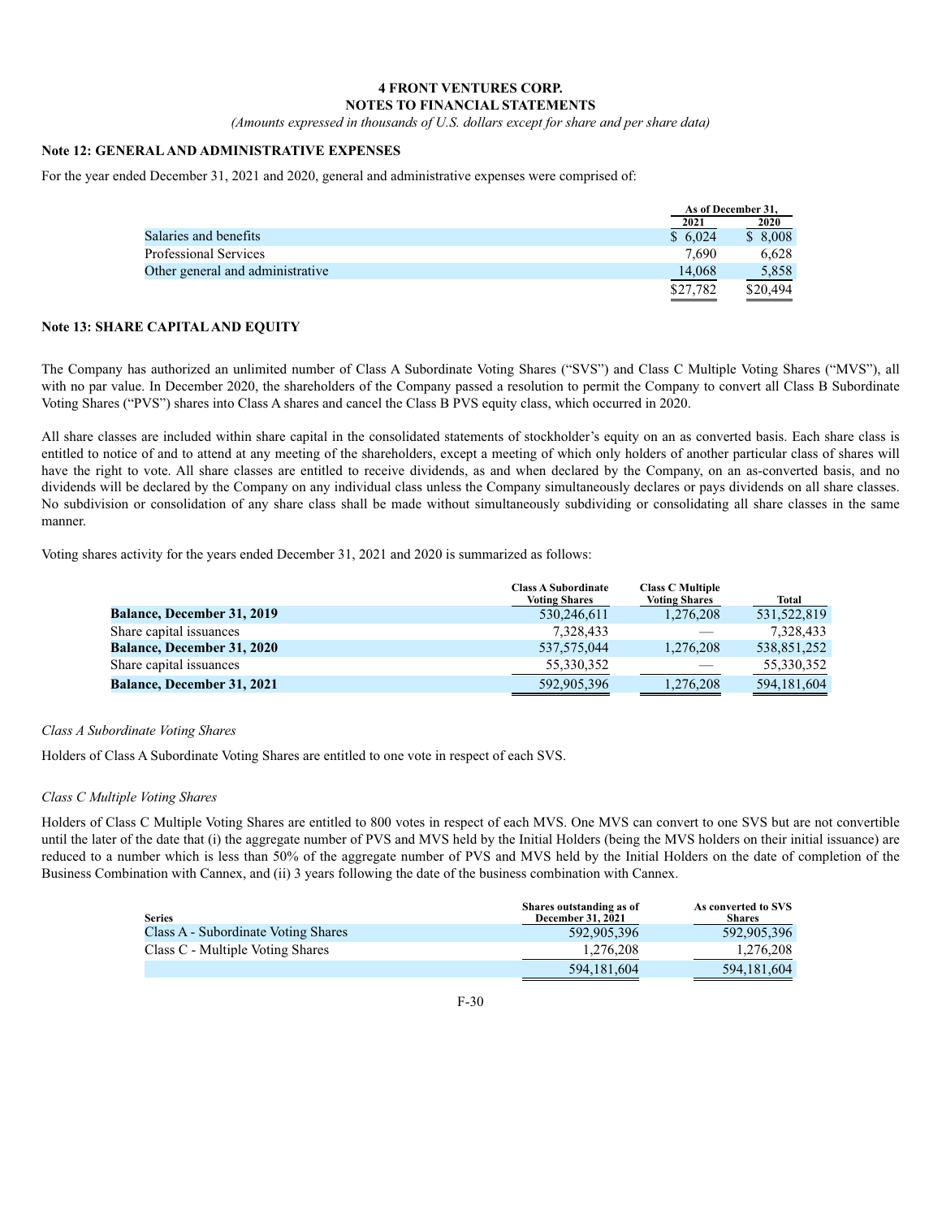**4 FRONT VENTURES CORP.**
**NOTES TO FINANCIAL STATEMENTS**
*(Amounts expressed in thousands of U.S. dollars except for share and per share data)*

## Note 12: GENERAL AND ADMINISTRATIVE EXPENSES

For the year ended December 31, 2021 and 2020, general and administrative expenses were comprised of:

| | As of December 31, 2021 | As of December 31, 2020 |
|---|---|---|
| Salaries and benefits | $ 6,024 | $ 8,008 |
| Professional Services | 7,690 | 6,628 |
| Other general and administrative | 14,068 | 5,858 |
| | $27,782 | $20,494 |

## Note 13: SHARE CAPITAL AND EQUITY

The Company has authorized an unlimited number of Class A Subordinate Voting Shares ("SVS") and Class C Multiple Voting Shares ("MVS"), all with no par value. In December 2020, the shareholders of the Company passed a resolution to permit the Company to convert all Class B Subordinate Voting Shares ("PVS") shares into Class A shares and cancel the Class B PVS equity class, which occurred in 2020.

All share classes are included within share capital in the consolidated statements of stockholder's equity on an as converted basis. Each share class is entitled to notice of and to attend at any meeting of the shareholders, except a meeting of which only holders of another particular class of shares will have the right to vote. All share classes are entitled to receive dividends, as and when declared by the Company, on an as-converted basis, and no dividends will be declared by the Company on any individual class unless the Company simultaneously declares or pays dividends on all share classes. No subdivision or consolidation of any share class shall be made without simultaneously subdividing or consolidating all share classes in the same manner.

Voting shares activity for the years ended December 31, 2021 and 2020 is summarized as follows:

| | Class A Subordinate Voting Shares | Class C Multiple Voting Shares | Total |
|---|---|---|---|
| **Balance, December 31, 2019** | 530,246,611 | 1,276,208 | 531,522,819 |
| Share capital issuances | 7,328,433 | — | 7,328,433 |
| **Balance, December 31, 2020** | 537,575,044 | 1,276,208 | 538,851,252 |
| Share capital issuances | 55,330,352 | — | 55,330,352 |
| **Balance, December 31, 2021** | 592,905,396 | 1,276,208 | 594,181,604 |

*Class A Subordinate Voting Shares*

Holders of Class A Subordinate Voting Shares are entitled to one vote in respect of each SVS.

*Class C Multiple Voting Shares*

Holders of Class C Multiple Voting Shares are entitled to 800 votes in respect of each MVS. One MVS can convert to one SVS but are not convertible until the later of the date that (i) the aggregate number of PVS and MVS held by the Initial Holders (being the MVS holders on their initial issuance) are reduced to a number which is less than 50% of the aggregate number of PVS and MVS held by the Initial Holders on the date of completion of the Business Combination with Cannex, and (ii) 3 years following the date of the business combination with Cannex.

| Series | Shares outstanding as of December 31, 2021 | As converted to SVS Shares |
|---|---|---|
| Class A - Subordinate Voting Shares | 592,905,396 | 592,905,396 |
| Class C - Multiple Voting Shares | 1,276,208 | 1,276,208 |
| | 594,181,604 | 594,181,604 |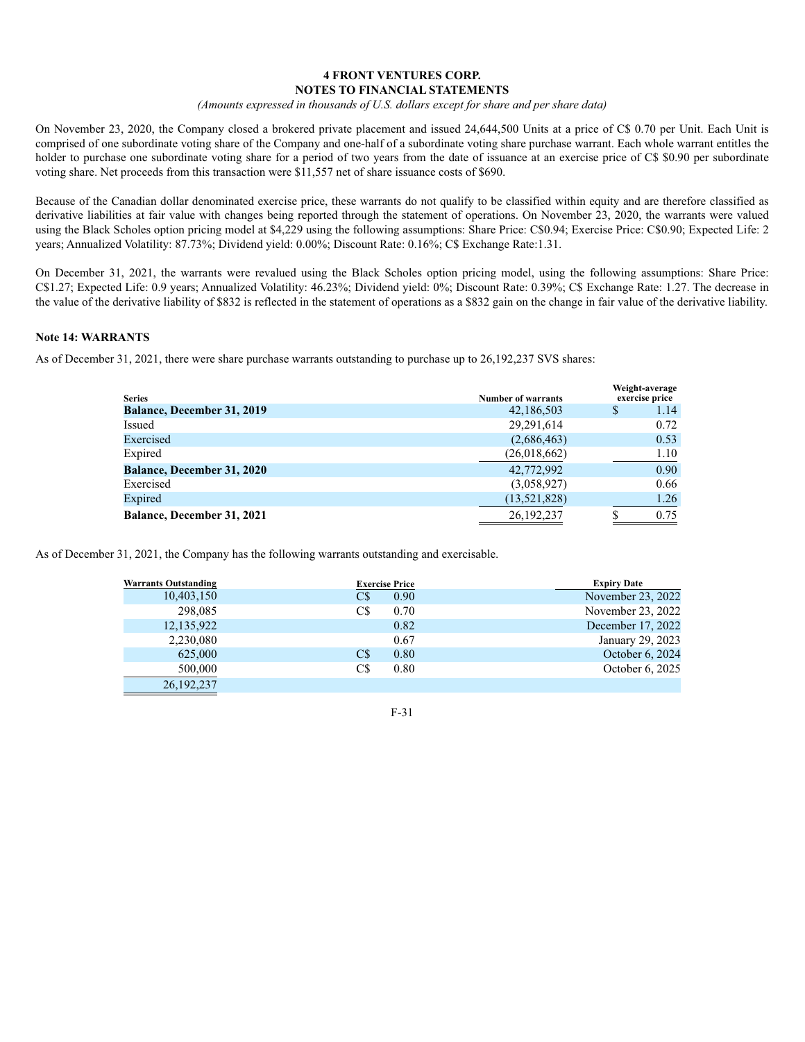**4 FRONT VENTURES CORP.**
**NOTES TO FINANCIAL STATEMENTS**
*(Amounts expressed in thousands of U.S. dollars except for share and per share data)*

On November 23, 2020, the Company closed a brokered private placement and issued 24,644,500 Units at a price of C$ 0.70 per Unit. Each Unit is comprised of one subordinate voting share of the Company and one-half of a subordinate voting share purchase warrant. Each whole warrant entitles the holder to purchase one subordinate voting share for a period of two years from the date of issuance at an exercise price of C$ $0.90 per subordinate voting share. Net proceeds from this transaction were $11,557 net of share issuance costs of $690.

Because of the Canadian dollar denominated exercise price, these warrants do not qualify to be classified within equity and are therefore classified as derivative liabilities at fair value with changes being reported through the statement of operations. On November 23, 2020, the warrants were valued using the Black Scholes option pricing model at $4,229 using the following assumptions: Share Price: C$0.94; Exercise Price: C$0.90; Expected Life: 2 years; Annualized Volatility: 87.73%; Dividend yield: 0.00%; Discount Rate: 0.16%; C$ Exchange Rate:1.31.

On December 31, 2021, the warrants were revalued using the Black Scholes option pricing model, using the following assumptions: Share Price: C$1.27; Expected Life: 0.9 years; Annualized Volatility: 46.23%; Dividend yield: 0%; Discount Rate: 0.39%; C$ Exchange Rate: 1.27. The decrease in the value of the derivative liability of $832 is reflected in the statement of operations as a $832 gain on the change in fair value of the derivative liability.

**Note 14: WARRANTS**

As of December 31, 2021, there were share purchase warrants outstanding to purchase up to 26,192,237 SVS shares:

| Series | Number of warrants | Weight-average exercise price |
|---|---|---|
| **Balance, December 31, 2019** | 42,186,503 | $ 1.14 |
| Issued | 29,291,614 | 0.72 |
| Exercised | (2,686,463) | 0.53 |
| Expired | (26,018,662) | 1.10 |
| **Balance, December 31, 2020** | 42,772,992 | 0.90 |
| Exercised | (3,058,927) | 0.66 |
| Expired | (13,521,828) | 1.26 |
| **Balance, December 31, 2021** | 26,192,237 | $ 0.75 |

As of December 31, 2021, the Company has the following warrants outstanding and exercisable.

| Warrants Outstanding | Exercise Price | Expiry Date |
|---|---|---|
| 10,403,150 | C$ 0.90 | November 23, 2022 |
| 298,085 | C$ 0.70 | November 23, 2022 |
| 12,135,922 | 0.82 | December 17, 2022 |
| 2,230,080 | 0.67 | January 29, 2023 |
| 625,000 | C$ 0.80 | October 6, 2024 |
| 500,000 | C$ 0.80 | October 6, 2025 |
| 26,192,237 | | |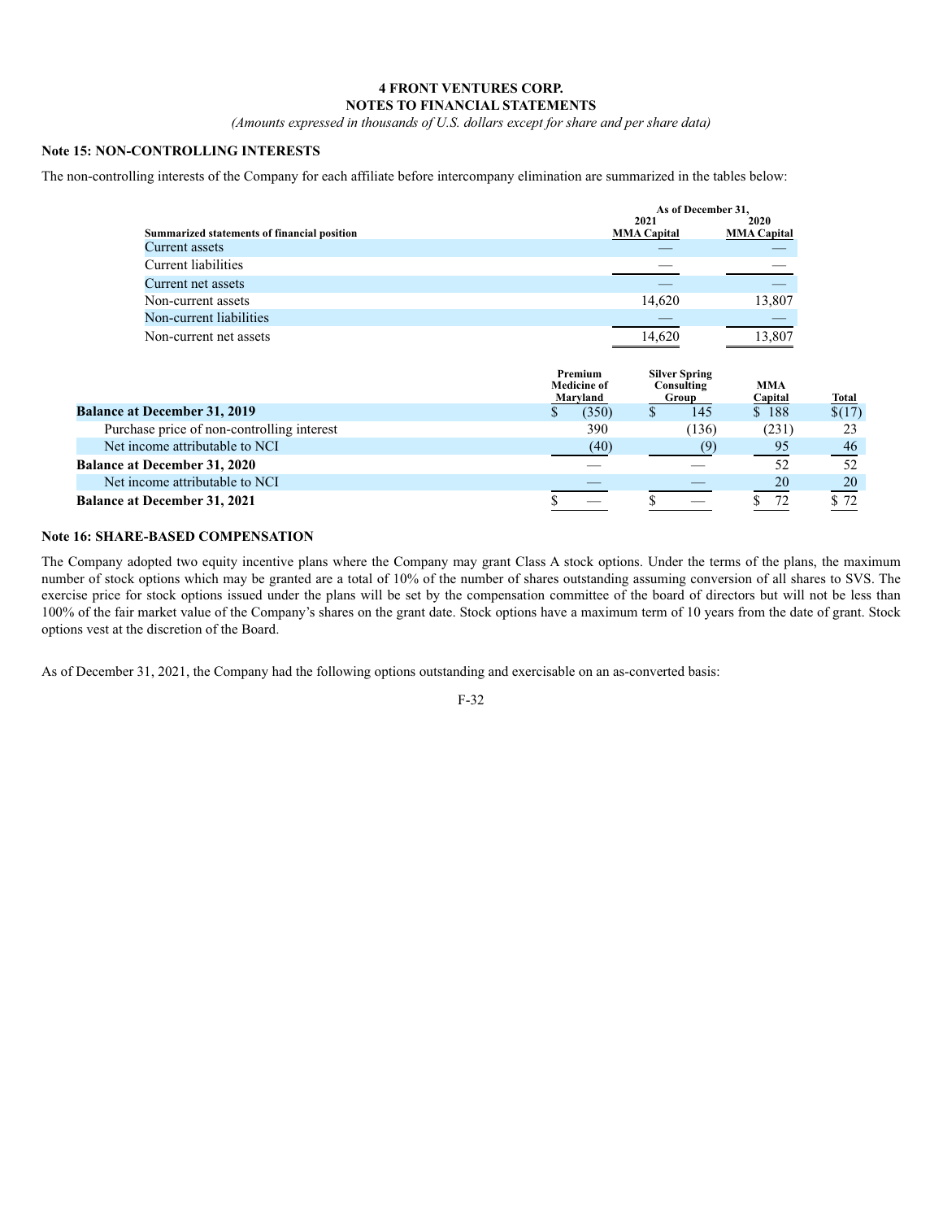**4 FRONT VENTURES CORP.**
**NOTES TO FINANCIAL STATEMENTS**
*(Amounts expressed in thousands of U.S. dollars except for share and per share data)*

### Note 15: NON-CONTROLLING INTERESTS

The non-controlling interests of the Company for each affiliate before intercompany elimination are summarized in the tables below:

| Summarized statements of financial position | As of December 31, 2021 MMA Capital | 2020 MMA Capital |
|---|---|---|
| Current assets | — | — |
| Current liabilities | — | — |
| Current net assets | — | — |
| Non-current assets | 14,620 | 13,807 |
| Non-current liabilities | — | — |
| Non-current net assets | 14,620 | 13,807 |

| | Premium Medicine of Maryland | Silver Spring Consulting Group | MMA Capital | Total |
|---|---|---|---|---|
| **Balance at December 31, 2019** | $ (350) | $ 145 | $ 188 | $(17) |
| Purchase price of non-controlling interest | 390 | (136) | (231) | 23 |
| Net income attributable to NCI | (40) | (9) | 95 | 46 |
| **Balance at December 31, 2020** | — | — | 52 | 52 |
| Net income attributable to NCI | — | — | 20 | 20 |
| **Balance at December 31, 2021** | $ — | $ — | $ 72 | $ 72 |

### Note 16: SHARE-BASED COMPENSATION

The Company adopted two equity incentive plans where the Company may grant Class A stock options. Under the terms of the plans, the maximum number of stock options which may be granted are a total of 10% of the number of shares outstanding assuming conversion of all shares to SVS. The exercise price for stock options issued under the plans will be set by the compensation committee of the board of directors but will not be less than 100% of the fair market value of the Company's shares on the grant date. Stock options have a maximum term of 10 years from the date of grant. Stock options vest at the discretion of the Board.

As of December 31, 2021, the Company had the following options outstanding and exercisable on an as-converted basis: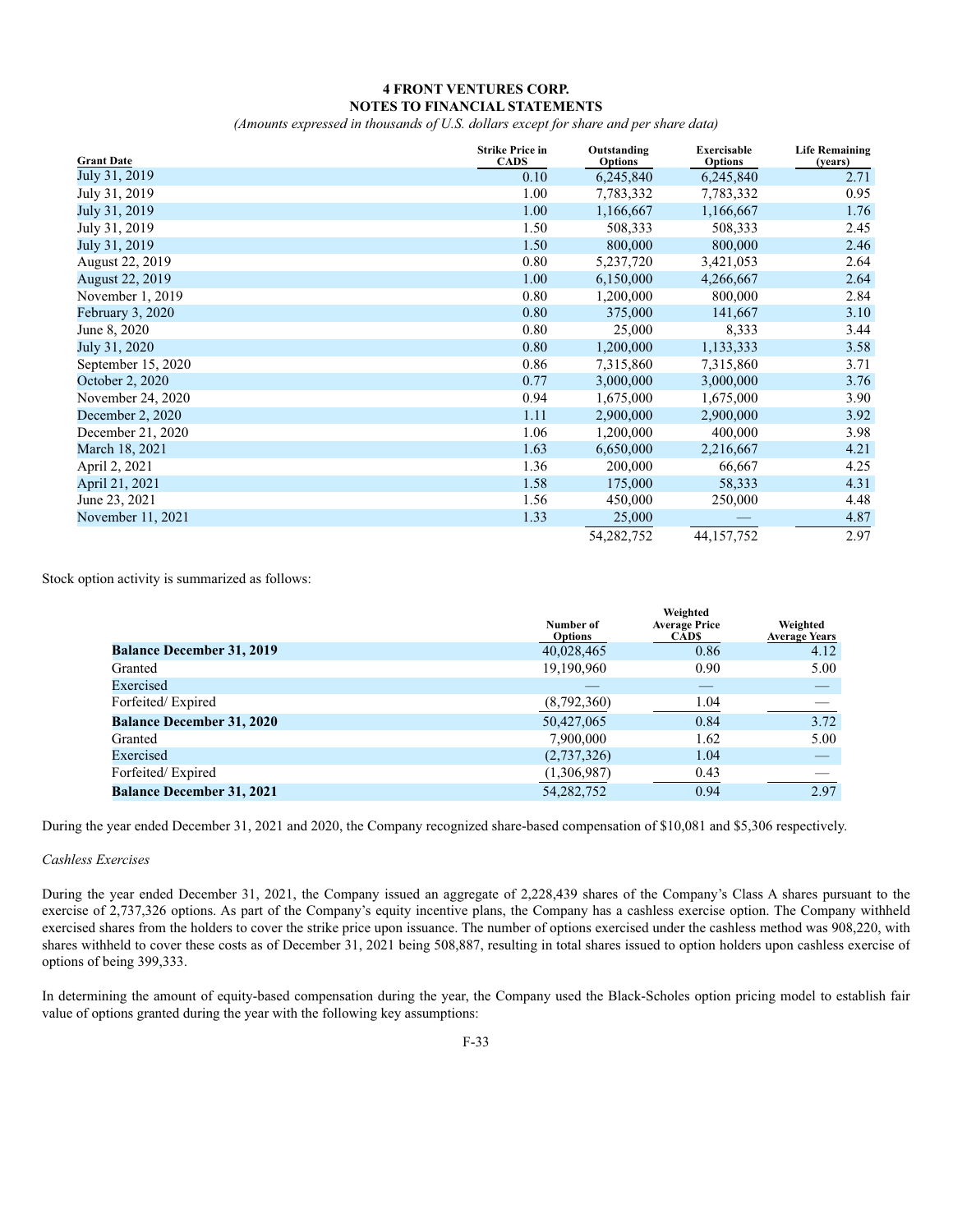# 4 FRONT VENTURES CORP.
## NOTES TO FINANCIAL STATEMENTS

*(Amounts expressed in thousands of U.S. dollars except for share and per share data)*

| Grant Date | Strike Price in CAD$ | Outstanding Options | Exercisable Options | Life Remaining (years) |
|---|---|---|---|---|
| July 31, 2019 | 0.10 | 6,245,840 | 6,245,840 | 2.71 |
| July 31, 2019 | 1.00 | 7,783,332 | 7,783,332 | 0.95 |
| July 31, 2019 | 1.00 | 1,166,667 | 1,166,667 | 1.76 |
| July 31, 2019 | 1.50 | 508,333 | 508,333 | 2.45 |
| July 31, 2019 | 1.50 | 800,000 | 800,000 | 2.46 |
| August 22, 2019 | 0.80 | 5,237,720 | 3,421,053 | 2.64 |
| August 22, 2019 | 1.00 | 6,150,000 | 4,266,667 | 2.64 |
| November 1, 2019 | 0.80 | 1,200,000 | 800,000 | 2.84 |
| February 3, 2020 | 0.80 | 375,000 | 141,667 | 3.10 |
| June 8, 2020 | 0.80 | 25,000 | 8,333 | 3.44 |
| July 31, 2020 | 0.80 | 1,200,000 | 1,133,333 | 3.58 |
| September 15, 2020 | 0.86 | 7,315,860 | 7,315,860 | 3.71 |
| October 2, 2020 | 0.77 | 3,000,000 | 3,000,000 | 3.76 |
| November 24, 2020 | 0.94 | 1,675,000 | 1,675,000 | 3.90 |
| December 2, 2020 | 1.11 | 2,900,000 | 2,900,000 | 3.92 |
| December 21, 2020 | 1.06 | 1,200,000 | 400,000 | 3.98 |
| March 18, 2021 | 1.63 | 6,650,000 | 2,216,667 | 4.21 |
| April 2, 2021 | 1.36 | 200,000 | 66,667 | 4.25 |
| April 21, 2021 | 1.58 | 175,000 | 58,333 | 4.31 |
| June 23, 2021 | 1.56 | 450,000 | 250,000 | 4.48 |
| November 11, 2021 | 1.33 | 25,000 | — | 4.87 |
| | | 54,282,752 | 44,157,752 | 2.97 |

Stock option activity is summarized as follows:

| | Number of Options | Weighted Average Price CAD$ | Weighted Average Years |
|---|---|---|---|
| **Balance December 31, 2019** | 40,028,465 | 0.86 | 4.12 |
| Granted | 19,190,960 | 0.90 | 5.00 |
| Exercised | — | — | — |
| Forfeited/ Expired | (8,792,360) | 1.04 | — |
| **Balance December 31, 2020** | 50,427,065 | 0.84 | 3.72 |
| Granted | 7,900,000 | 1.62 | 5.00 |
| Exercised | (2,737,326) | 1.04 | — |
| Forfeited/ Expired | (1,306,987) | 0.43 | — |
| **Balance December 31, 2021** | 54,282,752 | 0.94 | 2.97 |

During the year ended December 31, 2021 and 2020, the Company recognized share-based compensation of $10,081 and $5,306 respectively.

*Cashless Exercises*

During the year ended December 31, 2021, the Company issued an aggregate of 2,228,439 shares of the Company's Class A shares pursuant to the exercise of 2,737,326 options. As part of the Company's equity incentive plans, the Company has a cashless exercise option. The Company withheld exercised shares from the holders to cover the strike price upon issuance. The number of options exercised under the cashless method was 908,220, with shares withheld to cover these costs as of December 31, 2021 being 508,887, resulting in total shares issued to option holders upon cashless exercise of options of being 399,333.

In determining the amount of equity-based compensation during the year, the Company used the Black-Scholes option pricing model to establish fair value of options granted during the year with the following key assumptions: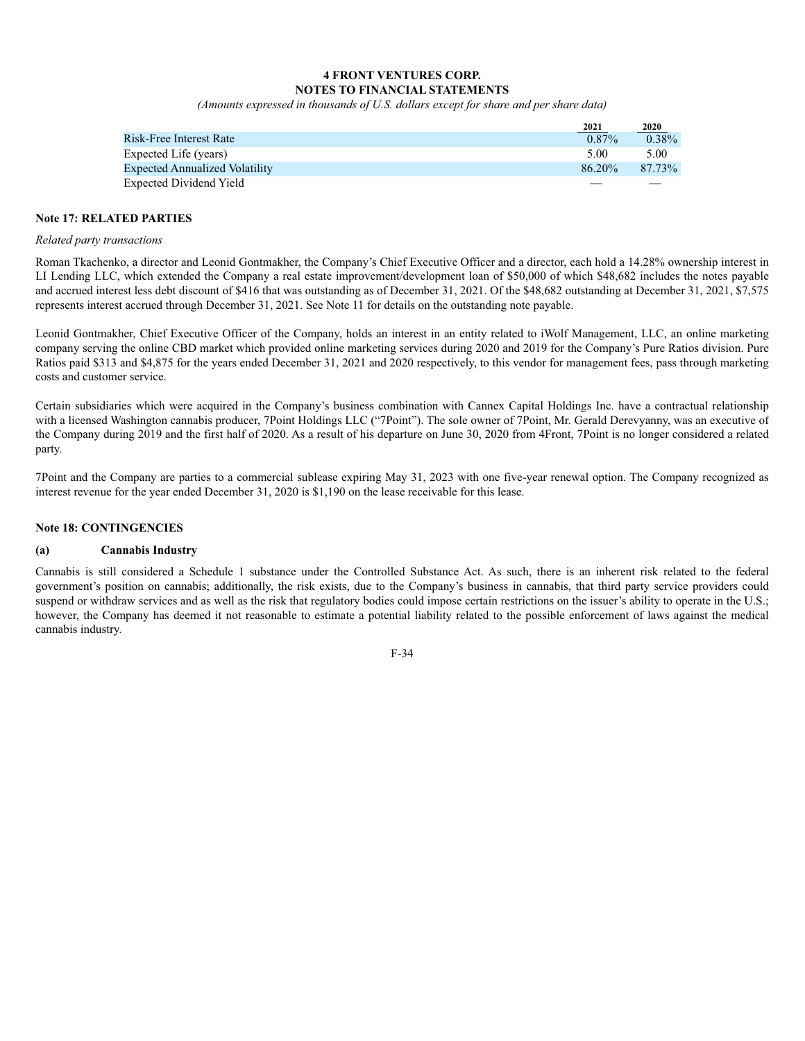| | 2021 | 2020 |
|---|---|---|
| Risk-Free Interest Rate | 0.87% | 0.38% |
| Expected Life (years) | 5.00 | 5.00 |
| Expected Annualized Volatility | 86.20% | 87.73% |
| Expected Dividend Yield | — | — |

## Note 17: RELATED PARTIES

*Related party transactions*

Roman Tkachenko, a director and Leonid Gontmakher, the Company's Chief Executive Officer and a director, each hold a 14.28% ownership interest in LI Lending LLC, which extended the Company a real estate improvement/development loan of $50,000 of which $48,682 includes the notes payable and accrued interest less debt discount of $416 that was outstanding as of December 31, 2021. Of the $48,682 outstanding at December 31, 2021, $7,575 represents interest accrued through December 31, 2021. See Note 11 for details on the outstanding note payable.

Leonid Gontmakher, Chief Executive Officer of the Company, holds an interest in an entity related to iWolf Management, LLC, an online marketing company serving the online CBD market which provided online marketing services during 2020 and 2019 for the Company's Pure Ratios division. Pure Ratios paid $313 and $4,875 for the years ended December 31, 2021 and 2020 respectively, to this vendor for management fees, pass through marketing costs and customer service.

Certain subsidiaries which were acquired in the Company's business combination with Cannex Capital Holdings Inc. have a contractual relationship with a licensed Washington cannabis producer, 7Point Holdings LLC ("7Point"). The sole owner of 7Point, Mr. Gerald Derevyanny, was an executive of the Company during 2019 and the first half of 2020. As a result of his departure on June 30, 2020 from 4Front, 7Point is no longer considered a related party.

7Point and the Company are parties to a commercial sublease expiring May 31, 2023 with one five-year renewal option. The Company recognized as interest revenue for the year ended December 31, 2020 is $1,190 on the lease receivable for this lease.

## Note 18: CONTINGENCIES

### (a) Cannabis Industry

Cannabis is still considered a Schedule 1 substance under the Controlled Substance Act. As such, there is an inherent risk related to the federal government's position on cannabis; additionally, the risk exists, due to the Company's business in cannabis, that third party service providers could suspend or withdraw services and as well as the risk that regulatory bodies could impose certain restrictions on the issuer's ability to operate in the U.S.; however, the Company has deemed it not reasonable to estimate a potential liability related to the possible enforcement of laws against the medical cannabis industry.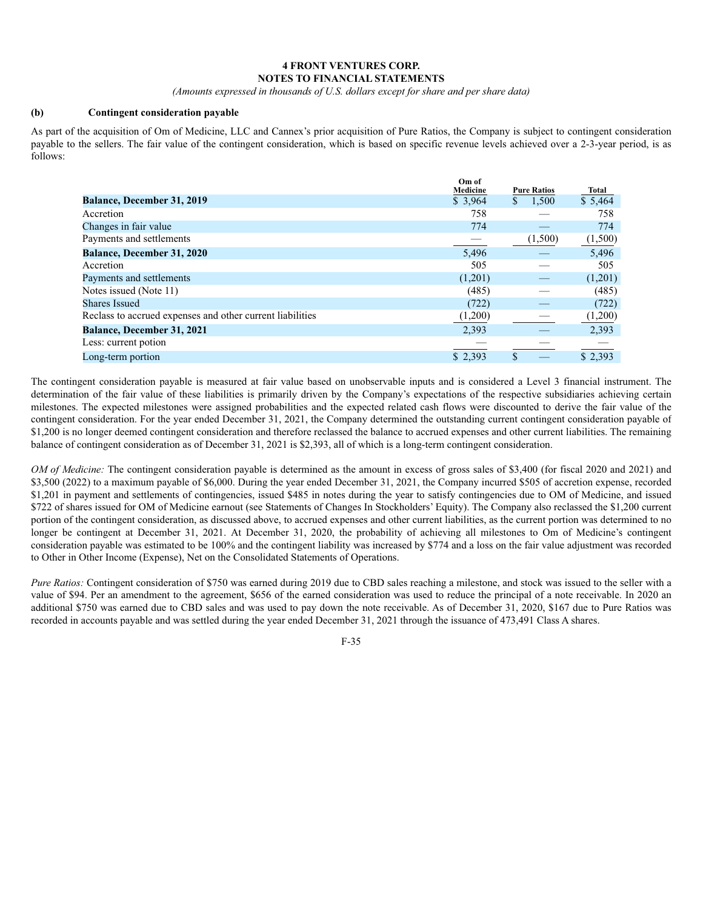**4 FRONT VENTURES CORP.**
**NOTES TO FINANCIAL STATEMENTS**
*(Amounts expressed in thousands of U.S. dollars except for share and per share data)*

**(b) Contingent consideration payable**

As part of the acquisition of Om of Medicine, LLC and Cannex's prior acquisition of Pure Ratios, the Company is subject to contingent consideration payable to the sellers. The fair value of the contingent consideration, which is based on specific revenue levels achieved over a 2-3-year period, is as follows:

| | Om of Medicine | Pure Ratios | Total |
|---|---|---|---|
| **Balance, December 31, 2019** | $ 3,964 | $ 1,500 | $ 5,464 |
| Accretion | 758 | — | 758 |
| Changes in fair value | 774 | — | 774 |
| Payments and settlements | — | (1,500) | (1,500) |
| **Balance, December 31, 2020** | 5,496 | — | 5,496 |
| Accretion | 505 | — | 505 |
| Payments and settlements | (1,201) | — | (1,201) |
| Notes issued (Note 11) | (485) | — | (485) |
| Shares Issued | (722) | — | (722) |
| Reclass to accrued expenses and other current liabilities | (1,200) | — | (1,200) |
| **Balance, December 31, 2021** | 2,393 | — | 2,393 |
| Less: current potion | — | — | — |
| Long-term portion | $ 2,393 | $ — | $ 2,393 |

The contingent consideration payable is measured at fair value based on unobservable inputs and is considered a Level 3 financial instrument. The determination of the fair value of these liabilities is primarily driven by the Company's expectations of the respective subsidiaries achieving certain milestones. The expected milestones were assigned probabilities and the expected related cash flows were discounted to derive the fair value of the contingent consideration. For the year ended December 31, 2021, the Company determined the outstanding current contingent consideration payable of $1,200 is no longer deemed contingent consideration and therefore reclassed the balance to accrued expenses and other current liabilities. The remaining balance of contingent consideration as of December 31, 2021 is $2,393, all of which is a long-term contingent consideration.

*OM of Medicine:* The contingent consideration payable is determined as the amount in excess of gross sales of $3,400 (for fiscal 2020 and 2021) and $3,500 (2022) to a maximum payable of $6,000. During the year ended December 31, 2021, the Company incurred $505 of accretion expense, recorded $1,201 in payment and settlements of contingencies, issued $485 in notes during the year to satisfy contingencies due to OM of Medicine, and issued $722 of shares issued for OM of Medicine earnout (see Statements of Changes In Stockholders' Equity). The Company also reclassed the $1,200 current portion of the contingent consideration, as discussed above, to accrued expenses and other current liabilities, as the current portion was determined to no longer be contingent at December 31, 2021. At December 31, 2020, the probability of achieving all milestones to Om of Medicine's contingent consideration payable was estimated to be 100% and the contingent liability was increased by $774 and a loss on the fair value adjustment was recorded to Other in Other Income (Expense), Net on the Consolidated Statements of Operations.

*Pure Ratios:* Contingent consideration of $750 was earned during 2019 due to CBD sales reaching a milestone, and stock was issued to the seller with a value of $94. Per an amendment to the agreement, $656 of the earned consideration was used to reduce the principal of a note receivable. In 2020 an additional $750 was earned due to CBD sales and was used to pay down the note receivable. As of December 31, 2020, $167 due to Pure Ratios was recorded in accounts payable and was settled during the year ended December 31, 2021 through the issuance of 473,491 Class A shares.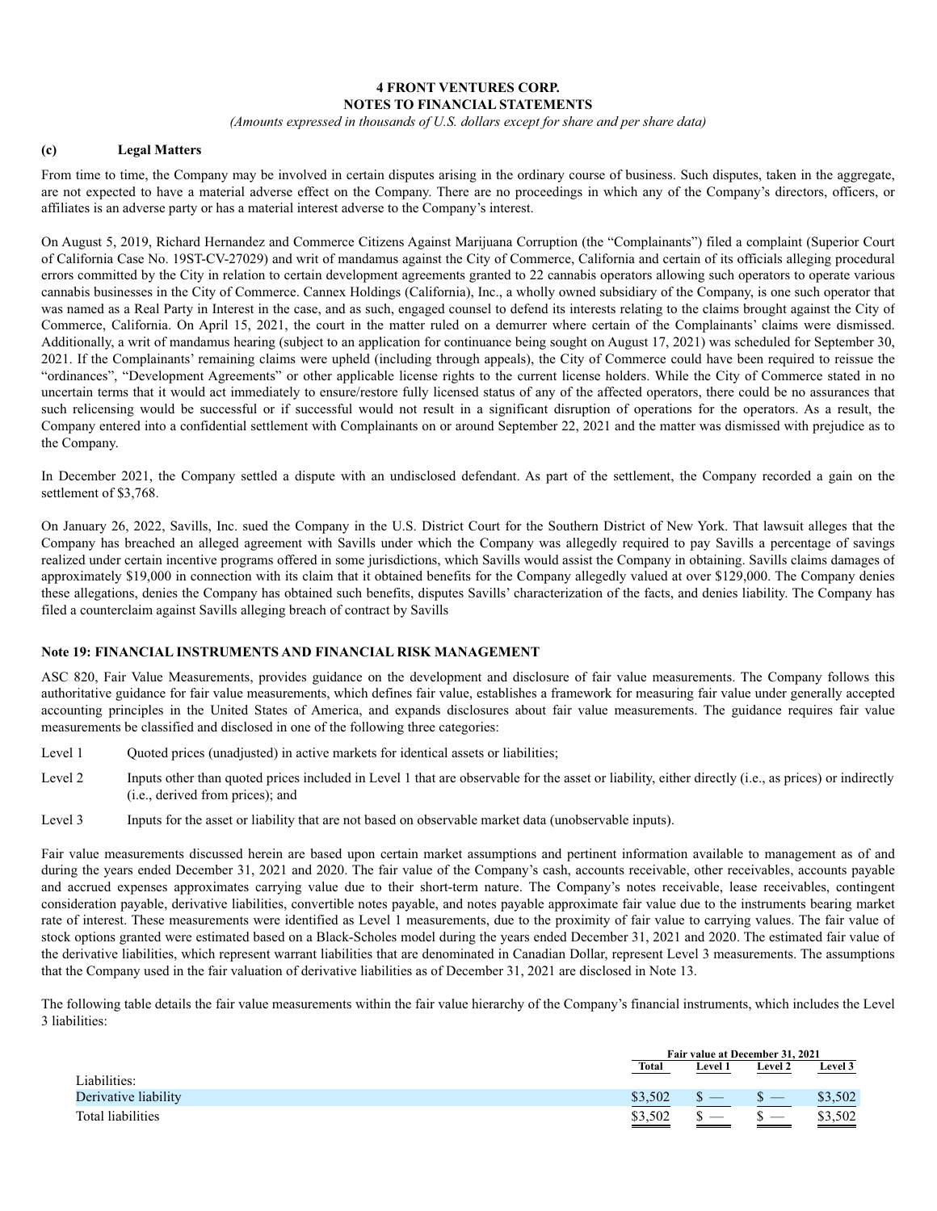### (c) Legal Matters

From time to time, the Company may be involved in certain disputes arising in the ordinary course of business. Such disputes, taken in the aggregate, are not expected to have a material adverse effect on the Company. There are no proceedings in which any of the Company's directors, officers, or affiliates is an adverse party or has a material interest adverse to the Company's interest.

On August 5, 2019, Richard Hernandez and Commerce Citizens Against Marijuana Corruption (the "Complainants") filed a complaint (Superior Court of California Case No. 19ST-CV-27029) and writ of mandamus against the City of Commerce, California and certain of its officials alleging procedural errors committed by the City in relation to certain development agreements granted to 22 cannabis operators allowing such operators to operate various cannabis businesses in the City of Commerce. Cannex Holdings (California), Inc., a wholly owned subsidiary of the Company, is one such operator that was named as a Real Party in Interest in the case, and as such, engaged counsel to defend its interests relating to the claims brought against the City of Commerce, California. On April 15, 2021, the court in the matter ruled on a demurrer where certain of the Complainants' claims were dismissed. Additionally, a writ of mandamus hearing (subject to an application for continuance being sought on August 17, 2021) was scheduled for September 30, 2021. If the Complainants' remaining claims were upheld (including through appeals), the City of Commerce could have been required to reissue the "ordinances", "Development Agreements" or other applicable license rights to the current license holders. While the City of Commerce stated in no uncertain terms that it would act immediately to ensure/restore fully licensed status of any of the affected operators, there could be no assurances that such relicensing would be successful or if successful would not result in a significant disruption of operations for the operators. As a result, the Company entered into a confidential settlement with Complainants on or around September 22, 2021 and the matter was dismissed with prejudice as to the Company.

In December 2021, the Company settled a dispute with an undisclosed defendant. As part of the settlement, the Company recorded a gain on the settlement of $3,768.

On January 26, 2022, Savills, Inc. sued the Company in the U.S. District Court for the Southern District of New York. That lawsuit alleges that the Company has breached an alleged agreement with Savills under which the Company was allegedly required to pay Savills a percentage of savings realized under certain incentive programs offered in some jurisdictions, which Savills would assist the Company in obtaining. Savills claims damages of approximately $19,000 in connection with its claim that it obtained benefits for the Company allegedly valued at over $129,000. The Company denies these allegations, denies the Company has obtained such benefits, disputes Savills' characterization of the facts, and denies liability. The Company has filed a counterclaim against Savills alleging breach of contract by Savills

## Note 19: FINANCIAL INSTRUMENTS AND FINANCIAL RISK MANAGEMENT

ASC 820, Fair Value Measurements, provides guidance on the development and disclosure of fair value measurements. The Company follows this authoritative guidance for fair value measurements, which defines fair value, establishes a framework for measuring fair value under generally accepted accounting principles in the United States of America, and expands disclosures about fair value measurements. The guidance requires fair value measurements be classified and disclosed in one of the following three categories:

- Level 1 Quoted prices (unadjusted) in active markets for identical assets or liabilities;
- Level 2 Inputs other than quoted prices included in Level 1 that are observable for the asset or liability, either directly (i.e., as prices) or indirectly (i.e., derived from prices); and
- Level 3 Inputs for the asset or liability that are not based on observable market data (unobservable inputs).

Fair value measurements discussed herein are based upon certain market assumptions and pertinent information available to management as of and during the years ended December 31, 2021 and 2020. The fair value of the Company's cash, accounts receivable, other receivables, accounts payable and accrued expenses approximates carrying value due to their short-term nature. The Company's notes receivable, lease receivables, contingent consideration payable, derivative liabilities, convertible notes payable, and notes payable approximate fair value due to the instruments bearing market rate of interest. These measurements were identified as Level 1 measurements, due to the proximity of fair value to carrying values. The fair value of stock options granted were estimated based on a Black-Scholes model during the years ended December 31, 2021 and 2020. The estimated fair value of the derivative liabilities, which represent warrant liabilities that are denominated in Canadian Dollar, represent Level 3 measurements. The assumptions that the Company used in the fair valuation of derivative liabilities as of December 31, 2021 are disclosed in Note 13.

The following table details the fair value measurements within the fair value hierarchy of the Company's financial instruments, which includes the Level 3 liabilities:

| | Fair value at December 31, 2021 | | | |
|---|---|---|---|---|
| | Total | Level 1 | Level 2 | Level 3 |
| Liabilities: | | | | |
| Derivative liability | $3,502 | $ — | $ — | $3,502 |
| Total liabilities | $3,502 | $ — | $ — | $3,502 |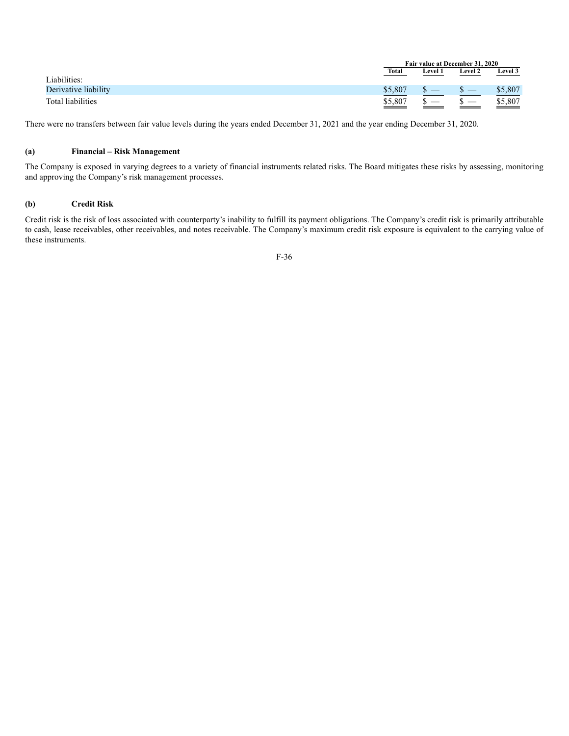| | Fair value at December 31, 2020 | | | |
|---|---|---|---|---|
| | Total | Level 1 | Level 2 | Level 3 |
| Liabilities: | | | | |
| Derivative liability | $5,807 | $ — | $ — | $5,807 |
| Total liabilities | $5,807 | $ — | $ — | $5,807 |

There were no transfers between fair value levels during the years ended December 31, 2021 and the year ending December 31, 2020.

### (a) Financial – Risk Management

The Company is exposed in varying degrees to a variety of financial instruments related risks. The Board mitigates these risks by assessing, monitoring and approving the Company's risk management processes.

### (b) Credit Risk

Credit risk is the risk of loss associated with counterparty's inability to fulfill its payment obligations. The Company's credit risk is primarily attributable to cash, lease receivables, other receivables, and notes receivable. The Company's maximum credit risk exposure is equivalent to the carrying value of these instruments.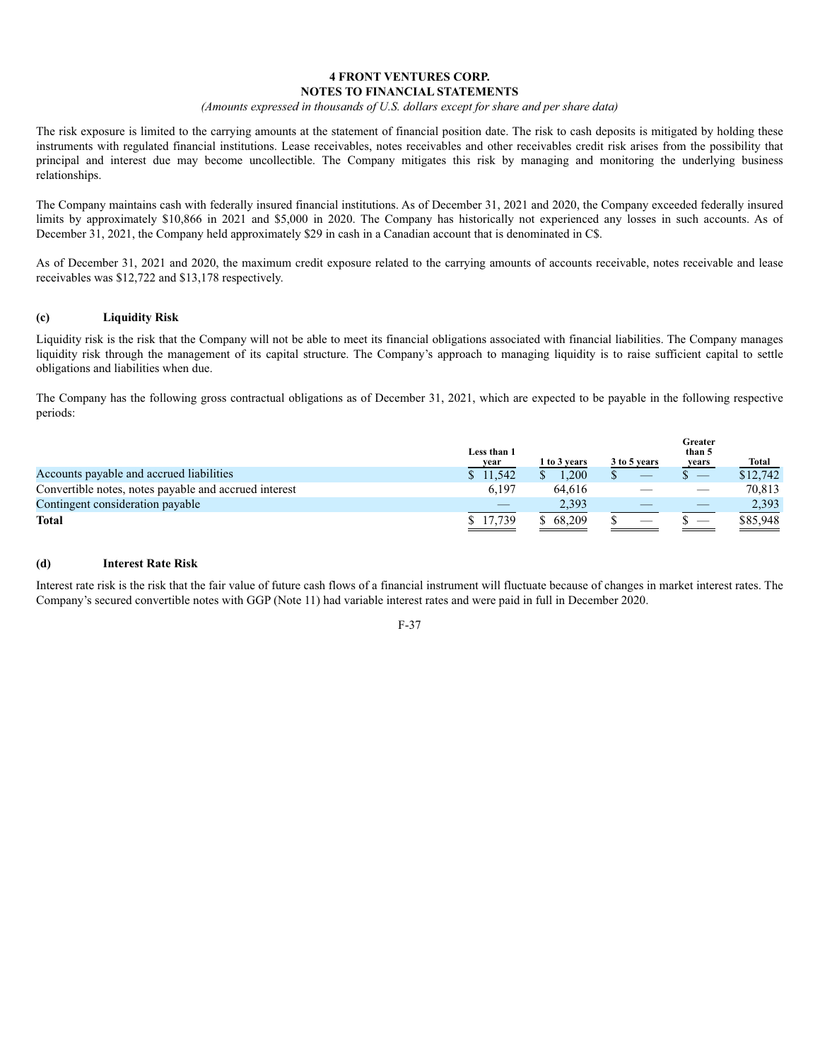The risk exposure is limited to the carrying amounts at the statement of financial position date. The risk to cash deposits is mitigated by holding these instruments with regulated financial institutions. Lease receivables, notes receivables and other receivables credit risk arises from the possibility that principal and interest due may become uncollectible. The Company mitigates this risk by managing and monitoring the underlying business relationships.

The Company maintains cash with federally insured financial institutions. As of December 31, 2021 and 2020, the Company exceeded federally insured limits by approximately $10,866 in 2021 and $5,000 in 2020. The Company has historically not experienced any losses in such accounts. As of December 31, 2021, the Company held approximately $29 in cash in a Canadian account that is denominated in C$.

As of December 31, 2021 and 2020, the maximum credit exposure related to the carrying amounts of accounts receivable, notes receivable and lease receivables was $12,722 and $13,178 respectively.

## (c) Liquidity Risk

Liquidity risk is the risk that the Company will not be able to meet its financial obligations associated with financial liabilities. The Company manages liquidity risk through the management of its capital structure. The Company's approach to managing liquidity is to raise sufficient capital to settle obligations and liabilities when due.

The Company has the following gross contractual obligations as of December 31, 2021, which are expected to be payable in the following respective periods:

| | Less than 1 year | 1 to 3 years | 3 to 5 years | Greater than 5 years | Total |
|---|---|---|---|---|---|
| Accounts payable and accrued liabilities | $ 11,542 | $ 1,200 | $ — | $ — | $12,742 |
| Convertible notes, notes payable and accrued interest | 6,197 | 64,616 | — | — | 70,813 |
| Contingent consideration payable | — | 2,393 | — | — | 2,393 |
| **Total** | $ 17,739 | $ 68,209 | $ — | $ — | $85,948 |

## (d) Interest Rate Risk

Interest rate risk is the risk that the fair value of future cash flows of a financial instrument will fluctuate because of changes in market interest rates. The Company's secured convertible notes with GGP (Note 11) had variable interest rates and were paid in full in December 2020.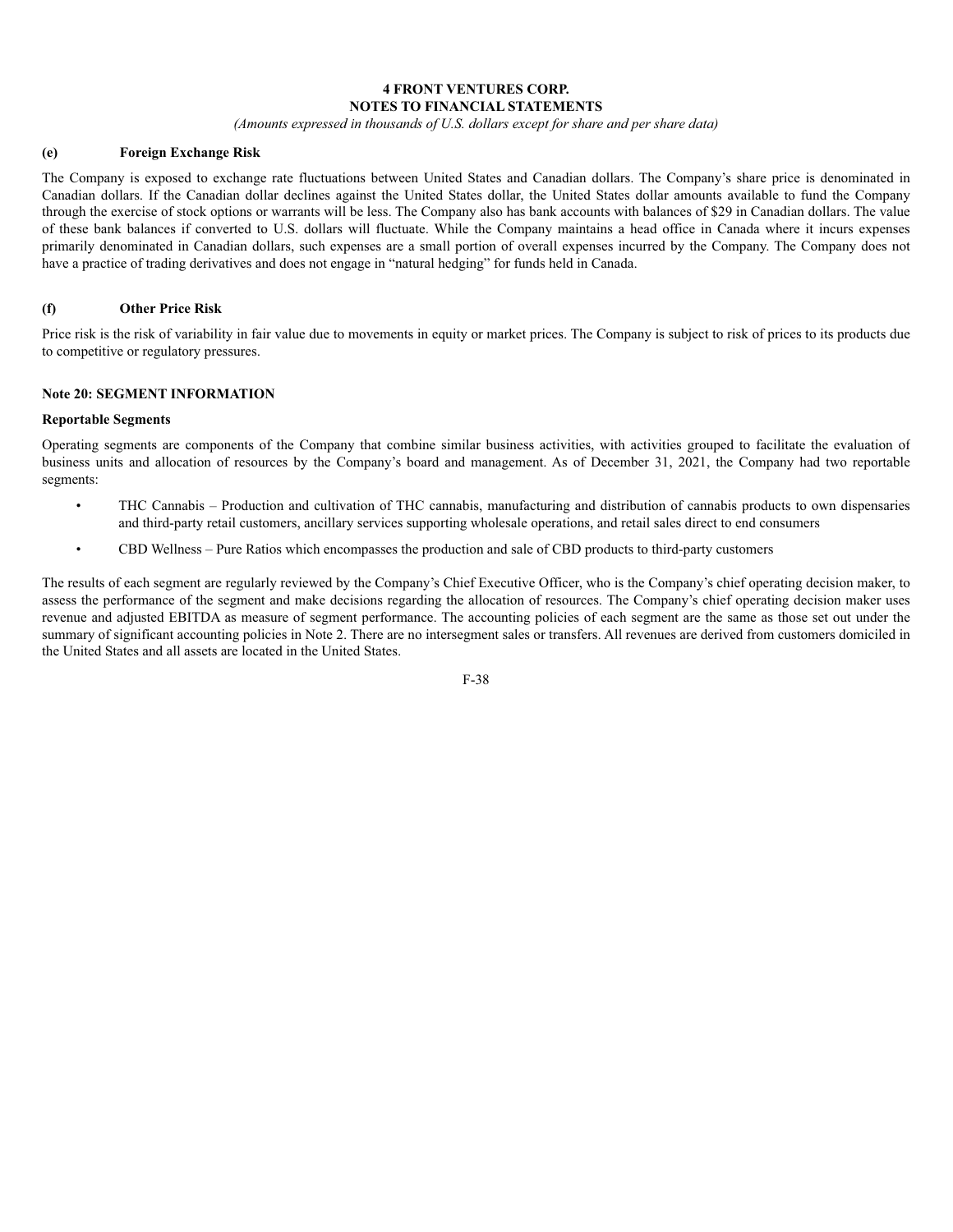**(e) Foreign Exchange Risk**

The Company is exposed to exchange rate fluctuations between United States and Canadian dollars. The Company's share price is denominated in Canadian dollars. If the Canadian dollar declines against the United States dollar, the United States dollar amounts available to fund the Company through the exercise of stock options or warrants will be less. The Company also has bank accounts with balances of $29 in Canadian dollars. The value of these bank balances if converted to U.S. dollars will fluctuate. While the Company maintains a head office in Canada where it incurs expenses primarily denominated in Canadian dollars, such expenses are a small portion of overall expenses incurred by the Company. The Company does not have a practice of trading derivatives and does not engage in "natural hedging" for funds held in Canada.

**(f) Other Price Risk**

Price risk is the risk of variability in fair value due to movements in equity or market prices. The Company is subject to risk of prices to its products due to competitive or regulatory pressures.

## Note 20: SEGMENT INFORMATION

**Reportable Segments**

Operating segments are components of the Company that combine similar business activities, with activities grouped to facilitate the evaluation of business units and allocation of resources by the Company's board and management. As of December 31, 2021, the Company had two reportable segments:

- THC Cannabis – Production and cultivation of THC cannabis, manufacturing and distribution of cannabis products to own dispensaries and third-party retail customers, ancillary services supporting wholesale operations, and retail sales direct to end consumers
- CBD Wellness – Pure Ratios which encompasses the production and sale of CBD products to third-party customers

The results of each segment are regularly reviewed by the Company's Chief Executive Officer, who is the Company's chief operating decision maker, to assess the performance of the segment and make decisions regarding the allocation of resources. The Company's chief operating decision maker uses revenue and adjusted EBITDA as measure of segment performance. The accounting policies of each segment are the same as those set out under the summary of significant accounting policies in Note 2. There are no intersegment sales or transfers. All revenues are derived from customers domiciled in the United States and all assets are located in the United States.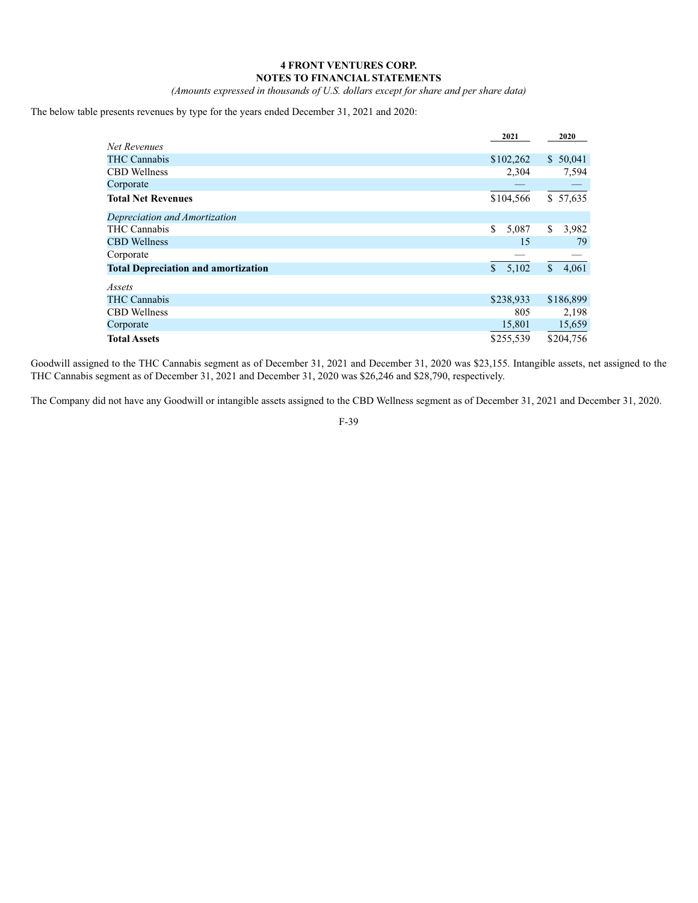**4 FRONT VENTURES CORP.**
**NOTES TO FINANCIAL STATEMENTS**
*(Amounts expressed in thousands of U.S. dollars except for share and per share data)*

The below table presents revenues by type for the years ended December 31, 2021 and 2020:

| | 2021 | 2020 |
|---|---|---|
| *Net Revenues* | | |
| THC Cannabis | $102,262 | $ 50,041 |
| CBD Wellness | 2,304 | 7,594 |
| Corporate | — | — |
| **Total Net Revenues** | $104,566 | $ 57,635 |
| *Depreciation and Amortization* | | |
| THC Cannabis | $ 5,087 | $ 3,982 |
| CBD Wellness | 15 | 79 |
| Corporate | — | — |
| **Total Depreciation and amortization** | $ 5,102 | $ 4,061 |
| *Assets* | | |
| THC Cannabis | $238,933 | $186,899 |
| CBD Wellness | 805 | 2,198 |
| Corporate | 15,801 | 15,659 |
| **Total Assets** | $255,539 | $204,756 |

Goodwill assigned to the THC Cannabis segment as of December 31, 2021 and December 31, 2020 was $23,155. Intangible assets, net assigned to the THC Cannabis segment as of December 31, 2021 and December 31, 2020 was $26,246 and $28,790, respectively.

The Company did not have any Goodwill or intangible assets assigned to the CBD Wellness segment as of December 31, 2021 and December 31, 2020.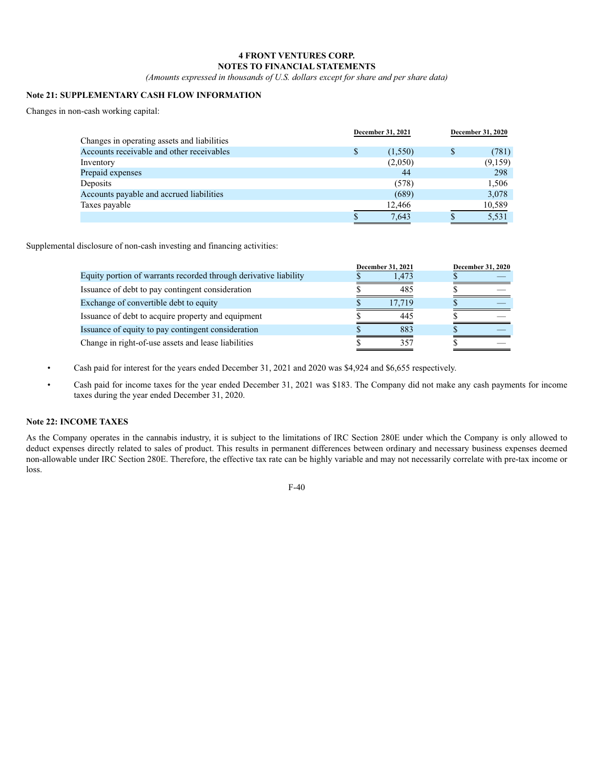**4 FRONT VENTURES CORP.**
**NOTES TO FINANCIAL STATEMENTS**
*(Amounts expressed in thousands of U.S. dollars except for share and per share data)*

## Note 21: SUPPLEMENTARY CASH FLOW INFORMATION

Changes in non-cash working capital:

| | December 31, 2021 | December 31, 2020 |
|---|---|---|
| Changes in operating assets and liabilities | | |
| Accounts receivable and other receivables | $ (1,550) | $ (781) |
| Inventory | (2,050) | (9,159) |
| Prepaid expenses | 44 | 298 |
| Deposits | (578) | 1,506 |
| Accounts payable and accrued liabilities | (689) | 3,078 |
| Taxes payable | 12,466 | 10,589 |
| | $ 7,643 | $ 5,531 |

Supplemental disclosure of non-cash investing and financing activities:

| | December 31, 2021 | December 31, 2020 |
|---|---|---|
| Equity portion of warrants recorded through derivative liability | $ 1,473 | $ — |
| Issuance of debt to pay contingent consideration | $ 485 | $ — |
| Exchange of convertible debt to equity | $ 17,719 | $ — |
| Issuance of debt to acquire property and equipment | $ 445 | $ — |
| Issuance of equity to pay contingent consideration | $ 883 | $ — |
| Change in right-of-use assets and lease liabilities | $ 357 | $ — |

- Cash paid for interest for the years ended December 31, 2021 and 2020 was $4,924 and $6,655 respectively.
- Cash paid for income taxes for the year ended December 31, 2021 was $183. The Company did not make any cash payments for income taxes during the year ended December 31, 2020.

## Note 22: INCOME TAXES

As the Company operates in the cannabis industry, it is subject to the limitations of IRC Section 280E under which the Company is only allowed to deduct expenses directly related to sales of product. This results in permanent differences between ordinary and necessary business expenses deemed non-allowable under IRC Section 280E. Therefore, the effective tax rate can be highly variable and may not necessarily correlate with pre-tax income or loss.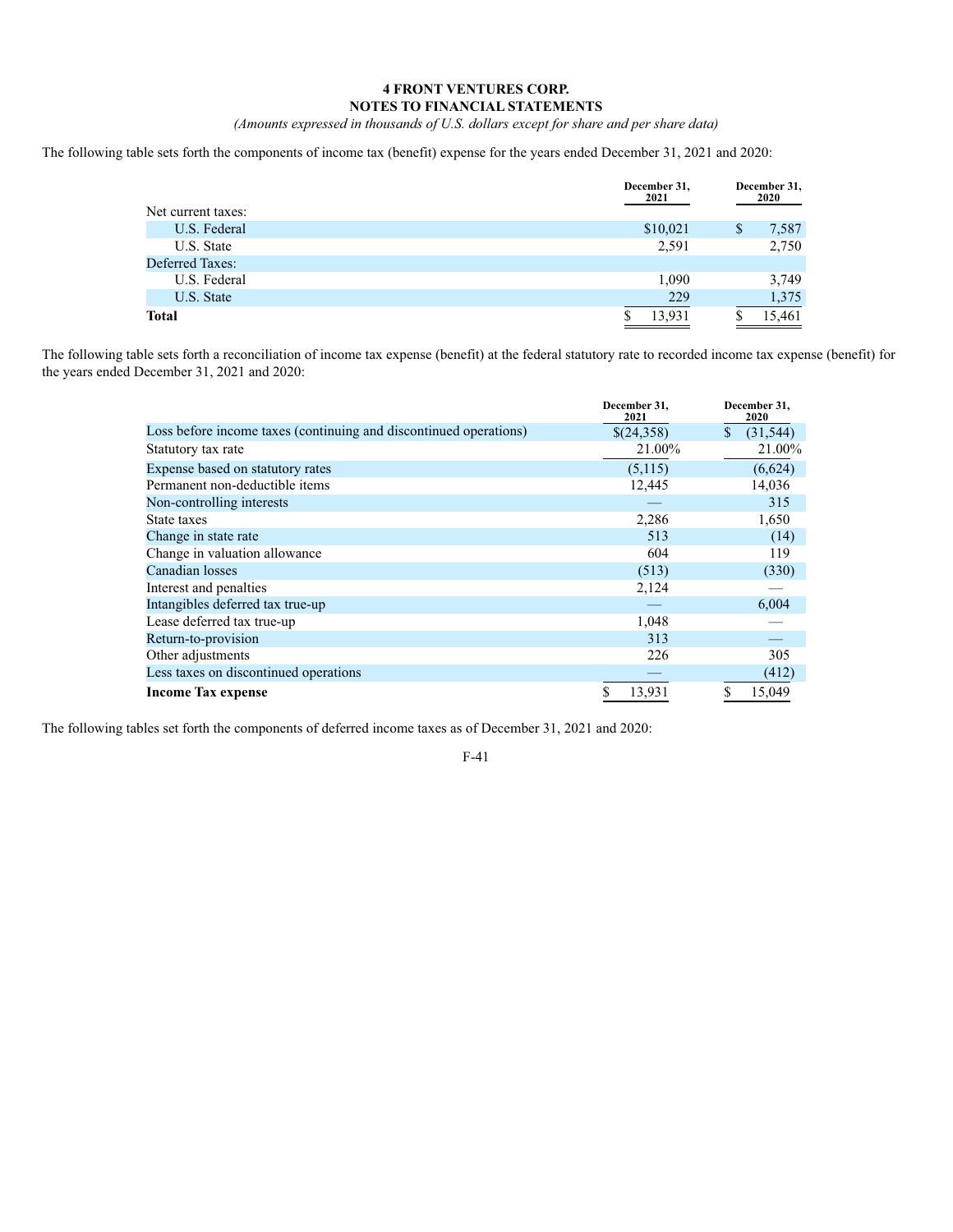**4 FRONT VENTURES CORP.**
**NOTES TO FINANCIAL STATEMENTS**
*(Amounts expressed in thousands of U.S. dollars except for share and per share data)*

The following table sets forth the components of income tax (benefit) expense for the years ended December 31, 2021 and 2020:

| | December 31, 2021 | December 31, 2020 |
|---|---|---|
| Net current taxes: | | |
| U.S. Federal | $10,021 | $ 7,587 |
| U.S. State | 2,591 | 2,750 |
| Deferred Taxes: | | |
| U.S. Federal | 1,090 | 3,749 |
| U.S. State | 229 | 1,375 |
| **Total** | $ 13,931 | $ 15,461 |

The following table sets forth a reconciliation of income tax expense (benefit) at the federal statutory rate to recorded income tax expense (benefit) for the years ended December 31, 2021 and 2020:

| | December 31, 2021 | December 31, 2020 |
|---|---|---|
| Loss before income taxes (continuing and discontinued operations) | $(24,358) | $ (31,544) |
| Statutory tax rate | 21.00% | 21.00% |
| Expense based on statutory rates | (5,115) | (6,624) |
| Permanent non-deductible items | 12,445 | 14,036 |
| Non-controlling interests | — | 315 |
| State taxes | 2,286 | 1,650 |
| Change in state rate | 513 | (14) |
| Change in valuation allowance | 604 | 119 |
| Canadian losses | (513) | (330) |
| Interest and penalties | 2,124 | — |
| Intangibles deferred tax true-up | — | 6,004 |
| Lease deferred tax true-up | 1,048 | — |
| Return-to-provision | 313 | — |
| Other adjustments | 226 | 305 |
| Less taxes on discontinued operations | — | (412) |
| **Income Tax expense** | $ 13,931 | $ 15,049 |

The following tables set forth the components of deferred income taxes as of December 31, 2021 and 2020: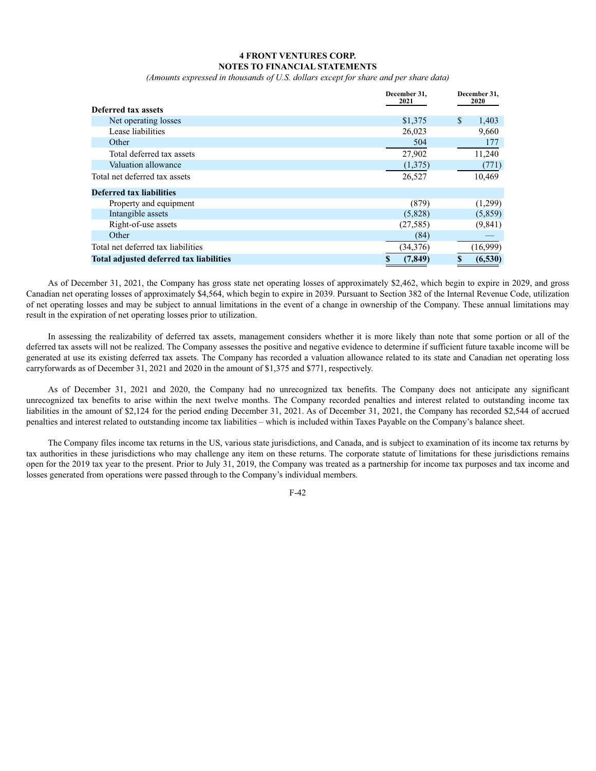**4 FRONT VENTURES CORP.**
**NOTES TO FINANCIAL STATEMENTS**

*(Amounts expressed in thousands of U.S. dollars except for share and per share data)*

| | December 31, 2021 | December 31, 2020 |
|---|---|---|
| **Deferred tax assets** | | |
| Net operating losses | $1,375 | $ 1,403 |
| Lease liabilities | 26,023 | 9,660 |
| Other | 504 | 177 |
| Total deferred tax assets | 27,902 | 11,240 |
| Valuation allowance | (1,375) | (771) |
| Total net deferred tax assets | 26,527 | 10,469 |
| **Deferred tax liabilities** | | |
| Property and equipment | (879) | (1,299) |
| Intangible assets | (5,828) | (5,859) |
| Right-of-use assets | (27,585) | (9,841) |
| Other | (84) | — |
| Total net deferred tax liabilities | (34,376) | (16,999) |
| **Total adjusted deferred tax liabilities** | **$ (7,849)** | **$ (6,530)** |

As of December 31, 2021, the Company has gross state net operating losses of approximately $2,462, which begin to expire in 2029, and gross Canadian net operating losses of approximately $4,564, which begin to expire in 2039. Pursuant to Section 382 of the Internal Revenue Code, utilization of net operating losses and may be subject to annual limitations in the event of a change in ownership of the Company. These annual limitations may result in the expiration of net operating losses prior to utilization.

In assessing the realizability of deferred tax assets, management considers whether it is more likely than note that some portion or all of the deferred tax assets will not be realized. The Company assesses the positive and negative evidence to determine if sufficient future taxable income will be generated at use its existing deferred tax assets. The Company has recorded a valuation allowance related to its state and Canadian net operating loss carryforwards as of December 31, 2021 and 2020 in the amount of $1,375 and $771, respectively.

As of December 31, 2021 and 2020, the Company had no unrecognized tax benefits. The Company does not anticipate any significant unrecognized tax benefits to arise within the next twelve months. The Company recorded penalties and interest related to outstanding income tax liabilities in the amount of $2,124 for the period ending December 31, 2021. As of December 31, 2021, the Company has recorded $2,544 of accrued penalties and interest related to outstanding income tax liabilities – which is included within Taxes Payable on the Company's balance sheet.

The Company files income tax returns in the US, various state jurisdictions, and Canada, and is subject to examination of its income tax returns by tax authorities in these jurisdictions who may challenge any item on these returns. The corporate statute of limitations for these jurisdictions remains open for the 2019 tax year to the present. Prior to July 31, 2019, the Company was treated as a partnership for income tax purposes and tax income and losses generated from operations were passed through to the Company's individual members.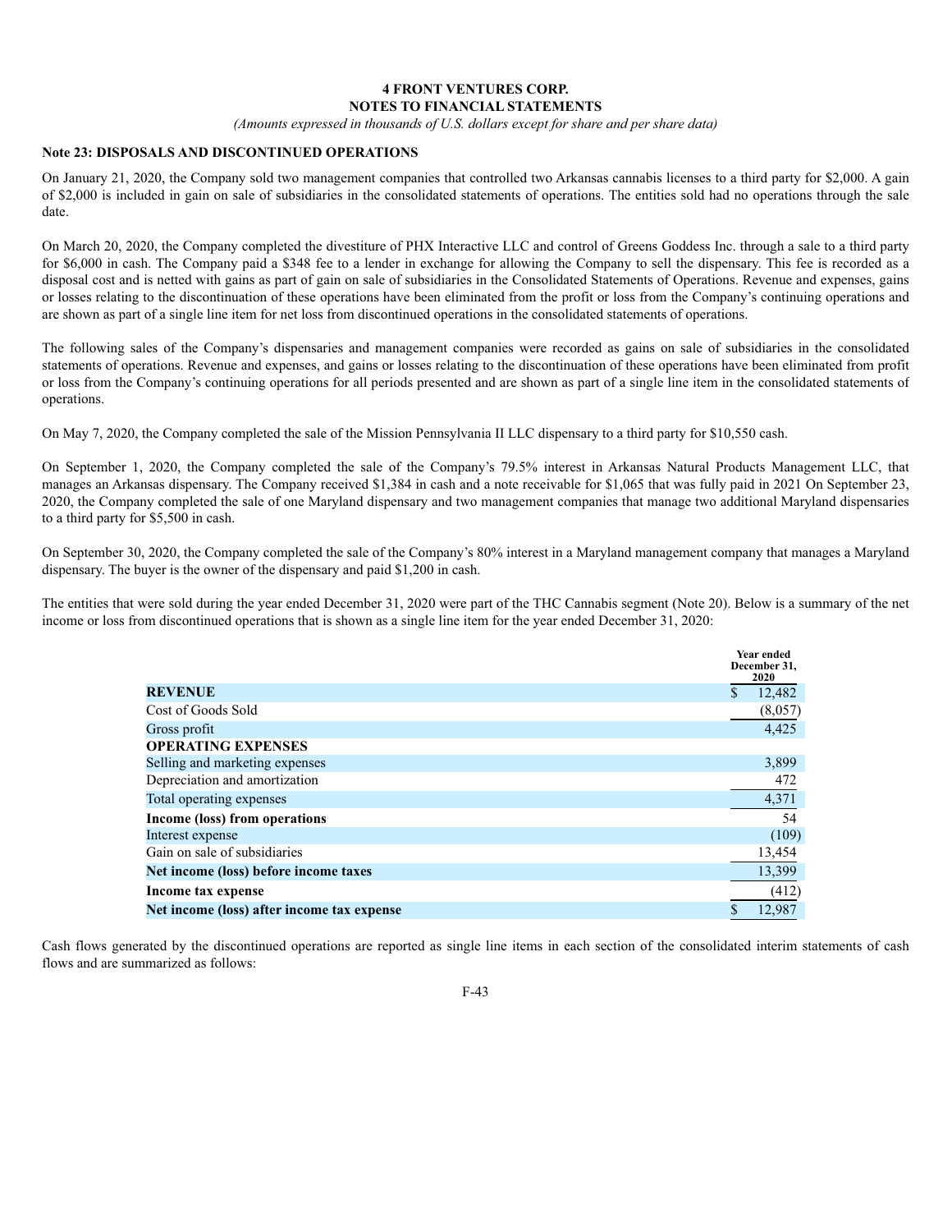**4 FRONT VENTURES CORP.**
**NOTES TO FINANCIAL STATEMENTS**
*(Amounts expressed in thousands of U.S. dollars except for share and per share data)*

**Note 23: DISPOSALS AND DISCONTINUED OPERATIONS**

On January 21, 2020, the Company sold two management companies that controlled two Arkansas cannabis licenses to a third party for $2,000. A gain of $2,000 is included in gain on sale of subsidiaries in the consolidated statements of operations. The entities sold had no operations through the sale date.

On March 20, 2020, the Company completed the divestiture of PHX Interactive LLC and control of Greens Goddess Inc. through a sale to a third party for $6,000 in cash. The Company paid a $348 fee to a lender in exchange for allowing the Company to sell the dispensary. This fee is recorded as a disposal cost and is netted with gains as part of gain on sale of subsidiaries in the Consolidated Statements of Operations. Revenue and expenses, gains or losses relating to the discontinuation of these operations have been eliminated from the profit or loss from the Company's continuing operations and are shown as part of a single line item for net loss from discontinued operations in the consolidated statements of operations.

The following sales of the Company's dispensaries and management companies were recorded as gains on sale of subsidiaries in the consolidated statements of operations. Revenue and expenses, and gains or losses relating to the discontinuation of these operations have been eliminated from profit or loss from the Company's continuing operations for all periods presented and are shown as part of a single line item in the consolidated statements of operations.

On May 7, 2020, the Company completed the sale of the Mission Pennsylvania II LLC dispensary to a third party for $10,550 cash.

On September 1, 2020, the Company completed the sale of the Company's 79.5% interest in Arkansas Natural Products Management LLC, that manages an Arkansas dispensary. The Company received $1,384 in cash and a note receivable for $1,065 that was fully paid in 2021 On September 23, 2020, the Company completed the sale of one Maryland dispensary and two management companies that manage two additional Maryland dispensaries to a third party for $5,500 in cash.

On September 30, 2020, the Company completed the sale of the Company's 80% interest in a Maryland management company that manages a Maryland dispensary. The buyer is the owner of the dispensary and paid $1,200 in cash.

The entities that were sold during the year ended December 31, 2020 were part of the THC Cannabis segment (Note 20). Below is a summary of the net income or loss from discontinued operations that is shown as a single line item for the year ended December 31, 2020:

| | Year ended December 31, 2020 |
|---|---|
| **REVENUE** | $ 12,482 |
| Cost of Goods Sold | (8,057) |
| Gross profit | 4,425 |
| **OPERATING EXPENSES** | |
| Selling and marketing expenses | 3,899 |
| Depreciation and amortization | 472 |
| Total operating expenses | 4,371 |
| **Income (loss) from operations** | 54 |
| Interest expense | (109) |
| Gain on sale of subsidiaries | 13,454 |
| **Net income (loss) before income taxes** | 13,399 |
| **Income tax expense** | (412) |
| **Net income (loss) after income tax expense** | $ 12,987 |

Cash flows generated by the discontinued operations are reported as single line items in each section of the consolidated interim statements of cash flows and are summarized as follows: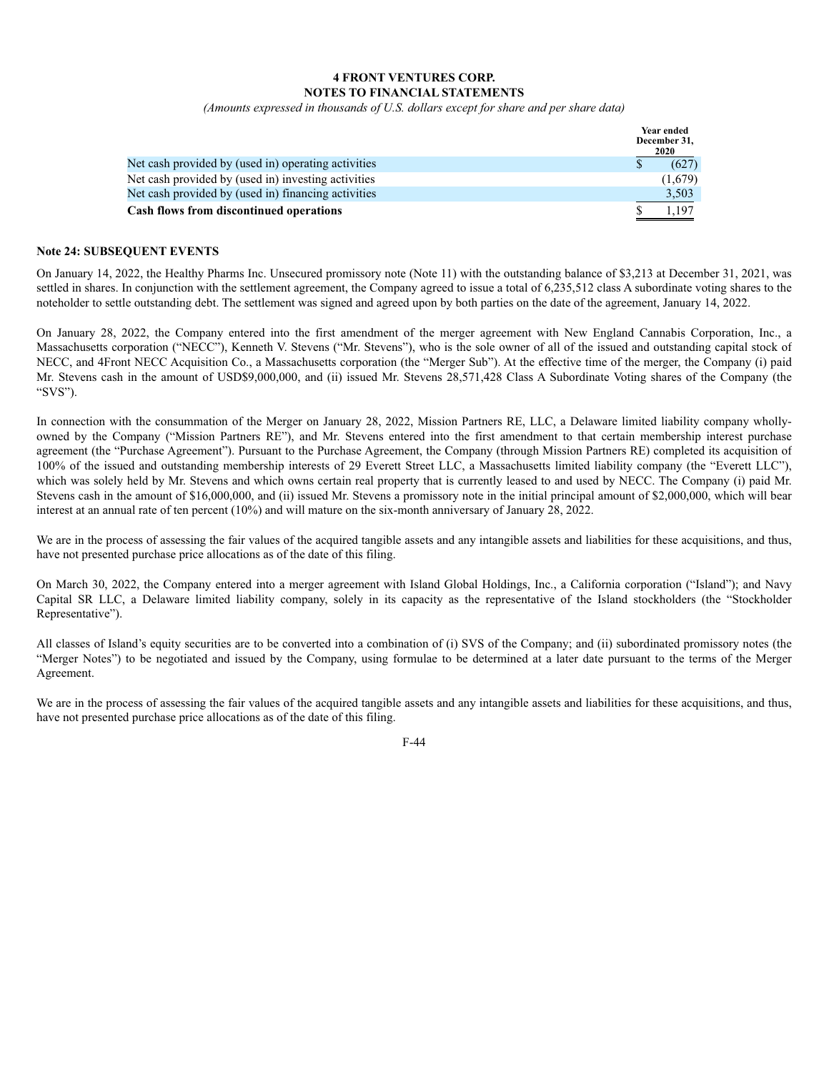**4 FRONT VENTURES CORP.**
**NOTES TO FINANCIAL STATEMENTS**
*(Amounts expressed in thousands of U.S. dollars except for share and per share data)*

| | Year ended December 31, 2020 |
|---|---|
| Net cash provided by (used in) operating activities | $ (627) |
| Net cash provided by (used in) investing activities | (1,679) |
| Net cash provided by (used in) financing activities | 3,503 |
| **Cash flows from discontinued operations** | $ 1,197 |

**Note 24: SUBSEQUENT EVENTS**

On January 14, 2022, the Healthy Pharms Inc. Unsecured promissory note (Note 11) with the outstanding balance of $3,213 at December 31, 2021, was settled in shares. In conjunction with the settlement agreement, the Company agreed to issue a total of 6,235,512 class A subordinate voting shares to the noteholder to settle outstanding debt. The settlement was signed and agreed upon by both parties on the date of the agreement, January 14, 2022.

On January 28, 2022, the Company entered into the first amendment of the merger agreement with New England Cannabis Corporation, Inc., a Massachusetts corporation ("NECC"), Kenneth V. Stevens ("Mr. Stevens"), who is the sole owner of all of the issued and outstanding capital stock of NECC, and 4Front NECC Acquisition Co., a Massachusetts corporation (the "Merger Sub"). At the effective time of the merger, the Company (i) paid Mr. Stevens cash in the amount of USD$9,000,000, and (ii) issued Mr. Stevens 28,571,428 Class A Subordinate Voting shares of the Company (the "SVS").

In connection with the consummation of the Merger on January 28, 2022, Mission Partners RE, LLC, a Delaware limited liability company wholly-owned by the Company ("Mission Partners RE"), and Mr. Stevens entered into the first amendment to that certain membership interest purchase agreement (the "Purchase Agreement"). Pursuant to the Purchase Agreement, the Company (through Mission Partners RE) completed its acquisition of 100% of the issued and outstanding membership interests of 29 Everett Street LLC, a Massachusetts limited liability company (the "Everett LLC"), which was solely held by Mr. Stevens and which owns certain real property that is currently leased to and used by NECC. The Company (i) paid Mr. Stevens cash in the amount of $16,000,000, and (ii) issued Mr. Stevens a promissory note in the initial principal amount of $2,000,000, which will bear interest at an annual rate of ten percent (10%) and will mature on the six-month anniversary of January 28, 2022.

We are in the process of assessing the fair values of the acquired tangible assets and any intangible assets and liabilities for these acquisitions, and thus, have not presented purchase price allocations as of the date of this filing.

On March 30, 2022, the Company entered into a merger agreement with Island Global Holdings, Inc., a California corporation ("Island"); and Navy Capital SR LLC, a Delaware limited liability company, solely in its capacity as the representative of the Island stockholders (the "Stockholder Representative").

All classes of Island's equity securities are to be converted into a combination of (i) SVS of the Company; and (ii) subordinated promissory notes (the "Merger Notes") to be negotiated and issued by the Company, using formulae to be determined at a later date pursuant to the terms of the Merger Agreement.

We are in the process of assessing the fair values of the acquired tangible assets and any intangible assets and liabilities for these acquisitions, and thus, have not presented purchase price allocations as of the date of this filing.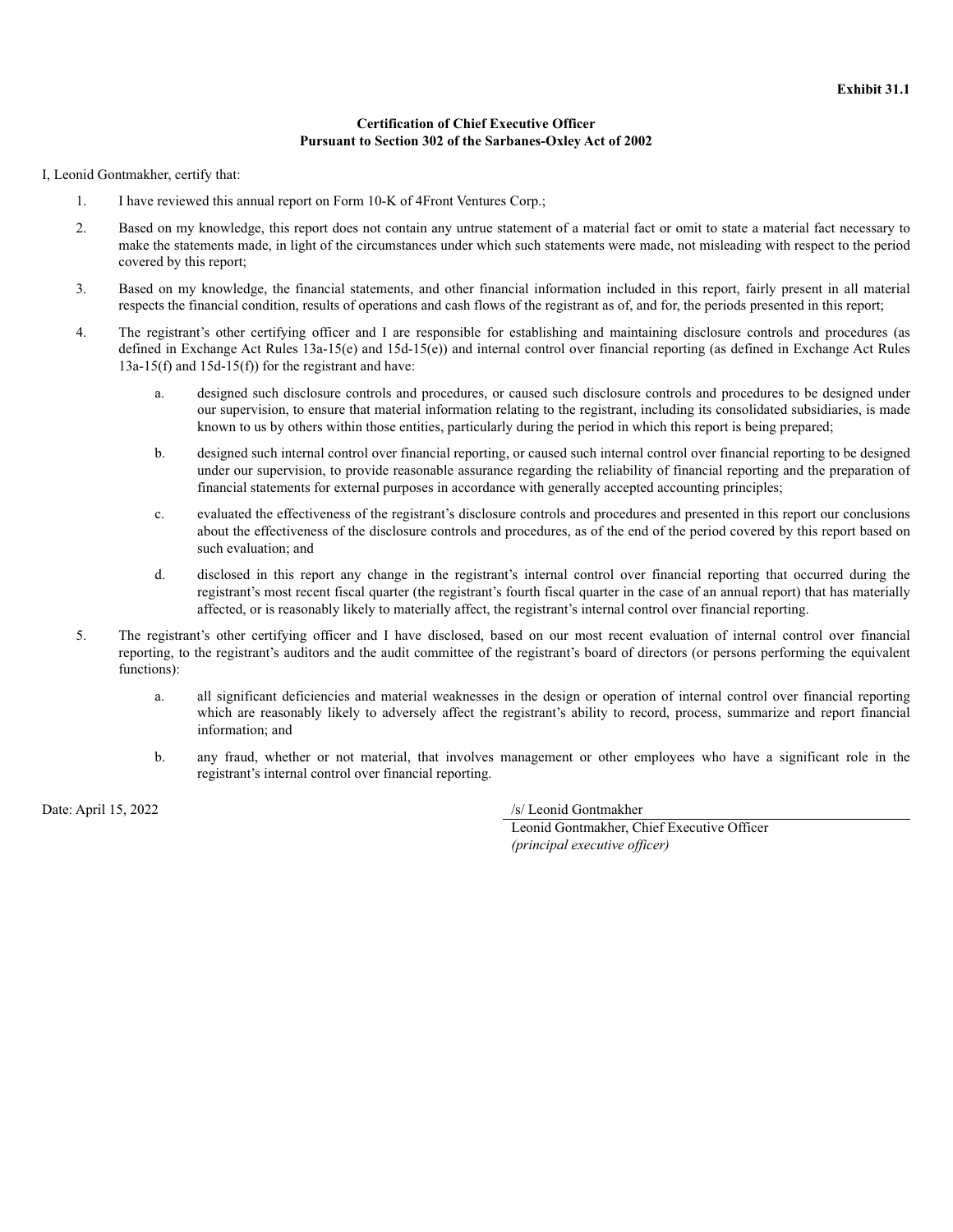**Exhibit 31.1**

**Certification of Chief Executive Officer**
**Pursuant to Section 302 of the Sarbanes-Oxley Act of 2002**

I, Leonid Gontmakher, certify that:

1. I have reviewed this annual report on Form 10-K of 4Front Ventures Corp.;

2. Based on my knowledge, this report does not contain any untrue statement of a material fact or omit to state a material fact necessary to make the statements made, in light of the circumstances under which such statements were made, not misleading with respect to the period covered by this report;

3. Based on my knowledge, the financial statements, and other financial information included in this report, fairly present in all material respects the financial condition, results of operations and cash flows of the registrant as of, and for, the periods presented in this report;

4. The registrant's other certifying officer and I are responsible for establishing and maintaining disclosure controls and procedures (as defined in Exchange Act Rules 13a-15(e) and 15d-15(e)) and internal control over financial reporting (as defined in Exchange Act Rules 13a-15(f) and 15d-15(f)) for the registrant and have:

   a. designed such disclosure controls and procedures, or caused such disclosure controls and procedures to be designed under our supervision, to ensure that material information relating to the registrant, including its consolidated subsidiaries, is made known to us by others within those entities, particularly during the period in which this report is being prepared;

   b. designed such internal control over financial reporting, or caused such internal control over financial reporting to be designed under our supervision, to provide reasonable assurance regarding the reliability of financial reporting and the preparation of financial statements for external purposes in accordance with generally accepted accounting principles;

   c. evaluated the effectiveness of the registrant's disclosure controls and procedures and presented in this report our conclusions about the effectiveness of the disclosure controls and procedures, as of the end of the period covered by this report based on such evaluation; and

   d. disclosed in this report any change in the registrant's internal control over financial reporting that occurred during the registrant's most recent fiscal quarter (the registrant's fourth fiscal quarter in the case of an annual report) that has materially affected, or is reasonably likely to materially affect, the registrant's internal control over financial reporting.

5. The registrant's other certifying officer and I have disclosed, based on our most recent evaluation of internal control over financial reporting, to the registrant's auditors and the audit committee of the registrant's board of directors (or persons performing the equivalent functions):

   a. all significant deficiencies and material weaknesses in the design or operation of internal control over financial reporting which are reasonably likely to adversely affect the registrant's ability to record, process, summarize and report financial information; and

   b. any fraud, whether or not material, that involves management or other employees who have a significant role in the registrant's internal control over financial reporting.

Date: April 15, 2022

/s/ Leonid Gontmakher
Leonid Gontmakher, Chief Executive Officer
*(principal executive officer)*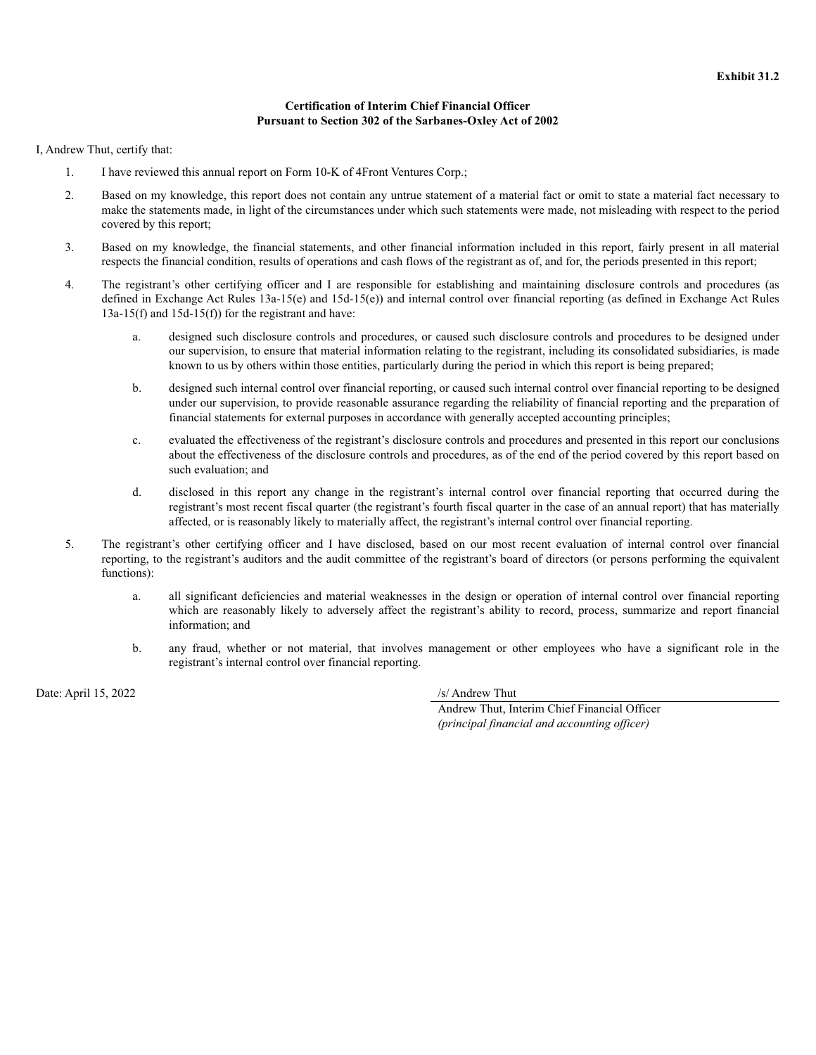**Exhibit 31.2**

**Certification of Interim Chief Financial Officer**
**Pursuant to Section 302 of the Sarbanes-Oxley Act of 2002**

I, Andrew Thut, certify that:

1. I have reviewed this annual report on Form 10-K of 4Front Ventures Corp.;

2. Based on my knowledge, this report does not contain any untrue statement of a material fact or omit to state a material fact necessary to make the statements made, in light of the circumstances under which such statements were made, not misleading with respect to the period covered by this report;

3. Based on my knowledge, the financial statements, and other financial information included in this report, fairly present in all material respects the financial condition, results of operations and cash flows of the registrant as of, and for, the periods presented in this report;

4. The registrant's other certifying officer and I are responsible for establishing and maintaining disclosure controls and procedures (as defined in Exchange Act Rules 13a-15(e) and 15d-15(e)) and internal control over financial reporting (as defined in Exchange Act Rules 13a-15(f) and 15d-15(f)) for the registrant and have:

    a. designed such disclosure controls and procedures, or caused such disclosure controls and procedures to be designed under our supervision, to ensure that material information relating to the registrant, including its consolidated subsidiaries, is made known to us by others within those entities, particularly during the period in which this report is being prepared;

    b. designed such internal control over financial reporting, or caused such internal control over financial reporting to be designed under our supervision, to provide reasonable assurance regarding the reliability of financial reporting and the preparation of financial statements for external purposes in accordance with generally accepted accounting principles;

    c. evaluated the effectiveness of the registrant's disclosure controls and procedures and presented in this report our conclusions about the effectiveness of the disclosure controls and procedures, as of the end of the period covered by this report based on such evaluation; and

    d. disclosed in this report any change in the registrant's internal control over financial reporting that occurred during the registrant's most recent fiscal quarter (the registrant's fourth fiscal quarter in the case of an annual report) that has materially affected, or is reasonably likely to materially affect, the registrant's internal control over financial reporting.

5. The registrant's other certifying officer and I have disclosed, based on our most recent evaluation of internal control over financial reporting, to the registrant's auditors and the audit committee of the registrant's board of directors (or persons performing the equivalent functions):

    a. all significant deficiencies and material weaknesses in the design or operation of internal control over financial reporting which are reasonably likely to adversely affect the registrant's ability to record, process, summarize and report financial information; and

    b. any fraud, whether or not material, that involves management or other employees who have a significant role in the registrant's internal control over financial reporting.

Date: April 15, 2022

/s/ Andrew Thut
Andrew Thut, Interim Chief Financial Officer
*(principal financial and accounting officer)*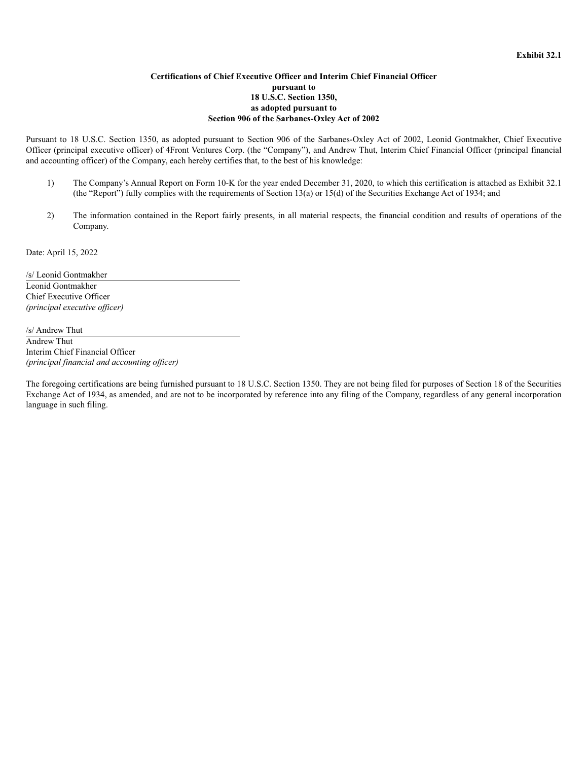**Exhibit 32.1**

**Certifications of Chief Executive Officer and Interim Chief Financial Officer pursuant to 18 U.S.C. Section 1350, as adopted pursuant to Section 906 of the Sarbanes-Oxley Act of 2002**

Pursuant to 18 U.S.C. Section 1350, as adopted pursuant to Section 906 of the Sarbanes-Oxley Act of 2002, Leonid Gontmakher, Chief Executive Officer (principal executive officer) of 4Front Ventures Corp. (the "Company"), and Andrew Thut, Interim Chief Financial Officer (principal financial and accounting officer) of the Company, each hereby certifies that, to the best of his knowledge:

1) The Company's Annual Report on Form 10-K for the year ended December 31, 2020, to which this certification is attached as Exhibit 32.1 (the "Report") fully complies with the requirements of Section 13(a) or 15(d) of the Securities Exchange Act of 1934; and

2) The information contained in the Report fairly presents, in all material respects, the financial condition and results of operations of the Company.

Date: April 15, 2022

/s/ Leonid Gontmakher
Leonid Gontmakher
Chief Executive Officer
*(principal executive officer)*

/s/ Andrew Thut
Andrew Thut
Interim Chief Financial Officer
*(principal financial and accounting officer)*

The foregoing certifications are being furnished pursuant to 18 U.S.C. Section 1350. They are not being filed for purposes of Section 18 of the Securities Exchange Act of 1934, as amended, and are not to be incorporated by reference into any filing of the Company, regardless of any general incorporation language in such filing.